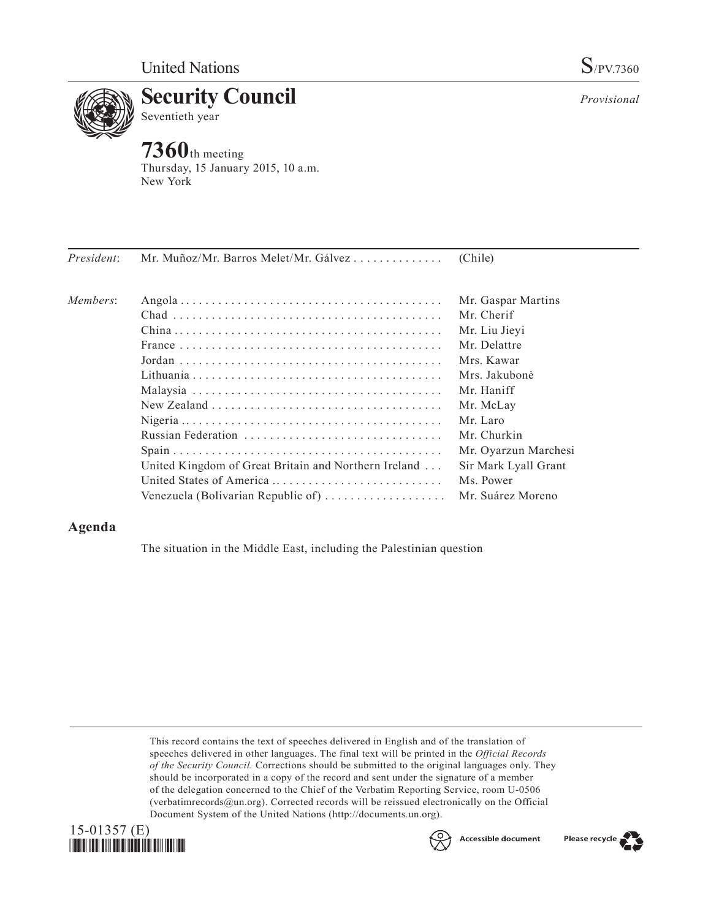United Nations S/PV.7360

# Security Council

Seventieth year

*Provisional*

## 7360th meeting

Thursday, 15 January 2015, 10 a.m.
New York

| | | |
|---|---|---|
| *President*: | Mr. Muñoz/Mr. Barros Melet/Mr. Gálvez | (Chile) |
| *Members*: | Angola | Mr. Gaspar Martins |
| | Chad | Mr. Cherif |
| | China | Mr. Liu Jieyi |
| | France | Mr. Delattre |
| | Jordan | Mrs. Kawar |
| | Lithuania | Mrs. Jakubonė |
| | Malaysia | Mr. Haniff |
| | New Zealand | Mr. McLay |
| | Nigeria | Mr. Laro |
| | Russian Federation | Mr. Churkin |
| | Spain | Mr. Oyarzun Marchesi |
| | United Kingdom of Great Britain and Northern Ireland | Sir Mark Lyall Grant |
| | United States of America | Ms. Power |
| | Venezuela (Bolivarian Republic of) | Mr. Suárez Moreno |

## Agenda

The situation in the Middle East, including the Palestinian question

This record contains the text of speeches delivered in English and of the translation of speeches delivered in other languages. The final text will be printed in the *Official Records of the Security Council.* Corrections should be submitted to the original languages only. They should be incorporated in a copy of the record and sent under the signature of a member of the delegation concerned to the Chief of the Verbatim Reporting Service, room U-0506 (verbatimrecords@un.org). Corrected records will be reissued electronically on the Official Document System of the United Nations (http://documents.un.org).

15-01357 (E)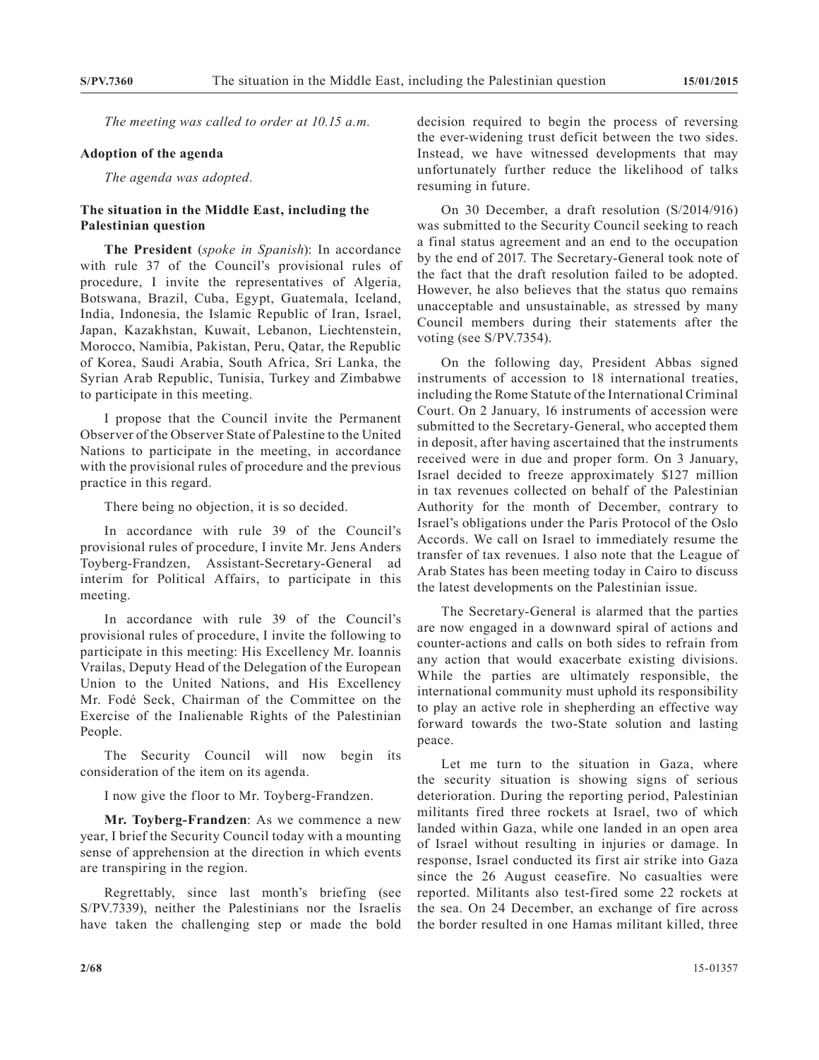*The meeting was called to order at 10.15 a.m.*

## Adoption of the agenda

*The agenda was adopted.*

## The situation in the Middle East, including the Palestinian question

**The President** (*spoke in Spanish*): In accordance with rule 37 of the Council's provisional rules of procedure, I invite the representatives of Algeria, Botswana, Brazil, Cuba, Egypt, Guatemala, Iceland, India, Indonesia, the Islamic Republic of Iran, Israel, Japan, Kazakhstan, Kuwait, Lebanon, Liechtenstein, Morocco, Namibia, Pakistan, Peru, Qatar, the Republic of Korea, Saudi Arabia, South Africa, Sri Lanka, the Syrian Arab Republic, Tunisia, Turkey and Zimbabwe to participate in this meeting.

I propose that the Council invite the Permanent Observer of the Observer State of Palestine to the United Nations to participate in the meeting, in accordance with the provisional rules of procedure and the previous practice in this regard.

There being no objection, it is so decided.

In accordance with rule 39 of the Council's provisional rules of procedure, I invite Mr. Jens Anders Toyberg-Frandzen, Assistant-Secretary-General ad interim for Political Affairs, to participate in this meeting.

In accordance with rule 39 of the Council's provisional rules of procedure, I invite the following to participate in this meeting: His Excellency Mr. Ioannis Vrailas, Deputy Head of the Delegation of the European Union to the United Nations, and His Excellency Mr. Fodé Seck, Chairman of the Committee on the Exercise of the Inalienable Rights of the Palestinian People.

The Security Council will now begin its consideration of the item on its agenda.

I now give the floor to Mr. Toyberg-Frandzen.

**Mr. Toyberg-Frandzen**: As we commence a new year, I brief the Security Council today with a mounting sense of apprehension at the direction in which events are transpiring in the region.

Regrettably, since last month's briefing (see S/PV.7339), neither the Palestinians nor the Israelis have taken the challenging step or made the bold decision required to begin the process of reversing the ever-widening trust deficit between the two sides. Instead, we have witnessed developments that may unfortunately further reduce the likelihood of talks resuming in future.

On 30 December, a draft resolution (S/2014/916) was submitted to the Security Council seeking to reach a final status agreement and an end to the occupation by the end of 2017. The Secretary-General took note of the fact that the draft resolution failed to be adopted. However, he also believes that the status quo remains unacceptable and unsustainable, as stressed by many Council members during their statements after the voting (see S/PV.7354).

On the following day, President Abbas signed instruments of accession to 18 international treaties, including the Rome Statute of the International Criminal Court. On 2 January, 16 instruments of accession were submitted to the Secretary-General, who accepted them in deposit, after having ascertained that the instruments received were in due and proper form. On 3 January, Israel decided to freeze approximately $127 million in tax revenues collected on behalf of the Palestinian Authority for the month of December, contrary to Israel's obligations under the Paris Protocol of the Oslo Accords. We call on Israel to immediately resume the transfer of tax revenues. I also note that the League of Arab States has been meeting today in Cairo to discuss the latest developments on the Palestinian issue.

The Secretary-General is alarmed that the parties are now engaged in a downward spiral of actions and counter-actions and calls on both sides to refrain from any action that would exacerbate existing divisions. While the parties are ultimately responsible, the international community must uphold its responsibility to play an active role in shepherding an effective way forward towards the two-State solution and lasting peace.

Let me turn to the situation in Gaza, where the security situation is showing signs of serious deterioration. During the reporting period, Palestinian militants fired three rockets at Israel, two of which landed within Gaza, while one landed in an open area of Israel without resulting in injuries or damage. In response, Israel conducted its first air strike into Gaza since the 26 August ceasefire. No casualties were reported. Militants also test-fired some 22 rockets at the sea. On 24 December, an exchange of fire across the border resulted in one Hamas militant killed, three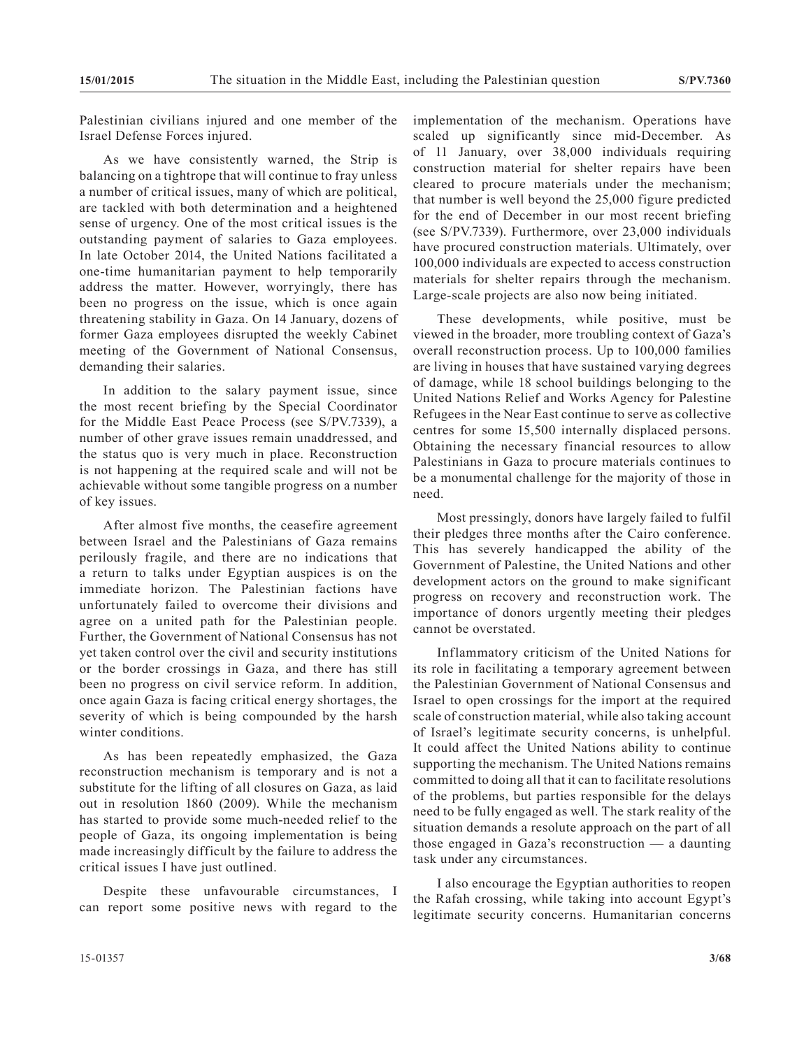Palestinian civilians injured and one member of the Israel Defense Forces injured.

As we have consistently warned, the Strip is balancing on a tightrope that will continue to fray unless a number of critical issues, many of which are political, are tackled with both determination and a heightened sense of urgency. One of the most critical issues is the outstanding payment of salaries to Gaza employees. In late October 2014, the United Nations facilitated a one-time humanitarian payment to help temporarily address the matter. However, worryingly, there has been no progress on the issue, which is once again threatening stability in Gaza. On 14 January, dozens of former Gaza employees disrupted the weekly Cabinet meeting of the Government of National Consensus, demanding their salaries.

In addition to the salary payment issue, since the most recent briefing by the Special Coordinator for the Middle East Peace Process (see S/PV.7339), a number of other grave issues remain unaddressed, and the status quo is very much in place. Reconstruction is not happening at the required scale and will not be achievable without some tangible progress on a number of key issues.

After almost five months, the ceasefire agreement between Israel and the Palestinians of Gaza remains perilously fragile, and there are no indications that a return to talks under Egyptian auspices is on the immediate horizon. The Palestinian factions have unfortunately failed to overcome their divisions and agree on a united path for the Palestinian people. Further, the Government of National Consensus has not yet taken control over the civil and security institutions or the border crossings in Gaza, and there has still been no progress on civil service reform. In addition, once again Gaza is facing critical energy shortages, the severity of which is being compounded by the harsh winter conditions.

As has been repeatedly emphasized, the Gaza reconstruction mechanism is temporary and is not a substitute for the lifting of all closures on Gaza, as laid out in resolution 1860 (2009). While the mechanism has started to provide some much-needed relief to the people of Gaza, its ongoing implementation is being made increasingly difficult by the failure to address the critical issues I have just outlined.

Despite these unfavourable circumstances, I can report some positive news with regard to the implementation of the mechanism. Operations have scaled up significantly since mid-December. As of 11 January, over 38,000 individuals requiring construction material for shelter repairs have been cleared to procure materials under the mechanism; that number is well beyond the 25,000 figure predicted for the end of December in our most recent briefing (see S/PV.7339). Furthermore, over 23,000 individuals have procured construction materials. Ultimately, over 100,000 individuals are expected to access construction materials for shelter repairs through the mechanism. Large-scale projects are also now being initiated.

These developments, while positive, must be viewed in the broader, more troubling context of Gaza's overall reconstruction process. Up to 100,000 families are living in houses that have sustained varying degrees of damage, while 18 school buildings belonging to the United Nations Relief and Works Agency for Palestine Refugees in the Near East continue to serve as collective centres for some 15,500 internally displaced persons. Obtaining the necessary financial resources to allow Palestinians in Gaza to procure materials continues to be a monumental challenge for the majority of those in need.

Most pressingly, donors have largely failed to fulfil their pledges three months after the Cairo conference. This has severely handicapped the ability of the Government of Palestine, the United Nations and other development actors on the ground to make significant progress on recovery and reconstruction work. The importance of donors urgently meeting their pledges cannot be overstated.

Inflammatory criticism of the United Nations for its role in facilitating a temporary agreement between the Palestinian Government of National Consensus and Israel to open crossings for the import at the required scale of construction material, while also taking account of Israel's legitimate security concerns, is unhelpful. It could affect the United Nations ability to continue supporting the mechanism. The United Nations remains committed to doing all that it can to facilitate resolutions of the problems, but parties responsible for the delays need to be fully engaged as well. The stark reality of the situation demands a resolute approach on the part of all those engaged in Gaza's reconstruction — a daunting task under any circumstances.

I also encourage the Egyptian authorities to reopen the Rafah crossing, while taking into account Egypt's legitimate security concerns. Humanitarian concerns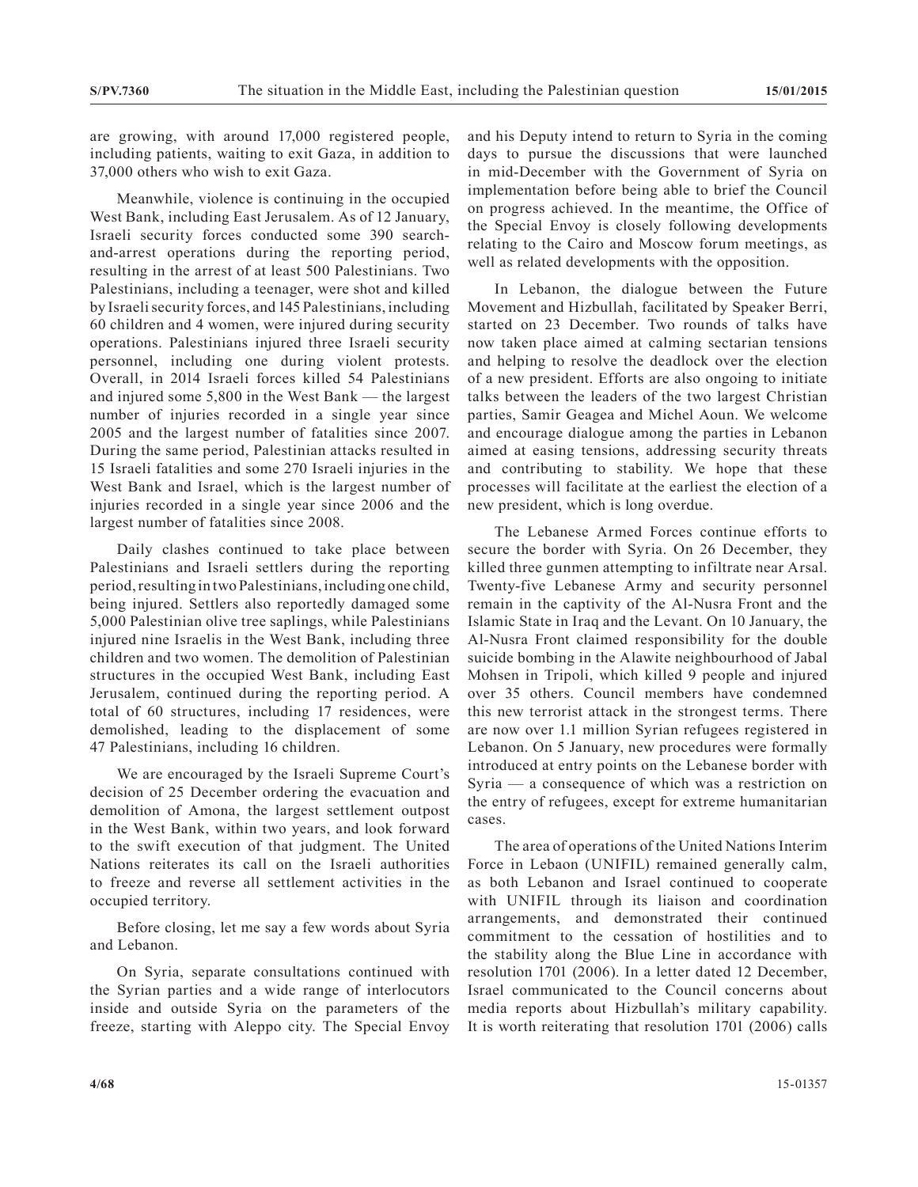are growing, with around 17,000 registered people, including patients, waiting to exit Gaza, in addition to 37,000 others who wish to exit Gaza.

Meanwhile, violence is continuing in the occupied West Bank, including East Jerusalem. As of 12 January, Israeli security forces conducted some 390 search-and-arrest operations during the reporting period, resulting in the arrest of at least 500 Palestinians. Two Palestinians, including a teenager, were shot and killed by Israeli security forces, and 145 Palestinians, including 60 children and 4 women, were injured during security operations. Palestinians injured three Israeli security personnel, including one during violent protests. Overall, in 2014 Israeli forces killed 54 Palestinians and injured some 5,800 in the West Bank — the largest number of injuries recorded in a single year since 2005 and the largest number of fatalities since 2007. During the same period, Palestinian attacks resulted in 15 Israeli fatalities and some 270 Israeli injuries in the West Bank and Israel, which is the largest number of injuries recorded in a single year since 2006 and the largest number of fatalities since 2008.

Daily clashes continued to take place between Palestinians and Israeli settlers during the reporting period, resulting in two Palestinians, including one child, being injured. Settlers also reportedly damaged some 5,000 Palestinian olive tree saplings, while Palestinians injured nine Israelis in the West Bank, including three children and two women. The demolition of Palestinian structures in the occupied West Bank, including East Jerusalem, continued during the reporting period. A total of 60 structures, including 17 residences, were demolished, leading to the displacement of some 47 Palestinians, including 16 children.

We are encouraged by the Israeli Supreme Court's decision of 25 December ordering the evacuation and demolition of Amona, the largest settlement outpost in the West Bank, within two years, and look forward to the swift execution of that judgment. The United Nations reiterates its call on the Israeli authorities to freeze and reverse all settlement activities in the occupied territory.

Before closing, let me say a few words about Syria and Lebanon.

On Syria, separate consultations continued with the Syrian parties and a wide range of interlocutors inside and outside Syria on the parameters of the freeze, starting with Aleppo city. The Special Envoy and his Deputy intend to return to Syria in the coming days to pursue the discussions that were launched in mid-December with the Government of Syria on implementation before being able to brief the Council on progress achieved. In the meantime, the Office of the Special Envoy is closely following developments relating to the Cairo and Moscow forum meetings, as well as related developments with the opposition.

In Lebanon, the dialogue between the Future Movement and Hizbullah, facilitated by Speaker Berri, started on 23 December. Two rounds of talks have now taken place aimed at calming sectarian tensions and helping to resolve the deadlock over the election of a new president. Efforts are also ongoing to initiate talks between the leaders of the two largest Christian parties, Samir Geagea and Michel Aoun. We welcome and encourage dialogue among the parties in Lebanon aimed at easing tensions, addressing security threats and contributing to stability. We hope that these processes will facilitate at the earliest the election of a new president, which is long overdue.

The Lebanese Armed Forces continue efforts to secure the border with Syria. On 26 December, they killed three gunmen attempting to infiltrate near Arsal. Twenty-five Lebanese Army and security personnel remain in the captivity of the Al-Nusra Front and the Islamic State in Iraq and the Levant. On 10 January, the Al-Nusra Front claimed responsibility for the double suicide bombing in the Alawite neighbourhood of Jabal Mohsen in Tripoli, which killed 9 people and injured over 35 others. Council members have condemned this new terrorist attack in the strongest terms. There are now over 1.1 million Syrian refugees registered in Lebanon. On 5 January, new procedures were formally introduced at entry points on the Lebanese border with Syria — a consequence of which was a restriction on the entry of refugees, except for extreme humanitarian cases.

The area of operations of the United Nations Interim Force in Lebaon (UNIFIL) remained generally calm, as both Lebanon and Israel continued to cooperate with UNIFIL through its liaison and coordination arrangements, and demonstrated their continued commitment to the cessation of hostilities and to the stability along the Blue Line in accordance with resolution 1701 (2006). In a letter dated 12 December, Israel communicated to the Council concerns about media reports about Hizbullah's military capability. It is worth reiterating that resolution 1701 (2006) calls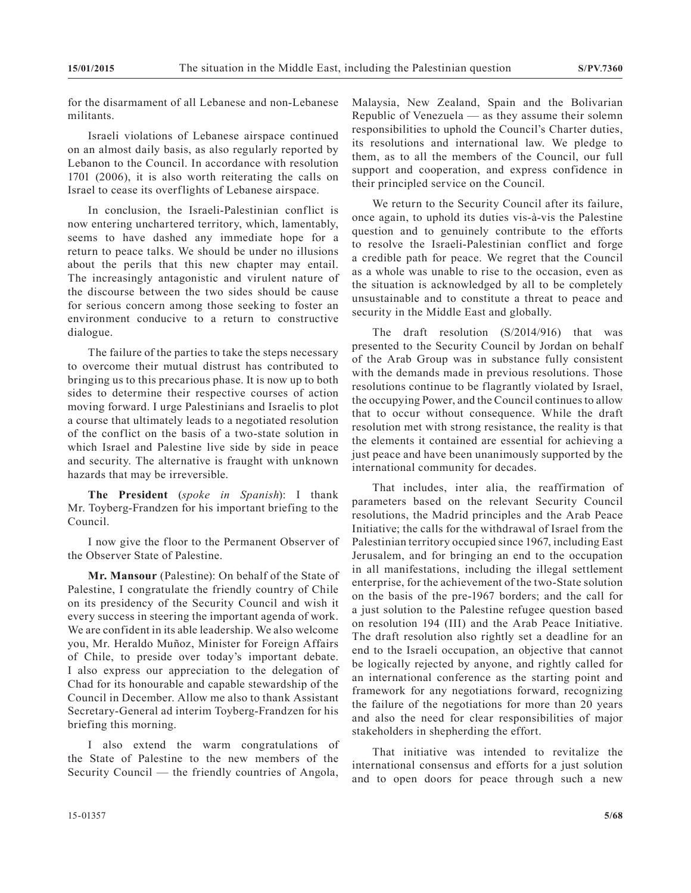for the disarmament of all Lebanese and non-Lebanese militants.

Israeli violations of Lebanese airspace continued on an almost daily basis, as also regularly reported by Lebanon to the Council. In accordance with resolution 1701 (2006), it is also worth reiterating the calls on Israel to cease its overflights of Lebanese airspace.

In conclusion, the Israeli-Palestinian conflict is now entering unchartered territory, which, lamentably, seems to have dashed any immediate hope for a return to peace talks. We should be under no illusions about the perils that this new chapter may entail. The increasingly antagonistic and virulent nature of the discourse between the two sides should be cause for serious concern among those seeking to foster an environment conducive to a return to constructive dialogue.

The failure of the parties to take the steps necessary to overcome their mutual distrust has contributed to bringing us to this precarious phase. It is now up to both sides to determine their respective courses of action moving forward. I urge Palestinians and Israelis to plot a course that ultimately leads to a negotiated resolution of the conflict on the basis of a two-state solution in which Israel and Palestine live side by side in peace and security. The alternative is fraught with unknown hazards that may be irreversible.

**The President** (*spoke in Spanish*): I thank Mr. Toyberg-Frandzen for his important briefing to the Council.

I now give the floor to the Permanent Observer of the Observer State of Palestine.

**Mr. Mansour** (Palestine): On behalf of the State of Palestine, I congratulate the friendly country of Chile on its presidency of the Security Council and wish it every success in steering the important agenda of work. We are confident in its able leadership. We also welcome you, Mr. Heraldo Muñoz, Minister for Foreign Affairs of Chile, to preside over today's important debate. I also express our appreciation to the delegation of Chad for its honourable and capable stewardship of the Council in December. Allow me also to thank Assistant Secretary-General ad interim Toyberg-Frandzen for his briefing this morning.

I also extend the warm congratulations of the State of Palestine to the new members of the Security Council — the friendly countries of Angola, Malaysia, New Zealand, Spain and the Bolivarian Republic of Venezuela — as they assume their solemn responsibilities to uphold the Council's Charter duties, its resolutions and international law. We pledge to them, as to all the members of the Council, our full support and cooperation, and express confidence in their principled service on the Council.

We return to the Security Council after its failure, once again, to uphold its duties vis-à-vis the Palestine question and to genuinely contribute to the efforts to resolve the Israeli-Palestinian conflict and forge a credible path for peace. We regret that the Council as a whole was unable to rise to the occasion, even as the situation is acknowledged by all to be completely unsustainable and to constitute a threat to peace and security in the Middle East and globally.

The draft resolution (S/2014/916) that was presented to the Security Council by Jordan on behalf of the Arab Group was in substance fully consistent with the demands made in previous resolutions. Those resolutions continue to be flagrantly violated by Israel, the occupying Power, and the Council continues to allow that to occur without consequence. While the draft resolution met with strong resistance, the reality is that the elements it contained are essential for achieving a just peace and have been unanimously supported by the international community for decades.

That includes, inter alia, the reaffirmation of parameters based on the relevant Security Council resolutions, the Madrid principles and the Arab Peace Initiative; the calls for the withdrawal of Israel from the Palestinian territory occupied since 1967, including East Jerusalem, and for bringing an end to the occupation in all manifestations, including the illegal settlement enterprise, for the achievement of the two-State solution on the basis of the pre-1967 borders; and the call for a just solution to the Palestine refugee question based on resolution 194 (III) and the Arab Peace Initiative. The draft resolution also rightly set a deadline for an end to the Israeli occupation, an objective that cannot be logically rejected by anyone, and rightly called for an international conference as the starting point and framework for any negotiations forward, recognizing the failure of the negotiations for more than 20 years and also the need for clear responsibilities of major stakeholders in shepherding the effort.

That initiative was intended to revitalize the international consensus and efforts for a just solution and to open doors for peace through such a new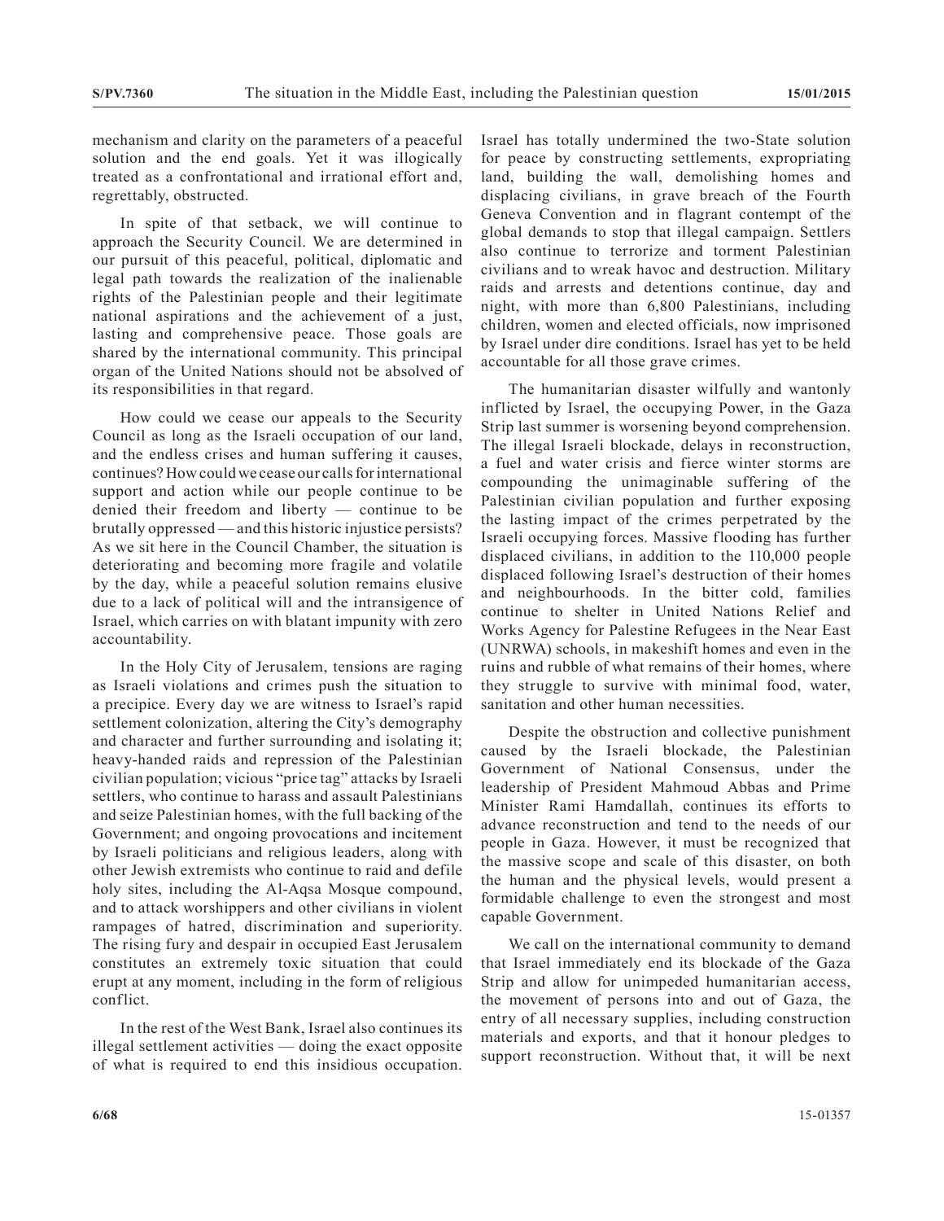mechanism and clarity on the parameters of a peaceful solution and the end goals. Yet it was illogically treated as a confrontational and irrational effort and, regrettably, obstructed.

In spite of that setback, we will continue to approach the Security Council. We are determined in our pursuit of this peaceful, political, diplomatic and legal path towards the realization of the inalienable rights of the Palestinian people and their legitimate national aspirations and the achievement of a just, lasting and comprehensive peace. Those goals are shared by the international community. This principal organ of the United Nations should not be absolved of its responsibilities in that regard.

How could we cease our appeals to the Security Council as long as the Israeli occupation of our land, and the endless crises and human suffering it causes, continues? How could we cease our calls for international support and action while our people continue to be denied their freedom and liberty — continue to be brutally oppressed — and this historic injustice persists? As we sit here in the Council Chamber, the situation is deteriorating and becoming more fragile and volatile by the day, while a peaceful solution remains elusive due to a lack of political will and the intransigence of Israel, which carries on with blatant impunity with zero accountability.

In the Holy City of Jerusalem, tensions are raging as Israeli violations and crimes push the situation to a precipice. Every day we are witness to Israel's rapid settlement colonization, altering the City's demography and character and further surrounding and isolating it; heavy-handed raids and repression of the Palestinian civilian population; vicious "price tag" attacks by Israeli settlers, who continue to harass and assault Palestinians and seize Palestinian homes, with the full backing of the Government; and ongoing provocations and incitement by Israeli politicians and religious leaders, along with other Jewish extremists who continue to raid and defile holy sites, including the Al-Aqsa Mosque compound, and to attack worshippers and other civilians in violent rampages of hatred, discrimination and superiority. The rising fury and despair in occupied East Jerusalem constitutes an extremely toxic situation that could erupt at any moment, including in the form of religious conflict.

In the rest of the West Bank, Israel also continues its illegal settlement activities — doing the exact opposite of what is required to end this insidious occupation. Israel has totally undermined the two-State solution for peace by constructing settlements, expropriating land, building the wall, demolishing homes and displacing civilians, in grave breach of the Fourth Geneva Convention and in flagrant contempt of the global demands to stop that illegal campaign. Settlers also continue to terrorize and torment Palestinian civilians and to wreak havoc and destruction. Military raids and arrests and detentions continue, day and night, with more than 6,800 Palestinians, including children, women and elected officials, now imprisoned by Israel under dire conditions. Israel has yet to be held accountable for all those grave crimes.

The humanitarian disaster wilfully and wantonly inflicted by Israel, the occupying Power, in the Gaza Strip last summer is worsening beyond comprehension. The illegal Israeli blockade, delays in reconstruction, a fuel and water crisis and fierce winter storms are compounding the unimaginable suffering of the Palestinian civilian population and further exposing the lasting impact of the crimes perpetrated by the Israeli occupying forces. Massive flooding has further displaced civilians, in addition to the 110,000 people displaced following Israel's destruction of their homes and neighbourhoods. In the bitter cold, families continue to shelter in United Nations Relief and Works Agency for Palestine Refugees in the Near East (UNRWA) schools, in makeshift homes and even in the ruins and rubble of what remains of their homes, where they struggle to survive with minimal food, water, sanitation and other human necessities.

Despite the obstruction and collective punishment caused by the Israeli blockade, the Palestinian Government of National Consensus, under the leadership of President Mahmoud Abbas and Prime Minister Rami Hamdallah, continues its efforts to advance reconstruction and tend to the needs of our people in Gaza. However, it must be recognized that the massive scope and scale of this disaster, on both the human and the physical levels, would present a formidable challenge to even the strongest and most capable Government.

We call on the international community to demand that Israel immediately end its blockade of the Gaza Strip and allow for unimpeded humanitarian access, the movement of persons into and out of Gaza, the entry of all necessary supplies, including construction materials and exports, and that it honour pledges to support reconstruction. Without that, it will be next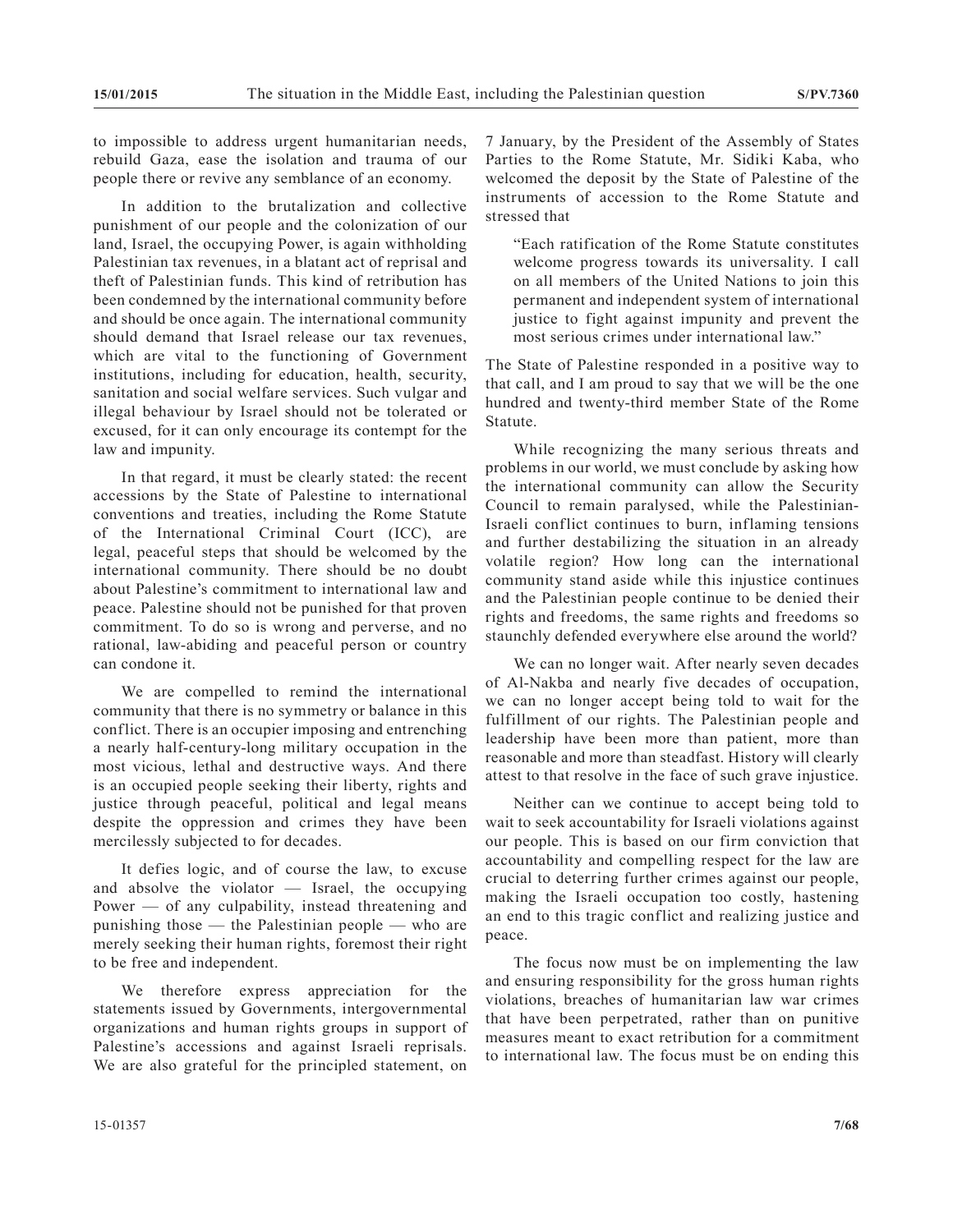to impossible to address urgent humanitarian needs, rebuild Gaza, ease the isolation and trauma of our people there or revive any semblance of an economy.

In addition to the brutalization and collective punishment of our people and the colonization of our land, Israel, the occupying Power, is again withholding Palestinian tax revenues, in a blatant act of reprisal and theft of Palestinian funds. This kind of retribution has been condemned by the international community before and should be once again. The international community should demand that Israel release our tax revenues, which are vital to the functioning of Government institutions, including for education, health, security, sanitation and social welfare services. Such vulgar and illegal behaviour by Israel should not be tolerated or excused, for it can only encourage its contempt for the law and impunity.

In that regard, it must be clearly stated: the recent accessions by the State of Palestine to international conventions and treaties, including the Rome Statute of the International Criminal Court (ICC), are legal, peaceful steps that should be welcomed by the international community. There should be no doubt about Palestine's commitment to international law and peace. Palestine should not be punished for that proven commitment. To do so is wrong and perverse, and no rational, law-abiding and peaceful person or country can condone it.

We are compelled to remind the international community that there is no symmetry or balance in this conflict. There is an occupier imposing and entrenching a nearly half-century-long military occupation in the most vicious, lethal and destructive ways. And there is an occupied people seeking their liberty, rights and justice through peaceful, political and legal means despite the oppression and crimes they have been mercilessly subjected to for decades.

It defies logic, and of course the law, to excuse and absolve the violator — Israel, the occupying Power — of any culpability, instead threatening and punishing those — the Palestinian people — who are merely seeking their human rights, foremost their right to be free and independent.

We therefore express appreciation for the statements issued by Governments, intergovernmental organizations and human rights groups in support of Palestine's accessions and against Israeli reprisals. We are also grateful for the principled statement, on 7 January, by the President of the Assembly of States Parties to the Rome Statute, Mr. Sidiki Kaba, who welcomed the deposit by the State of Palestine of the instruments of accession to the Rome Statute and stressed that

> "Each ratification of the Rome Statute constitutes welcome progress towards its universality. I call on all members of the United Nations to join this permanent and independent system of international justice to fight against impunity and prevent the most serious crimes under international law."

The State of Palestine responded in a positive way to that call, and I am proud to say that we will be the one hundred and twenty-third member State of the Rome Statute.

While recognizing the many serious threats and problems in our world, we must conclude by asking how the international community can allow the Security Council to remain paralysed, while the Palestinian-Israeli conflict continues to burn, inflaming tensions and further destabilizing the situation in an already volatile region? How long can the international community stand aside while this injustice continues and the Palestinian people continue to be denied their rights and freedoms, the same rights and freedoms so staunchly defended everywhere else around the world?

We can no longer wait. After nearly seven decades of Al-Nakba and nearly five decades of occupation, we can no longer accept being told to wait for the fulfillment of our rights. The Palestinian people and leadership have been more than patient, more than reasonable and more than steadfast. History will clearly attest to that resolve in the face of such grave injustice.

Neither can we continue to accept being told to wait to seek accountability for Israeli violations against our people. This is based on our firm conviction that accountability and compelling respect for the law are crucial to deterring further crimes against our people, making the Israeli occupation too costly, hastening an end to this tragic conflict and realizing justice and peace.

The focus now must be on implementing the law and ensuring responsibility for the gross human rights violations, breaches of humanitarian law war crimes that have been perpetrated, rather than on punitive measures meant to exact retribution for a commitment to international law. The focus must be on ending this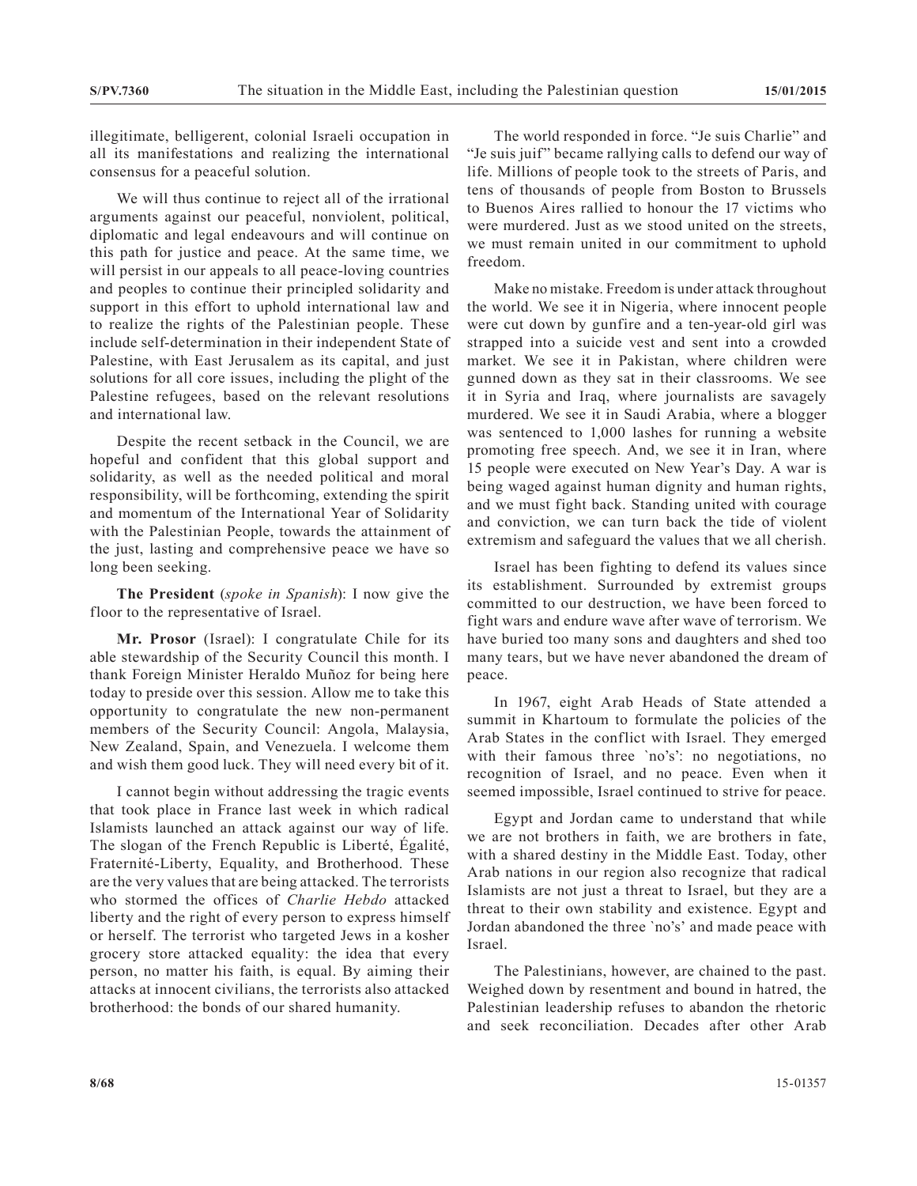illegitimate, belligerent, colonial Israeli occupation in all its manifestations and realizing the international consensus for a peaceful solution.

We will thus continue to reject all of the irrational arguments against our peaceful, nonviolent, political, diplomatic and legal endeavours and will continue on this path for justice and peace. At the same time, we will persist in our appeals to all peace-loving countries and peoples to continue their principled solidarity and support in this effort to uphold international law and to realize the rights of the Palestinian people. These include self-determination in their independent State of Palestine, with East Jerusalem as its capital, and just solutions for all core issues, including the plight of the Palestine refugees, based on the relevant resolutions and international law.

Despite the recent setback in the Council, we are hopeful and confident that this global support and solidarity, as well as the needed political and moral responsibility, will be forthcoming, extending the spirit and momentum of the International Year of Solidarity with the Palestinian People, towards the attainment of the just, lasting and comprehensive peace we have so long been seeking.

**The President** (*spoke in Spanish*): I now give the floor to the representative of Israel.

**Mr. Prosor** (Israel): I congratulate Chile for its able stewardship of the Security Council this month. I thank Foreign Minister Heraldo Muñoz for being here today to preside over this session. Allow me to take this opportunity to congratulate the new non-permanent members of the Security Council: Angola, Malaysia, New Zealand, Spain, and Venezuela. I welcome them and wish them good luck. They will need every bit of it.

I cannot begin without addressing the tragic events that took place in France last week in which radical Islamists launched an attack against our way of life. The slogan of the French Republic is Liberté, Égalité, Fraternité-Liberty, Equality, and Brotherhood. These are the very values that are being attacked. The terrorists who stormed the offices of *Charlie Hebdo* attacked liberty and the right of every person to express himself or herself. The terrorist who targeted Jews in a kosher grocery store attacked equality: the idea that every person, no matter his faith, is equal. By aiming their attacks at innocent civilians, the terrorists also attacked brotherhood: the bonds of our shared humanity.

The world responded in force. "Je suis Charlie" and "Je suis juif" became rallying calls to defend our way of life. Millions of people took to the streets of Paris, and tens of thousands of people from Boston to Brussels to Buenos Aires rallied to honour the 17 victims who were murdered. Just as we stood united on the streets, we must remain united in our commitment to uphold freedom.

Make no mistake. Freedom is under attack throughout the world. We see it in Nigeria, where innocent people were cut down by gunfire and a ten-year-old girl was strapped into a suicide vest and sent into a crowded market. We see it in Pakistan, where children were gunned down as they sat in their classrooms. We see it in Syria and Iraq, where journalists are savagely murdered. We see it in Saudi Arabia, where a blogger was sentenced to 1,000 lashes for running a website promoting free speech. And, we see it in Iran, where 15 people were executed on New Year's Day. A war is being waged against human dignity and human rights, and we must fight back. Standing united with courage and conviction, we can turn back the tide of violent extremism and safeguard the values that we all cherish.

Israel has been fighting to defend its values since its establishment. Surrounded by extremist groups committed to our destruction, we have been forced to fight wars and endure wave after wave of terrorism. We have buried too many sons and daughters and shed too many tears, but we have never abandoned the dream of peace.

In 1967, eight Arab Heads of State attended a summit in Khartoum to formulate the policies of the Arab States in the conflict with Israel. They emerged with their famous three `no's': no negotiations, no recognition of Israel, and no peace. Even when it seemed impossible, Israel continued to strive for peace.

Egypt and Jordan came to understand that while we are not brothers in faith, we are brothers in fate, with a shared destiny in the Middle East. Today, other Arab nations in our region also recognize that radical Islamists are not just a threat to Israel, but they are a threat to their own stability and existence. Egypt and Jordan abandoned the three `no's' and made peace with Israel.

The Palestinians, however, are chained to the past. Weighed down by resentment and bound in hatred, the Palestinian leadership refuses to abandon the rhetoric and seek reconciliation. Decades after other Arab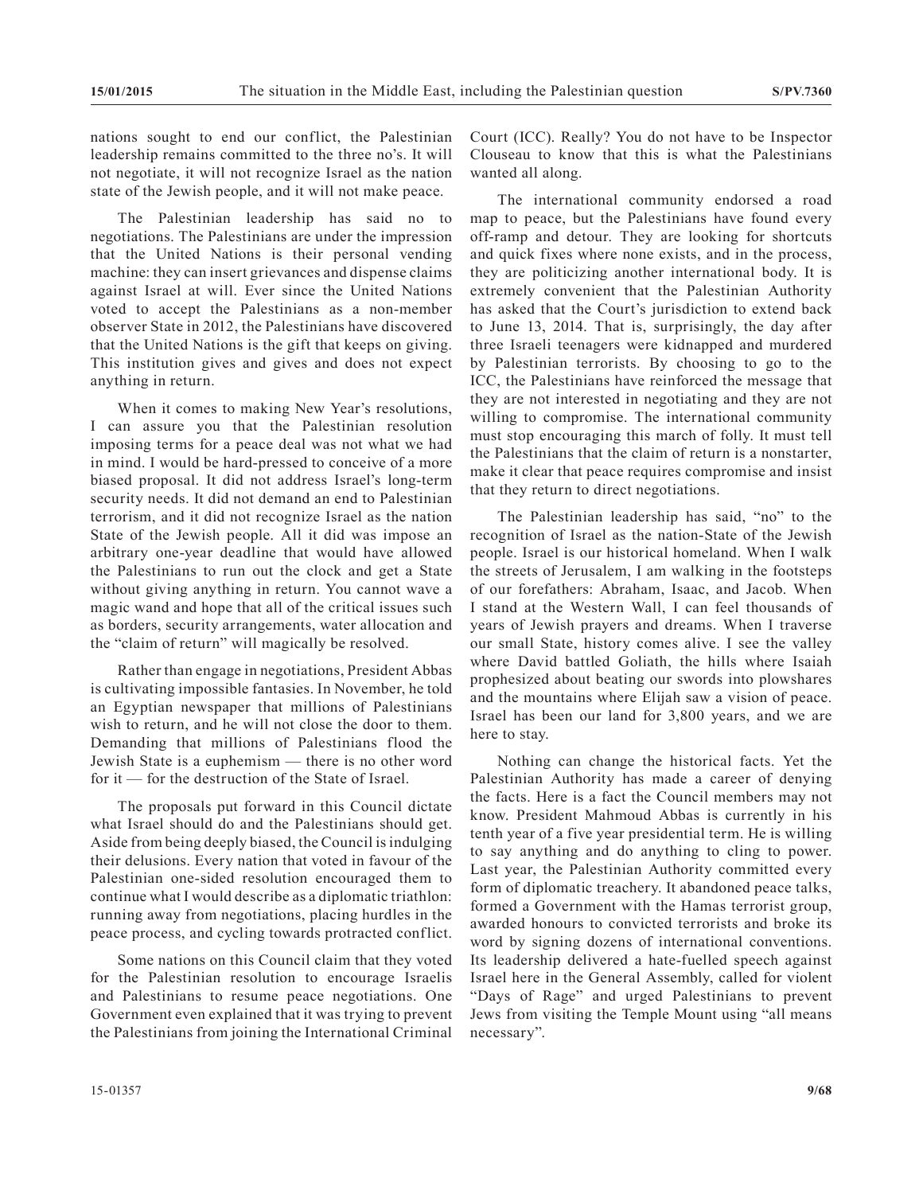nations sought to end our conflict, the Palestinian leadership remains committed to the three no's. It will not negotiate, it will not recognize Israel as the nation state of the Jewish people, and it will not make peace.

The Palestinian leadership has said no to negotiations. The Palestinians are under the impression that the United Nations is their personal vending machine: they can insert grievances and dispense claims against Israel at will. Ever since the United Nations voted to accept the Palestinians as a non-member observer State in 2012, the Palestinians have discovered that the United Nations is the gift that keeps on giving. This institution gives and gives and does not expect anything in return.

When it comes to making New Year's resolutions, I can assure you that the Palestinian resolution imposing terms for a peace deal was not what we had in mind. I would be hard-pressed to conceive of a more biased proposal. It did not address Israel's long-term security needs. It did not demand an end to Palestinian terrorism, and it did not recognize Israel as the nation State of the Jewish people. All it did was impose an arbitrary one-year deadline that would have allowed the Palestinians to run out the clock and get a State without giving anything in return. You cannot wave a magic wand and hope that all of the critical issues such as borders, security arrangements, water allocation and the "claim of return" will magically be resolved.

Rather than engage in negotiations, President Abbas is cultivating impossible fantasies. In November, he told an Egyptian newspaper that millions of Palestinians wish to return, and he will not close the door to them. Demanding that millions of Palestinians flood the Jewish State is a euphemism — there is no other word for it — for the destruction of the State of Israel.

The proposals put forward in this Council dictate what Israel should do and the Palestinians should get. Aside from being deeply biased, the Council is indulging their delusions. Every nation that voted in favour of the Palestinian one-sided resolution encouraged them to continue what I would describe as a diplomatic triathlon: running away from negotiations, placing hurdles in the peace process, and cycling towards protracted conflict.

Some nations on this Council claim that they voted for the Palestinian resolution to encourage Israelis and Palestinians to resume peace negotiations. One Government even explained that it was trying to prevent the Palestinians from joining the International Criminal Court (ICC). Really? You do not have to be Inspector Clouseau to know that this is what the Palestinians wanted all along.

The international community endorsed a road map to peace, but the Palestinians have found every off-ramp and detour. They are looking for shortcuts and quick fixes where none exists, and in the process, they are politicizing another international body. It is extremely convenient that the Palestinian Authority has asked that the Court's jurisdiction to extend back to June 13, 2014. That is, surprisingly, the day after three Israeli teenagers were kidnapped and murdered by Palestinian terrorists. By choosing to go to the ICC, the Palestinians have reinforced the message that they are not interested in negotiating and they are not willing to compromise. The international community must stop encouraging this march of folly. It must tell the Palestinians that the claim of return is a nonstarter, make it clear that peace requires compromise and insist that they return to direct negotiations.

The Palestinian leadership has said, "no" to the recognition of Israel as the nation-State of the Jewish people. Israel is our historical homeland. When I walk the streets of Jerusalem, I am walking in the footsteps of our forefathers: Abraham, Isaac, and Jacob. When I stand at the Western Wall, I can feel thousands of years of Jewish prayers and dreams. When I traverse our small State, history comes alive. I see the valley where David battled Goliath, the hills where Isaiah prophesized about beating our swords into plowshares and the mountains where Elijah saw a vision of peace. Israel has been our land for 3,800 years, and we are here to stay.

Nothing can change the historical facts. Yet the Palestinian Authority has made a career of denying the facts. Here is a fact the Council members may not know. President Mahmoud Abbas is currently in his tenth year of a five year presidential term. He is willing to say anything and do anything to cling to power. Last year, the Palestinian Authority committed every form of diplomatic treachery. It abandoned peace talks, formed a Government with the Hamas terrorist group, awarded honours to convicted terrorists and broke its word by signing dozens of international conventions. Its leadership delivered a hate-fuelled speech against Israel here in the General Assembly, called for violent "Days of Rage" and urged Palestinians to prevent Jews from visiting the Temple Mount using "all means necessary".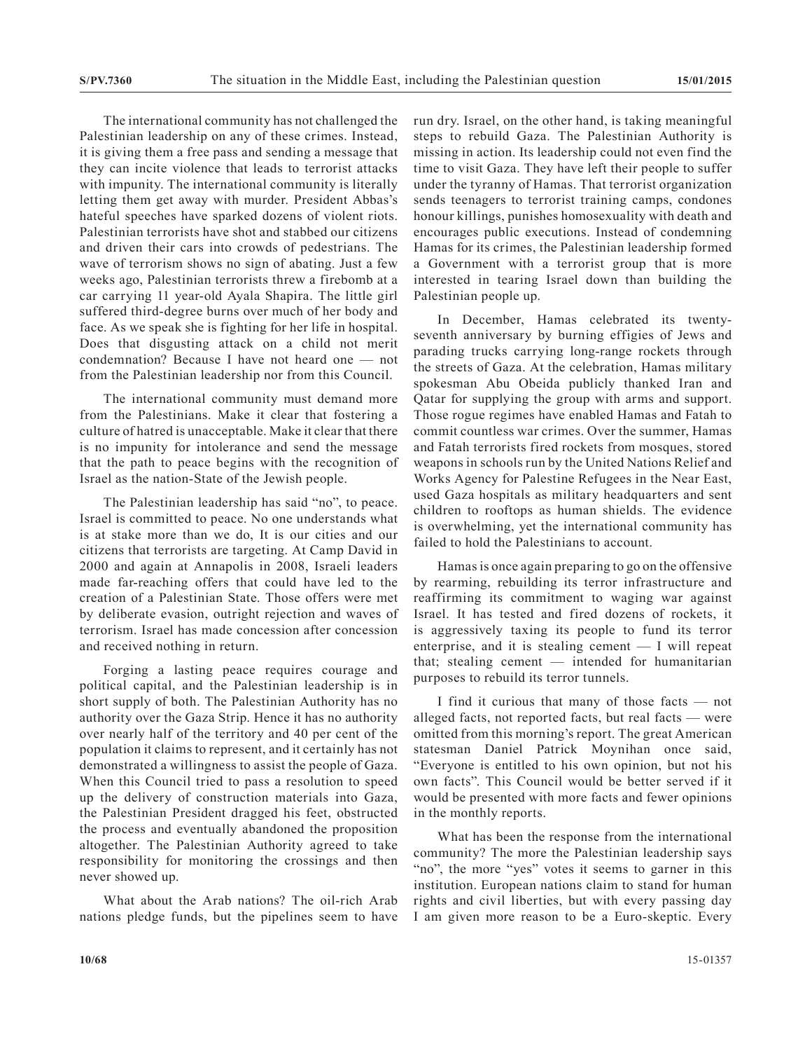The international community has not challenged the Palestinian leadership on any of these crimes. Instead, it is giving them a free pass and sending a message that they can incite violence that leads to terrorist attacks with impunity. The international community is literally letting them get away with murder. President Abbas's hateful speeches have sparked dozens of violent riots. Palestinian terrorists have shot and stabbed our citizens and driven their cars into crowds of pedestrians. The wave of terrorism shows no sign of abating. Just a few weeks ago, Palestinian terrorists threw a firebomb at a car carrying 11 year-old Ayala Shapira. The little girl suffered third-degree burns over much of her body and face. As we speak she is fighting for her life in hospital. Does that disgusting attack on a child not merit condemnation? Because I have not heard one — not from the Palestinian leadership nor from this Council.

The international community must demand more from the Palestinians. Make it clear that fostering a culture of hatred is unacceptable. Make it clear that there is no impunity for intolerance and send the message that the path to peace begins with the recognition of Israel as the nation-State of the Jewish people.

The Palestinian leadership has said "no", to peace. Israel is committed to peace. No one understands what is at stake more than we do, It is our cities and our citizens that terrorists are targeting. At Camp David in 2000 and again at Annapolis in 2008, Israeli leaders made far-reaching offers that could have led to the creation of a Palestinian State. Those offers were met by deliberate evasion, outright rejection and waves of terrorism. Israel has made concession after concession and received nothing in return.

Forging a lasting peace requires courage and political capital, and the Palestinian leadership is in short supply of both. The Palestinian Authority has no authority over the Gaza Strip. Hence it has no authority over nearly half of the territory and 40 per cent of the population it claims to represent, and it certainly has not demonstrated a willingness to assist the people of Gaza. When this Council tried to pass a resolution to speed up the delivery of construction materials into Gaza, the Palestinian President dragged his feet, obstructed the process and eventually abandoned the proposition altogether. The Palestinian Authority agreed to take responsibility for monitoring the crossings and then never showed up.

What about the Arab nations? The oil-rich Arab nations pledge funds, but the pipelines seem to have run dry. Israel, on the other hand, is taking meaningful steps to rebuild Gaza. The Palestinian Authority is missing in action. Its leadership could not even find the time to visit Gaza. They have left their people to suffer under the tyranny of Hamas. That terrorist organization sends teenagers to terrorist training camps, condones honour killings, punishes homosexuality with death and encourages public executions. Instead of condemning Hamas for its crimes, the Palestinian leadership formed a Government with a terrorist group that is more interested in tearing Israel down than building the Palestinian people up.

In December, Hamas celebrated its twenty-seventh anniversary by burning effigies of Jews and parading trucks carrying long-range rockets through the streets of Gaza. At the celebration, Hamas military spokesman Abu Obeida publicly thanked Iran and Qatar for supplying the group with arms and support. Those rogue regimes have enabled Hamas and Fatah to commit countless war crimes. Over the summer, Hamas and Fatah terrorists fired rockets from mosques, stored weapons in schools run by the United Nations Relief and Works Agency for Palestine Refugees in the Near East, used Gaza hospitals as military headquarters and sent children to rooftops as human shields. The evidence is overwhelming, yet the international community has failed to hold the Palestinians to account.

Hamas is once again preparing to go on the offensive by rearming, rebuilding its terror infrastructure and reaffirming its commitment to waging war against Israel. It has tested and fired dozens of rockets, it is aggressively taxing its people to fund its terror enterprise, and it is stealing cement — I will repeat that; stealing cement — intended for humanitarian purposes to rebuild its terror tunnels.

I find it curious that many of those facts — not alleged facts, not reported facts, but real facts — were omitted from this morning's report. The great American statesman Daniel Patrick Moynihan once said, "Everyone is entitled to his own opinion, but not his own facts". This Council would be better served if it would be presented with more facts and fewer opinions in the monthly reports.

What has been the response from the international community? The more the Palestinian leadership says "no", the more "yes" votes it seems to garner in this institution. European nations claim to stand for human rights and civil liberties, but with every passing day I am given more reason to be a Euro-skeptic. Every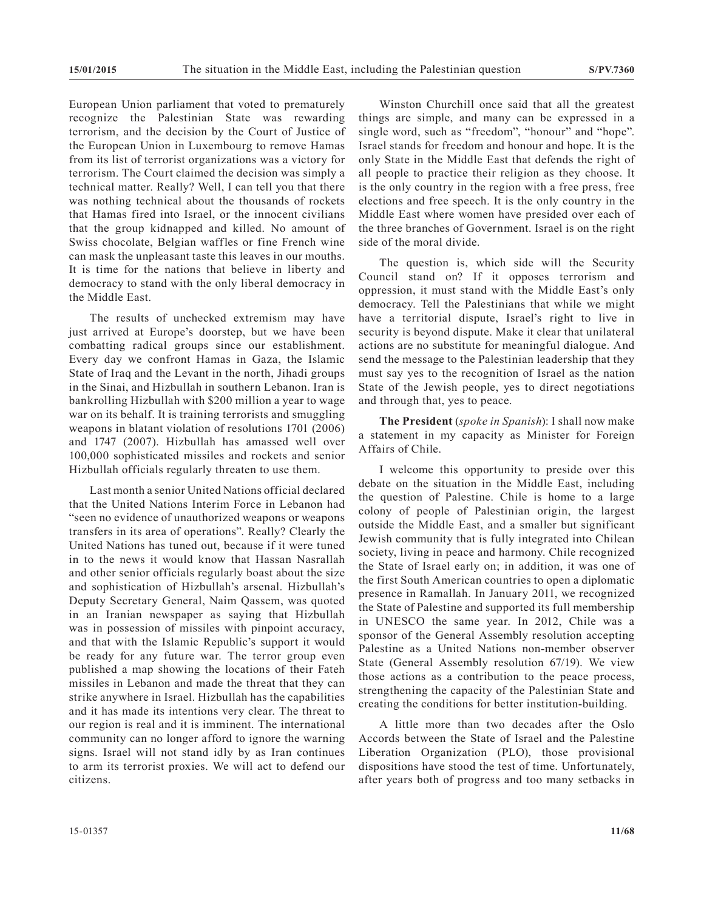European Union parliament that voted to prematurely recognize the Palestinian State was rewarding terrorism, and the decision by the Court of Justice of the European Union in Luxembourg to remove Hamas from its list of terrorist organizations was a victory for terrorism. The Court claimed the decision was simply a technical matter. Really? Well, I can tell you that there was nothing technical about the thousands of rockets that Hamas fired into Israel, or the innocent civilians that the group kidnapped and killed. No amount of Swiss chocolate, Belgian waffles or fine French wine can mask the unpleasant taste this leaves in our mouths. It is time for the nations that believe in liberty and democracy to stand with the only liberal democracy in the Middle East.

The results of unchecked extremism may have just arrived at Europe's doorstep, but we have been combatting radical groups since our establishment. Every day we confront Hamas in Gaza, the Islamic State of Iraq and the Levant in the north, Jihadi groups in the Sinai, and Hizbullah in southern Lebanon. Iran is bankrolling Hizbullah with $200 million a year to wage war on its behalf. It is training terrorists and smuggling weapons in blatant violation of resolutions 1701 (2006) and 1747 (2007). Hizbullah has amassed well over 100,000 sophisticated missiles and rockets and senior Hizbullah officials regularly threaten to use them.

Last month a senior United Nations official declared that the United Nations Interim Force in Lebanon had "seen no evidence of unauthorized weapons or weapons transfers in its area of operations". Really? Clearly the United Nations has tuned out, because if it were tuned in to the news it would know that Hassan Nasrallah and other senior officials regularly boast about the size and sophistication of Hizbullah's arsenal. Hizbullah's Deputy Secretary General, Naim Qassem, was quoted in an Iranian newspaper as saying that Hizbullah was in possession of missiles with pinpoint accuracy, and that with the Islamic Republic's support it would be ready for any future war. The terror group even published a map showing the locations of their Fateh missiles in Lebanon and made the threat that they can strike anywhere in Israel. Hizbullah has the capabilities and it has made its intentions very clear. The threat to our region is real and it is imminent. The international community can no longer afford to ignore the warning signs. Israel will not stand idly by as Iran continues to arm its terrorist proxies. We will act to defend our citizens.

Winston Churchill once said that all the greatest things are simple, and many can be expressed in a single word, such as "freedom", "honour" and "hope". Israel stands for freedom and honour and hope. It is the only State in the Middle East that defends the right of all people to practice their religion as they choose. It is the only country in the region with a free press, free elections and free speech. It is the only country in the Middle East where women have presided over each of the three branches of Government. Israel is on the right side of the moral divide.

The question is, which side will the Security Council stand on? If it opposes terrorism and oppression, it must stand with the Middle East's only democracy. Tell the Palestinians that while we might have a territorial dispute, Israel's right to live in security is beyond dispute. Make it clear that unilateral actions are no substitute for meaningful dialogue. And send the message to the Palestinian leadership that they must say yes to the recognition of Israel as the nation State of the Jewish people, yes to direct negotiations and through that, yes to peace.

**The President** (*spoke in Spanish*): I shall now make a statement in my capacity as Minister for Foreign Affairs of Chile.

I welcome this opportunity to preside over this debate on the situation in the Middle East, including the question of Palestine. Chile is home to a large colony of people of Palestinian origin, the largest outside the Middle East, and a smaller but significant Jewish community that is fully integrated into Chilean society, living in peace and harmony. Chile recognized the State of Israel early on; in addition, it was one of the first South American countries to open a diplomatic presence in Ramallah. In January 2011, we recognized the State of Palestine and supported its full membership in UNESCO the same year. In 2012, Chile was a sponsor of the General Assembly resolution accepting Palestine as a United Nations non-member observer State (General Assembly resolution 67/19). We view those actions as a contribution to the peace process, strengthening the capacity of the Palestinian State and creating the conditions for better institution-building.

A little more than two decades after the Oslo Accords between the State of Israel and the Palestine Liberation Organization (PLO), those provisional dispositions have stood the test of time. Unfortunately, after years both of progress and too many setbacks in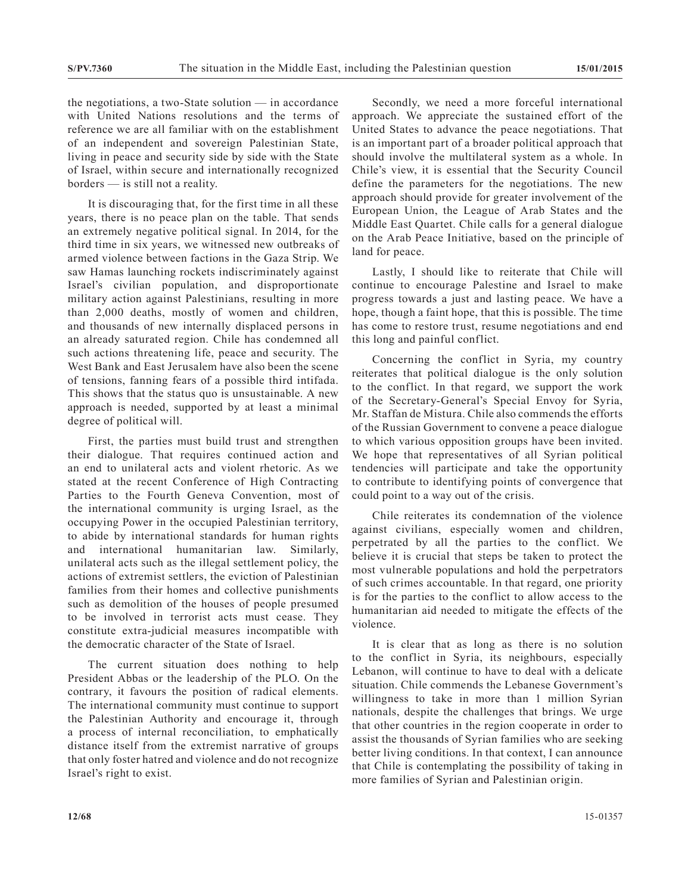the negotiations, a two-State solution — in accordance with United Nations resolutions and the terms of reference we are all familiar with on the establishment of an independent and sovereign Palestinian State, living in peace and security side by side with the State of Israel, within secure and internationally recognized borders — is still not a reality.

It is discouraging that, for the first time in all these years, there is no peace plan on the table. That sends an extremely negative political signal. In 2014, for the third time in six years, we witnessed new outbreaks of armed violence between factions in the Gaza Strip. We saw Hamas launching rockets indiscriminately against Israel's civilian population, and disproportionate military action against Palestinians, resulting in more than 2,000 deaths, mostly of women and children, and thousands of new internally displaced persons in an already saturated region. Chile has condemned all such actions threatening life, peace and security. The West Bank and East Jerusalem have also been the scene of tensions, fanning fears of a possible third intifada. This shows that the status quo is unsustainable. A new approach is needed, supported by at least a minimal degree of political will.

First, the parties must build trust and strengthen their dialogue. That requires continued action and an end to unilateral acts and violent rhetoric. As we stated at the recent Conference of High Contracting Parties to the Fourth Geneva Convention, most of the international community is urging Israel, as the occupying Power in the occupied Palestinian territory, to abide by international standards for human rights and international humanitarian law. Similarly, unilateral acts such as the illegal settlement policy, the actions of extremist settlers, the eviction of Palestinian families from their homes and collective punishments such as demolition of the houses of people presumed to be involved in terrorist acts must cease. They constitute extra-judicial measures incompatible with the democratic character of the State of Israel.

The current situation does nothing to help President Abbas or the leadership of the PLO. On the contrary, it favours the position of radical elements. The international community must continue to support the Palestinian Authority and encourage it, through a process of internal reconciliation, to emphatically distance itself from the extremist narrative of groups that only foster hatred and violence and do not recognize Israel's right to exist.

Secondly, we need a more forceful international approach. We appreciate the sustained effort of the United States to advance the peace negotiations. That is an important part of a broader political approach that should involve the multilateral system as a whole. In Chile's view, it is essential that the Security Council define the parameters for the negotiations. The new approach should provide for greater involvement of the European Union, the League of Arab States and the Middle East Quartet. Chile calls for a general dialogue on the Arab Peace Initiative, based on the principle of land for peace.

Lastly, I should like to reiterate that Chile will continue to encourage Palestine and Israel to make progress towards a just and lasting peace. We have a hope, though a faint hope, that this is possible. The time has come to restore trust, resume negotiations and end this long and painful conflict.

Concerning the conflict in Syria, my country reiterates that political dialogue is the only solution to the conflict. In that regard, we support the work of the Secretary-General's Special Envoy for Syria, Mr. Staffan de Mistura. Chile also commends the efforts of the Russian Government to convene a peace dialogue to which various opposition groups have been invited. We hope that representatives of all Syrian political tendencies will participate and take the opportunity to contribute to identifying points of convergence that could point to a way out of the crisis.

Chile reiterates its condemnation of the violence against civilians, especially women and children, perpetrated by all the parties to the conflict. We believe it is crucial that steps be taken to protect the most vulnerable populations and hold the perpetrators of such crimes accountable. In that regard, one priority is for the parties to the conflict to allow access to the humanitarian aid needed to mitigate the effects of the violence.

It is clear that as long as there is no solution to the conflict in Syria, its neighbours, especially Lebanon, will continue to have to deal with a delicate situation. Chile commends the Lebanese Government's willingness to take in more than 1 million Syrian nationals, despite the challenges that brings. We urge that other countries in the region cooperate in order to assist the thousands of Syrian families who are seeking better living conditions. In that context, I can announce that Chile is contemplating the possibility of taking in more families of Syrian and Palestinian origin.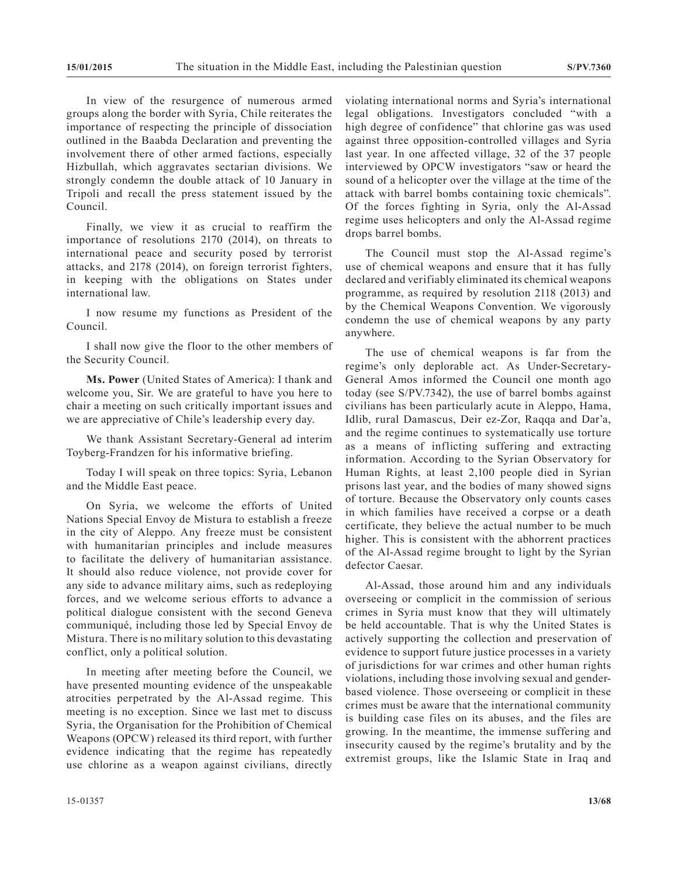In view of the resurgence of numerous armed groups along the border with Syria, Chile reiterates the importance of respecting the principle of dissociation outlined in the Baabda Declaration and preventing the involvement there of other armed factions, especially Hizbullah, which aggravates sectarian divisions. We strongly condemn the double attack of 10 January in Tripoli and recall the press statement issued by the Council.

Finally, we view it as crucial to reaffirm the importance of resolutions 2170 (2014), on threats to international peace and security posed by terrorist attacks, and 2178 (2014), on foreign terrorist fighters, in keeping with the obligations on States under international law.

I now resume my functions as President of the Council.

I shall now give the floor to the other members of the Security Council.

**Ms. Power** (United States of America): I thank and welcome you, Sir. We are grateful to have you here to chair a meeting on such critically important issues and we are appreciative of Chile's leadership every day.

We thank Assistant Secretary-General ad interim Toyberg-Frandzen for his informative briefing.

Today I will speak on three topics: Syria, Lebanon and the Middle East peace.

On Syria, we welcome the efforts of United Nations Special Envoy de Mistura to establish a freeze in the city of Aleppo. Any freeze must be consistent with humanitarian principles and include measures to facilitate the delivery of humanitarian assistance. It should also reduce violence, not provide cover for any side to advance military aims, such as redeploying forces, and we welcome serious efforts to advance a political dialogue consistent with the second Geneva communiqué, including those led by Special Envoy de Mistura. There is no military solution to this devastating conflict, only a political solution.

In meeting after meeting before the Council, we have presented mounting evidence of the unspeakable atrocities perpetrated by the Al-Assad regime. This meeting is no exception. Since we last met to discuss Syria, the Organisation for the Prohibition of Chemical Weapons (OPCW) released its third report, with further evidence indicating that the regime has repeatedly use chlorine as a weapon against civilians, directly violating international norms and Syria's international legal obligations. Investigators concluded "with a high degree of confidence" that chlorine gas was used against three opposition-controlled villages and Syria last year. In one affected village, 32 of the 37 people interviewed by OPCW investigators "saw or heard the sound of a helicopter over the village at the time of the attack with barrel bombs containing toxic chemicals". Of the forces fighting in Syria, only the Al-Assad regime uses helicopters and only the Al-Assad regime drops barrel bombs.

The Council must stop the Al-Assad regime's use of chemical weapons and ensure that it has fully declared and verifiably eliminated its chemical weapons programme, as required by resolution 2118 (2013) and by the Chemical Weapons Convention. We vigorously condemn the use of chemical weapons by any party anywhere.

The use of chemical weapons is far from the regime's only deplorable act. As Under-Secretary-General Amos informed the Council one month ago today (see S/PV.7342), the use of barrel bombs against civilians has been particularly acute in Aleppo, Hama, Idlib, rural Damascus, Deir ez-Zor, Raqqa and Dar'a, and the regime continues to systematically use torture as a means of inflicting suffering and extracting information. According to the Syrian Observatory for Human Rights, at least 2,100 people died in Syrian prisons last year, and the bodies of many showed signs of torture. Because the Observatory only counts cases in which families have received a corpse or a death certificate, they believe the actual number to be much higher. This is consistent with the abhorrent practices of the Al-Assad regime brought to light by the Syrian defector Caesar.

Al-Assad, those around him and any individuals overseeing or complicit in the commission of serious crimes in Syria must know that they will ultimately be held accountable. That is why the United States is actively supporting the collection and preservation of evidence to support future justice processes in a variety of jurisdictions for war crimes and other human rights violations, including those involving sexual and gender-based violence. Those overseeing or complicit in these crimes must be aware that the international community is building case files on its abuses, and the files are growing. In the meantime, the immense suffering and insecurity caused by the regime's brutality and by the extremist groups, like the Islamic State in Iraq and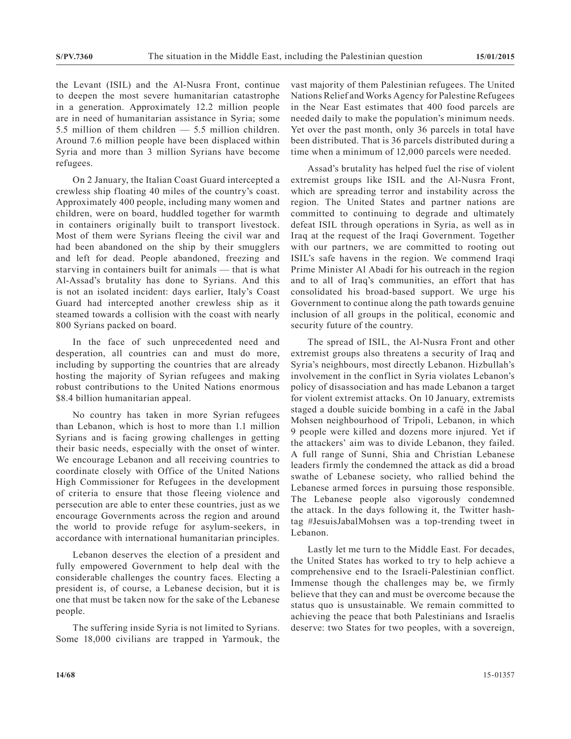the Levant (ISIL) and the Al-Nusra Front, continue to deepen the most severe humanitarian catastrophe in a generation. Approximately 12.2 million people are in need of humanitarian assistance in Syria; some 5.5 million of them children — 5.5 million children. Around 7.6 million people have been displaced within Syria and more than 3 million Syrians have become refugees.

On 2 January, the Italian Coast Guard intercepted a crewless ship floating 40 miles of the country's coast. Approximately 400 people, including many women and children, were on board, huddled together for warmth in containers originally built to transport livestock. Most of them were Syrians fleeing the civil war and had been abandoned on the ship by their smugglers and left for dead. People abandoned, freezing and starving in containers built for animals — that is what Al-Assad's brutality has done to Syrians. And this is not an isolated incident: days earlier, Italy's Coast Guard had intercepted another crewless ship as it steamed towards a collision with the coast with nearly 800 Syrians packed on board.

In the face of such unprecedented need and desperation, all countries can and must do more, including by supporting the countries that are already hosting the majority of Syrian refugees and making robust contributions to the United Nations enormous $8.4 billion humanitarian appeal.

No country has taken in more Syrian refugees than Lebanon, which is host to more than 1.1 million Syrians and is facing growing challenges in getting their basic needs, especially with the onset of winter. We encourage Lebanon and all receiving countries to coordinate closely with Office of the United Nations High Commissioner for Refugees in the development of criteria to ensure that those fleeing violence and persecution are able to enter these countries, just as we encourage Governments across the region and around the world to provide refuge for asylum-seekers, in accordance with international humanitarian principles.

Lebanon deserves the election of a president and fully empowered Government to help deal with the considerable challenges the country faces. Electing a president is, of course, a Lebanese decision, but it is one that must be taken now for the sake of the Lebanese people.

The suffering inside Syria is not limited to Syrians. Some 18,000 civilians are trapped in Yarmouk, the vast majority of them Palestinian refugees. The United Nations Relief and Works Agency for Palestine Refugees in the Near East estimates that 400 food parcels are needed daily to make the population's minimum needs. Yet over the past month, only 36 parcels in total have been distributed. That is 36 parcels distributed during a time when a minimum of 12,000 parcels were needed.

Assad's brutality has helped fuel the rise of violent extremist groups like ISIL and the Al-Nusra Front, which are spreading terror and instability across the region. The United States and partner nations are committed to continuing to degrade and ultimately defeat ISIL through operations in Syria, as well as in Iraq at the request of the Iraqi Government. Together with our partners, we are committed to rooting out ISIL's safe havens in the region. We commend Iraqi Prime Minister Al Abadi for his outreach in the region and to all of Iraq's communities, an effort that has consolidated his broad-based support. We urge his Government to continue along the path towards genuine inclusion of all groups in the political, economic and security future of the country.

The spread of ISIL, the Al-Nusra Front and other extremist groups also threatens a security of Iraq and Syria's neighbours, most directly Lebanon. Hizbullah's involvement in the conflict in Syria violates Lebanon's policy of disassociation and has made Lebanon a target for violent extremist attacks. On 10 January, extremists staged a double suicide bombing in a café in the Jabal Mohsen neighbourhood of Tripoli, Lebanon, in which 9 people were killed and dozens more injured. Yet if the attackers' aim was to divide Lebanon, they failed. A full range of Sunni, Shia and Christian Lebanese leaders firmly the condemned the attack as did a broad swathe of Lebanese society, who rallied behind the Lebanese armed forces in pursuing those responsible. The Lebanese people also vigorously condemned the attack. In the days following it, the Twitter hash-tag #JesuisJabalMohsen was a top-trending tweet in Lebanon.

Lastly let me turn to the Middle East. For decades, the United States has worked to try to help achieve a comprehensive end to the Israeli-Palestinian conflict. Immense though the challenges may be, we firmly believe that they can and must be overcome because the status quo is unsustainable. We remain committed to achieving the peace that both Palestinians and Israelis deserve: two States for two peoples, with a sovereign,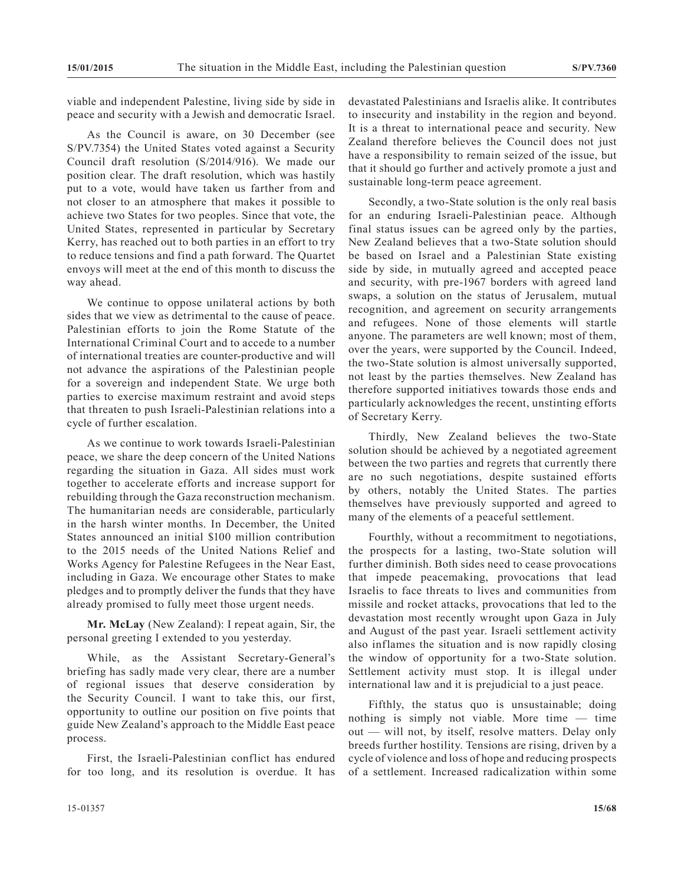viable and independent Palestine, living side by side in peace and security with a Jewish and democratic Israel.

As the Council is aware, on 30 December (see S/PV.7354) the United States voted against a Security Council draft resolution (S/2014/916). We made our position clear. The draft resolution, which was hastily put to a vote, would have taken us farther from and not closer to an atmosphere that makes it possible to achieve two States for two peoples. Since that vote, the United States, represented in particular by Secretary Kerry, has reached out to both parties in an effort to try to reduce tensions and find a path forward. The Quartet envoys will meet at the end of this month to discuss the way ahead.

We continue to oppose unilateral actions by both sides that we view as detrimental to the cause of peace. Palestinian efforts to join the Rome Statute of the International Criminal Court and to accede to a number of international treaties are counter-productive and will not advance the aspirations of the Palestinian people for a sovereign and independent State. We urge both parties to exercise maximum restraint and avoid steps that threaten to push Israeli-Palestinian relations into a cycle of further escalation.

As we continue to work towards Israeli-Palestinian peace, we share the deep concern of the United Nations regarding the situation in Gaza. All sides must work together to accelerate efforts and increase support for rebuilding through the Gaza reconstruction mechanism. The humanitarian needs are considerable, particularly in the harsh winter months. In December, the United States announced an initial \$100 million contribution to the 2015 needs of the United Nations Relief and Works Agency for Palestine Refugees in the Near East, including in Gaza. We encourage other States to make pledges and to promptly deliver the funds that they have already promised to fully meet those urgent needs.

**Mr. McLay** (New Zealand): I repeat again, Sir, the personal greeting I extended to you yesterday.

While, as the Assistant Secretary-General's briefing has sadly made very clear, there are a number of regional issues that deserve consideration by the Security Council. I want to take this, our first, opportunity to outline our position on five points that guide New Zealand's approach to the Middle East peace process.

First, the Israeli-Palestinian conflict has endured for too long, and its resolution is overdue. It has devastated Palestinians and Israelis alike. It contributes to insecurity and instability in the region and beyond. It is a threat to international peace and security. New Zealand therefore believes the Council does not just have a responsibility to remain seized of the issue, but that it should go further and actively promote a just and sustainable long-term peace agreement.

Secondly, a two-State solution is the only real basis for an enduring Israeli-Palestinian peace. Although final status issues can be agreed only by the parties, New Zealand believes that a two-State solution should be based on Israel and a Palestinian State existing side by side, in mutually agreed and accepted peace and security, with pre-1967 borders with agreed land swaps, a solution on the status of Jerusalem, mutual recognition, and agreement on security arrangements and refugees. None of those elements will startle anyone. The parameters are well known; most of them, over the years, were supported by the Council. Indeed, the two-State solution is almost universally supported, not least by the parties themselves. New Zealand has therefore supported initiatives towards those ends and particularly acknowledges the recent, unstinting efforts of Secretary Kerry.

Thirdly, New Zealand believes the two-State solution should be achieved by a negotiated agreement between the two parties and regrets that currently there are no such negotiations, despite sustained efforts by others, notably the United States. The parties themselves have previously supported and agreed to many of the elements of a peaceful settlement.

Fourthly, without a recommitment to negotiations, the prospects for a lasting, two-State solution will further diminish. Both sides need to cease provocations that impede peacemaking, provocations that lead Israelis to face threats to lives and communities from missile and rocket attacks, provocations that led to the devastation most recently wrought upon Gaza in July and August of the past year. Israeli settlement activity also inflames the situation and is now rapidly closing the window of opportunity for a two-State solution. Settlement activity must stop. It is illegal under international law and it is prejudicial to a just peace.

Fifthly, the status quo is unsustainable; doing nothing is simply not viable. More time — time out — will not, by itself, resolve matters. Delay only breeds further hostility. Tensions are rising, driven by a cycle of violence and loss of hope and reducing prospects of a settlement. Increased radicalization within some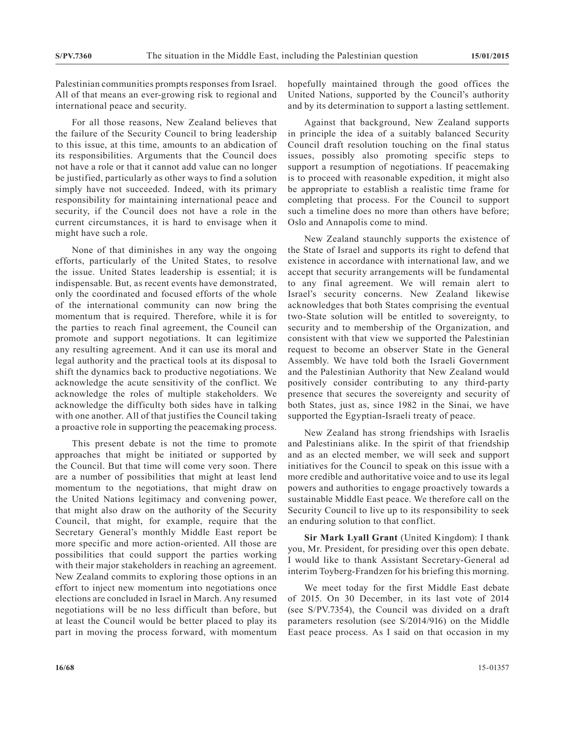Palestinian communities prompts responses from Israel. All of that means an ever-growing risk to regional and international peace and security.

For all those reasons, New Zealand believes that the failure of the Security Council to bring leadership to this issue, at this time, amounts to an abdication of its responsibilities. Arguments that the Council does not have a role or that it cannot add value can no longer be justified, particularly as other ways to find a solution simply have not succeeded. Indeed, with its primary responsibility for maintaining international peace and security, if the Council does not have a role in the current circumstances, it is hard to envisage when it might have such a role.

None of that diminishes in any way the ongoing efforts, particularly of the United States, to resolve the issue. United States leadership is essential; it is indispensable. But, as recent events have demonstrated, only the coordinated and focused efforts of the whole of the international community can now bring the momentum that is required. Therefore, while it is for the parties to reach final agreement, the Council can promote and support negotiations. It can legitimize any resulting agreement. And it can use its moral and legal authority and the practical tools at its disposal to shift the dynamics back to productive negotiations. We acknowledge the acute sensitivity of the conflict. We acknowledge the roles of multiple stakeholders. We acknowledge the difficulty both sides have in talking with one another. All of that justifies the Council taking a proactive role in supporting the peacemaking process.

This present debate is not the time to promote approaches that might be initiated or supported by the Council. But that time will come very soon. There are a number of possibilities that might at least lend momentum to the negotiations, that might draw on the United Nations legitimacy and convening power, that might also draw on the authority of the Security Council, that might, for example, require that the Secretary General's monthly Middle East report be more specific and more action-oriented. All those are possibilities that could support the parties working with their major stakeholders in reaching an agreement. New Zealand commits to exploring those options in an effort to inject new momentum into negotiations once elections are concluded in Israel in March. Any resumed negotiations will be no less difficult than before, but at least the Council would be better placed to play its part in moving the process forward, with momentum hopefully maintained through the good offices the United Nations, supported by the Council's authority and by its determination to support a lasting settlement.

Against that background, New Zealand supports in principle the idea of a suitably balanced Security Council draft resolution touching on the final status issues, possibly also promoting specific steps to support a resumption of negotiations. If peacemaking is to proceed with reasonable expedition, it might also be appropriate to establish a realistic time frame for completing that process. For the Council to support such a timeline does no more than others have before; Oslo and Annapolis come to mind.

New Zealand staunchly supports the existence of the State of Israel and supports its right to defend that existence in accordance with international law, and we accept that security arrangements will be fundamental to any final agreement. We will remain alert to Israel's security concerns. New Zealand likewise acknowledges that both States comprising the eventual two-State solution will be entitled to sovereignty, to security and to membership of the Organization, and consistent with that view we supported the Palestinian request to become an observer State in the General Assembly. We have told both the Israeli Government and the Palestinian Authority that New Zealand would positively consider contributing to any third-party presence that secures the sovereignty and security of both States, just as, since 1982 in the Sinai, we have supported the Egyptian-Israeli treaty of peace.

New Zealand has strong friendships with Israelis and Palestinians alike. In the spirit of that friendship and as an elected member, we will seek and support initiatives for the Council to speak on this issue with a more credible and authoritative voice and to use its legal powers and authorities to engage proactively towards a sustainable Middle East peace. We therefore call on the Security Council to live up to its responsibility to seek an enduring solution to that conflict.

**Sir Mark Lyall Grant** (United Kingdom): I thank you, Mr. President, for presiding over this open debate. I would like to thank Assistant Secretary-General ad interim Toyberg-Frandzen for his briefing this morning.

We meet today for the first Middle East debate of 2015. On 30 December, in its last vote of 2014 (see S/PV.7354), the Council was divided on a draft parameters resolution (see S/2014/916) on the Middle East peace process. As I said on that occasion in my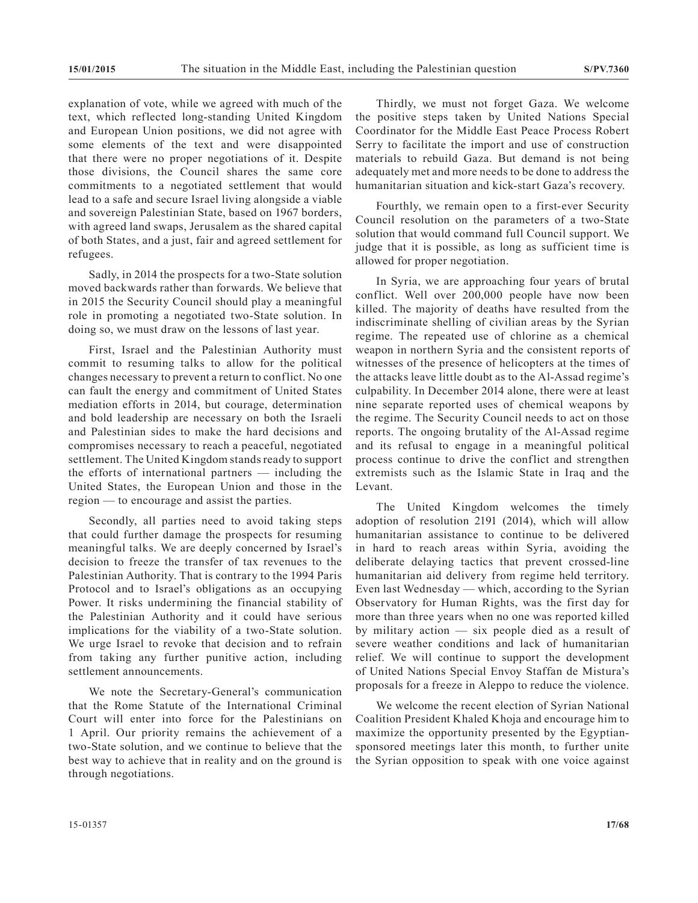explanation of vote, while we agreed with much of the text, which reflected long-standing United Kingdom and European Union positions, we did not agree with some elements of the text and were disappointed that there were no proper negotiations of it. Despite those divisions, the Council shares the same core commitments to a negotiated settlement that would lead to a safe and secure Israel living alongside a viable and sovereign Palestinian State, based on 1967 borders, with agreed land swaps, Jerusalem as the shared capital of both States, and a just, fair and agreed settlement for refugees.

Sadly, in 2014 the prospects for a two-State solution moved backwards rather than forwards. We believe that in 2015 the Security Council should play a meaningful role in promoting a negotiated two-State solution. In doing so, we must draw on the lessons of last year.

First, Israel and the Palestinian Authority must commit to resuming talks to allow for the political changes necessary to prevent a return to conflict. No one can fault the energy and commitment of United States mediation efforts in 2014, but courage, determination and bold leadership are necessary on both the Israeli and Palestinian sides to make the hard decisions and compromises necessary to reach a peaceful, negotiated settlement. The United Kingdom stands ready to support the efforts of international partners — including the United States, the European Union and those in the region — to encourage and assist the parties.

Secondly, all parties need to avoid taking steps that could further damage the prospects for resuming meaningful talks. We are deeply concerned by Israel's decision to freeze the transfer of tax revenues to the Palestinian Authority. That is contrary to the 1994 Paris Protocol and to Israel's obligations as an occupying Power. It risks undermining the financial stability of the Palestinian Authority and it could have serious implications for the viability of a two-State solution. We urge Israel to revoke that decision and to refrain from taking any further punitive action, including settlement announcements.

We note the Secretary-General's communication that the Rome Statute of the International Criminal Court will enter into force for the Palestinians on 1 April. Our priority remains the achievement of a two-State solution, and we continue to believe that the best way to achieve that in reality and on the ground is through negotiations.

Thirdly, we must not forget Gaza. We welcome the positive steps taken by United Nations Special Coordinator for the Middle East Peace Process Robert Serry to facilitate the import and use of construction materials to rebuild Gaza. But demand is not being adequately met and more needs to be done to address the humanitarian situation and kick-start Gaza's recovery.

Fourthly, we remain open to a first-ever Security Council resolution on the parameters of a two-State solution that would command full Council support. We judge that it is possible, as long as sufficient time is allowed for proper negotiation.

In Syria, we are approaching four years of brutal conflict. Well over 200,000 people have now been killed. The majority of deaths have resulted from the indiscriminate shelling of civilian areas by the Syrian regime. The repeated use of chlorine as a chemical weapon in northern Syria and the consistent reports of witnesses of the presence of helicopters at the times of the attacks leave little doubt as to the Al-Assad regime's culpability. In December 2014 alone, there were at least nine separate reported uses of chemical weapons by the regime. The Security Council needs to act on those reports. The ongoing brutality of the Al-Assad regime and its refusal to engage in a meaningful political process continue to drive the conflict and strengthen extremists such as the Islamic State in Iraq and the Levant.

The United Kingdom welcomes the timely adoption of resolution 2191 (2014), which will allow humanitarian assistance to continue to be delivered in hard to reach areas within Syria, avoiding the deliberate delaying tactics that prevent crossed-line humanitarian aid delivery from regime held territory. Even last Wednesday — which, according to the Syrian Observatory for Human Rights, was the first day for more than three years when no one was reported killed by military action — six people died as a result of severe weather conditions and lack of humanitarian relief. We will continue to support the development of United Nations Special Envoy Staffan de Mistura's proposals for a freeze in Aleppo to reduce the violence.

We welcome the recent election of Syrian National Coalition President Khaled Khoja and encourage him to maximize the opportunity presented by the Egyptian-sponsored meetings later this month, to further unite the Syrian opposition to speak with one voice against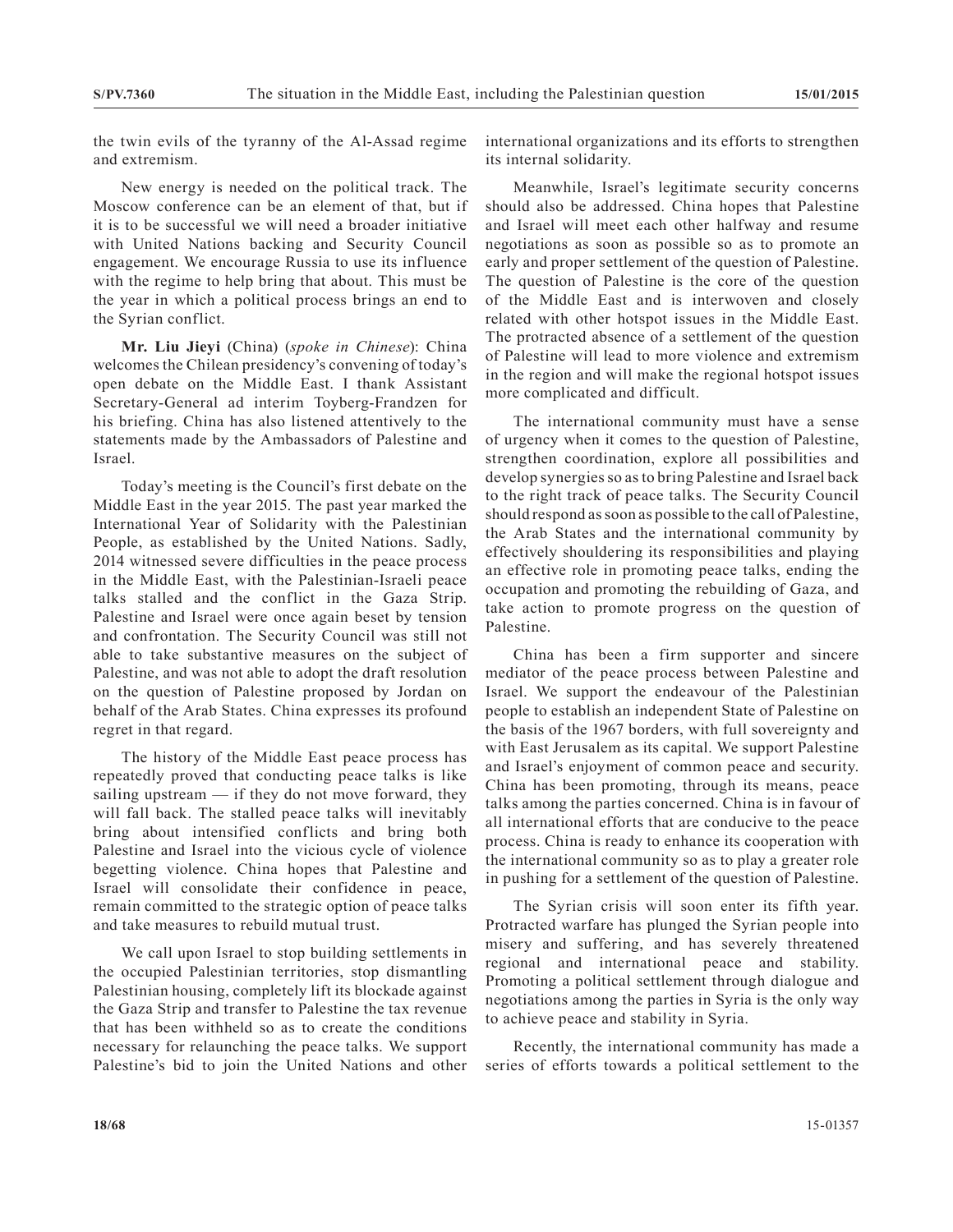the twin evils of the tyranny of the Al-Assad regime and extremism.

New energy is needed on the political track. The Moscow conference can be an element of that, but if it is to be successful we will need a broader initiative with United Nations backing and Security Council engagement. We encourage Russia to use its influence with the regime to help bring that about. This must be the year in which a political process brings an end to the Syrian conflict.

**Mr. Liu Jieyi** (China) (*spoke in Chinese*): China welcomes the Chilean presidency's convening of today's open debate on the Middle East. I thank Assistant Secretary-General ad interim Toyberg-Frandzen for his briefing. China has also listened attentively to the statements made by the Ambassadors of Palestine and Israel.

Today's meeting is the Council's first debate on the Middle East in the year 2015. The past year marked the International Year of Solidarity with the Palestinian People, as established by the United Nations. Sadly, 2014 witnessed severe difficulties in the peace process in the Middle East, with the Palestinian-Israeli peace talks stalled and the conflict in the Gaza Strip. Palestine and Israel were once again beset by tension and confrontation. The Security Council was still not able to take substantive measures on the subject of Palestine, and was not able to adopt the draft resolution on the question of Palestine proposed by Jordan on behalf of the Arab States. China expresses its profound regret in that regard.

The history of the Middle East peace process has repeatedly proved that conducting peace talks is like sailing upstream — if they do not move forward, they will fall back. The stalled peace talks will inevitably bring about intensified conflicts and bring both Palestine and Israel into the vicious cycle of violence begetting violence. China hopes that Palestine and Israel will consolidate their confidence in peace, remain committed to the strategic option of peace talks and take measures to rebuild mutual trust.

We call upon Israel to stop building settlements in the occupied Palestinian territories, stop dismantling Palestinian housing, completely lift its blockade against the Gaza Strip and transfer to Palestine the tax revenue that has been withheld so as to create the conditions necessary for relaunching the peace talks. We support Palestine's bid to join the United Nations and other international organizations and its efforts to strengthen its internal solidarity.

Meanwhile, Israel's legitimate security concerns should also be addressed. China hopes that Palestine and Israel will meet each other halfway and resume negotiations as soon as possible so as to promote an early and proper settlement of the question of Palestine. The question of Palestine is the core of the question of the Middle East and is interwoven and closely related with other hotspot issues in the Middle East. The protracted absence of a settlement of the question of Palestine will lead to more violence and extremism in the region and will make the regional hotspot issues more complicated and difficult.

The international community must have a sense of urgency when it comes to the question of Palestine, strengthen coordination, explore all possibilities and develop synergies so as to bring Palestine and Israel back to the right track of peace talks. The Security Council should respond as soon as possible to the call of Palestine, the Arab States and the international community by effectively shouldering its responsibilities and playing an effective role in promoting peace talks, ending the occupation and promoting the rebuilding of Gaza, and take action to promote progress on the question of Palestine.

China has been a firm supporter and sincere mediator of the peace process between Palestine and Israel. We support the endeavour of the Palestinian people to establish an independent State of Palestine on the basis of the 1967 borders, with full sovereignty and with East Jerusalem as its capital. We support Palestine and Israel's enjoyment of common peace and security. China has been promoting, through its means, peace talks among the parties concerned. China is in favour of all international efforts that are conducive to the peace process. China is ready to enhance its cooperation with the international community so as to play a greater role in pushing for a settlement of the question of Palestine.

The Syrian crisis will soon enter its fifth year. Protracted warfare has plunged the Syrian people into misery and suffering, and has severely threatened regional and international peace and stability. Promoting a political settlement through dialogue and negotiations among the parties in Syria is the only way to achieve peace and stability in Syria.

Recently, the international community has made a series of efforts towards a political settlement to the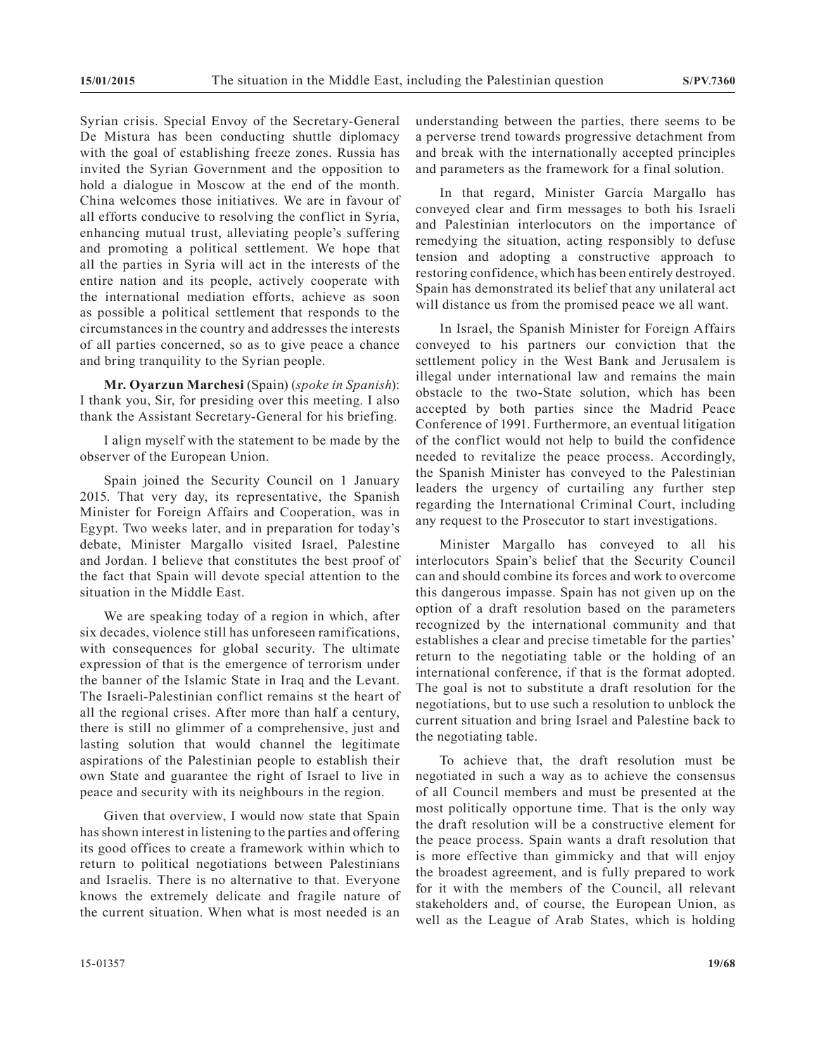Syrian crisis. Special Envoy of the Secretary-General De Mistura has been conducting shuttle diplomacy with the goal of establishing freeze zones. Russia has invited the Syrian Government and the opposition to hold a dialogue in Moscow at the end of the month. China welcomes those initiatives. We are in favour of all efforts conducive to resolving the conflict in Syria, enhancing mutual trust, alleviating people's suffering and promoting a political settlement. We hope that all the parties in Syria will act in the interests of the entire nation and its people, actively cooperate with the international mediation efforts, achieve as soon as possible a political settlement that responds to the circumstances in the country and addresses the interests of all parties concerned, so as to give peace a chance and bring tranquility to the Syrian people.

**Mr. Oyarzun Marchesi** (Spain) (*spoke in Spanish*): I thank you, Sir, for presiding over this meeting. I also thank the Assistant Secretary-General for his briefing.

I align myself with the statement to be made by the observer of the European Union.

Spain joined the Security Council on 1 January 2015. That very day, its representative, the Spanish Minister for Foreign Affairs and Cooperation, was in Egypt. Two weeks later, and in preparation for today's debate, Minister Margallo visited Israel, Palestine and Jordan. I believe that constitutes the best proof of the fact that Spain will devote special attention to the situation in the Middle East.

We are speaking today of a region in which, after six decades, violence still has unforeseen ramifications, with consequences for global security. The ultimate expression of that is the emergence of terrorism under the banner of the Islamic State in Iraq and the Levant. The Israeli-Palestinian conflict remains st the heart of all the regional crises. After more than half a century, there is still no glimmer of a comprehensive, just and lasting solution that would channel the legitimate aspirations of the Palestinian people to establish their own State and guarantee the right of Israel to live in peace and security with its neighbours in the region.

Given that overview, I would now state that Spain has shown interest in listening to the parties and offering its good offices to create a framework within which to return to political negotiations between Palestinians and Israelis. There is no alternative to that. Everyone knows the extremely delicate and fragile nature of the current situation. When what is most needed is an understanding between the parties, there seems to be a perverse trend towards progressive detachment from and break with the internationally accepted principles and parameters as the framework for a final solution.

In that regard, Minister García Margallo has conveyed clear and firm messages to both his Israeli and Palestinian interlocutors on the importance of remedying the situation, acting responsibly to defuse tension and adopting a constructive approach to restoring confidence, which has been entirely destroyed. Spain has demonstrated its belief that any unilateral act will distance us from the promised peace we all want.

In Israel, the Spanish Minister for Foreign Affairs conveyed to his partners our conviction that the settlement policy in the West Bank and Jerusalem is illegal under international law and remains the main obstacle to the two-State solution, which has been accepted by both parties since the Madrid Peace Conference of 1991. Furthermore, an eventual litigation of the conflict would not help to build the confidence needed to revitalize the peace process. Accordingly, the Spanish Minister has conveyed to the Palestinian leaders the urgency of curtailing any further step regarding the International Criminal Court, including any request to the Prosecutor to start investigations.

Minister Margallo has conveyed to all his interlocutors Spain's belief that the Security Council can and should combine its forces and work to overcome this dangerous impasse. Spain has not given up on the option of a draft resolution based on the parameters recognized by the international community and that establishes a clear and precise timetable for the parties' return to the negotiating table or the holding of an international conference, if that is the format adopted. The goal is not to substitute a draft resolution for the negotiations, but to use such a resolution to unblock the current situation and bring Israel and Palestine back to the negotiating table.

To achieve that, the draft resolution must be negotiated in such a way as to achieve the consensus of all Council members and must be presented at the most politically opportune time. That is the only way the draft resolution will be a constructive element for the peace process. Spain wants a draft resolution that is more effective than gimmicky and that will enjoy the broadest agreement, and is fully prepared to work for it with the members of the Council, all relevant stakeholders and, of course, the European Union, as well as the League of Arab States, which is holding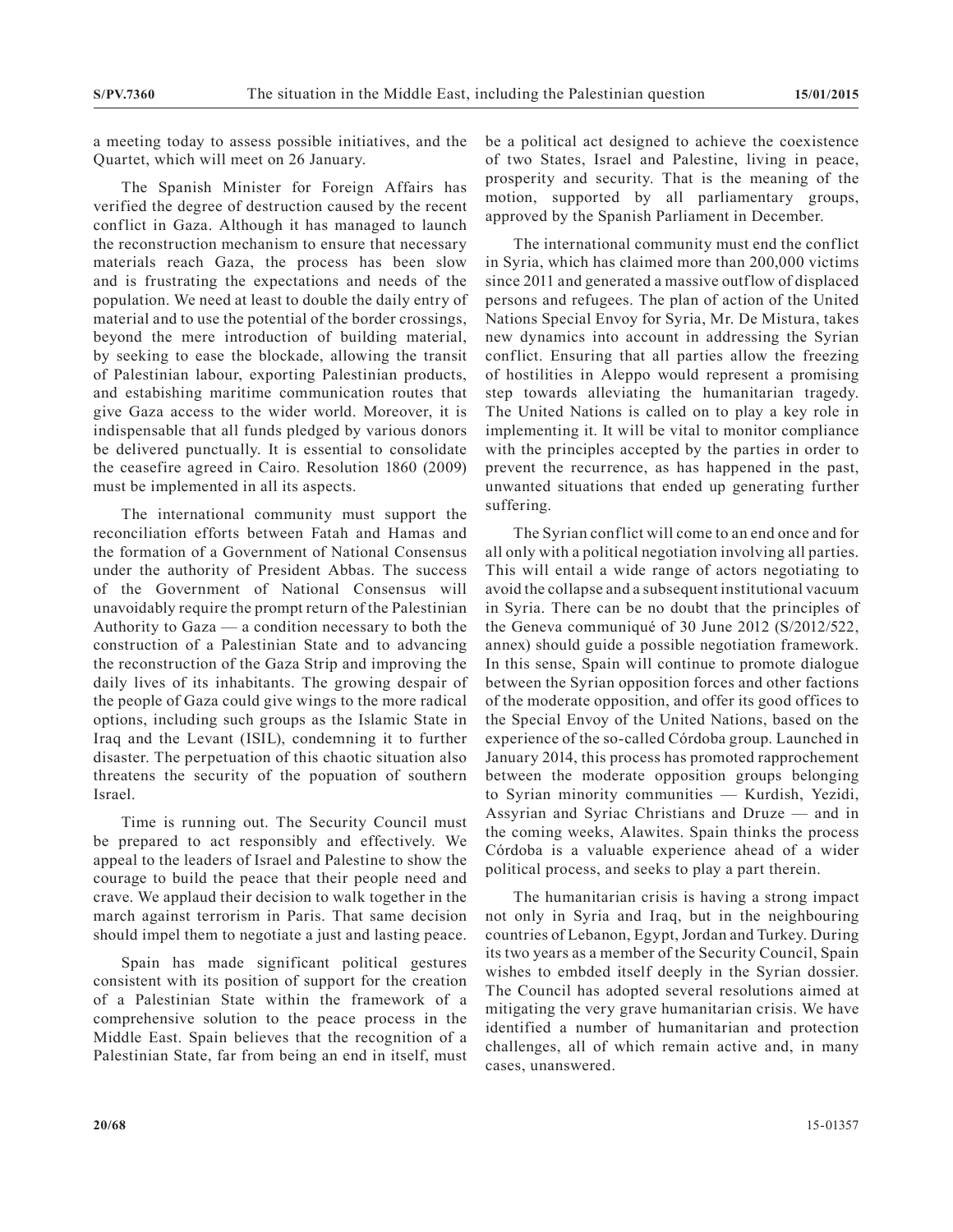a meeting today to assess possible initiatives, and the Quartet, which will meet on 26 January.

The Spanish Minister for Foreign Affairs has verified the degree of destruction caused by the recent conflict in Gaza. Although it has managed to launch the reconstruction mechanism to ensure that necessary materials reach Gaza, the process has been slow and is frustrating the expectations and needs of the population. We need at least to double the daily entry of material and to use the potential of the border crossings, beyond the mere introduction of building material, by seeking to ease the blockade, allowing the transit of Palestinian labour, exporting Palestinian products, and estabishing maritime communication routes that give Gaza access to the wider world. Moreover, it is indispensable that all funds pledged by various donors be delivered punctually. It is essential to consolidate the ceasefire agreed in Cairo. Resolution 1860 (2009) must be implemented in all its aspects.

The international community must support the reconciliation efforts between Fatah and Hamas and the formation of a Government of National Consensus under the authority of President Abbas. The success of the Government of National Consensus will unavoidably require the prompt return of the Palestinian Authority to Gaza — a condition necessary to both the construction of a Palestinian State and to advancing the reconstruction of the Gaza Strip and improving the daily lives of its inhabitants. The growing despair of the people of Gaza could give wings to the more radical options, including such groups as the Islamic State in Iraq and the Levant (ISIL), condemning it to further disaster. The perpetuation of this chaotic situation also threatens the security of the popuation of southern Israel.

Time is running out. The Security Council must be prepared to act responsibly and effectively. We appeal to the leaders of Israel and Palestine to show the courage to build the peace that their people need and crave. We applaud their decision to walk together in the march against terrorism in Paris. That same decision should impel them to negotiate a just and lasting peace.

Spain has made significant political gestures consistent with its position of support for the creation of a Palestinian State within the framework of a comprehensive solution to the peace process in the Middle East. Spain believes that the recognition of a Palestinian State, far from being an end in itself, must be a political act designed to achieve the coexistence of two States, Israel and Palestine, living in peace, prosperity and security. That is the meaning of the motion, supported by all parliamentary groups, approved by the Spanish Parliament in December.

The international community must end the conflict in Syria, which has claimed more than 200,000 victims since 2011 and generated a massive outflow of displaced persons and refugees. The plan of action of the United Nations Special Envoy for Syria, Mr. De Mistura, takes new dynamics into account in addressing the Syrian conflict. Ensuring that all parties allow the freezing of hostilities in Aleppo would represent a promising step towards alleviating the humanitarian tragedy. The United Nations is called on to play a key role in implementing it. It will be vital to monitor compliance with the principles accepted by the parties in order to prevent the recurrence, as has happened in the past, unwanted situations that ended up generating further suffering.

The Syrian conflict will come to an end once and for all only with a political negotiation involving all parties. This will entail a wide range of actors negotiating to avoid the collapse and a subsequent institutional vacuum in Syria. There can be no doubt that the principles of the Geneva communiqué of 30 June 2012 (S/2012/522, annex) should guide a possible negotiation framework. In this sense, Spain will continue to promote dialogue between the Syrian opposition forces and other factions of the moderate opposition, and offer its good offices to the Special Envoy of the United Nations, based on the experience of the so-called Córdoba group. Launched in January 2014, this process has promoted rapprochement between the moderate opposition groups belonging to Syrian minority communities — Kurdish, Yezidi, Assyrian and Syriac Christians and Druze — and in the coming weeks, Alawites. Spain thinks the process Córdoba is a valuable experience ahead of a wider political process, and seeks to play a part therein.

The humanitarian crisis is having a strong impact not only in Syria and Iraq, but in the neighbouring countries of Lebanon, Egypt, Jordan and Turkey. During its two years as a member of the Security Council, Spain wishes to embded itself deeply in the Syrian dossier. The Council has adopted several resolutions aimed at mitigating the very grave humanitarian crisis. We have identified a number of humanitarian and protection challenges, all of which remain active and, in many cases, unanswered.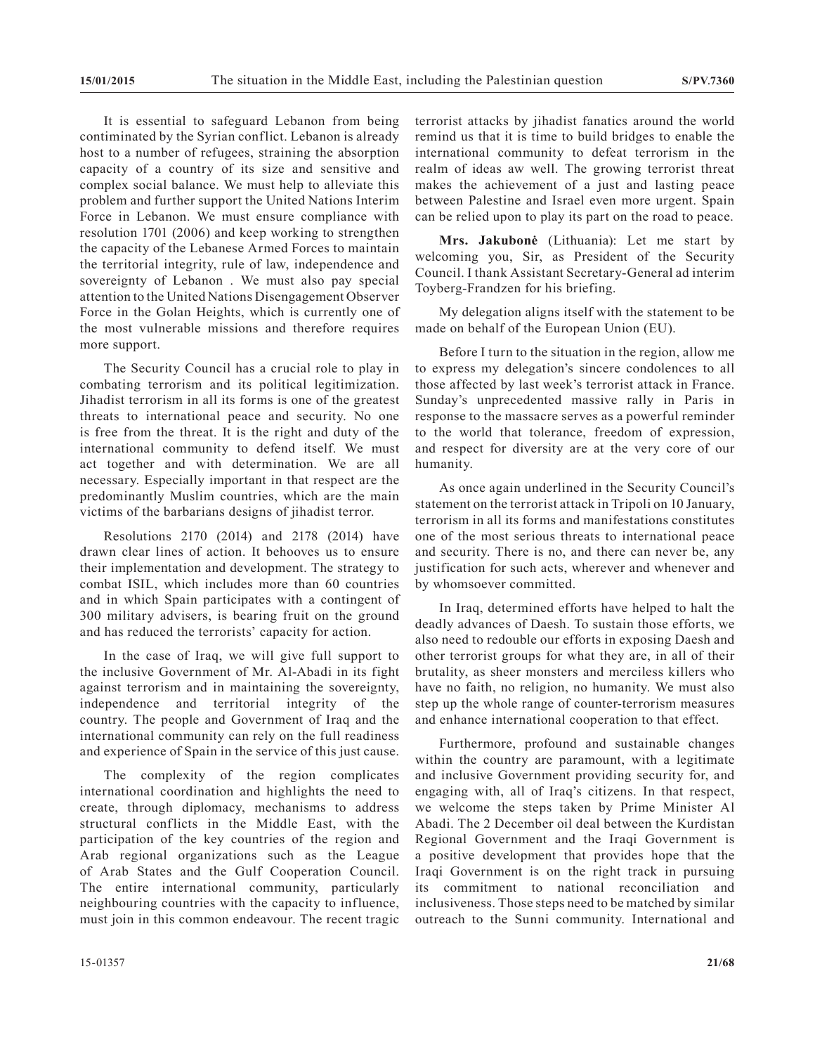It is essential to safeguard Lebanon from being contiminated by the Syrian conflict. Lebanon is already host to a number of refugees, straining the absorption capacity of a country of its size and sensitive and complex social balance. We must help to alleviate this problem and further support the United Nations Interim Force in Lebanon. We must ensure compliance with resolution 1701 (2006) and keep working to strengthen the capacity of the Lebanese Armed Forces to maintain the territorial integrity, rule of law, independence and sovereignty of Lebanon . We must also pay special attention to the United Nations Disengagement Observer Force in the Golan Heights, which is currently one of the most vulnerable missions and therefore requires more support.

The Security Council has a crucial role to play in combating terrorism and its political legitimization. Jihadist terrorism in all its forms is one of the greatest threats to international peace and security. No one is free from the threat. It is the right and duty of the international community to defend itself. We must act together and with determination. We are all necessary. Especially important in that respect are the predominantly Muslim countries, which are the main victims of the barbarians designs of jihadist terror.

Resolutions 2170 (2014) and 2178 (2014) have drawn clear lines of action. It behooves us to ensure their implementation and development. The strategy to combat ISIL, which includes more than 60 countries and in which Spain participates with a contingent of 300 military advisers, is bearing fruit on the ground and has reduced the terrorists' capacity for action.

In the case of Iraq, we will give full support to the inclusive Government of Mr. Al-Abadi in its fight against terrorism and in maintaining the sovereignty, independence and territorial integrity of the country. The people and Government of Iraq and the international community can rely on the full readiness and experience of Spain in the service of this just cause.

The complexity of the region complicates international coordination and highlights the need to create, through diplomacy, mechanisms to address structural conflicts in the Middle East, with the participation of the key countries of the region and Arab regional organizations such as the League of Arab States and the Gulf Cooperation Council. The entire international community, particularly neighbouring countries with the capacity to influence, must join in this common endeavour. The recent tragic terrorist attacks by jihadist fanatics around the world remind us that it is time to build bridges to enable the international community to defeat terrorism in the realm of ideas aw well. The growing terrorist threat makes the achievement of a just and lasting peace between Palestine and Israel even more urgent. Spain can be relied upon to play its part on the road to peace.

**Mrs. Jakubonė** (Lithuania): Let me start by welcoming you, Sir, as President of the Security Council. I thank Assistant Secretary-General ad interim Toyberg-Frandzen for his briefing.

My delegation aligns itself with the statement to be made on behalf of the European Union (EU).

Before I turn to the situation in the region, allow me to express my delegation's sincere condolences to all those affected by last week's terrorist attack in France. Sunday's unprecedented massive rally in Paris in response to the massacre serves as a powerful reminder to the world that tolerance, freedom of expression, and respect for diversity are at the very core of our humanity.

As once again underlined in the Security Council's statement on the terrorist attack in Tripoli on 10 January, terrorism in all its forms and manifestations constitutes one of the most serious threats to international peace and security. There is no, and there can never be, any justification for such acts, wherever and whenever and by whomsoever committed.

In Iraq, determined efforts have helped to halt the deadly advances of Daesh. To sustain those efforts, we also need to redouble our efforts in exposing Daesh and other terrorist groups for what they are, in all of their brutality, as sheer monsters and merciless killers who have no faith, no religion, no humanity. We must also step up the whole range of counter-terrorism measures and enhance international cooperation to that effect.

Furthermore, profound and sustainable changes within the country are paramount, with a legitimate and inclusive Government providing security for, and engaging with, all of Iraq's citizens. In that respect, we welcome the steps taken by Prime Minister Al Abadi. The 2 December oil deal between the Kurdistan Regional Government and the Iraqi Government is a positive development that provides hope that the Iraqi Government is on the right track in pursuing its commitment to national reconciliation and inclusiveness. Those steps need to be matched by similar outreach to the Sunni community. International and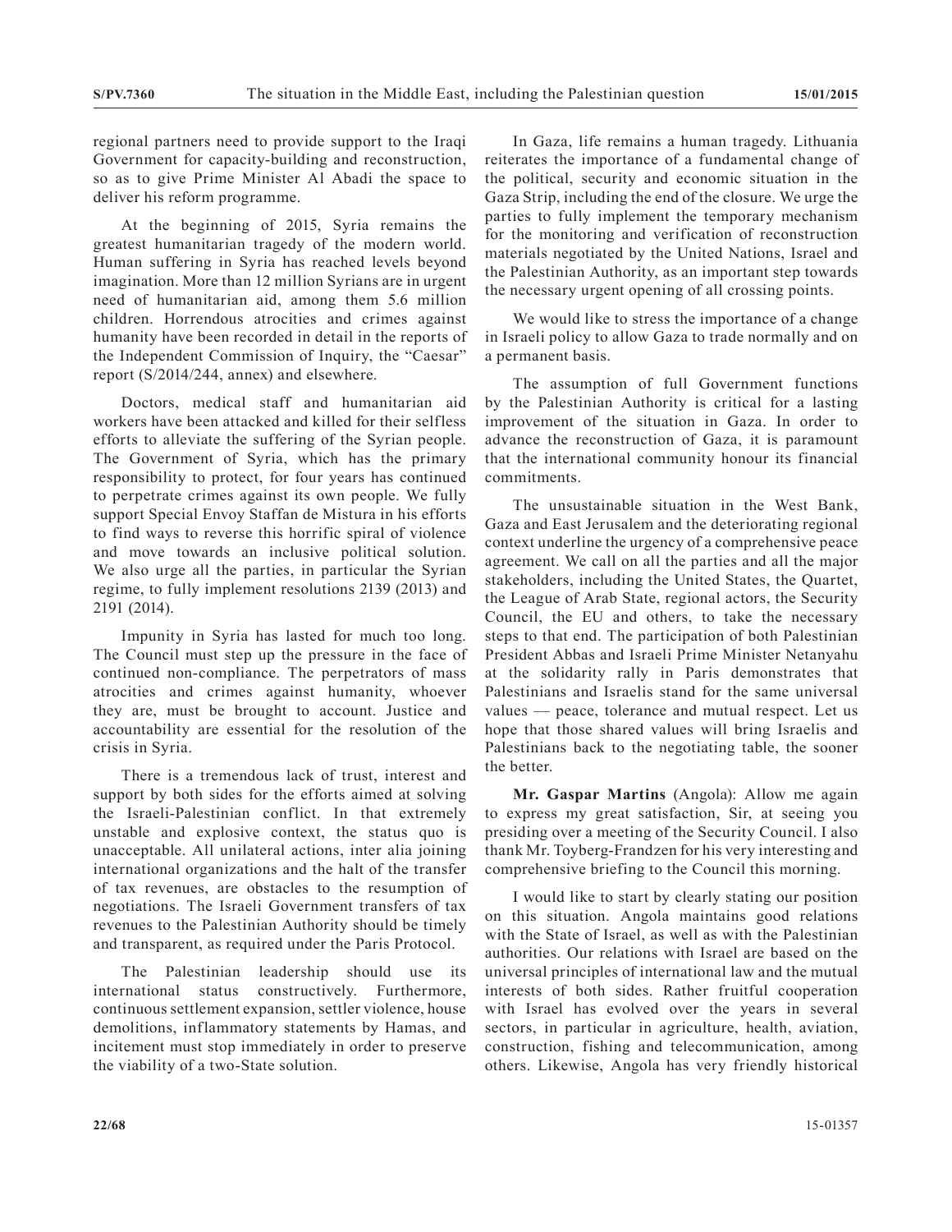regional partners need to provide support to the Iraqi Government for capacity-building and reconstruction, so as to give Prime Minister Al Abadi the space to deliver his reform programme.

At the beginning of 2015, Syria remains the greatest humanitarian tragedy of the modern world. Human suffering in Syria has reached levels beyond imagination. More than 12 million Syrians are in urgent need of humanitarian aid, among them 5.6 million children. Horrendous atrocities and crimes against humanity have been recorded in detail in the reports of the Independent Commission of Inquiry, the "Caesar" report (S/2014/244, annex) and elsewhere.

Doctors, medical staff and humanitarian aid workers have been attacked and killed for their selfless efforts to alleviate the suffering of the Syrian people. The Government of Syria, which has the primary responsibility to protect, for four years has continued to perpetrate crimes against its own people. We fully support Special Envoy Staffan de Mistura in his efforts to find ways to reverse this horrific spiral of violence and move towards an inclusive political solution. We also urge all the parties, in particular the Syrian regime, to fully implement resolutions 2139 (2013) and 2191 (2014).

Impunity in Syria has lasted for much too long. The Council must step up the pressure in the face of continued non-compliance. The perpetrators of mass atrocities and crimes against humanity, whoever they are, must be brought to account. Justice and accountability are essential for the resolution of the crisis in Syria.

There is a tremendous lack of trust, interest and support by both sides for the efforts aimed at solving the Israeli-Palestinian conflict. In that extremely unstable and explosive context, the status quo is unacceptable. All unilateral actions, inter alia joining international organizations and the halt of the transfer of tax revenues, are obstacles to the resumption of negotiations. The Israeli Government transfers of tax revenues to the Palestinian Authority should be timely and transparent, as required under the Paris Protocol.

The Palestinian leadership should use its international status constructively. Furthermore, continuous settlement expansion, settler violence, house demolitions, inflammatory statements by Hamas, and incitement must stop immediately in order to preserve the viability of a two-State solution.

In Gaza, life remains a human tragedy. Lithuania reiterates the importance of a fundamental change of the political, security and economic situation in the Gaza Strip, including the end of the closure. We urge the parties to fully implement the temporary mechanism for the monitoring and verification of reconstruction materials negotiated by the United Nations, Israel and the Palestinian Authority, as an important step towards the necessary urgent opening of all crossing points.

We would like to stress the importance of a change in Israeli policy to allow Gaza to trade normally and on a permanent basis.

The assumption of full Government functions by the Palestinian Authority is critical for a lasting improvement of the situation in Gaza. In order to advance the reconstruction of Gaza, it is paramount that the international community honour its financial commitments.

The unsustainable situation in the West Bank, Gaza and East Jerusalem and the deteriorating regional context underline the urgency of a comprehensive peace agreement. We call on all the parties and all the major stakeholders, including the United States, the Quartet, the League of Arab State, regional actors, the Security Council, the EU and others, to take the necessary steps to that end. The participation of both Palestinian President Abbas and Israeli Prime Minister Netanyahu at the solidarity rally in Paris demonstrates that Palestinians and Israelis stand for the same universal values — peace, tolerance and mutual respect. Let us hope that those shared values will bring Israelis and Palestinians back to the negotiating table, the sooner the better.

**Mr. Gaspar Martins** (Angola): Allow me again to express my great satisfaction, Sir, at seeing you presiding over a meeting of the Security Council. I also thank Mr. Toyberg-Frandzen for his very interesting and comprehensive briefing to the Council this morning.

I would like to start by clearly stating our position on this situation. Angola maintains good relations with the State of Israel, as well as with the Palestinian authorities. Our relations with Israel are based on the universal principles of international law and the mutual interests of both sides. Rather fruitful cooperation with Israel has evolved over the years in several sectors, in particular in agriculture, health, aviation, construction, fishing and telecommunication, among others. Likewise, Angola has very friendly historical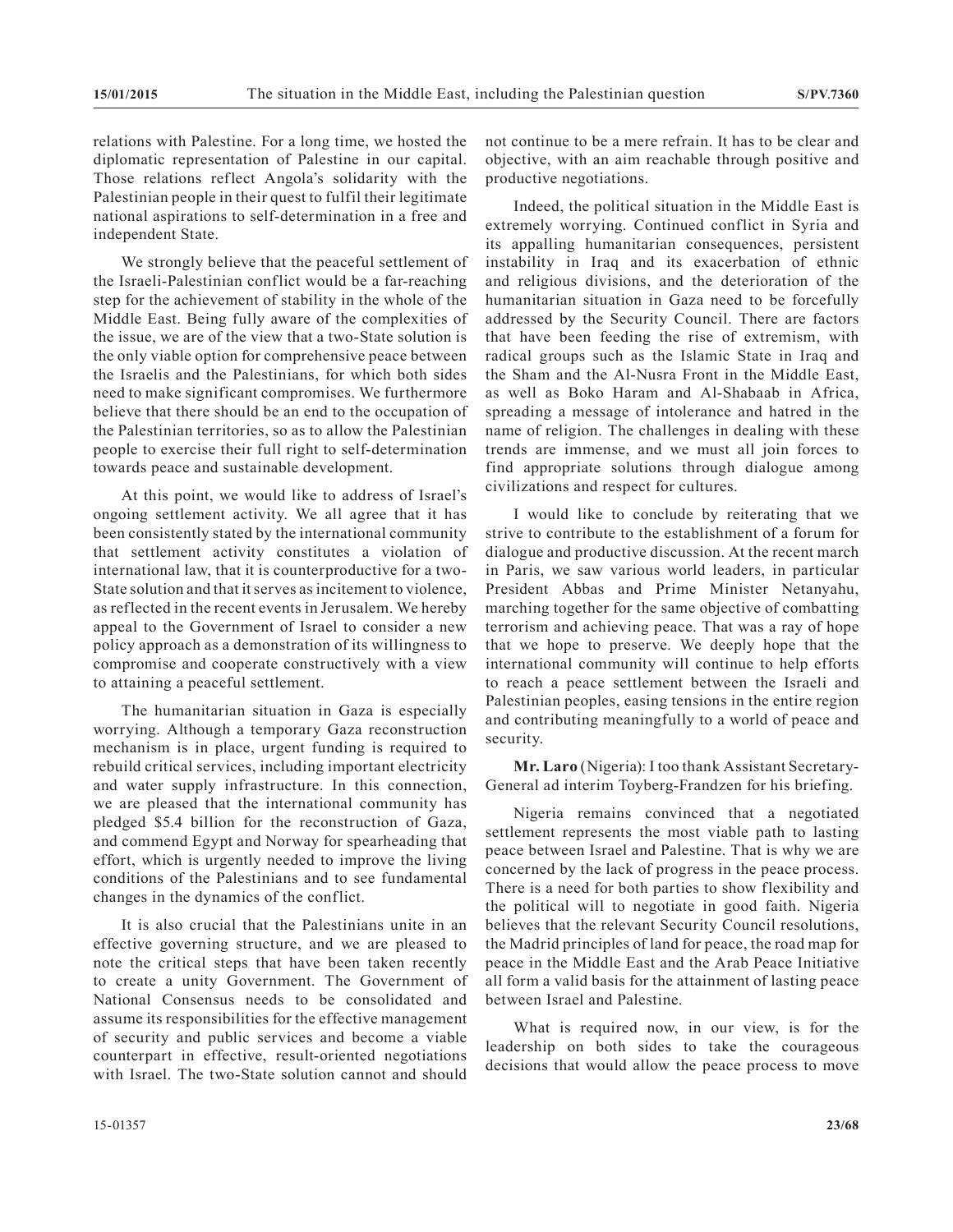relations with Palestine. For a long time, we hosted the diplomatic representation of Palestine in our capital. Those relations reflect Angola's solidarity with the Palestinian people in their quest to fulfil their legitimate national aspirations to self-determination in a free and independent State.

We strongly believe that the peaceful settlement of the Israeli-Palestinian conflict would be a far-reaching step for the achievement of stability in the whole of the Middle East. Being fully aware of the complexities of the issue, we are of the view that a two-State solution is the only viable option for comprehensive peace between the Israelis and the Palestinians, for which both sides need to make significant compromises. We furthermore believe that there should be an end to the occupation of the Palestinian territories, so as to allow the Palestinian people to exercise their full right to self-determination towards peace and sustainable development.

At this point, we would like to address of Israel's ongoing settlement activity. We all agree that it has been consistently stated by the international community that settlement activity constitutes a violation of international law, that it is counterproductive for a two-State solution and that it serves as incitement to violence, as reflected in the recent events in Jerusalem. We hereby appeal to the Government of Israel to consider a new policy approach as a demonstration of its willingness to compromise and cooperate constructively with a view to attaining a peaceful settlement.

The humanitarian situation in Gaza is especially worrying. Although a temporary Gaza reconstruction mechanism is in place, urgent funding is required to rebuild critical services, including important electricity and water supply infrastructure. In this connection, we are pleased that the international community has pledged $5.4 billion for the reconstruction of Gaza, and commend Egypt and Norway for spearheading that effort, which is urgently needed to improve the living conditions of the Palestinians and to see fundamental changes in the dynamics of the conflict.

It is also crucial that the Palestinians unite in an effective governing structure, and we are pleased to note the critical steps that have been taken recently to create a unity Government. The Government of National Consensus needs to be consolidated and assume its responsibilities for the effective management of security and public services and become a viable counterpart in effective, result-oriented negotiations with Israel. The two-State solution cannot and should not continue to be a mere refrain. It has to be clear and objective, with an aim reachable through positive and productive negotiations.

Indeed, the political situation in the Middle East is extremely worrying. Continued conflict in Syria and its appalling humanitarian consequences, persistent instability in Iraq and its exacerbation of ethnic and religious divisions, and the deterioration of the humanitarian situation in Gaza need to be forcefully addressed by the Security Council. There are factors that have been feeding the rise of extremism, with radical groups such as the Islamic State in Iraq and the Sham and the Al-Nusra Front in the Middle East, as well as Boko Haram and Al-Shabaab in Africa, spreading a message of intolerance and hatred in the name of religion. The challenges in dealing with these trends are immense, and we must all join forces to find appropriate solutions through dialogue among civilizations and respect for cultures.

I would like to conclude by reiterating that we strive to contribute to the establishment of a forum for dialogue and productive discussion. At the recent march in Paris, we saw various world leaders, in particular President Abbas and Prime Minister Netanyahu, marching together for the same objective of combatting terrorism and achieving peace. That was a ray of hope that we hope to preserve. We deeply hope that the international community will continue to help efforts to reach a peace settlement between the Israeli and Palestinian peoples, easing tensions in the entire region and contributing meaningfully to a world of peace and security.

**Mr. Laro** (Nigeria): I too thank Assistant Secretary-General ad interim Toyberg-Frandzen for his briefing.

Nigeria remains convinced that a negotiated settlement represents the most viable path to lasting peace between Israel and Palestine. That is why we are concerned by the lack of progress in the peace process. There is a need for both parties to show flexibility and the political will to negotiate in good faith. Nigeria believes that the relevant Security Council resolutions, the Madrid principles of land for peace, the road map for peace in the Middle East and the Arab Peace Initiative all form a valid basis for the attainment of lasting peace between Israel and Palestine.

What is required now, in our view, is for the leadership on both sides to take the courageous decisions that would allow the peace process to move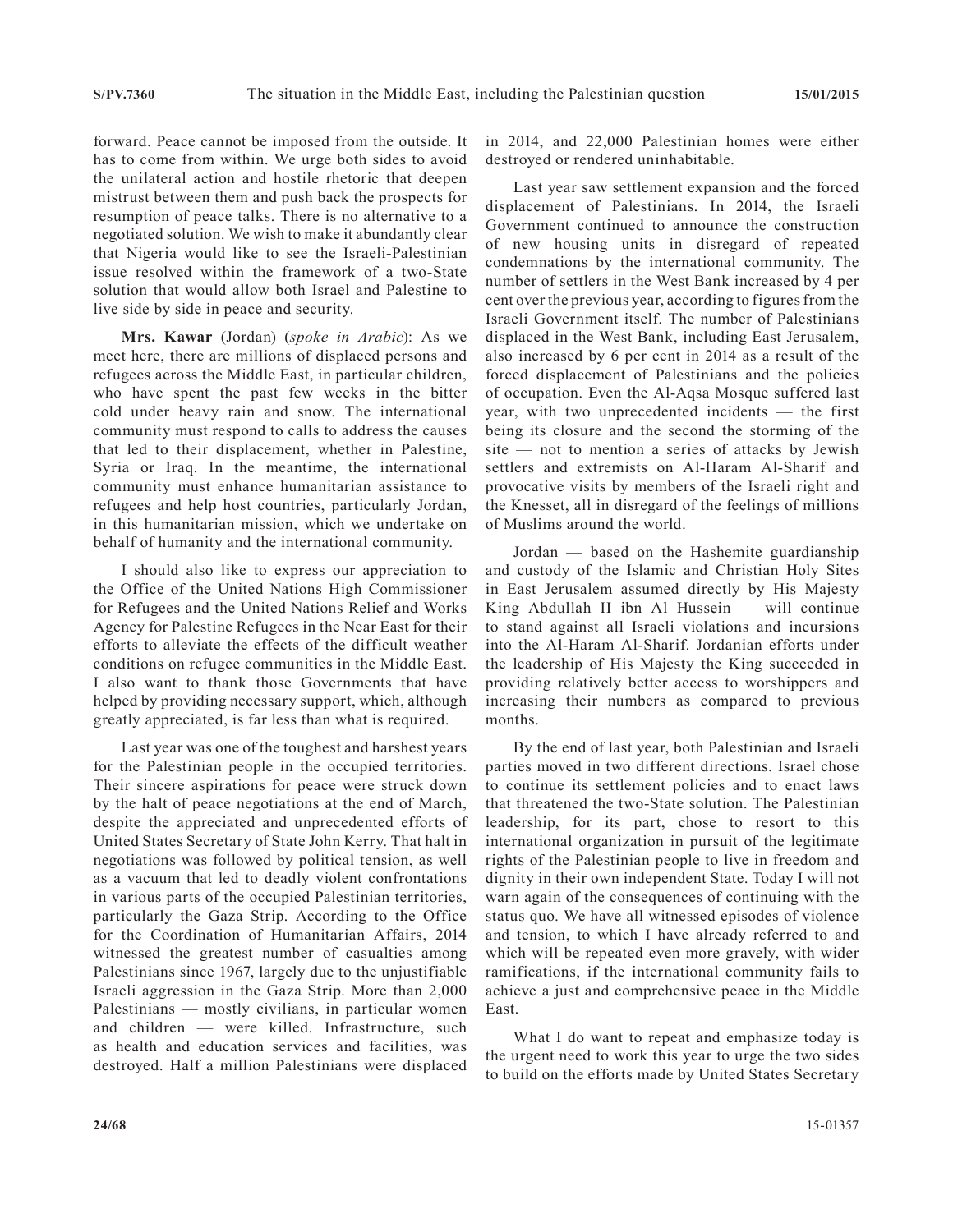forward. Peace cannot be imposed from the outside. It has to come from within. We urge both sides to avoid the unilateral action and hostile rhetoric that deepen mistrust between them and push back the prospects for resumption of peace talks. There is no alternative to a negotiated solution. We wish to make it abundantly clear that Nigeria would like to see the Israeli-Palestinian issue resolved within the framework of a two-State solution that would allow both Israel and Palestine to live side by side in peace and security.

**Mrs. Kawar** (Jordan) (*spoke in Arabic*): As we meet here, there are millions of displaced persons and refugees across the Middle East, in particular children, who have spent the past few weeks in the bitter cold under heavy rain and snow. The international community must respond to calls to address the causes that led to their displacement, whether in Palestine, Syria or Iraq. In the meantime, the international community must enhance humanitarian assistance to refugees and help host countries, particularly Jordan, in this humanitarian mission, which we undertake on behalf of humanity and the international community.

I should also like to express our appreciation to the Office of the United Nations High Commissioner for Refugees and the United Nations Relief and Works Agency for Palestine Refugees in the Near East for their efforts to alleviate the effects of the difficult weather conditions on refugee communities in the Middle East. I also want to thank those Governments that have helped by providing necessary support, which, although greatly appreciated, is far less than what is required.

Last year was one of the toughest and harshest years for the Palestinian people in the occupied territories. Their sincere aspirations for peace were struck down by the halt of peace negotiations at the end of March, despite the appreciated and unprecedented efforts of United States Secretary of State John Kerry. That halt in negotiations was followed by political tension, as well as a vacuum that led to deadly violent confrontations in various parts of the occupied Palestinian territories, particularly the Gaza Strip. According to the Office for the Coordination of Humanitarian Affairs, 2014 witnessed the greatest number of casualties among Palestinians since 1967, largely due to the unjustifiable Israeli aggression in the Gaza Strip. More than 2,000 Palestinians — mostly civilians, in particular women and children — were killed. Infrastructure, such as health and education services and facilities, was destroyed. Half a million Palestinians were displaced in 2014, and 22,000 Palestinian homes were either destroyed or rendered uninhabitable.

Last year saw settlement expansion and the forced displacement of Palestinians. In 2014, the Israeli Government continued to announce the construction of new housing units in disregard of repeated condemnations by the international community. The number of settlers in the West Bank increased by 4 per cent over the previous year, according to figures from the Israeli Government itself. The number of Palestinians displaced in the West Bank, including East Jerusalem, also increased by 6 per cent in 2014 as a result of the forced displacement of Palestinians and the policies of occupation. Even the Al-Aqsa Mosque suffered last year, with two unprecedented incidents — the first being its closure and the second the storming of the site — not to mention a series of attacks by Jewish settlers and extremists on Al-Haram Al-Sharif and provocative visits by members of the Israeli right and the Knesset, all in disregard of the feelings of millions of Muslims around the world.

Jordan — based on the Hashemite guardianship and custody of the Islamic and Christian Holy Sites in East Jerusalem assumed directly by His Majesty King Abdullah II ibn Al Hussein — will continue to stand against all Israeli violations and incursions into the Al-Haram Al-Sharif. Jordanian efforts under the leadership of His Majesty the King succeeded in providing relatively better access to worshippers and increasing their numbers as compared to previous months.

By the end of last year, both Palestinian and Israeli parties moved in two different directions. Israel chose to continue its settlement policies and to enact laws that threatened the two-State solution. The Palestinian leadership, for its part, chose to resort to this international organization in pursuit of the legitimate rights of the Palestinian people to live in freedom and dignity in their own independent State. Today I will not warn again of the consequences of continuing with the status quo. We have all witnessed episodes of violence and tension, to which I have already referred to and which will be repeated even more gravely, with wider ramifications, if the international community fails to achieve a just and comprehensive peace in the Middle East.

What I do want to repeat and emphasize today is the urgent need to work this year to urge the two sides to build on the efforts made by United States Secretary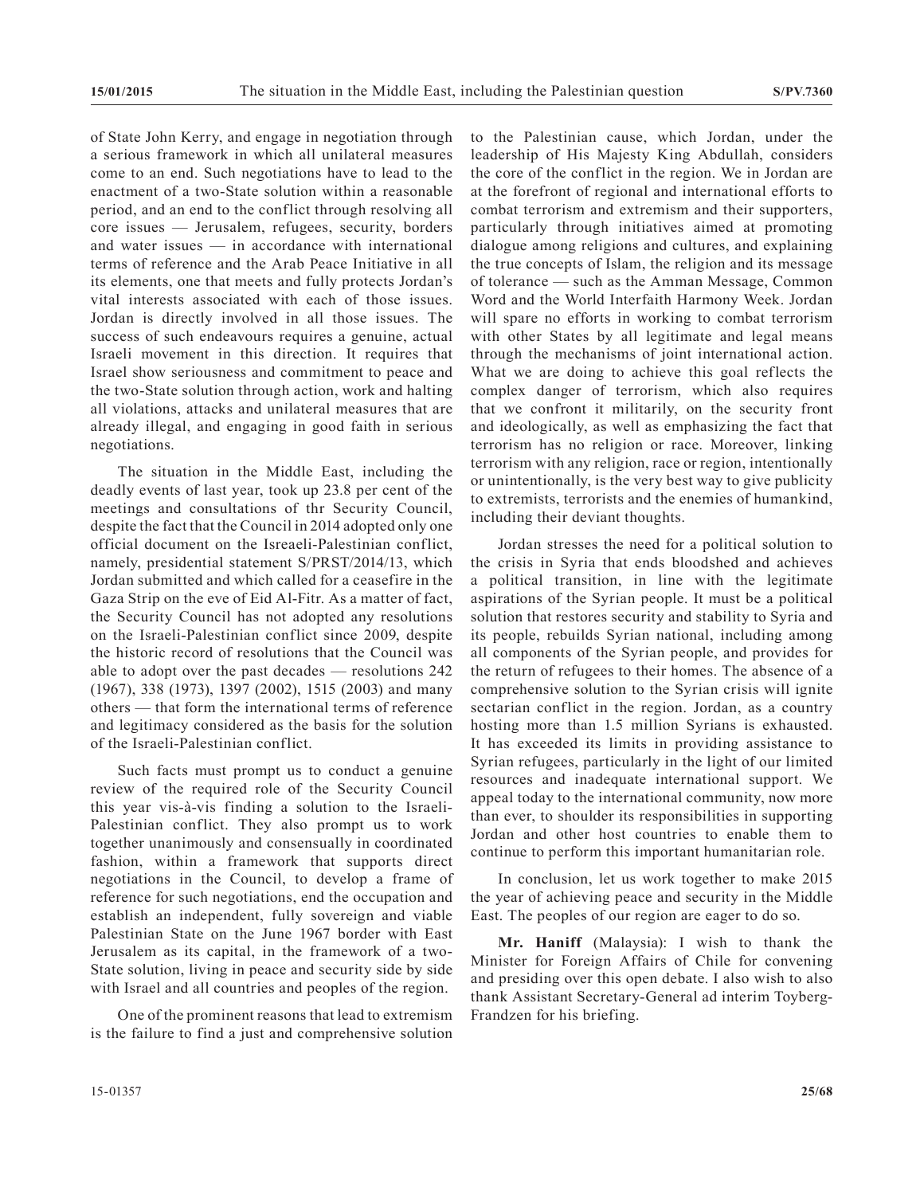of State John Kerry, and engage in negotiation through a serious framework in which all unilateral measures come to an end. Such negotiations have to lead to the enactment of a two-State solution within a reasonable period, and an end to the conflict through resolving all core issues — Jerusalem, refugees, security, borders and water issues — in accordance with international terms of reference and the Arab Peace Initiative in all its elements, one that meets and fully protects Jordan's vital interests associated with each of those issues. Jordan is directly involved in all those issues. The success of such endeavours requires a genuine, actual Israeli movement in this direction. It requires that Israel show seriousness and commitment to peace and the two-State solution through action, work and halting all violations, attacks and unilateral measures that are already illegal, and engaging in good faith in serious negotiations.

The situation in the Middle East, including the deadly events of last year, took up 23.8 per cent of the meetings and consultations of thr Security Council, despite the fact that the Council in 2014 adopted only one official document on the Isreaeli-Palestinian conflict, namely, presidential statement S/PRST/2014/13, which Jordan submitted and which called for a ceasefire in the Gaza Strip on the eve of Eid Al-Fitr. As a matter of fact, the Security Council has not adopted any resolutions on the Israeli-Palestinian conflict since 2009, despite the historic record of resolutions that the Council was able to adopt over the past decades — resolutions 242 (1967), 338 (1973), 1397 (2002), 1515 (2003) and many others — that form the international terms of reference and legitimacy considered as the basis for the solution of the Israeli-Palestinian conflict.

Such facts must prompt us to conduct a genuine review of the required role of the Security Council this year vis-à-vis finding a solution to the Israeli-Palestinian conflict. They also prompt us to work together unanimously and consensually in coordinated fashion, within a framework that supports direct negotiations in the Council, to develop a frame of reference for such negotiations, end the occupation and establish an independent, fully sovereign and viable Palestinian State on the June 1967 border with East Jerusalem as its capital, in the framework of a two-State solution, living in peace and security side by side with Israel and all countries and peoples of the region.

One of the prominent reasons that lead to extremism is the failure to find a just and comprehensive solution to the Palestinian cause, which Jordan, under the leadership of His Majesty King Abdullah, considers the core of the conflict in the region. We in Jordan are at the forefront of regional and international efforts to combat terrorism and extremism and their supporters, particularly through initiatives aimed at promoting dialogue among religions and cultures, and explaining the true concepts of Islam, the religion and its message of tolerance — such as the Amman Message, Common Word and the World Interfaith Harmony Week. Jordan will spare no efforts in working to combat terrorism with other States by all legitimate and legal means through the mechanisms of joint international action. What we are doing to achieve this goal reflects the complex danger of terrorism, which also requires that we confront it militarily, on the security front and ideologically, as well as emphasizing the fact that terrorism has no religion or race. Moreover, linking terrorism with any religion, race or region, intentionally or unintentionally, is the very best way to give publicity to extremists, terrorists and the enemies of humankind, including their deviant thoughts.

Jordan stresses the need for a political solution to the crisis in Syria that ends bloodshed and achieves a political transition, in line with the legitimate aspirations of the Syrian people. It must be a political solution that restores security and stability to Syria and its people, rebuilds Syrian national, including among all components of the Syrian people, and provides for the return of refugees to their homes. The absence of a comprehensive solution to the Syrian crisis will ignite sectarian conflict in the region. Jordan, as a country hosting more than 1.5 million Syrians is exhausted. It has exceeded its limits in providing assistance to Syrian refugees, particularly in the light of our limited resources and inadequate international support. We appeal today to the international community, now more than ever, to shoulder its responsibilities in supporting Jordan and other host countries to enable them to continue to perform this important humanitarian role.

In conclusion, let us work together to make 2015 the year of achieving peace and security in the Middle East. The peoples of our region are eager to do so.

**Mr. Haniff** (Malaysia): I wish to thank the Minister for Foreign Affairs of Chile for convening and presiding over this open debate. I also wish to also thank Assistant Secretary-General ad interim Toyberg-Frandzen for his briefing.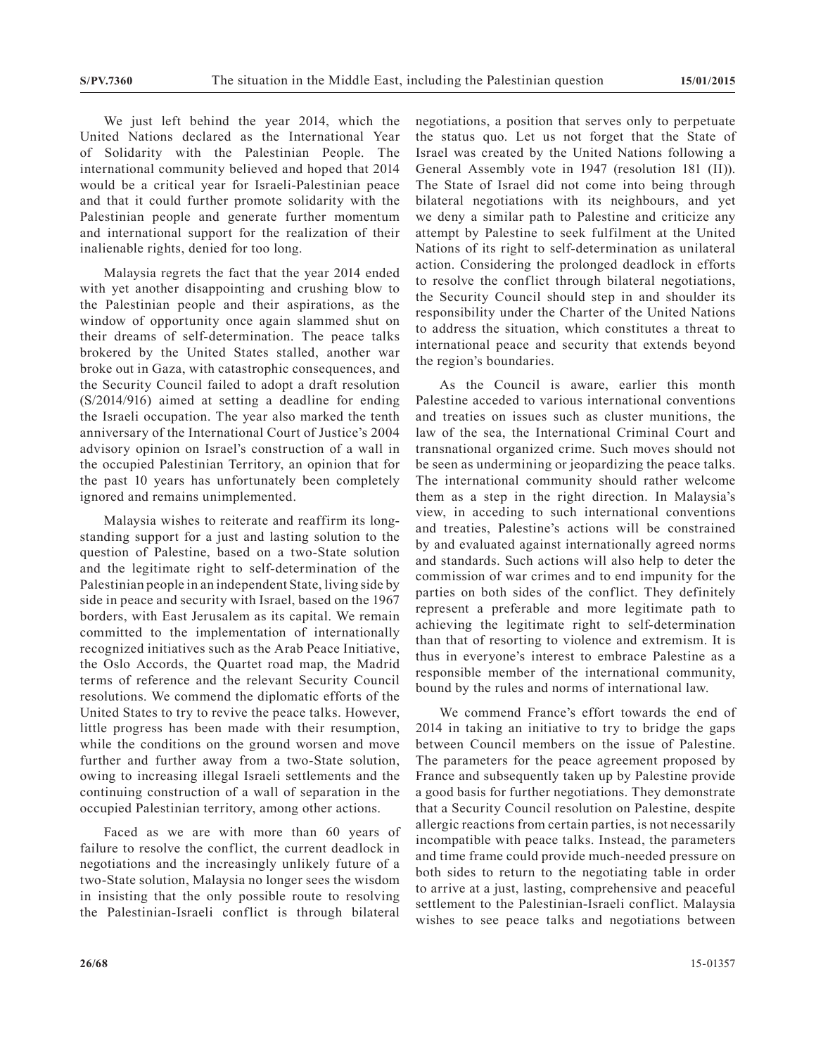We just left behind the year 2014, which the United Nations declared as the International Year of Solidarity with the Palestinian People. The international community believed and hoped that 2014 would be a critical year for Israeli-Palestinian peace and that it could further promote solidarity with the Palestinian people and generate further momentum and international support for the realization of their inalienable rights, denied for too long.

Malaysia regrets the fact that the year 2014 ended with yet another disappointing and crushing blow to the Palestinian people and their aspirations, as the window of opportunity once again slammed shut on their dreams of self-determination. The peace talks brokered by the United States stalled, another war broke out in Gaza, with catastrophic consequences, and the Security Council failed to adopt a draft resolution (S/2014/916) aimed at setting a deadline for ending the Israeli occupation. The year also marked the tenth anniversary of the International Court of Justice's 2004 advisory opinion on Israel's construction of a wall in the occupied Palestinian Territory, an opinion that for the past 10 years has unfortunately been completely ignored and remains unimplemented.

Malaysia wishes to reiterate and reaffirm its long-standing support for a just and lasting solution to the question of Palestine, based on a two-State solution and the legitimate right to self-determination of the Palestinian people in an independent State, living side by side in peace and security with Israel, based on the 1967 borders, with East Jerusalem as its capital. We remain committed to the implementation of internationally recognized initiatives such as the Arab Peace Initiative, the Oslo Accords, the Quartet road map, the Madrid terms of reference and the relevant Security Council resolutions. We commend the diplomatic efforts of the United States to try to revive the peace talks. However, little progress has been made with their resumption, while the conditions on the ground worsen and move further and further away from a two-State solution, owing to increasing illegal Israeli settlements and the continuing construction of a wall of separation in the occupied Palestinian territory, among other actions.

Faced as we are with more than 60 years of failure to resolve the conflict, the current deadlock in negotiations and the increasingly unlikely future of a two-State solution, Malaysia no longer sees the wisdom in insisting that the only possible route to resolving the Palestinian-Israeli conflict is through bilateral negotiations, a position that serves only to perpetuate the status quo. Let us not forget that the State of Israel was created by the United Nations following a General Assembly vote in 1947 (resolution 181 (II)). The State of Israel did not come into being through bilateral negotiations with its neighbours, and yet we deny a similar path to Palestine and criticize any attempt by Palestine to seek fulfilment at the United Nations of its right to self-determination as unilateral action. Considering the prolonged deadlock in efforts to resolve the conflict through bilateral negotiations, the Security Council should step in and shoulder its responsibility under the Charter of the United Nations to address the situation, which constitutes a threat to international peace and security that extends beyond the region's boundaries.

As the Council is aware, earlier this month Palestine acceded to various international conventions and treaties on issues such as cluster munitions, the law of the sea, the International Criminal Court and transnational organized crime. Such moves should not be seen as undermining or jeopardizing the peace talks. The international community should rather welcome them as a step in the right direction. In Malaysia's view, in acceding to such international conventions and treaties, Palestine's actions will be constrained by and evaluated against internationally agreed norms and standards. Such actions will also help to deter the commission of war crimes and to end impunity for the parties on both sides of the conflict. They definitely represent a preferable and more legitimate path to achieving the legitimate right to self-determination than that of resorting to violence and extremism. It is thus in everyone's interest to embrace Palestine as a responsible member of the international community, bound by the rules and norms of international law.

We commend France's effort towards the end of 2014 in taking an initiative to try to bridge the gaps between Council members on the issue of Palestine. The parameters for the peace agreement proposed by France and subsequently taken up by Palestine provide a good basis for further negotiations. They demonstrate that a Security Council resolution on Palestine, despite allergic reactions from certain parties, is not necessarily incompatible with peace talks. Instead, the parameters and time frame could provide much-needed pressure on both sides to return to the negotiating table in order to arrive at a just, lasting, comprehensive and peaceful settlement to the Palestinian-Israeli conflict. Malaysia wishes to see peace talks and negotiations between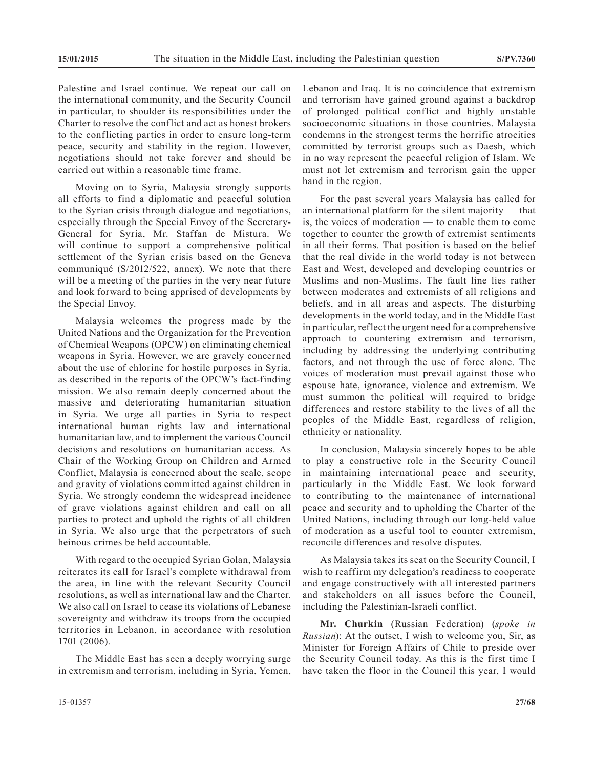Palestine and Israel continue. We repeat our call on the international community, and the Security Council in particular, to shoulder its responsibilities under the Charter to resolve the conflict and act as honest brokers to the conflicting parties in order to ensure long-term peace, security and stability in the region. However, negotiations should not take forever and should be carried out within a reasonable time frame.

Moving on to Syria, Malaysia strongly supports all efforts to find a diplomatic and peaceful solution to the Syrian crisis through dialogue and negotiations, especially through the Special Envoy of the Secretary-General for Syria, Mr. Staffan de Mistura. We will continue to support a comprehensive political settlement of the Syrian crisis based on the Geneva communiqué (S/2012/522, annex). We note that there will be a meeting of the parties in the very near future and look forward to being apprised of developments by the Special Envoy.

Malaysia welcomes the progress made by the United Nations and the Organization for the Prevention of Chemical Weapons (OPCW) on eliminating chemical weapons in Syria. However, we are gravely concerned about the use of chlorine for hostile purposes in Syria, as described in the reports of the OPCW's fact-finding mission. We also remain deeply concerned about the massive and deteriorating humanitarian situation in Syria. We urge all parties in Syria to respect international human rights law and international humanitarian law, and to implement the various Council decisions and resolutions on humanitarian access. As Chair of the Working Group on Children and Armed Conflict, Malaysia is concerned about the scale, scope and gravity of violations committed against children in Syria. We strongly condemn the widespread incidence of grave violations against children and call on all parties to protect and uphold the rights of all children in Syria. We also urge that the perpetrators of such heinous crimes be held accountable.

With regard to the occupied Syrian Golan, Malaysia reiterates its call for Israel's complete withdrawal from the area, in line with the relevant Security Council resolutions, as well as international law and the Charter. We also call on Israel to cease its violations of Lebanese sovereignty and withdraw its troops from the occupied territories in Lebanon, in accordance with resolution 1701 (2006).

The Middle East has seen a deeply worrying surge in extremism and terrorism, including in Syria, Yemen, Lebanon and Iraq. It is no coincidence that extremism and terrorism have gained ground against a backdrop of prolonged political conflict and highly unstable socioeconomic situations in those countries. Malaysia condemns in the strongest terms the horrific atrocities committed by terrorist groups such as Daesh, which in no way represent the peaceful religion of Islam. We must not let extremism and terrorism gain the upper hand in the region.

For the past several years Malaysia has called for an international platform for the silent majority — that is, the voices of moderation — to enable them to come together to counter the growth of extremist sentiments in all their forms. That position is based on the belief that the real divide in the world today is not between East and West, developed and developing countries or Muslims and non-Muslims. The fault line lies rather between moderates and extremists of all religions and beliefs, and in all areas and aspects. The disturbing developments in the world today, and in the Middle East in particular, reflect the urgent need for a comprehensive approach to countering extremism and terrorism, including by addressing the underlying contributing factors, and not through the use of force alone. The voices of moderation must prevail against those who espouse hate, ignorance, violence and extremism. We must summon the political will required to bridge differences and restore stability to the lives of all the peoples of the Middle East, regardless of religion, ethnicity or nationality.

In conclusion, Malaysia sincerely hopes to be able to play a constructive role in the Security Council in maintaining international peace and security, particularly in the Middle East. We look forward to contributing to the maintenance of international peace and security and to upholding the Charter of the United Nations, including through our long-held value of moderation as a useful tool to counter extremism, reconcile differences and resolve disputes.

As Malaysia takes its seat on the Security Council, I wish to reaffirm my delegation's readiness to cooperate and engage constructively with all interested partners and stakeholders on all issues before the Council, including the Palestinian-Israeli conflict.

**Mr. Churkin** (Russian Federation) (*spoke in Russian*): At the outset, I wish to welcome you, Sir, as Minister for Foreign Affairs of Chile to preside over the Security Council today. As this is the first time I have taken the floor in the Council this year, I would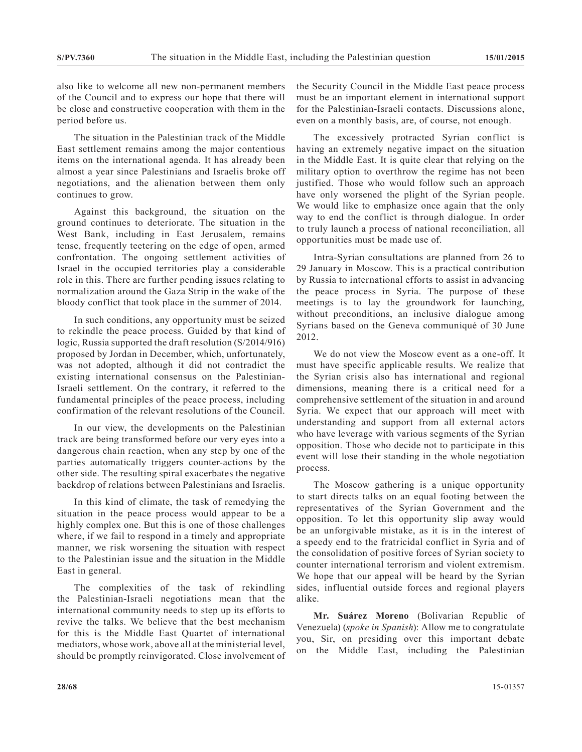also like to welcome all new non-permanent members of the Council and to express our hope that there will be close and constructive cooperation with them in the period before us.

The situation in the Palestinian track of the Middle East settlement remains among the major contentious items on the international agenda. It has already been almost a year since Palestinians and Israelis broke off negotiations, and the alienation between them only continues to grow.

Against this background, the situation on the ground continues to deteriorate. The situation in the West Bank, including in East Jerusalem, remains tense, frequently teetering on the edge of open, armed confrontation. The ongoing settlement activities of Israel in the occupied territories play a considerable role in this. There are further pending issues relating to normalization around the Gaza Strip in the wake of the bloody conflict that took place in the summer of 2014.

In such conditions, any opportunity must be seized to rekindle the peace process. Guided by that kind of logic, Russia supported the draft resolution (S/2014/916) proposed by Jordan in December, which, unfortunately, was not adopted, although it did not contradict the existing international consensus on the Palestinian-Israeli settlement. On the contrary, it referred to the fundamental principles of the peace process, including confirmation of the relevant resolutions of the Council.

In our view, the developments on the Palestinian track are being transformed before our very eyes into a dangerous chain reaction, when any step by one of the parties automatically triggers counter-actions by the other side. The resulting spiral exacerbates the negative backdrop of relations between Palestinians and Israelis.

In this kind of climate, the task of remedying the situation in the peace process would appear to be a highly complex one. But this is one of those challenges where, if we fail to respond in a timely and appropriate manner, we risk worsening the situation with respect to the Palestinian issue and the situation in the Middle East in general.

The complexities of the task of rekindling the Palestinian-Israeli negotiations mean that the international community needs to step up its efforts to revive the talks. We believe that the best mechanism for this is the Middle East Quartet of international mediators, whose work, above all at the ministerial level, should be promptly reinvigorated. Close involvement of the Security Council in the Middle East peace process must be an important element in international support for the Palestinian-Israeli contacts. Discussions alone, even on a monthly basis, are, of course, not enough.

The excessively protracted Syrian conflict is having an extremely negative impact on the situation in the Middle East. It is quite clear that relying on the military option to overthrow the regime has not been justified. Those who would follow such an approach have only worsened the plight of the Syrian people. We would like to emphasize once again that the only way to end the conflict is through dialogue. In order to truly launch a process of national reconciliation, all opportunities must be made use of.

Intra-Syrian consultations are planned from 26 to 29 January in Moscow. This is a practical contribution by Russia to international efforts to assist in advancing the peace process in Syria. The purpose of these meetings is to lay the groundwork for launching, without preconditions, an inclusive dialogue among Syrians based on the Geneva communiqué of 30 June 2012.

We do not view the Moscow event as a one-off. It must have specific applicable results. We realize that the Syrian crisis also has international and regional dimensions, meaning there is a critical need for a comprehensive settlement of the situation in and around Syria. We expect that our approach will meet with understanding and support from all external actors who have leverage with various segments of the Syrian opposition. Those who decide not to participate in this event will lose their standing in the whole negotiation process.

The Moscow gathering is a unique opportunity to start directs talks on an equal footing between the representatives of the Syrian Government and the opposition. To let this opportunity slip away would be an unforgivable mistake, as it is in the interest of a speedy end to the fratricidal conflict in Syria and of the consolidation of positive forces of Syrian society to counter international terrorism and violent extremism. We hope that our appeal will be heard by the Syrian sides, influential outside forces and regional players alike.

**Mr. Suárez Moreno** (Bolivarian Republic of Venezuela) (*spoke in Spanish*): Allow me to congratulate you, Sir, on presiding over this important debate on the Middle East, including the Palestinian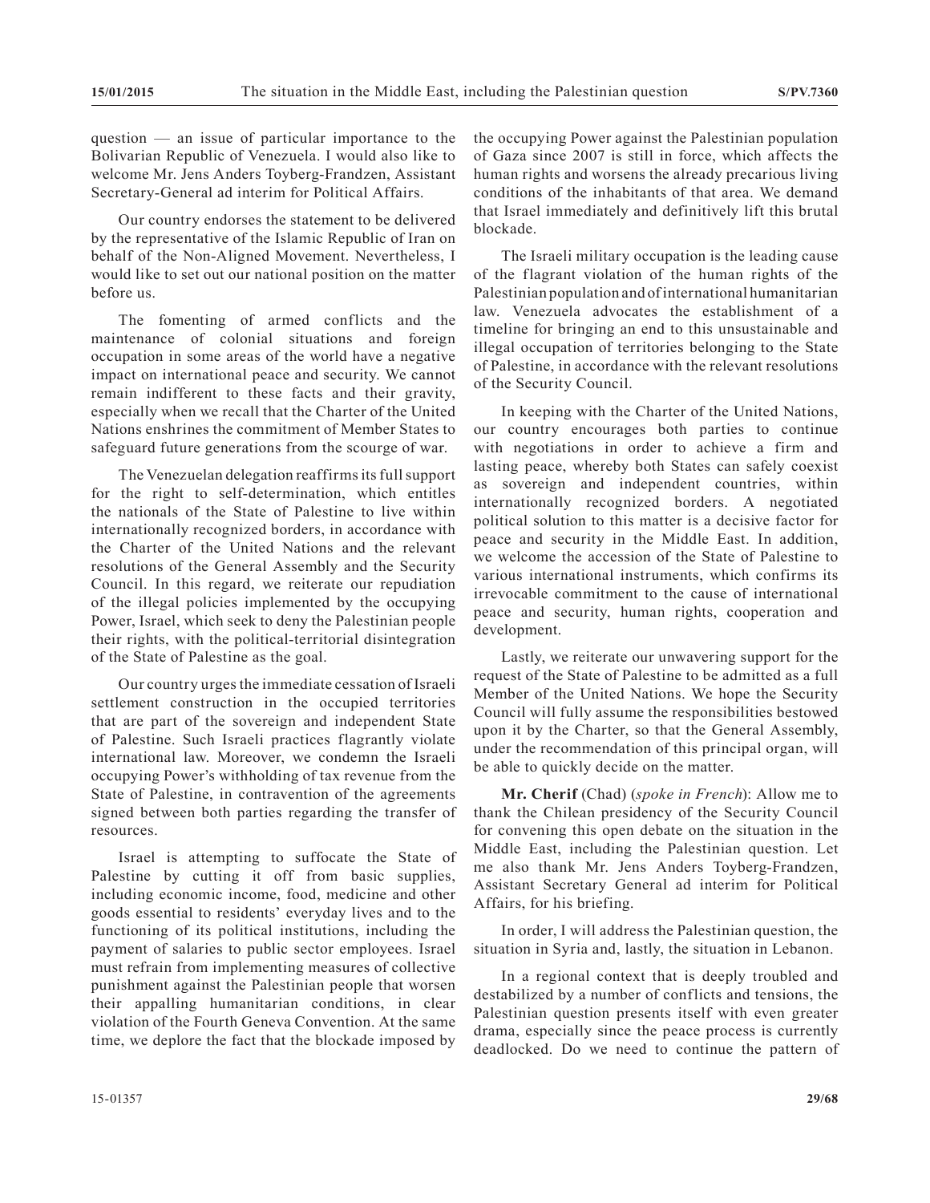question — an issue of particular importance to the Bolivarian Republic of Venezuela. I would also like to welcome Mr. Jens Anders Toyberg-Frandzen, Assistant Secretary-General ad interim for Political Affairs.

Our country endorses the statement to be delivered by the representative of the Islamic Republic of Iran on behalf of the Non-Aligned Movement. Nevertheless, I would like to set out our national position on the matter before us.

The fomenting of armed conflicts and the maintenance of colonial situations and foreign occupation in some areas of the world have a negative impact on international peace and security. We cannot remain indifferent to these facts and their gravity, especially when we recall that the Charter of the United Nations enshrines the commitment of Member States to safeguard future generations from the scourge of war.

The Venezuelan delegation reaffirms its full support for the right to self-determination, which entitles the nationals of the State of Palestine to live within internationally recognized borders, in accordance with the Charter of the United Nations and the relevant resolutions of the General Assembly and the Security Council. In this regard, we reiterate our repudiation of the illegal policies implemented by the occupying Power, Israel, which seek to deny the Palestinian people their rights, with the political-territorial disintegration of the State of Palestine as the goal.

Our country urges the immediate cessation of Israeli settlement construction in the occupied territories that are part of the sovereign and independent State of Palestine. Such Israeli practices flagrantly violate international law. Moreover, we condemn the Israeli occupying Power's withholding of tax revenue from the State of Palestine, in contravention of the agreements signed between both parties regarding the transfer of resources.

Israel is attempting to suffocate the State of Palestine by cutting it off from basic supplies, including economic income, food, medicine and other goods essential to residents' everyday lives and to the functioning of its political institutions, including the payment of salaries to public sector employees. Israel must refrain from implementing measures of collective punishment against the Palestinian people that worsen their appalling humanitarian conditions, in clear violation of the Fourth Geneva Convention. At the same time, we deplore the fact that the blockade imposed by the occupying Power against the Palestinian population of Gaza since 2007 is still in force, which affects the human rights and worsens the already precarious living conditions of the inhabitants of that area. We demand that Israel immediately and definitively lift this brutal blockade.

The Israeli military occupation is the leading cause of the flagrant violation of the human rights of the Palestinian population and of international humanitarian law. Venezuela advocates the establishment of a timeline for bringing an end to this unsustainable and illegal occupation of territories belonging to the State of Palestine, in accordance with the relevant resolutions of the Security Council.

In keeping with the Charter of the United Nations, our country encourages both parties to continue with negotiations in order to achieve a firm and lasting peace, whereby both States can safely coexist as sovereign and independent countries, within internationally recognized borders. A negotiated political solution to this matter is a decisive factor for peace and security in the Middle East. In addition, we welcome the accession of the State of Palestine to various international instruments, which confirms its irrevocable commitment to the cause of international peace and security, human rights, cooperation and development.

Lastly, we reiterate our unwavering support for the request of the State of Palestine to be admitted as a full Member of the United Nations. We hope the Security Council will fully assume the responsibilities bestowed upon it by the Charter, so that the General Assembly, under the recommendation of this principal organ, will be able to quickly decide on the matter.

**Mr. Cherif** (Chad) (*spoke in French*): Allow me to thank the Chilean presidency of the Security Council for convening this open debate on the situation in the Middle East, including the Palestinian question. Let me also thank Mr. Jens Anders Toyberg-Frandzen, Assistant Secretary General ad interim for Political Affairs, for his briefing.

In order, I will address the Palestinian question, the situation in Syria and, lastly, the situation in Lebanon.

In a regional context that is deeply troubled and destabilized by a number of conflicts and tensions, the Palestinian question presents itself with even greater drama, especially since the peace process is currently deadlocked. Do we need to continue the pattern of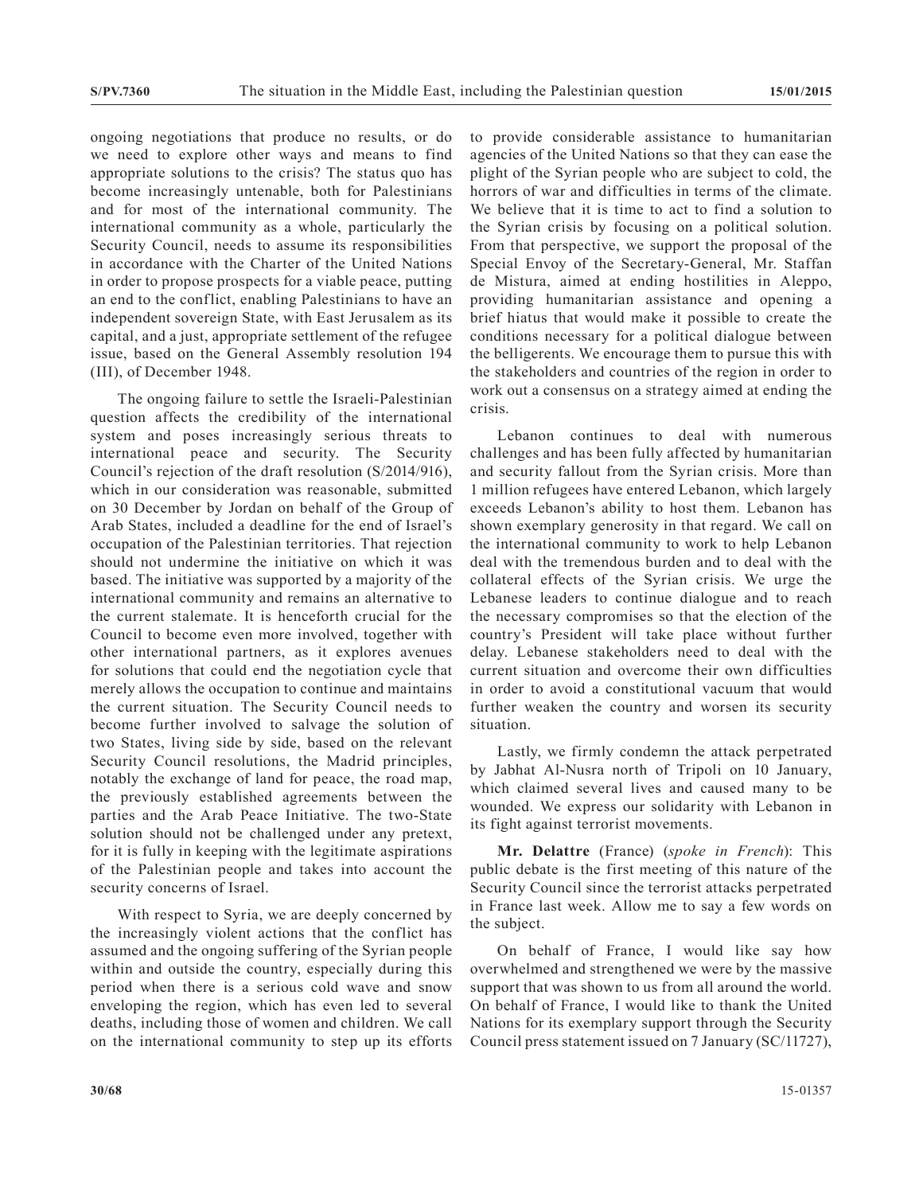ongoing negotiations that produce no results, or do we need to explore other ways and means to find appropriate solutions to the crisis? The status quo has become increasingly untenable, both for Palestinians and for most of the international community. The international community as a whole, particularly the Security Council, needs to assume its responsibilities in accordance with the Charter of the United Nations in order to propose prospects for a viable peace, putting an end to the conflict, enabling Palestinians to have an independent sovereign State, with East Jerusalem as its capital, and a just, appropriate settlement of the refugee issue, based on the General Assembly resolution 194 (III), of December 1948.

The ongoing failure to settle the Israeli-Palestinian question affects the credibility of the international system and poses increasingly serious threats to international peace and security. The Security Council's rejection of the draft resolution (S/2014/916), which in our consideration was reasonable, submitted on 30 December by Jordan on behalf of the Group of Arab States, included a deadline for the end of Israel's occupation of the Palestinian territories. That rejection should not undermine the initiative on which it was based. The initiative was supported by a majority of the international community and remains an alternative to the current stalemate. It is henceforth crucial for the Council to become even more involved, together with other international partners, as it explores avenues for solutions that could end the negotiation cycle that merely allows the occupation to continue and maintains the current situation. The Security Council needs to become further involved to salvage the solution of two States, living side by side, based on the relevant Security Council resolutions, the Madrid principles, notably the exchange of land for peace, the road map, the previously established agreements between the parties and the Arab Peace Initiative. The two-State solution should not be challenged under any pretext, for it is fully in keeping with the legitimate aspirations of the Palestinian people and takes into account the security concerns of Israel.

With respect to Syria, we are deeply concerned by the increasingly violent actions that the conflict has assumed and the ongoing suffering of the Syrian people within and outside the country, especially during this period when there is a serious cold wave and snow enveloping the region, which has even led to several deaths, including those of women and children. We call on the international community to step up its efforts to provide considerable assistance to humanitarian agencies of the United Nations so that they can ease the plight of the Syrian people who are subject to cold, the horrors of war and difficulties in terms of the climate. We believe that it is time to act to find a solution to the Syrian crisis by focusing on a political solution. From that perspective, we support the proposal of the Special Envoy of the Secretary-General, Mr. Staffan de Mistura, aimed at ending hostilities in Aleppo, providing humanitarian assistance and opening a brief hiatus that would make it possible to create the conditions necessary for a political dialogue between the belligerents. We encourage them to pursue this with the stakeholders and countries of the region in order to work out a consensus on a strategy aimed at ending the crisis.

Lebanon continues to deal with numerous challenges and has been fully affected by humanitarian and security fallout from the Syrian crisis. More than 1 million refugees have entered Lebanon, which largely exceeds Lebanon's ability to host them. Lebanon has shown exemplary generosity in that regard. We call on the international community to work to help Lebanon deal with the tremendous burden and to deal with the collateral effects of the Syrian crisis. We urge the Lebanese leaders to continue dialogue and to reach the necessary compromises so that the election of the country's President will take place without further delay. Lebanese stakeholders need to deal with the current situation and overcome their own difficulties in order to avoid a constitutional vacuum that would further weaken the country and worsen its security situation.

Lastly, we firmly condemn the attack perpetrated by Jabhat Al-Nusra north of Tripoli on 10 January, which claimed several lives and caused many to be wounded. We express our solidarity with Lebanon in its fight against terrorist movements.

**Mr. Delattre** (France) (*spoke in French*): This public debate is the first meeting of this nature of the Security Council since the terrorist attacks perpetrated in France last week. Allow me to say a few words on the subject.

On behalf of France, I would like say how overwhelmed and strengthened we were by the massive support that was shown to us from all around the world. On behalf of France, I would like to thank the United Nations for its exemplary support through the Security Council press statement issued on 7 January (SC/11727),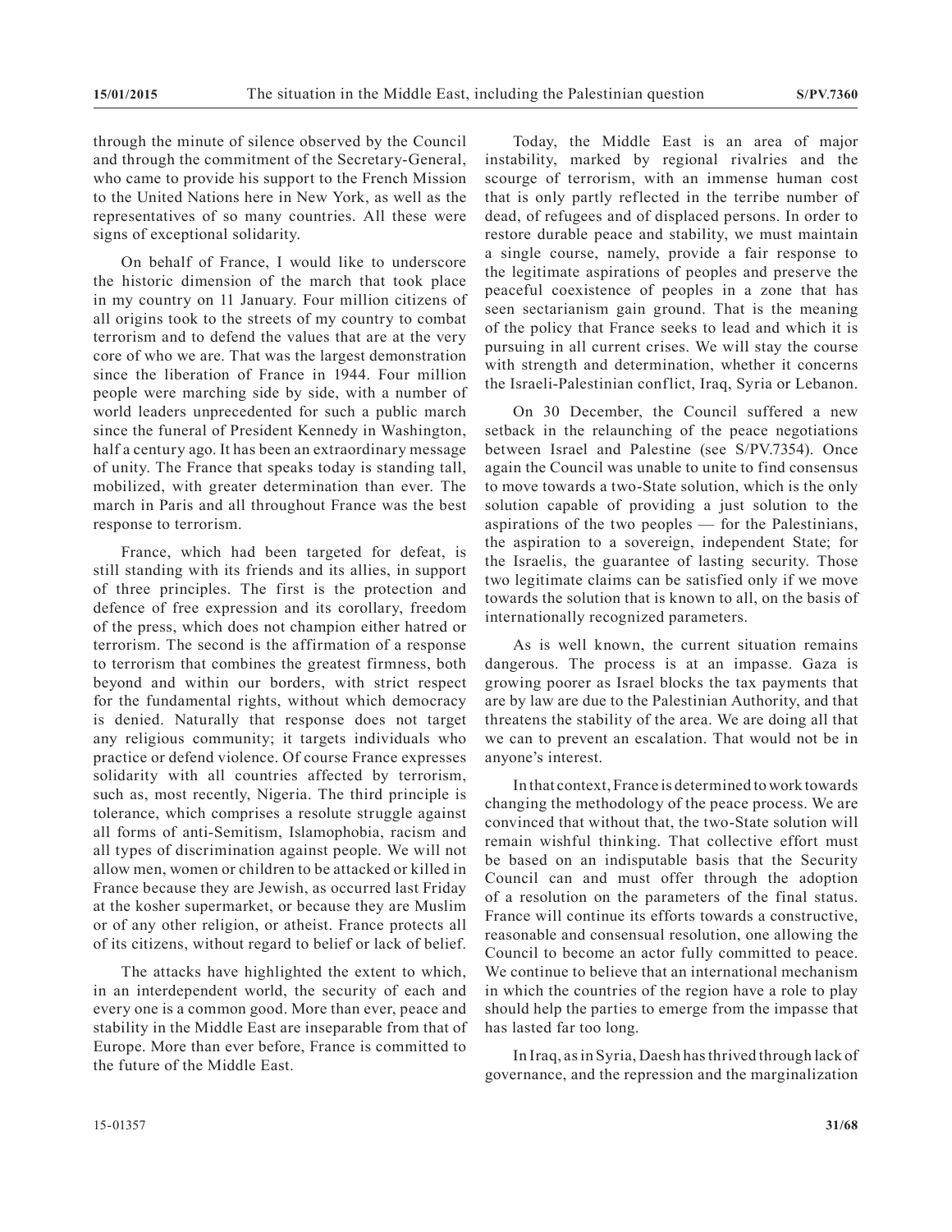through the minute of silence observed by the Council and through the commitment of the Secretary-General, who came to provide his support to the French Mission to the United Nations here in New York, as well as the representatives of so many countries. All these were signs of exceptional solidarity.

On behalf of France, I would like to underscore the historic dimension of the march that took place in my country on 11 January. Four million citizens of all origins took to the streets of my country to combat terrorism and to defend the values that are at the very core of who we are. That was the largest demonstration since the liberation of France in 1944. Four million people were marching side by side, with a number of world leaders unprecedented for such a public march since the funeral of President Kennedy in Washington, half a century ago. It has been an extraordinary message of unity. The France that speaks today is standing tall, mobilized, with greater determination than ever. The march in Paris and all throughout France was the best response to terrorism.

France, which had been targeted for defeat, is still standing with its friends and its allies, in support of three principles. The first is the protection and defence of free expression and its corollary, freedom of the press, which does not champion either hatred or terrorism. The second is the affirmation of a response to terrorism that combines the greatest firmness, both beyond and within our borders, with strict respect for the fundamental rights, without which democracy is denied. Naturally that response does not target any religious community; it targets individuals who practice or defend violence. Of course France expresses solidarity with all countries affected by terrorism, such as, most recently, Nigeria. The third principle is tolerance, which comprises a resolute struggle against all forms of anti-Semitism, Islamophobia, racism and all types of discrimination against people. We will not allow men, women or children to be attacked or killed in France because they are Jewish, as occurred last Friday at the kosher supermarket, or because they are Muslim or of any other religion, or atheist. France protects all of its citizens, without regard to belief or lack of belief.

The attacks have highlighted the extent to which, in an interdependent world, the security of each and every one is a common good. More than ever, peace and stability in the Middle East are inseparable from that of Europe. More than ever before, France is committed to the future of the Middle East.

Today, the Middle East is an area of major instability, marked by regional rivalries and the scourge of terrorism, with an immense human cost that is only partly reflected in the terribe number of dead, of refugees and of displaced persons. In order to restore durable peace and stability, we must maintain a single course, namely, provide a fair response to the legitimate aspirations of peoples and preserve the peaceful coexistence of peoples in a zone that has seen sectarianism gain ground. That is the meaning of the policy that France seeks to lead and which it is pursuing in all current crises. We will stay the course with strength and determination, whether it concerns the Israeli-Palestinian conflict, Iraq, Syria or Lebanon.

On 30 December, the Council suffered a new setback in the relaunching of the peace negotiations between Israel and Palestine (see S/PV.7354). Once again the Council was unable to unite to find consensus to move towards a two-State solution, which is the only solution capable of providing a just solution to the aspirations of the two peoples — for the Palestinians, the aspiration to a sovereign, independent State; for the Israelis, the guarantee of lasting security. Those two legitimate claims can be satisfied only if we move towards the solution that is known to all, on the basis of internationally recognized parameters.

As is well known, the current situation remains dangerous. The process is at an impasse. Gaza is growing poorer as Israel blocks the tax payments that are by law are due to the Palestinian Authority, and that threatens the stability of the area. We are doing all that we can to prevent an escalation. That would not be in anyone's interest.

In that context, France is determined to work towards changing the methodology of the peace process. We are convinced that without that, the two-State solution will remain wishful thinking. That collective effort must be based on an indisputable basis that the Security Council can and must offer through the adoption of a resolution on the parameters of the final status. France will continue its efforts towards a constructive, reasonable and consensual resolution, one allowing the Council to become an actor fully committed to peace. We continue to believe that an international mechanism in which the countries of the region have a role to play should help the parties to emerge from the impasse that has lasted far too long.

In Iraq, as in Syria, Daesh has thrived through lack of governance, and the repression and the marginalization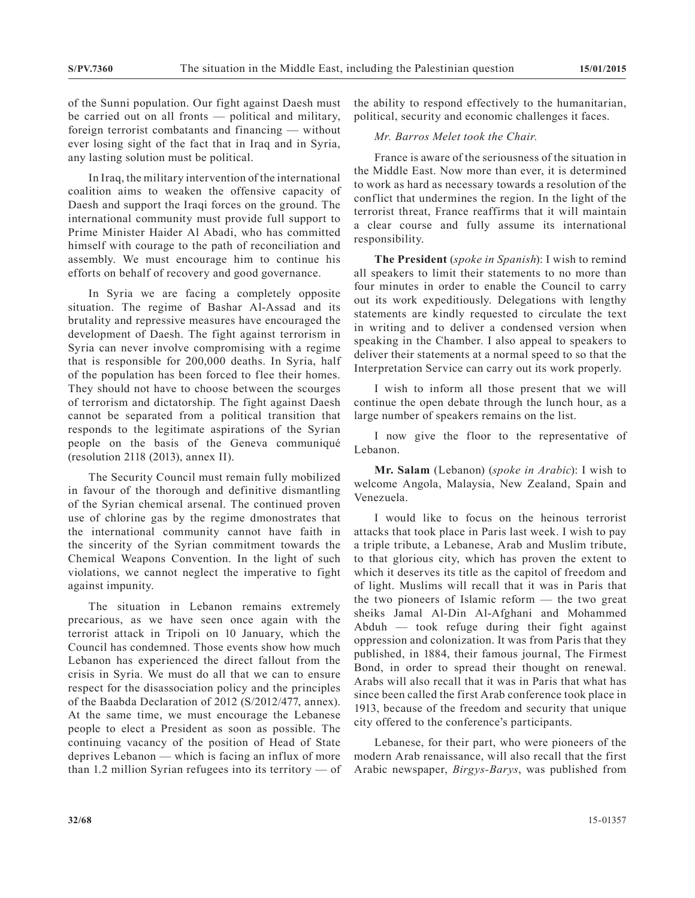of the Sunni population. Our fight against Daesh must be carried out on all fronts — political and military, foreign terrorist combatants and financing — without ever losing sight of the fact that in Iraq and in Syria, any lasting solution must be political.

In Iraq, the military intervention of the international coalition aims to weaken the offensive capacity of Daesh and support the Iraqi forces on the ground. The international community must provide full support to Prime Minister Haider Al Abadi, who has committed himself with courage to the path of reconciliation and assembly. We must encourage him to continue his efforts on behalf of recovery and good governance.

In Syria we are facing a completely opposite situation. The regime of Bashar Al-Assad and its brutality and repressive measures have encouraged the development of Daesh. The fight against terrorism in Syria can never involve compromising with a regime that is responsible for 200,000 deaths. In Syria, half of the population has been forced to flee their homes. They should not have to choose between the scourges of terrorism and dictatorship. The fight against Daesh cannot be separated from a political transition that responds to the legitimate aspirations of the Syrian people on the basis of the Geneva communiqué (resolution 2118 (2013), annex II).

The Security Council must remain fully mobilized in favour of the thorough and definitive dismantling of the Syrian chemical arsenal. The continued proven use of chlorine gas by the regime dmonostrates that the international community cannot have faith in the sincerity of the Syrian commitment towards the Chemical Weapons Convention. In the light of such violations, we cannot neglect the imperative to fight against impunity.

The situation in Lebanon remains extremely precarious, as we have seen once again with the terrorist attack in Tripoli on 10 January, which the Council has condemned. Those events show how much Lebanon has experienced the direct fallout from the crisis in Syria. We must do all that we can to ensure respect for the disassociation policy and the principles of the Baabda Declaration of 2012 (S/2012/477, annex). At the same time, we must encourage the Lebanese people to elect a President as soon as possible. The continuing vacancy of the position of Head of State deprives Lebanon — which is facing an influx of more than 1.2 million Syrian refugees into its territory — of the ability to respond effectively to the humanitarian, political, security and economic challenges it faces.

*Mr. Barros Melet took the Chair.*

France is aware of the seriousness of the situation in the Middle East. Now more than ever, it is determined to work as hard as necessary towards a resolution of the conflict that undermines the region. In the light of the terrorist threat, France reaffirms that it will maintain a clear course and fully assume its international responsibility.

**The President** (*spoke in Spanish*): I wish to remind all speakers to limit their statements to no more than four minutes in order to enable the Council to carry out its work expeditiously. Delegations with lengthy statements are kindly requested to circulate the text in writing and to deliver a condensed version when speaking in the Chamber. I also appeal to speakers to deliver their statements at a normal speed to so that the Interpretation Service can carry out its work properly.

I wish to inform all those present that we will continue the open debate through the lunch hour, as a large number of speakers remains on the list.

I now give the floor to the representative of Lebanon.

**Mr. Salam** (Lebanon) (*spoke in Arabic*): I wish to welcome Angola, Malaysia, New Zealand, Spain and Venezuela.

I would like to focus on the heinous terrorist attacks that took place in Paris last week. I wish to pay a triple tribute, a Lebanese, Arab and Muslim tribute, to that glorious city, which has proven the extent to which it deserves its title as the capitol of freedom and of light. Muslims will recall that it was in Paris that the two pioneers of Islamic reform — the two great sheiks Jamal Al-Din Al-Afghani and Mohammed Abduh — took refuge during their fight against oppression and colonization. It was from Paris that they published, in 1884, their famous journal, The Firmest Bond, in order to spread their thought on renewal. Arabs will also recall that it was in Paris that what has since been called the first Arab conference took place in 1913, because of the freedom and security that unique city offered to the conference's participants.

Lebanese, for their part, who were pioneers of the modern Arab renaissance, will also recall that the first Arabic newspaper, *Birgys-Barys*, was published from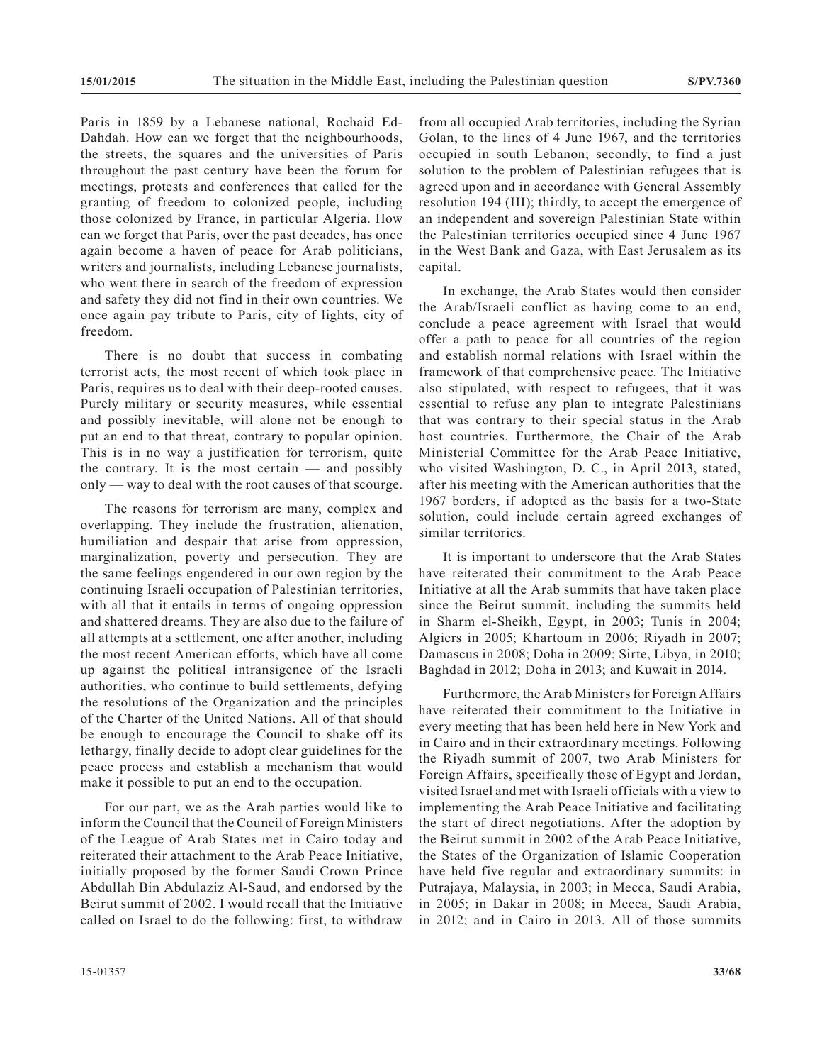Paris in 1859 by a Lebanese national, Rochaid Ed-Dahdah. How can we forget that the neighbourhoods, the streets, the squares and the universities of Paris throughout the past century have been the forum for meetings, protests and conferences that called for the granting of freedom to colonized people, including those colonized by France, in particular Algeria. How can we forget that Paris, over the past decades, has once again become a haven of peace for Arab politicians, writers and journalists, including Lebanese journalists, who went there in search of the freedom of expression and safety they did not find in their own countries. We once again pay tribute to Paris, city of lights, city of freedom.

There is no doubt that success in combating terrorist acts, the most recent of which took place in Paris, requires us to deal with their deep-rooted causes. Purely military or security measures, while essential and possibly inevitable, will alone not be enough to put an end to that threat, contrary to popular opinion. This is in no way a justification for terrorism, quite the contrary. It is the most certain — and possibly only — way to deal with the root causes of that scourge.

The reasons for terrorism are many, complex and overlapping. They include the frustration, alienation, humiliation and despair that arise from oppression, marginalization, poverty and persecution. They are the same feelings engendered in our own region by the continuing Israeli occupation of Palestinian territories, with all that it entails in terms of ongoing oppression and shattered dreams. They are also due to the failure of all attempts at a settlement, one after another, including the most recent American efforts, which have all come up against the political intransigence of the Israeli authorities, who continue to build settlements, defying the resolutions of the Organization and the principles of the Charter of the United Nations. All of that should be enough to encourage the Council to shake off its lethargy, finally decide to adopt clear guidelines for the peace process and establish a mechanism that would make it possible to put an end to the occupation.

For our part, we as the Arab parties would like to inform the Council that the Council of Foreign Ministers of the League of Arab States met in Cairo today and reiterated their attachment to the Arab Peace Initiative, initially proposed by the former Saudi Crown Prince Abdullah Bin Abdulaziz Al-Saud, and endorsed by the Beirut summit of 2002. I would recall that the Initiative called on Israel to do the following: first, to withdraw from all occupied Arab territories, including the Syrian Golan, to the lines of 4 June 1967, and the territories occupied in south Lebanon; secondly, to find a just solution to the problem of Palestinian refugees that is agreed upon and in accordance with General Assembly resolution 194 (III); thirdly, to accept the emergence of an independent and sovereign Palestinian State within the Palestinian territories occupied since 4 June 1967 in the West Bank and Gaza, with East Jerusalem as its capital.

In exchange, the Arab States would then consider the Arab/Israeli conflict as having come to an end, conclude a peace agreement with Israel that would offer a path to peace for all countries of the region and establish normal relations with Israel within the framework of that comprehensive peace. The Initiative also stipulated, with respect to refugees, that it was essential to refuse any plan to integrate Palestinians that was contrary to their special status in the Arab host countries. Furthermore, the Chair of the Arab Ministerial Committee for the Arab Peace Initiative, who visited Washington, D. C., in April 2013, stated, after his meeting with the American authorities that the 1967 borders, if adopted as the basis for a two-State solution, could include certain agreed exchanges of similar territories.

It is important to underscore that the Arab States have reiterated their commitment to the Arab Peace Initiative at all the Arab summits that have taken place since the Beirut summit, including the summits held in Sharm el-Sheikh, Egypt, in 2003; Tunis in 2004; Algiers in 2005; Khartoum in 2006; Riyadh in 2007; Damascus in 2008; Doha in 2009; Sirte, Libya, in 2010; Baghdad in 2012; Doha in 2013; and Kuwait in 2014.

Furthermore, the Arab Ministers for Foreign Affairs have reiterated their commitment to the Initiative in every meeting that has been held here in New York and in Cairo and in their extraordinary meetings. Following the Riyadh summit of 2007, two Arab Ministers for Foreign Affairs, specifically those of Egypt and Jordan, visited Israel and met with Israeli officials with a view to implementing the Arab Peace Initiative and facilitating the start of direct negotiations. After the adoption by the Beirut summit in 2002 of the Arab Peace Initiative, the States of the Organization of Islamic Cooperation have held five regular and extraordinary summits: in Putrajaya, Malaysia, in 2003; in Mecca, Saudi Arabia, in 2005; in Dakar in 2008; in Mecca, Saudi Arabia, in 2012; and in Cairo in 2013. All of those summits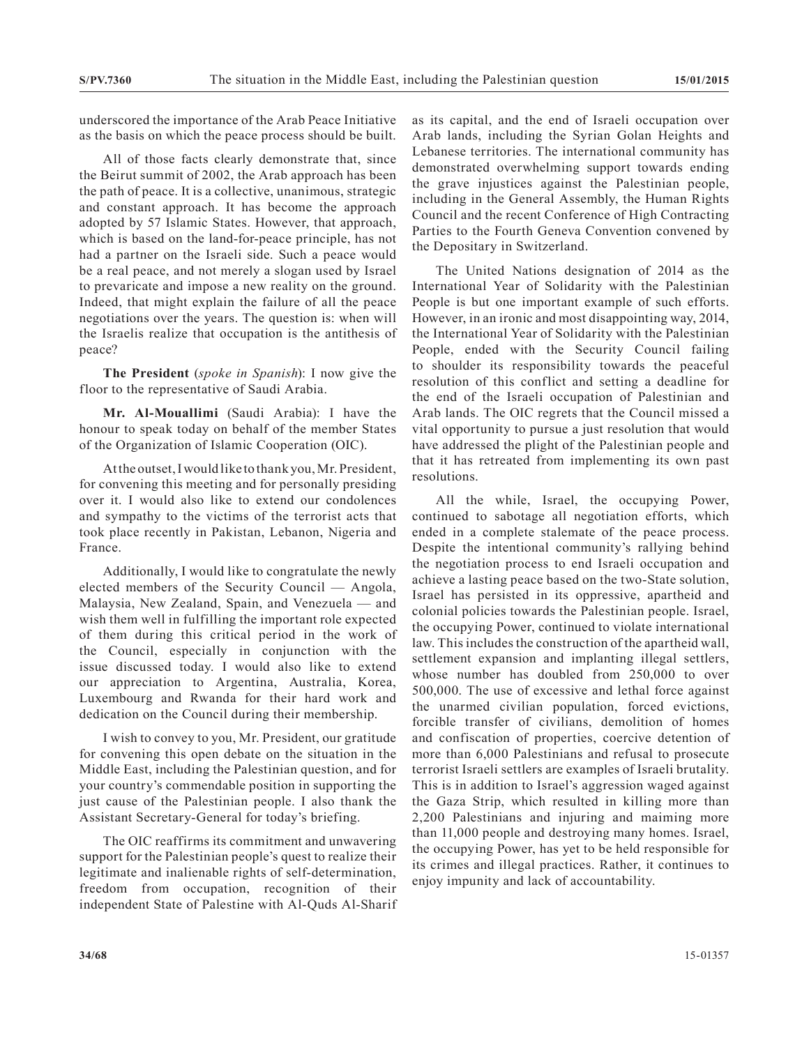underscored the importance of the Arab Peace Initiative as the basis on which the peace process should be built.

All of those facts clearly demonstrate that, since the Beirut summit of 2002, the Arab approach has been the path of peace. It is a collective, unanimous, strategic and constant approach. It has become the approach adopted by 57 Islamic States. However, that approach, which is based on the land-for-peace principle, has not had a partner on the Israeli side. Such a peace would be a real peace, and not merely a slogan used by Israel to prevaricate and impose a new reality on the ground. Indeed, that might explain the failure of all the peace negotiations over the years. The question is: when will the Israelis realize that occupation is the antithesis of peace?

**The President** (*spoke in Spanish*): I now give the floor to the representative of Saudi Arabia.

**Mr. Al-Mouallimi** (Saudi Arabia): I have the honour to speak today on behalf of the member States of the Organization of Islamic Cooperation (OIC).

At the outset, I would like to thank you, Mr. President, for convening this meeting and for personally presiding over it. I would also like to extend our condolences and sympathy to the victims of the terrorist acts that took place recently in Pakistan, Lebanon, Nigeria and France.

Additionally, I would like to congratulate the newly elected members of the Security Council — Angola, Malaysia, New Zealand, Spain, and Venezuela — and wish them well in fulfilling the important role expected of them during this critical period in the work of the Council, especially in conjunction with the issue discussed today. I would also like to extend our appreciation to Argentina, Australia, Korea, Luxembourg and Rwanda for their hard work and dedication on the Council during their membership.

I wish to convey to you, Mr. President, our gratitude for convening this open debate on the situation in the Middle East, including the Palestinian question, and for your country's commendable position in supporting the just cause of the Palestinian people. I also thank the Assistant Secretary-General for today's briefing.

The OIC reaffirms its commitment and unwavering support for the Palestinian people's quest to realize their legitimate and inalienable rights of self-determination, freedom from occupation, recognition of their independent State of Palestine with Al-Quds Al-Sharif as its capital, and the end of Israeli occupation over Arab lands, including the Syrian Golan Heights and Lebanese territories. The international community has demonstrated overwhelming support towards ending the grave injustices against the Palestinian people, including in the General Assembly, the Human Rights Council and the recent Conference of High Contracting Parties to the Fourth Geneva Convention convened by the Depositary in Switzerland.

The United Nations designation of 2014 as the International Year of Solidarity with the Palestinian People is but one important example of such efforts. However, in an ironic and most disappointing way, 2014, the International Year of Solidarity with the Palestinian People, ended with the Security Council failing to shoulder its responsibility towards the peaceful resolution of this conflict and setting a deadline for the end of the Israeli occupation of Palestinian and Arab lands. The OIC regrets that the Council missed a vital opportunity to pursue a just resolution that would have addressed the plight of the Palestinian people and that it has retreated from implementing its own past resolutions.

All the while, Israel, the occupying Power, continued to sabotage all negotiation efforts, which ended in a complete stalemate of the peace process. Despite the intentional community's rallying behind the negotiation process to end Israeli occupation and achieve a lasting peace based on the two-State solution, Israel has persisted in its oppressive, apartheid and colonial policies towards the Palestinian people. Israel, the occupying Power, continued to violate international law. This includes the construction of the apartheid wall, settlement expansion and implanting illegal settlers, whose number has doubled from 250,000 to over 500,000. The use of excessive and lethal force against the unarmed civilian population, forced evictions, forcible transfer of civilians, demolition of homes and confiscation of properties, coercive detention of more than 6,000 Palestinians and refusal to prosecute terrorist Israeli settlers are examples of Israeli brutality. This is in addition to Israel's aggression waged against the Gaza Strip, which resulted in killing more than 2,200 Palestinians and injuring and maiming more than 11,000 people and destroying many homes. Israel, the occupying Power, has yet to be held responsible for its crimes and illegal practices. Rather, it continues to enjoy impunity and lack of accountability.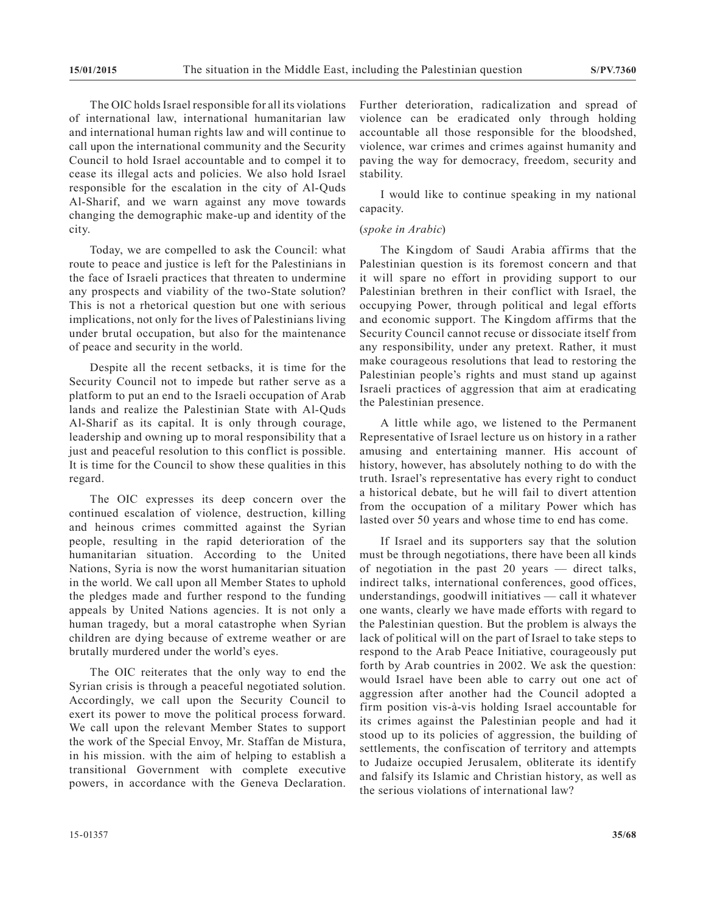The OIC holds Israel responsible for all its violations of international law, international humanitarian law and international human rights law and will continue to call upon the international community and the Security Council to hold Israel accountable and to compel it to cease its illegal acts and policies. We also hold Israel responsible for the escalation in the city of Al-Quds Al-Sharif, and we warn against any move towards changing the demographic make-up and identity of the city.

Today, we are compelled to ask the Council: what route to peace and justice is left for the Palestinians in the face of Israeli practices that threaten to undermine any prospects and viability of the two-State solution? This is not a rhetorical question but one with serious implications, not only for the lives of Palestinians living under brutal occupation, but also for the maintenance of peace and security in the world.

Despite all the recent setbacks, it is time for the Security Council not to impede but rather serve as a platform to put an end to the Israeli occupation of Arab lands and realize the Palestinian State with Al-Quds Al-Sharif as its capital. It is only through courage, leadership and owning up to moral responsibility that a just and peaceful resolution to this conflict is possible. It is time for the Council to show these qualities in this regard.

The OIC expresses its deep concern over the continued escalation of violence, destruction, killing and heinous crimes committed against the Syrian people, resulting in the rapid deterioration of the humanitarian situation. According to the United Nations, Syria is now the worst humanitarian situation in the world. We call upon all Member States to uphold the pledges made and further respond to the funding appeals by United Nations agencies. It is not only a human tragedy, but a moral catastrophe when Syrian children are dying because of extreme weather or are brutally murdered under the world's eyes.

The OIC reiterates that the only way to end the Syrian crisis is through a peaceful negotiated solution. Accordingly, we call upon the Security Council to exert its power to move the political process forward. We call upon the relevant Member States to support the work of the Special Envoy, Mr. Staffan de Mistura, in his mission. with the aim of helping to establish a transitional Government with complete executive powers, in accordance with the Geneva Declaration. Further deterioration, radicalization and spread of violence can be eradicated only through holding accountable all those responsible for the bloodshed, violence, war crimes and crimes against humanity and paving the way for democracy, freedom, security and stability.

I would like to continue speaking in my national capacity.

(*spoke in Arabic*)

The Kingdom of Saudi Arabia affirms that the Palestinian question is its foremost concern and that it will spare no effort in providing support to our Palestinian brethren in their conflict with Israel, the occupying Power, through political and legal efforts and economic support. The Kingdom affirms that the Security Council cannot recuse or dissociate itself from any responsibility, under any pretext. Rather, it must make courageous resolutions that lead to restoring the Palestinian people's rights and must stand up against Israeli practices of aggression that aim at eradicating the Palestinian presence.

A little while ago, we listened to the Permanent Representative of Israel lecture us on history in a rather amusing and entertaining manner. His account of history, however, has absolutely nothing to do with the truth. Israel's representative has every right to conduct a historical debate, but he will fail to divert attention from the occupation of a military Power which has lasted over 50 years and whose time to end has come.

If Israel and its supporters say that the solution must be through negotiations, there have been all kinds of negotiation in the past 20 years — direct talks, indirect talks, international conferences, good offices, understandings, goodwill initiatives — call it whatever one wants, clearly we have made efforts with regard to the Palestinian question. But the problem is always the lack of political will on the part of Israel to take steps to respond to the Arab Peace Initiative, courageously put forth by Arab countries in 2002. We ask the question: would Israel have been able to carry out one act of aggression after another had the Council adopted a firm position vis-à-vis holding Israel accountable for its crimes against the Palestinian people and had it stood up to its policies of aggression, the building of settlements, the confiscation of territory and attempts to Judaize occupied Jerusalem, obliterate its identify and falsify its Islamic and Christian history, as well as the serious violations of international law?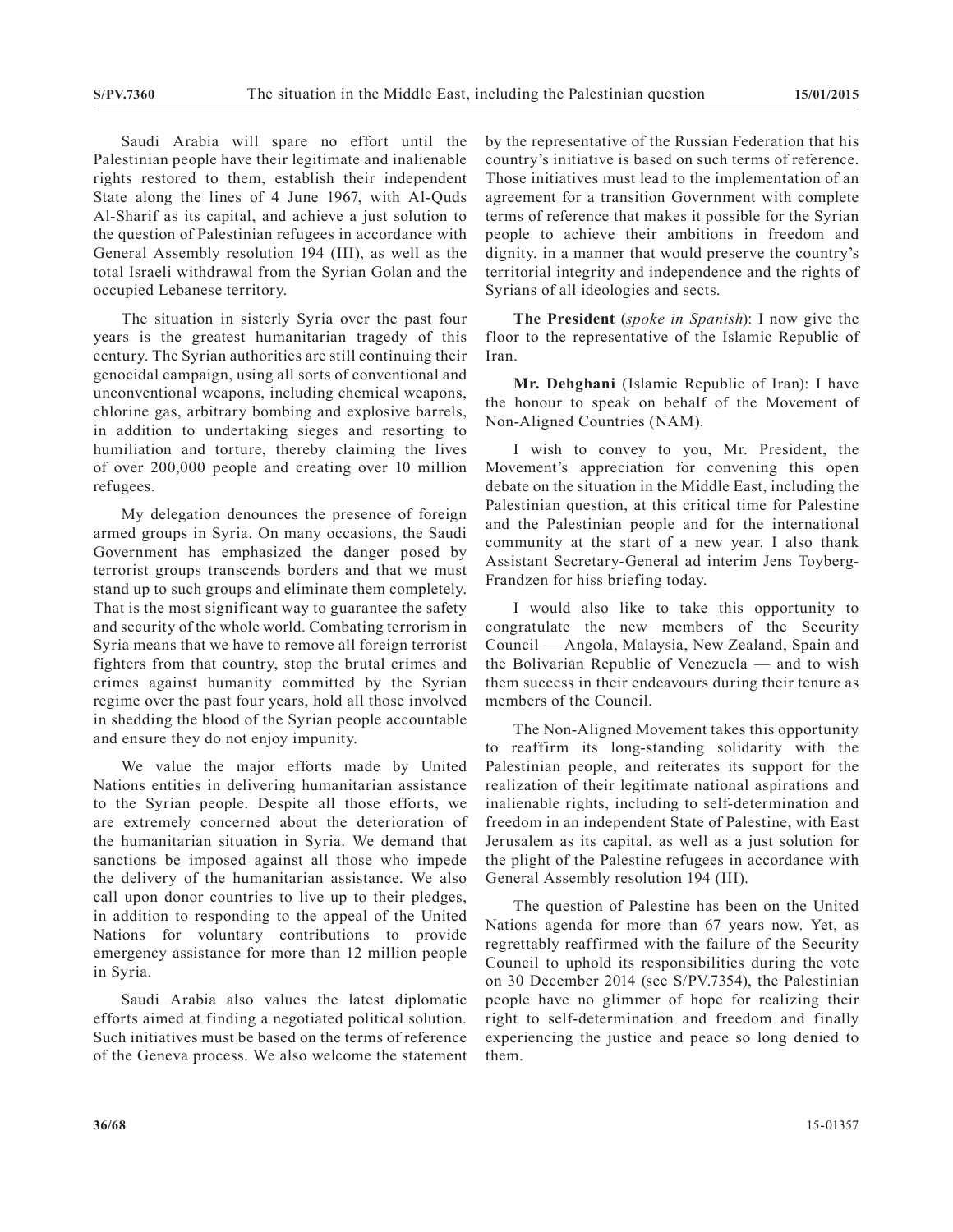Saudi Arabia will spare no effort until the Palestinian people have their legitimate and inalienable rights restored to them, establish their independent State along the lines of 4 June 1967, with Al-Quds Al-Sharif as its capital, and achieve a just solution to the question of Palestinian refugees in accordance with General Assembly resolution 194 (III), as well as the total Israeli withdrawal from the Syrian Golan and the occupied Lebanese territory.

The situation in sisterly Syria over the past four years is the greatest humanitarian tragedy of this century. The Syrian authorities are still continuing their genocidal campaign, using all sorts of conventional and unconventional weapons, including chemical weapons, chlorine gas, arbitrary bombing and explosive barrels, in addition to undertaking sieges and resorting to humiliation and torture, thereby claiming the lives of over 200,000 people and creating over 10 million refugees.

My delegation denounces the presence of foreign armed groups in Syria. On many occasions, the Saudi Government has emphasized the danger posed by terrorist groups transcends borders and that we must stand up to such groups and eliminate them completely. That is the most significant way to guarantee the safety and security of the whole world. Combating terrorism in Syria means that we have to remove all foreign terrorist fighters from that country, stop the brutal crimes and crimes against humanity committed by the Syrian regime over the past four years, hold all those involved in shedding the blood of the Syrian people accountable and ensure they do not enjoy impunity.

We value the major efforts made by United Nations entities in delivering humanitarian assistance to the Syrian people. Despite all those efforts, we are extremely concerned about the deterioration of the humanitarian situation in Syria. We demand that sanctions be imposed against all those who impede the delivery of the humanitarian assistance. We also call upon donor countries to live up to their pledges, in addition to responding to the appeal of the United Nations for voluntary contributions to provide emergency assistance for more than 12 million people in Syria.

Saudi Arabia also values the latest diplomatic efforts aimed at finding a negotiated political solution. Such initiatives must be based on the terms of reference of the Geneva process. We also welcome the statement by the representative of the Russian Federation that his country's initiative is based on such terms of reference. Those initiatives must lead to the implementation of an agreement for a transition Government with complete terms of reference that makes it possible for the Syrian people to achieve their ambitions in freedom and dignity, in a manner that would preserve the country's territorial integrity and independence and the rights of Syrians of all ideologies and sects.

**The President** (*spoke in Spanish*): I now give the floor to the representative of the Islamic Republic of Iran.

**Mr. Dehghani** (Islamic Republic of Iran): I have the honour to speak on behalf of the Movement of Non-Aligned Countries (NAM).

I wish to convey to you, Mr. President, the Movement's appreciation for convening this open debate on the situation in the Middle East, including the Palestinian question, at this critical time for Palestine and the Palestinian people and for the international community at the start of a new year. I also thank Assistant Secretary-General ad interim Jens Toyberg-Frandzen for hiss briefing today.

I would also like to take this opportunity to congratulate the new members of the Security Council — Angola, Malaysia, New Zealand, Spain and the Bolivarian Republic of Venezuela — and to wish them success in their endeavours during their tenure as members of the Council.

The Non-Aligned Movement takes this opportunity to reaffirm its long-standing solidarity with the Palestinian people, and reiterates its support for the realization of their legitimate national aspirations and inalienable rights, including to self-determination and freedom in an independent State of Palestine, with East Jerusalem as its capital, as well as a just solution for the plight of the Palestine refugees in accordance with General Assembly resolution 194 (III).

The question of Palestine has been on the United Nations agenda for more than 67 years now. Yet, as regrettably reaffirmed with the failure of the Security Council to uphold its responsibilities during the vote on 30 December 2014 (see S/PV.7354), the Palestinian people have no glimmer of hope for realizing their right to self-determination and freedom and finally experiencing the justice and peace so long denied to them.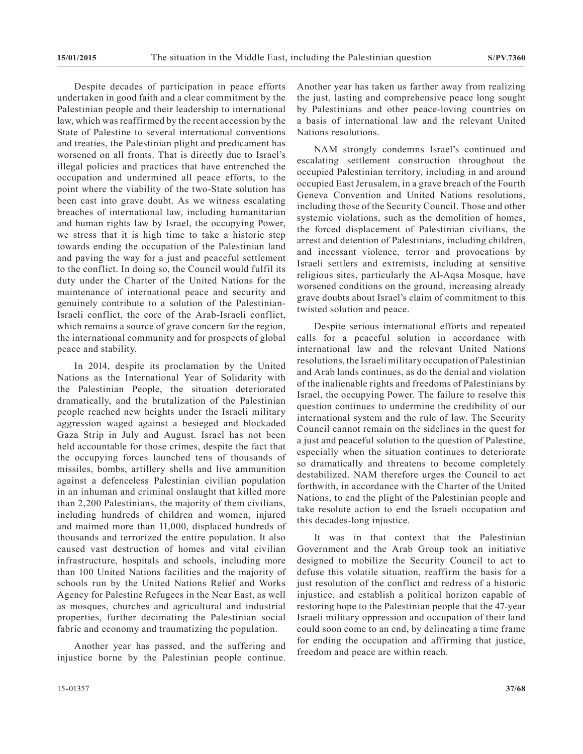Despite decades of participation in peace efforts undertaken in good faith and a clear commitment by the Palestinian people and their leadership to international law, which was reaffirmed by the recent accession by the State of Palestine to several international conventions and treaties, the Palestinian plight and predicament has worsened on all fronts. That is directly due to Israel's illegal policies and practices that have entrenched the occupation and undermined all peace efforts, to the point where the viability of the two-State solution has been cast into grave doubt. As we witness escalating breaches of international law, including humanitarian and human rights law by Israel, the occupying Power, we stress that it is high time to take a historic step towards ending the occupation of the Palestinian land and paving the way for a just and peaceful settlement to the conflict. In doing so, the Council would fulfil its duty under the Charter of the United Nations for the maintenance of international peace and security and genuinely contribute to a solution of the Palestinian-Israeli conflict, the core of the Arab-Israeli conflict, which remains a source of grave concern for the region, the international community and for prospects of global peace and stability.

In 2014, despite its proclamation by the United Nations as the International Year of Solidarity with the Palestinian People, the situation deteriorated dramatically, and the brutalization of the Palestinian people reached new heights under the Israeli military aggression waged against a besieged and blockaded Gaza Strip in July and August. Israel has not been held accountable for those crimes, despite the fact that the occupying forces launched tens of thousands of missiles, bombs, artillery shells and live ammunition against a defenceless Palestinian civilian population in an inhuman and criminal onslaught that killed more than 2,200 Palestinians, the majority of them civilians, including hundreds of children and women, injured and maimed more than 11,000, displaced hundreds of thousands and terrorized the entire population. It also caused vast destruction of homes and vital civilian infrastructure, hospitals and schools, including more than 100 United Nations facilities and the majority of schools run by the United Nations Relief and Works Agency for Palestine Refugees in the Near East, as well as mosques, churches and agricultural and industrial properties, further decimating the Palestinian social fabric and economy and traumatizing the population.

Another year has passed, and the suffering and injustice borne by the Palestinian people continue. Another year has taken us farther away from realizing the just, lasting and comprehensive peace long sought by Palestinians and other peace-loving countries on a basis of international law and the relevant United Nations resolutions.

NAM strongly condemns Israel's continued and escalating settlement construction throughout the occupied Palestinian territory, including in and around occupied East Jerusalem, in a grave breach of the Fourth Geneva Convention and United Nations resolutions, including those of the Security Council. Those and other systemic violations, such as the demolition of homes, the forced displacement of Palestinian civilians, the arrest and detention of Palestinians, including children, and incessant violence, terror and provocations by Israeli settlers and extremists, including at sensitive religious sites, particularly the Al-Aqsa Mosque, have worsened conditions on the ground, increasing already grave doubts about Israel's claim of commitment to this twisted solution and peace.

Despite serious international efforts and repeated calls for a peaceful solution in accordance with international law and the relevant United Nations resolutions, the Israeli military occupation of Palestinian and Arab lands continues, as do the denial and violation of the inalienable rights and freedoms of Palestinians by Israel, the occupying Power. The failure to resolve this question continues to undermine the credibility of our international system and the rule of law. The Security Council cannot remain on the sidelines in the quest for a just and peaceful solution to the question of Palestine, especially when the situation continues to deteriorate so dramatically and threatens to become completely destabilized. NAM therefore urges the Council to act forthwith, in accordance with the Charter of the United Nations, to end the plight of the Palestinian people and take resolute action to end the Israeli occupation and this decades-long injustice.

It was in that context that the Palestinian Government and the Arab Group took an initiative designed to mobilize the Security Council to act to defuse this volatile situation, reaffirm the basis for a just resolution of the conflict and redress of a historic injustice, and establish a political horizon capable of restoring hope to the Palestinian people that the 47-year Israeli military oppression and occupation of their land could soon come to an end, by delineating a time frame for ending the occupation and affirming that justice, freedom and peace are within reach.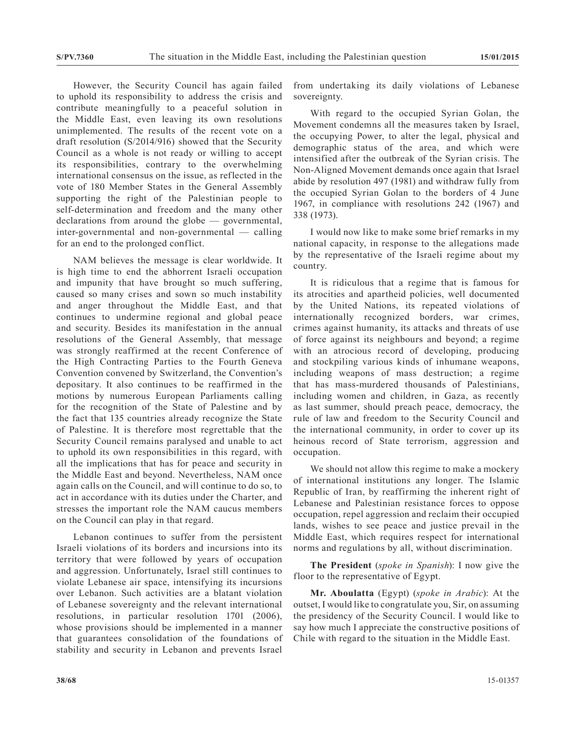However, the Security Council has again failed to uphold its responsibility to address the crisis and contribute meaningfully to a peaceful solution in the Middle East, even leaving its own resolutions unimplemented. The results of the recent vote on a draft resolution (S/2014/916) showed that the Security Council as a whole is not ready or willing to accept its responsibilities, contrary to the overwhelming international consensus on the issue, as reflected in the vote of 180 Member States in the General Assembly supporting the right of the Palestinian people to self-determination and freedom and the many other declarations from around the globe — governmental, inter-governmental and non-governmental — calling for an end to the prolonged conflict.

NAM believes the message is clear worldwide. It is high time to end the abhorrent Israeli occupation and impunity that have brought so much suffering, caused so many crises and sown so much instability and anger throughout the Middle East, and that continues to undermine regional and global peace and security. Besides its manifestation in the annual resolutions of the General Assembly, that message was strongly reaffirmed at the recent Conference of the High Contracting Parties to the Fourth Geneva Convention convened by Switzerland, the Convention's depositary. It also continues to be reaffirmed in the motions by numerous European Parliaments calling for the recognition of the State of Palestine and by the fact that 135 countries already recognize the State of Palestine. It is therefore most regrettable that the Security Council remains paralysed and unable to act to uphold its own responsibilities in this regard, with all the implications that has for peace and security in the Middle East and beyond. Nevertheless, NAM once again calls on the Council, and will continue to do so, to act in accordance with its duties under the Charter, and stresses the important role the NAM caucus members on the Council can play in that regard.

Lebanon continues to suffer from the persistent Israeli violations of its borders and incursions into its territory that were followed by years of occupation and aggression. Unfortunately, Israel still continues to violate Lebanese air space, intensifying its incursions over Lebanon. Such activities are a blatant violation of Lebanese sovereignty and the relevant international resolutions, in particular resolution 1701 (2006), whose provisions should be implemented in a manner that guarantees consolidation of the foundations of stability and security in Lebanon and prevents Israel from undertaking its daily violations of Lebanese sovereignty.

With regard to the occupied Syrian Golan, the Movement condemns all the measures taken by Israel, the occupying Power, to alter the legal, physical and demographic status of the area, and which were intensified after the outbreak of the Syrian crisis. The Non-Aligned Movement demands once again that Israel abide by resolution 497 (1981) and withdraw fully from the occupied Syrian Golan to the borders of 4 June 1967, in compliance with resolutions 242 (1967) and 338 (1973).

I would now like to make some brief remarks in my national capacity, in response to the allegations made by the representative of the Israeli regime about my country.

It is ridiculous that a regime that is famous for its atrocities and apartheid policies, well documented by the United Nations, its repeated violations of internationally recognized borders, war crimes, crimes against humanity, its attacks and threats of use of force against its neighbours and beyond; a regime with an atrocious record of developing, producing and stockpiling various kinds of inhumane weapons, including weapons of mass destruction; a regime that has mass-murdered thousands of Palestinians, including women and children, in Gaza, as recently as last summer, should preach peace, democracy, the rule of law and freedom to the Security Council and the international community, in order to cover up its heinous record of State terrorism, aggression and occupation.

We should not allow this regime to make a mockery of international institutions any longer. The Islamic Republic of Iran, by reaffirming the inherent right of Lebanese and Palestinian resistance forces to oppose occupation, repel aggression and reclaim their occupied lands, wishes to see peace and justice prevail in the Middle East, which requires respect for international norms and regulations by all, without discrimination.

**The President** (*spoke in Spanish*): I now give the floor to the representative of Egypt.

**Mr. Aboulatta** (Egypt) (*spoke in Arabic*): At the outset, I would like to congratulate you, Sir, on assuming the presidency of the Security Council. I would like to say how much I appreciate the constructive positions of Chile with regard to the situation in the Middle East.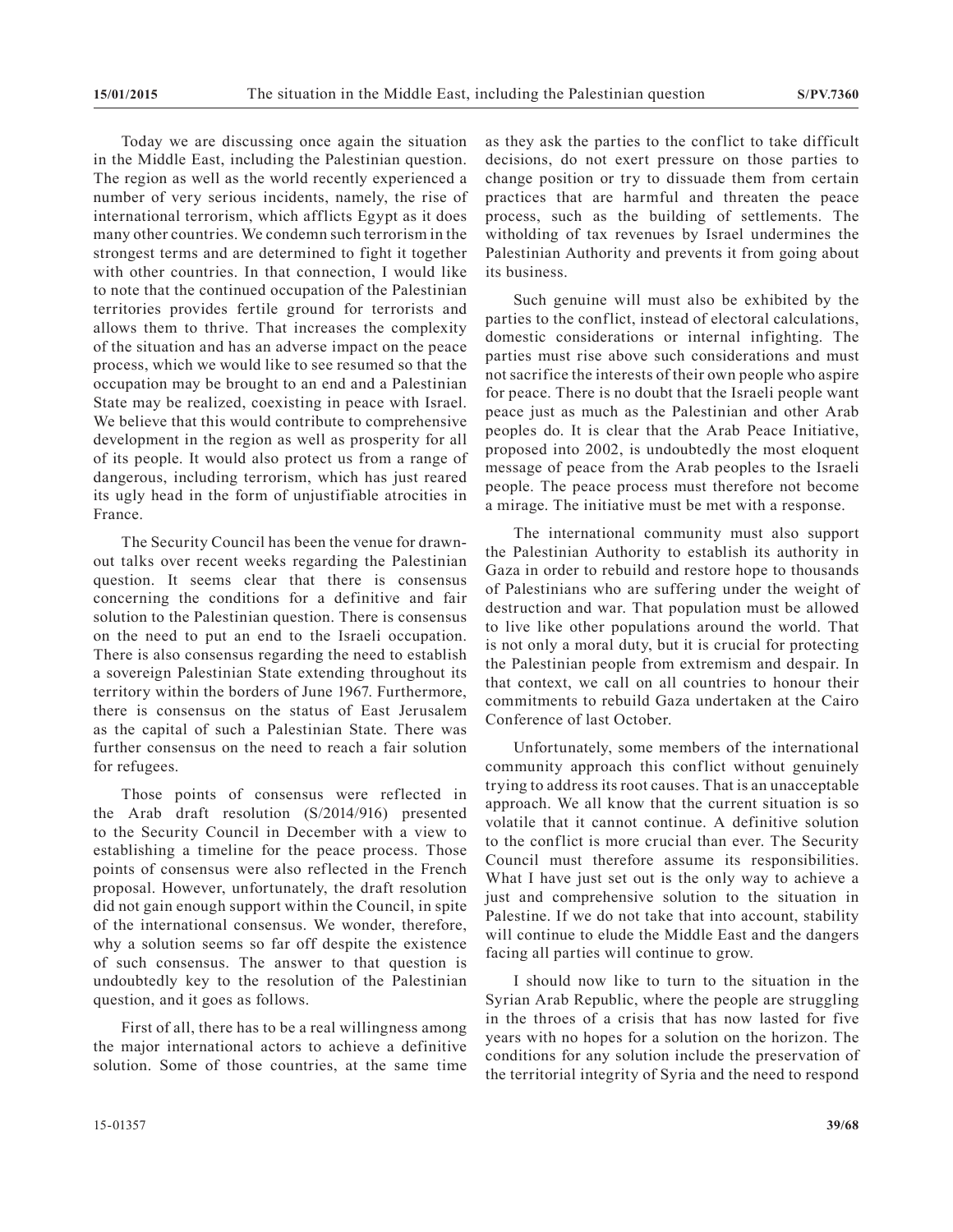Today we are discussing once again the situation in the Middle East, including the Palestinian question. The region as well as the world recently experienced a number of very serious incidents, namely, the rise of international terrorism, which afflicts Egypt as it does many other countries. We condemn such terrorism in the strongest terms and are determined to fight it together with other countries. In that connection, I would like to note that the continued occupation of the Palestinian territories provides fertile ground for terrorists and allows them to thrive. That increases the complexity of the situation and has an adverse impact on the peace process, which we would like to see resumed so that the occupation may be brought to an end and a Palestinian State may be realized, coexisting in peace with Israel. We believe that this would contribute to comprehensive development in the region as well as prosperity for all of its people. It would also protect us from a range of dangerous, including terrorism, which has just reared its ugly head in the form of unjustifiable atrocities in France.

The Security Council has been the venue for drawn-out talks over recent weeks regarding the Palestinian question. It seems clear that there is consensus concerning the conditions for a definitive and fair solution to the Palestinian question. There is consensus on the need to put an end to the Israeli occupation. There is also consensus regarding the need to establish a sovereign Palestinian State extending throughout its territory within the borders of June 1967. Furthermore, there is consensus on the status of East Jerusalem as the capital of such a Palestinian State. There was further consensus on the need to reach a fair solution for refugees.

Those points of consensus were reflected in the Arab draft resolution (S/2014/916) presented to the Security Council in December with a view to establishing a timeline for the peace process. Those points of consensus were also reflected in the French proposal. However, unfortunately, the draft resolution did not gain enough support within the Council, in spite of the international consensus. We wonder, therefore, why a solution seems so far off despite the existence of such consensus. The answer to that question is undoubtedly key to the resolution of the Palestinian question, and it goes as follows.

First of all, there has to be a real willingness among the major international actors to achieve a definitive solution. Some of those countries, at the same time as they ask the parties to the conflict to take difficult decisions, do not exert pressure on those parties to change position or try to dissuade them from certain practices that are harmful and threaten the peace process, such as the building of settlements. The witholding of tax revenues by Israel undermines the Palestinian Authority and prevents it from going about its business.

Such genuine will must also be exhibited by the parties to the conflict, instead of electoral calculations, domestic considerations or internal infighting. The parties must rise above such considerations and must not sacrifice the interests of their own people who aspire for peace. There is no doubt that the Israeli people want peace just as much as the Palestinian and other Arab peoples do. It is clear that the Arab Peace Initiative, proposed into 2002, is undoubtedly the most eloquent message of peace from the Arab peoples to the Israeli people. The peace process must therefore not become a mirage. The initiative must be met with a response.

The international community must also support the Palestinian Authority to establish its authority in Gaza in order to rebuild and restore hope to thousands of Palestinians who are suffering under the weight of destruction and war. That population must be allowed to live like other populations around the world. That is not only a moral duty, but it is crucial for protecting the Palestinian people from extremism and despair. In that context, we call on all countries to honour their commitments to rebuild Gaza undertaken at the Cairo Conference of last October.

Unfortunately, some members of the international community approach this conflict without genuinely trying to address its root causes. That is an unacceptable approach. We all know that the current situation is so volatile that it cannot continue. A definitive solution to the conflict is more crucial than ever. The Security Council must therefore assume its responsibilities. What I have just set out is the only way to achieve a just and comprehensive solution to the situation in Palestine. If we do not take that into account, stability will continue to elude the Middle East and the dangers facing all parties will continue to grow.

I should now like to turn to the situation in the Syrian Arab Republic, where the people are struggling in the throes of a crisis that has now lasted for five years with no hopes for a solution on the horizon. The conditions for any solution include the preservation of the territorial integrity of Syria and the need to respond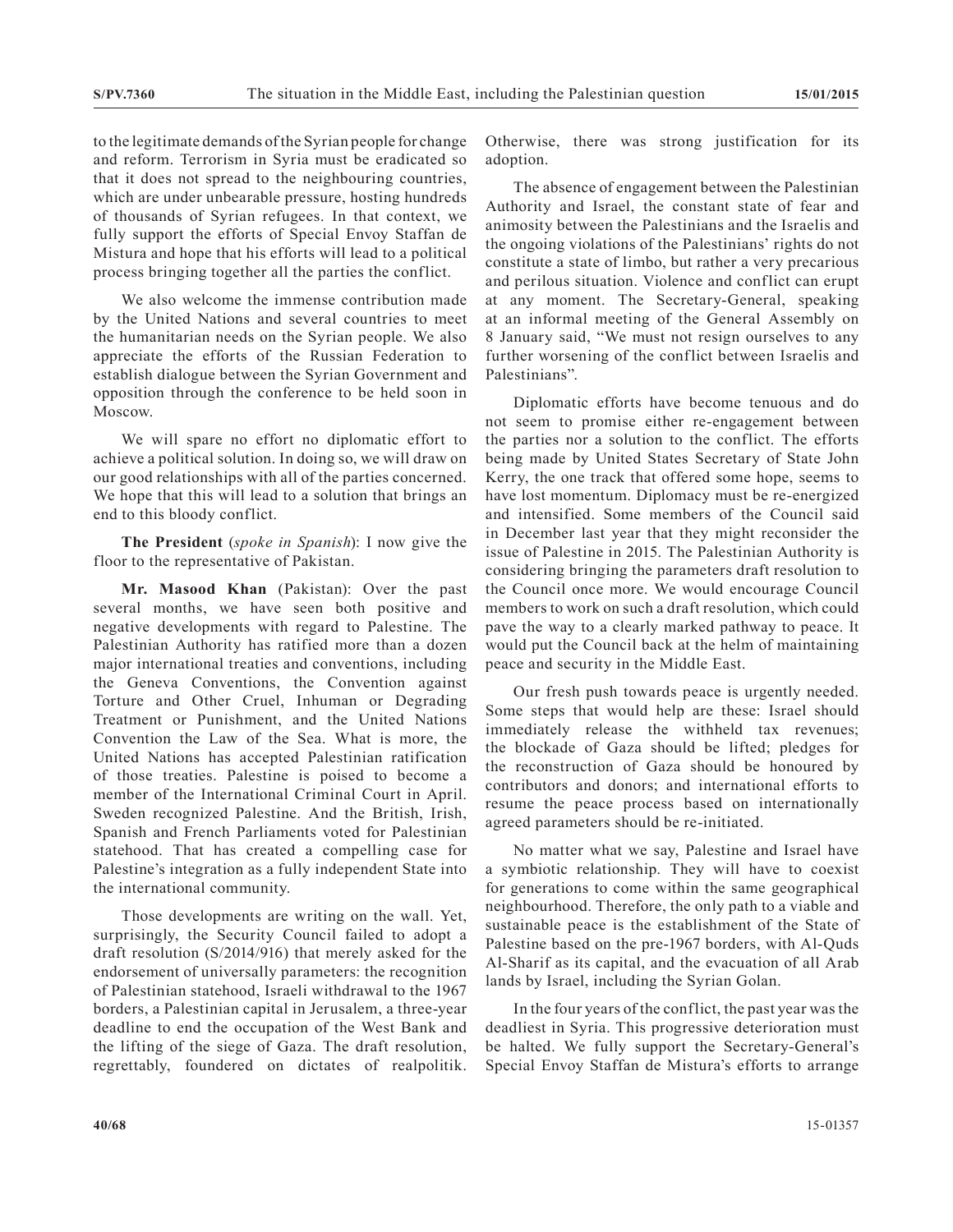to the legitimate demands of the Syrian people for change and reform. Terrorism in Syria must be eradicated so that it does not spread to the neighbouring countries, which are under unbearable pressure, hosting hundreds of thousands of Syrian refugees. In that context, we fully support the efforts of Special Envoy Staffan de Mistura and hope that his efforts will lead to a political process bringing together all the parties the conflict.

We also welcome the immense contribution made by the United Nations and several countries to meet the humanitarian needs on the Syrian people. We also appreciate the efforts of the Russian Federation to establish dialogue between the Syrian Government and opposition through the conference to be held soon in Moscow.

We will spare no effort no diplomatic effort to achieve a political solution. In doing so, we will draw on our good relationships with all of the parties concerned. We hope that this will lead to a solution that brings an end to this bloody conflict.

**The President** (*spoke in Spanish*): I now give the floor to the representative of Pakistan.

**Mr. Masood Khan** (Pakistan): Over the past several months, we have seen both positive and negative developments with regard to Palestine. The Palestinian Authority has ratified more than a dozen major international treaties and conventions, including the Geneva Conventions, the Convention against Torture and Other Cruel, Inhuman or Degrading Treatment or Punishment, and the United Nations Convention the Law of the Sea. What is more, the United Nations has accepted Palestinian ratification of those treaties. Palestine is poised to become a member of the International Criminal Court in April. Sweden recognized Palestine. And the British, Irish, Spanish and French Parliaments voted for Palestinian statehood. That has created a compelling case for Palestine's integration as a fully independent State into the international community.

Those developments are writing on the wall. Yet, surprisingly, the Security Council failed to adopt a draft resolution (S/2014/916) that merely asked for the endorsement of universally parameters: the recognition of Palestinian statehood, Israeli withdrawal to the 1967 borders, a Palestinian capital in Jerusalem, a three-year deadline to end the occupation of the West Bank and the lifting of the siege of Gaza. The draft resolution, regrettably, foundered on dictates of realpolitik. Otherwise, there was strong justification for its adoption.

The absence of engagement between the Palestinian Authority and Israel, the constant state of fear and animosity between the Palestinians and the Israelis and the ongoing violations of the Palestinians' rights do not constitute a state of limbo, but rather a very precarious and perilous situation. Violence and conflict can erupt at any moment. The Secretary-General, speaking at an informal meeting of the General Assembly on 8 January said, "We must not resign ourselves to any further worsening of the conflict between Israelis and Palestinians".

Diplomatic efforts have become tenuous and do not seem to promise either re-engagement between the parties nor a solution to the conflict. The efforts being made by United States Secretary of State John Kerry, the one track that offered some hope, seems to have lost momentum. Diplomacy must be re-energized and intensified. Some members of the Council said in December last year that they might reconsider the issue of Palestine in 2015. The Palestinian Authority is considering bringing the parameters draft resolution to the Council once more. We would encourage Council members to work on such a draft resolution, which could pave the way to a clearly marked pathway to peace. It would put the Council back at the helm of maintaining peace and security in the Middle East.

Our fresh push towards peace is urgently needed. Some steps that would help are these: Israel should immediately release the withheld tax revenues; the blockade of Gaza should be lifted; pledges for the reconstruction of Gaza should be honoured by contributors and donors; and international efforts to resume the peace process based on internationally agreed parameters should be re-initiated.

No matter what we say, Palestine and Israel have a symbiotic relationship. They will have to coexist for generations to come within the same geographical neighbourhood. Therefore, the only path to a viable and sustainable peace is the establishment of the State of Palestine based on the pre-1967 borders, with Al-Quds Al-Sharif as its capital, and the evacuation of all Arab lands by Israel, including the Syrian Golan.

In the four years of the conflict, the past year was the deadliest in Syria. This progressive deterioration must be halted. We fully support the Secretary-General's Special Envoy Staffan de Mistura's efforts to arrange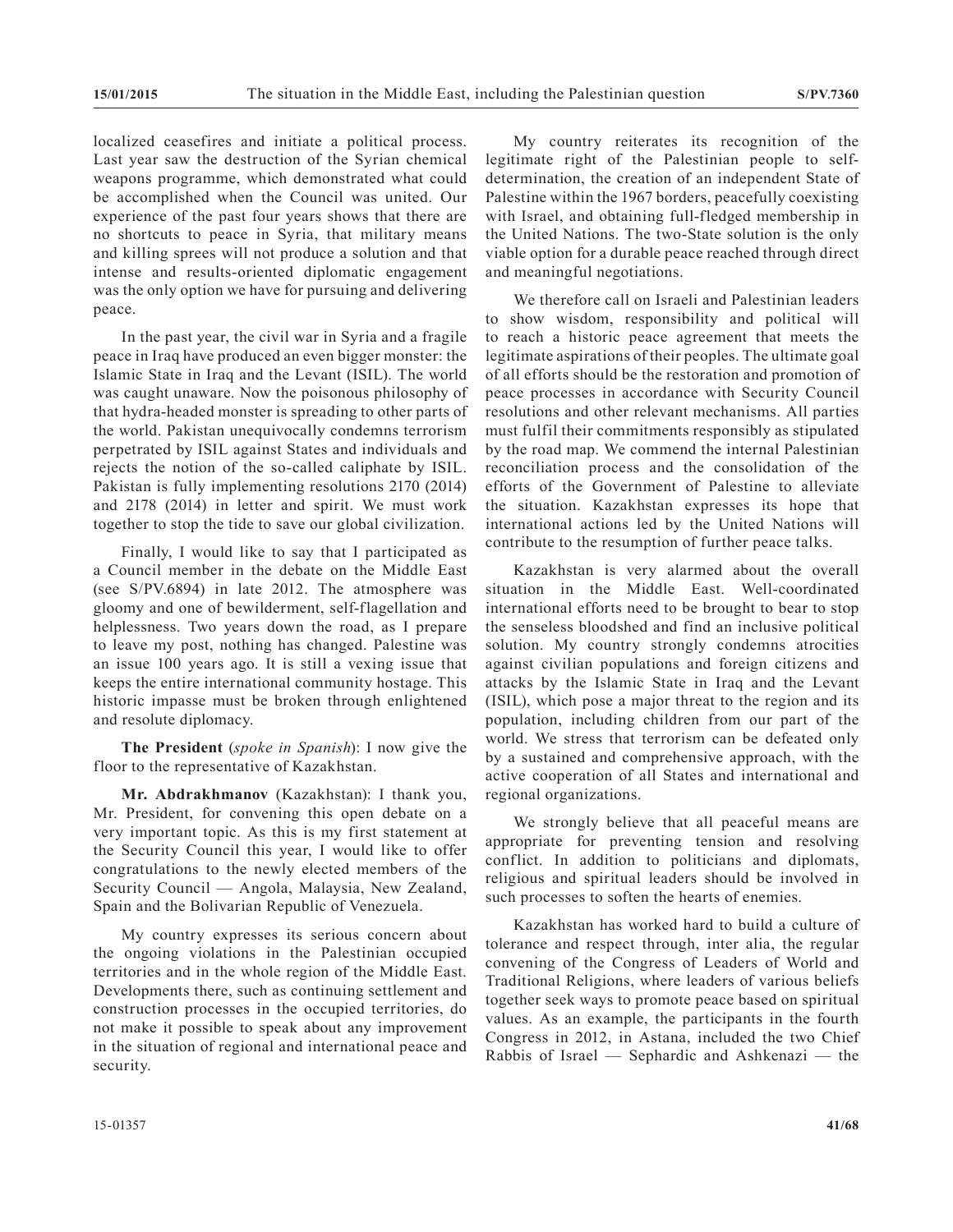localized ceasefires and initiate a political process. Last year saw the destruction of the Syrian chemical weapons programme, which demonstrated what could be accomplished when the Council was united. Our experience of the past four years shows that there are no shortcuts to peace in Syria, that military means and killing sprees will not produce a solution and that intense and results-oriented diplomatic engagement was the only option we have for pursuing and delivering peace.

In the past year, the civil war in Syria and a fragile peace in Iraq have produced an even bigger monster: the Islamic State in Iraq and the Levant (ISIL). The world was caught unaware. Now the poisonous philosophy of that hydra-headed monster is spreading to other parts of the world. Pakistan unequivocally condemns terrorism perpetrated by ISIL against States and individuals and rejects the notion of the so-called caliphate by ISIL. Pakistan is fully implementing resolutions 2170 (2014) and 2178 (2014) in letter and spirit. We must work together to stop the tide to save our global civilization.

Finally, I would like to say that I participated as a Council member in the debate on the Middle East (see S/PV.6894) in late 2012. The atmosphere was gloomy and one of bewilderment, self-flagellation and helplessness. Two years down the road, as I prepare to leave my post, nothing has changed. Palestine was an issue 100 years ago. It is still a vexing issue that keeps the entire international community hostage. This historic impasse must be broken through enlightened and resolute diplomacy.

**The President** (*spoke in Spanish*): I now give the floor to the representative of Kazakhstan.

**Mr. Abdrakhmanov** (Kazakhstan): I thank you, Mr. President, for convening this open debate on a very important topic. As this is my first statement at the Security Council this year, I would like to offer congratulations to the newly elected members of the Security Council — Angola, Malaysia, New Zealand, Spain and the Bolivarian Republic of Venezuela.

My country expresses its serious concern about the ongoing violations in the Palestinian occupied territories and in the whole region of the Middle East. Developments there, such as continuing settlement and construction processes in the occupied territories, do not make it possible to speak about any improvement in the situation of regional and international peace and security.

My country reiterates its recognition of the legitimate right of the Palestinian people to self-determination, the creation of an independent State of Palestine within the 1967 borders, peacefully coexisting with Israel, and obtaining full-fledged membership in the United Nations. The two-State solution is the only viable option for a durable peace reached through direct and meaningful negotiations.

We therefore call on Israeli and Palestinian leaders to show wisdom, responsibility and political will to reach a historic peace agreement that meets the legitimate aspirations of their peoples. The ultimate goal of all efforts should be the restoration and promotion of peace processes in accordance with Security Council resolutions and other relevant mechanisms. All parties must fulfil their commitments responsibly as stipulated by the road map. We commend the internal Palestinian reconciliation process and the consolidation of the efforts of the Government of Palestine to alleviate the situation. Kazakhstan expresses its hope that international actions led by the United Nations will contribute to the resumption of further peace talks.

Kazakhstan is very alarmed about the overall situation in the Middle East. Well-coordinated international efforts need to be brought to bear to stop the senseless bloodshed and find an inclusive political solution. My country strongly condemns atrocities against civilian populations and foreign citizens and attacks by the Islamic State in Iraq and the Levant (ISIL), which pose a major threat to the region and its population, including children from our part of the world. We stress that terrorism can be defeated only by a sustained and comprehensive approach, with the active cooperation of all States and international and regional organizations.

We strongly believe that all peaceful means are appropriate for preventing tension and resolving conflict. In addition to politicians and diplomats, religious and spiritual leaders should be involved in such processes to soften the hearts of enemies.

Kazakhstan has worked hard to build a culture of tolerance and respect through, inter alia, the regular convening of the Congress of Leaders of World and Traditional Religions, where leaders of various beliefs together seek ways to promote peace based on spiritual values. As an example, the participants in the fourth Congress in 2012, in Astana, included the two Chief Rabbis of Israel — Sephardic and Ashkenazi — the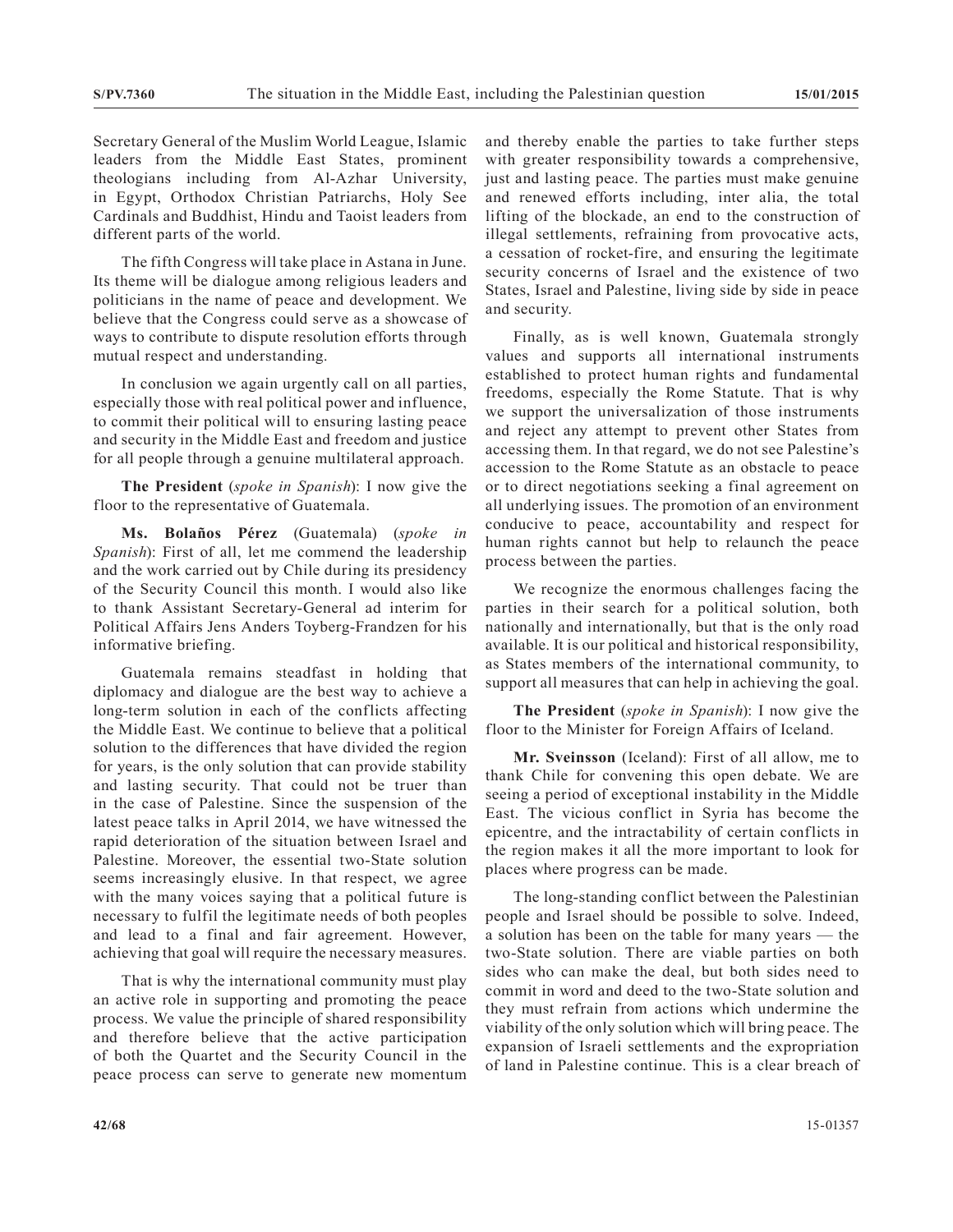Secretary General of the Muslim World League, Islamic leaders from the Middle East States, prominent theologians including from Al-Azhar University, in Egypt, Orthodox Christian Patriarchs, Holy See Cardinals and Buddhist, Hindu and Taoist leaders from different parts of the world.

The fifth Congress will take place in Astana in June. Its theme will be dialogue among religious leaders and politicians in the name of peace and development. We believe that the Congress could serve as a showcase of ways to contribute to dispute resolution efforts through mutual respect and understanding.

In conclusion we again urgently call on all parties, especially those with real political power and influence, to commit their political will to ensuring lasting peace and security in the Middle East and freedom and justice for all people through a genuine multilateral approach.

**The President** (*spoke in Spanish*): I now give the floor to the representative of Guatemala.

**Ms. Bolaños Pérez** (Guatemala) (*spoke in Spanish*): First of all, let me commend the leadership and the work carried out by Chile during its presidency of the Security Council this month. I would also like to thank Assistant Secretary-General ad interim for Political Affairs Jens Anders Toyberg-Frandzen for his informative briefing.

Guatemala remains steadfast in holding that diplomacy and dialogue are the best way to achieve a long-term solution in each of the conflicts affecting the Middle East. We continue to believe that a political solution to the differences that have divided the region for years, is the only solution that can provide stability and lasting security. That could not be truer than in the case of Palestine. Since the suspension of the latest peace talks in April 2014, we have witnessed the rapid deterioration of the situation between Israel and Palestine. Moreover, the essential two-State solution seems increasingly elusive. In that respect, we agree with the many voices saying that a political future is necessary to fulfil the legitimate needs of both peoples and lead to a final and fair agreement. However, achieving that goal will require the necessary measures.

That is why the international community must play an active role in supporting and promoting the peace process. We value the principle of shared responsibility and therefore believe that the active participation of both the Quartet and the Security Council in the peace process can serve to generate new momentum and thereby enable the parties to take further steps with greater responsibility towards a comprehensive, just and lasting peace. The parties must make genuine and renewed efforts including, inter alia, the total lifting of the blockade, an end to the construction of illegal settlements, refraining from provocative acts, a cessation of rocket-fire, and ensuring the legitimate security concerns of Israel and the existence of two States, Israel and Palestine, living side by side in peace and security.

Finally, as is well known, Guatemala strongly values and supports all international instruments established to protect human rights and fundamental freedoms, especially the Rome Statute. That is why we support the universalization of those instruments and reject any attempt to prevent other States from accessing them. In that regard, we do not see Palestine's accession to the Rome Statute as an obstacle to peace or to direct negotiations seeking a final agreement on all underlying issues. The promotion of an environment conducive to peace, accountability and respect for human rights cannot but help to relaunch the peace process between the parties.

We recognize the enormous challenges facing the parties in their search for a political solution, both nationally and internationally, but that is the only road available. It is our political and historical responsibility, as States members of the international community, to support all measures that can help in achieving the goal.

**The President** (*spoke in Spanish*): I now give the floor to the Minister for Foreign Affairs of Iceland.

**Mr. Sveinsson** (Iceland): First of all allow, me to thank Chile for convening this open debate. We are seeing a period of exceptional instability in the Middle East. The vicious conflict in Syria has become the epicentre, and the intractability of certain conflicts in the region makes it all the more important to look for places where progress can be made.

The long-standing conflict between the Palestinian people and Israel should be possible to solve. Indeed, a solution has been on the table for many years — the two-State solution. There are viable parties on both sides who can make the deal, but both sides need to commit in word and deed to the two-State solution and they must refrain from actions which undermine the viability of the only solution which will bring peace. The expansion of Israeli settlements and the expropriation of land in Palestine continue. This is a clear breach of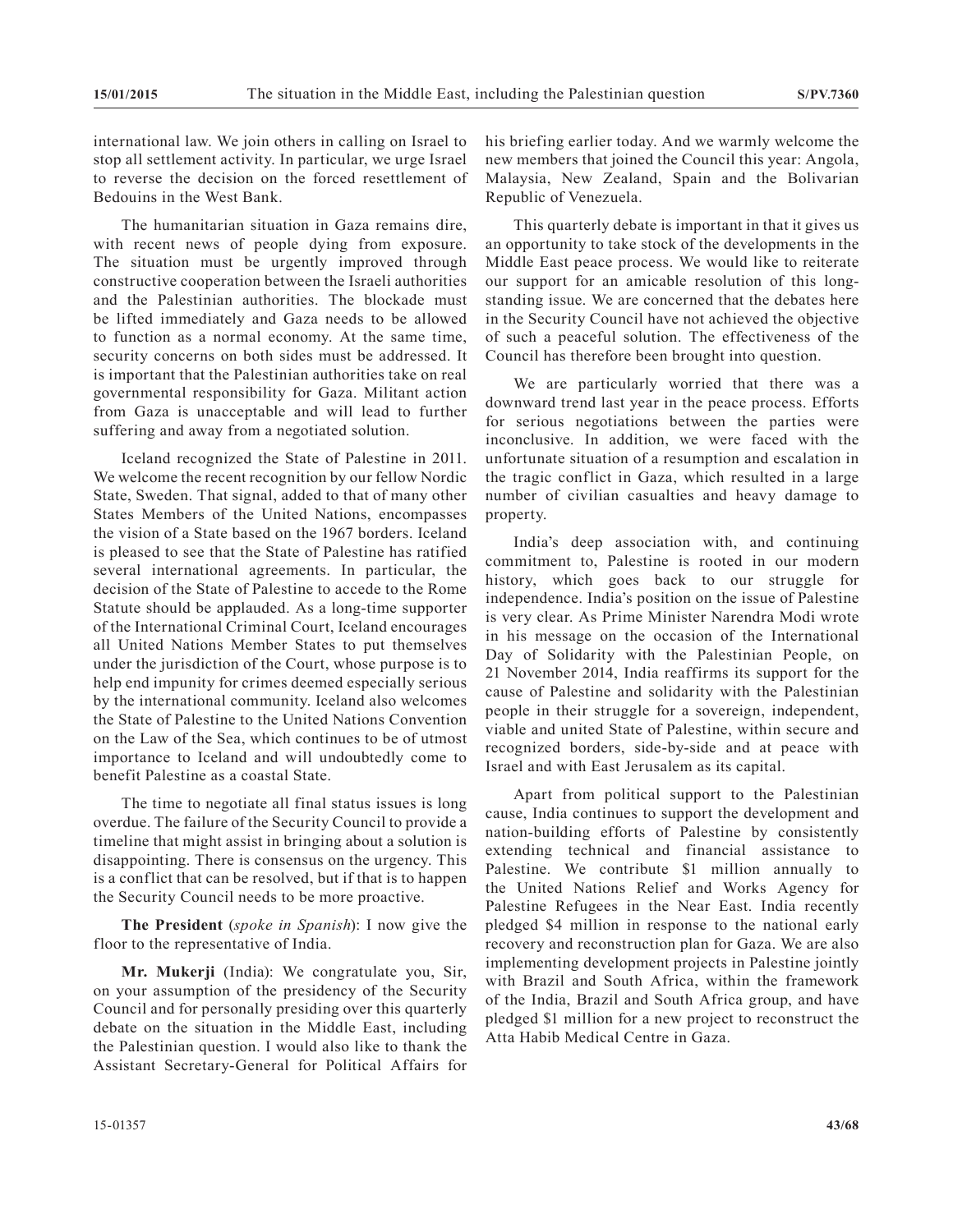international law. We join others in calling on Israel to stop all settlement activity. In particular, we urge Israel to reverse the decision on the forced resettlement of Bedouins in the West Bank.

The humanitarian situation in Gaza remains dire, with recent news of people dying from exposure. The situation must be urgently improved through constructive cooperation between the Israeli authorities and the Palestinian authorities. The blockade must be lifted immediately and Gaza needs to be allowed to function as a normal economy. At the same time, security concerns on both sides must be addressed. It is important that the Palestinian authorities take on real governmental responsibility for Gaza. Militant action from Gaza is unacceptable and will lead to further suffering and away from a negotiated solution.

Iceland recognized the State of Palestine in 2011. We welcome the recent recognition by our fellow Nordic State, Sweden. That signal, added to that of many other States Members of the United Nations, encompasses the vision of a State based on the 1967 borders. Iceland is pleased to see that the State of Palestine has ratified several international agreements. In particular, the decision of the State of Palestine to accede to the Rome Statute should be applauded. As a long-time supporter of the International Criminal Court, Iceland encourages all United Nations Member States to put themselves under the jurisdiction of the Court, whose purpose is to help end impunity for crimes deemed especially serious by the international community. Iceland also welcomes the State of Palestine to the United Nations Convention on the Law of the Sea, which continues to be of utmost importance to Iceland and will undoubtedly come to benefit Palestine as a coastal State.

The time to negotiate all final status issues is long overdue. The failure of the Security Council to provide a timeline that might assist in bringing about a solution is disappointing. There is consensus on the urgency. This is a conflict that can be resolved, but if that is to happen the Security Council needs to be more proactive.

**The President** (*spoke in Spanish*): I now give the floor to the representative of India.

**Mr. Mukerji** (India): We congratulate you, Sir, on your assumption of the presidency of the Security Council and for personally presiding over this quarterly debate on the situation in the Middle East, including the Palestinian question. I would also like to thank the Assistant Secretary-General for Political Affairs for his briefing earlier today. And we warmly welcome the new members that joined the Council this year: Angola, Malaysia, New Zealand, Spain and the Bolivarian Republic of Venezuela.

This quarterly debate is important in that it gives us an opportunity to take stock of the developments in the Middle East peace process. We would like to reiterate our support for an amicable resolution of this long-standing issue. We are concerned that the debates here in the Security Council have not achieved the objective of such a peaceful solution. The effectiveness of the Council has therefore been brought into question.

We are particularly worried that there was a downward trend last year in the peace process. Efforts for serious negotiations between the parties were inconclusive. In addition, we were faced with the unfortunate situation of a resumption and escalation in the tragic conflict in Gaza, which resulted in a large number of civilian casualties and heavy damage to property.

India's deep association with, and continuing commitment to, Palestine is rooted in our modern history, which goes back to our struggle for independence. India's position on the issue of Palestine is very clear. As Prime Minister Narendra Modi wrote in his message on the occasion of the International Day of Solidarity with the Palestinian People, on 21 November 2014, India reaffirms its support for the cause of Palestine and solidarity with the Palestinian people in their struggle for a sovereign, independent, viable and united State of Palestine, within secure and recognized borders, side-by-side and at peace with Israel and with East Jerusalem as its capital.

Apart from political support to the Palestinian cause, India continues to support the development and nation-building efforts of Palestine by consistently extending technical and financial assistance to Palestine. We contribute $1 million annually to the United Nations Relief and Works Agency for Palestine Refugees in the Near East. India recently pledged $4 million in response to the national early recovery and reconstruction plan for Gaza. We are also implementing development projects in Palestine jointly with Brazil and South Africa, within the framework of the India, Brazil and South Africa group, and have pledged $1 million for a new project to reconstruct the Atta Habib Medical Centre in Gaza.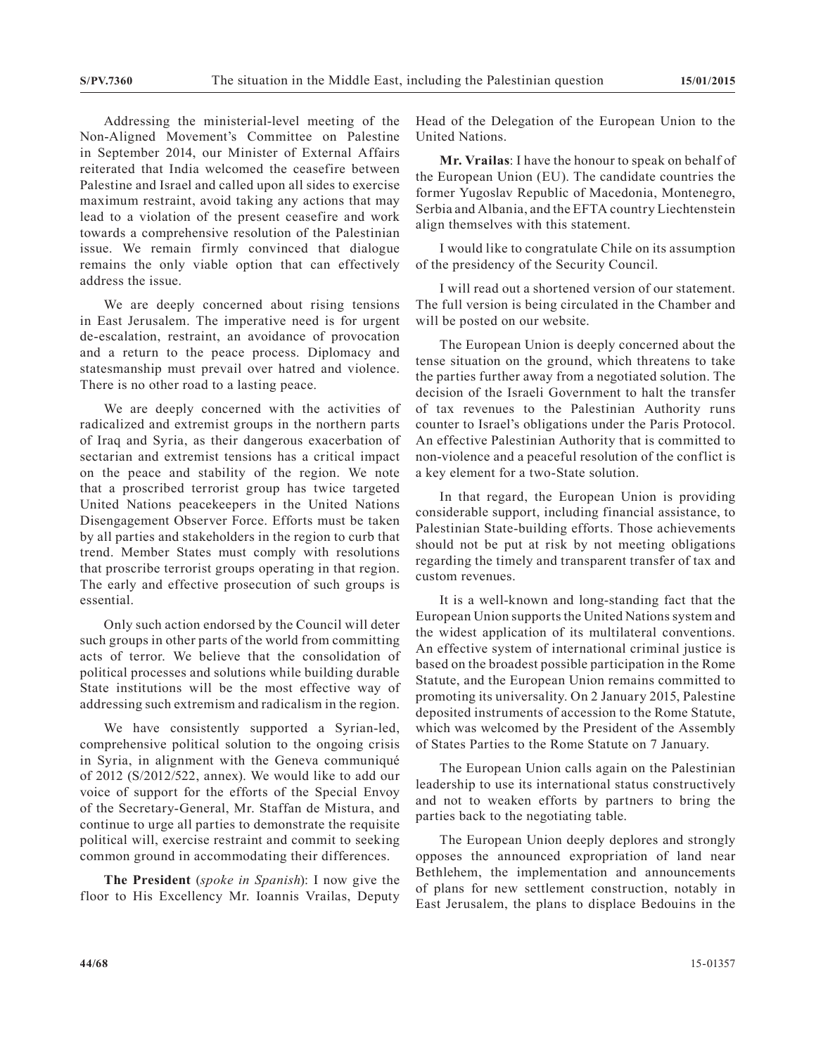Addressing the ministerial-level meeting of the Non-Aligned Movement's Committee on Palestine in September 2014, our Minister of External Affairs reiterated that India welcomed the ceasefire between Palestine and Israel and called upon all sides to exercise maximum restraint, avoid taking any actions that may lead to a violation of the present ceasefire and work towards a comprehensive resolution of the Palestinian issue. We remain firmly convinced that dialogue remains the only viable option that can effectively address the issue.

We are deeply concerned about rising tensions in East Jerusalem. The imperative need is for urgent de-escalation, restraint, an avoidance of provocation and a return to the peace process. Diplomacy and statesmanship must prevail over hatred and violence. There is no other road to a lasting peace.

We are deeply concerned with the activities of radicalized and extremist groups in the northern parts of Iraq and Syria, as their dangerous exacerbation of sectarian and extremist tensions has a critical impact on the peace and stability of the region. We note that a proscribed terrorist group has twice targeted United Nations peacekeepers in the United Nations Disengagement Observer Force. Efforts must be taken by all parties and stakeholders in the region to curb that trend. Member States must comply with resolutions that proscribe terrorist groups operating in that region. The early and effective prosecution of such groups is essential.

Only such action endorsed by the Council will deter such groups in other parts of the world from committing acts of terror. We believe that the consolidation of political processes and solutions while building durable State institutions will be the most effective way of addressing such extremism and radicalism in the region.

We have consistently supported a Syrian-led, comprehensive political solution to the ongoing crisis in Syria, in alignment with the Geneva communiqué of 2012 (S/2012/522, annex). We would like to add our voice of support for the efforts of the Special Envoy of the Secretary-General, Mr. Staffan de Mistura, and continue to urge all parties to demonstrate the requisite political will, exercise restraint and commit to seeking common ground in accommodating their differences.

**The President** (*spoke in Spanish*): I now give the floor to His Excellency Mr. Ioannis Vrailas, Deputy Head of the Delegation of the European Union to the United Nations.

**Mr. Vrailas**: I have the honour to speak on behalf of the European Union (EU). The candidate countries the former Yugoslav Republic of Macedonia, Montenegro, Serbia and Albania, and the EFTA country Liechtenstein align themselves with this statement.

I would like to congratulate Chile on its assumption of the presidency of the Security Council.

I will read out a shortened version of our statement. The full version is being circulated in the Chamber and will be posted on our website.

The European Union is deeply concerned about the tense situation on the ground, which threatens to take the parties further away from a negotiated solution. The decision of the Israeli Government to halt the transfer of tax revenues to the Palestinian Authority runs counter to Israel's obligations under the Paris Protocol. An effective Palestinian Authority that is committed to non-violence and a peaceful resolution of the conflict is a key element for a two-State solution.

In that regard, the European Union is providing considerable support, including financial assistance, to Palestinian State-building efforts. Those achievements should not be put at risk by not meeting obligations regarding the timely and transparent transfer of tax and custom revenues.

It is a well-known and long-standing fact that the European Union supports the United Nations system and the widest application of its multilateral conventions. An effective system of international criminal justice is based on the broadest possible participation in the Rome Statute, and the European Union remains committed to promoting its universality. On 2 January 2015, Palestine deposited instruments of accession to the Rome Statute, which was welcomed by the President of the Assembly of States Parties to the Rome Statute on 7 January.

The European Union calls again on the Palestinian leadership to use its international status constructively and not to weaken efforts by partners to bring the parties back to the negotiating table.

The European Union deeply deplores and strongly opposes the announced expropriation of land near Bethlehem, the implementation and announcements of plans for new settlement construction, notably in East Jerusalem, the plans to displace Bedouins in the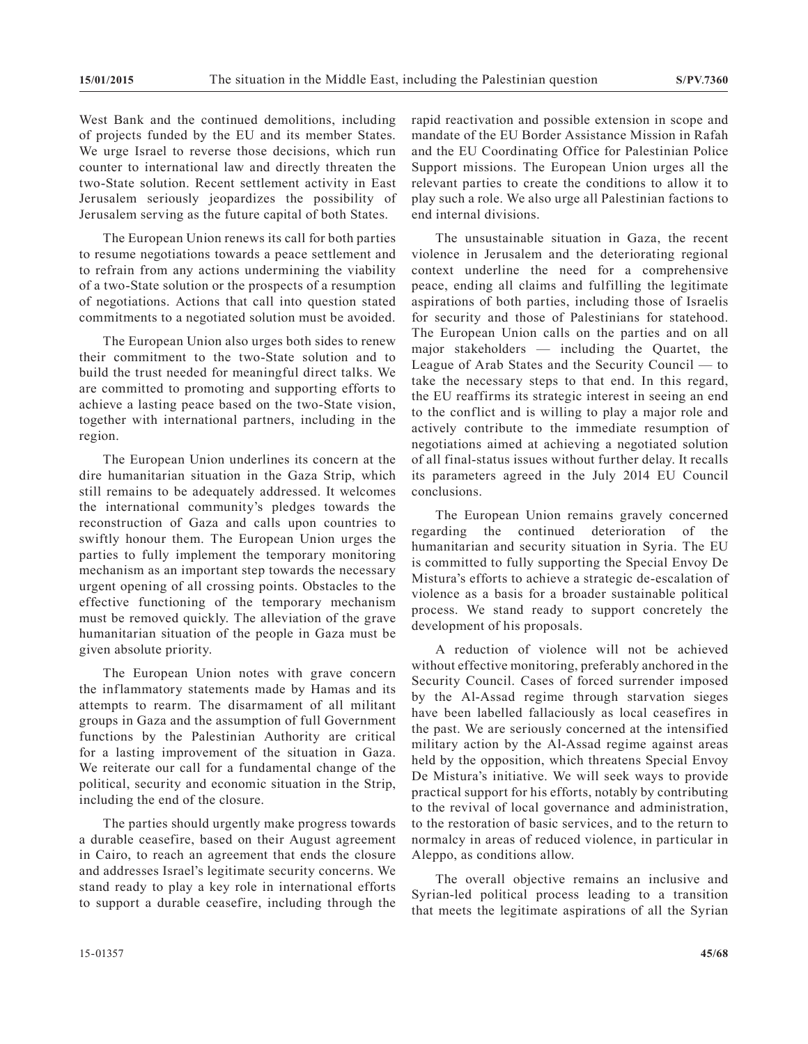West Bank and the continued demolitions, including of projects funded by the EU and its member States. We urge Israel to reverse those decisions, which run counter to international law and directly threaten the two-State solution. Recent settlement activity in East Jerusalem seriously jeopardizes the possibility of Jerusalem serving as the future capital of both States.

The European Union renews its call for both parties to resume negotiations towards a peace settlement and to refrain from any actions undermining the viability of a two-State solution or the prospects of a resumption of negotiations. Actions that call into question stated commitments to a negotiated solution must be avoided.

The European Union also urges both sides to renew their commitment to the two-State solution and to build the trust needed for meaningful direct talks. We are committed to promoting and supporting efforts to achieve a lasting peace based on the two-State vision, together with international partners, including in the region.

The European Union underlines its concern at the dire humanitarian situation in the Gaza Strip, which still remains to be adequately addressed. It welcomes the international community's pledges towards the reconstruction of Gaza and calls upon countries to swiftly honour them. The European Union urges the parties to fully implement the temporary monitoring mechanism as an important step towards the necessary urgent opening of all crossing points. Obstacles to the effective functioning of the temporary mechanism must be removed quickly. The alleviation of the grave humanitarian situation of the people in Gaza must be given absolute priority.

The European Union notes with grave concern the inflammatory statements made by Hamas and its attempts to rearm. The disarmament of all militant groups in Gaza and the assumption of full Government functions by the Palestinian Authority are critical for a lasting improvement of the situation in Gaza. We reiterate our call for a fundamental change of the political, security and economic situation in the Strip, including the end of the closure.

The parties should urgently make progress towards a durable ceasefire, based on their August agreement in Cairo, to reach an agreement that ends the closure and addresses Israel's legitimate security concerns. We stand ready to play a key role in international efforts to support a durable ceasefire, including through the rapid reactivation and possible extension in scope and mandate of the EU Border Assistance Mission in Rafah and the EU Coordinating Office for Palestinian Police Support missions. The European Union urges all the relevant parties to create the conditions to allow it to play such a role. We also urge all Palestinian factions to end internal divisions.

The unsustainable situation in Gaza, the recent violence in Jerusalem and the deteriorating regional context underline the need for a comprehensive peace, ending all claims and fulfilling the legitimate aspirations of both parties, including those of Israelis for security and those of Palestinians for statehood. The European Union calls on the parties and on all major stakeholders — including the Quartet, the League of Arab States and the Security Council — to take the necessary steps to that end. In this regard, the EU reaffirms its strategic interest in seeing an end to the conflict and is willing to play a major role and actively contribute to the immediate resumption of negotiations aimed at achieving a negotiated solution of all final-status issues without further delay. It recalls its parameters agreed in the July 2014 EU Council conclusions.

The European Union remains gravely concerned regarding the continued deterioration of the humanitarian and security situation in Syria. The EU is committed to fully supporting the Special Envoy De Mistura's efforts to achieve a strategic de-escalation of violence as a basis for a broader sustainable political process. We stand ready to support concretely the development of his proposals.

A reduction of violence will not be achieved without effective monitoring, preferably anchored in the Security Council. Cases of forced surrender imposed by the Al-Assad regime through starvation sieges have been labelled fallaciously as local ceasefires in the past. We are seriously concerned at the intensified military action by the Al-Assad regime against areas held by the opposition, which threatens Special Envoy De Mistura's initiative. We will seek ways to provide practical support for his efforts, notably by contributing to the revival of local governance and administration, to the restoration of basic services, and to the return to normalcy in areas of reduced violence, in particular in Aleppo, as conditions allow.

The overall objective remains an inclusive and Syrian-led political process leading to a transition that meets the legitimate aspirations of all the Syrian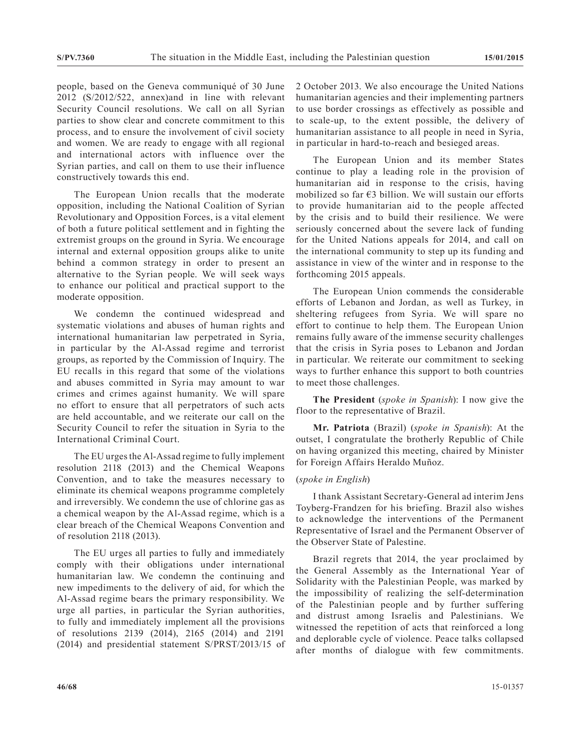people, based on the Geneva communiqué of 30 June 2012 (S/2012/522, annex)and in line with relevant Security Council resolutions. We call on all Syrian parties to show clear and concrete commitment to this process, and to ensure the involvement of civil society and women. We are ready to engage with all regional and international actors with influence over the Syrian parties, and call on them to use their influence constructively towards this end.

The European Union recalls that the moderate opposition, including the National Coalition of Syrian Revolutionary and Opposition Forces, is a vital element of both a future political settlement and in fighting the extremist groups on the ground in Syria. We encourage internal and external opposition groups alike to unite behind a common strategy in order to present an alternative to the Syrian people. We will seek ways to enhance our political and practical support to the moderate opposition.

We condemn the continued widespread and systematic violations and abuses of human rights and international humanitarian law perpetrated in Syria, in particular by the Al-Assad regime and terrorist groups, as reported by the Commission of Inquiry. The EU recalls in this regard that some of the violations and abuses committed in Syria may amount to war crimes and crimes against humanity. We will spare no effort to ensure that all perpetrators of such acts are held accountable, and we reiterate our call on the Security Council to refer the situation in Syria to the International Criminal Court.

The EU urges the Al-Assad regime to fully implement resolution 2118 (2013) and the Chemical Weapons Convention, and to take the measures necessary to eliminate its chemical weapons programme completely and irreversibly. We condemn the use of chlorine gas as a chemical weapon by the Al-Assad regime, which is a clear breach of the Chemical Weapons Convention and of resolution 2118 (2013).

The EU urges all parties to fully and immediately comply with their obligations under international humanitarian law. We condemn the continuing and new impediments to the delivery of aid, for which the Al-Assad regime bears the primary responsibility. We urge all parties, in particular the Syrian authorities, to fully and immediately implement all the provisions of resolutions 2139 (2014), 2165 (2014) and 2191 (2014) and presidential statement S/PRST/2013/15 of 2 October 2013. We also encourage the United Nations humanitarian agencies and their implementing partners to use border crossings as effectively as possible and to scale-up, to the extent possible, the delivery of humanitarian assistance to all people in need in Syria, in particular in hard-to-reach and besieged areas.

The European Union and its member States continue to play a leading role in the provision of humanitarian aid in response to the crisis, having mobilized so far €3 billion. We will sustain our efforts to provide humanitarian aid to the people affected by the crisis and to build their resilience. We were seriously concerned about the severe lack of funding for the United Nations appeals for 2014, and call on the international community to step up its funding and assistance in view of the winter and in response to the forthcoming 2015 appeals.

The European Union commends the considerable efforts of Lebanon and Jordan, as well as Turkey, in sheltering refugees from Syria. We will spare no effort to continue to help them. The European Union remains fully aware of the immense security challenges that the crisis in Syria poses to Lebanon and Jordan in particular. We reiterate our commitment to seeking ways to further enhance this support to both countries to meet those challenges.

**The President** (*spoke in Spanish*): I now give the floor to the representative of Brazil.

**Mr. Patriota** (Brazil) (*spoke in Spanish*): At the outset, I congratulate the brotherly Republic of Chile on having organized this meeting, chaired by Minister for Foreign Affairs Heraldo Muñoz.

(*spoke in English*)

I thank Assistant Secretary-General ad interim Jens Toyberg-Frandzen for his briefing. Brazil also wishes to acknowledge the interventions of the Permanent Representative of Israel and the Permanent Observer of the Observer State of Palestine.

Brazil regrets that 2014, the year proclaimed by the General Assembly as the International Year of Solidarity with the Palestinian People, was marked by the impossibility of realizing the self-determination of the Palestinian people and by further suffering and distrust among Israelis and Palestinians. We witnessed the repetition of acts that reinforced a long and deplorable cycle of violence. Peace talks collapsed after months of dialogue with few commitments.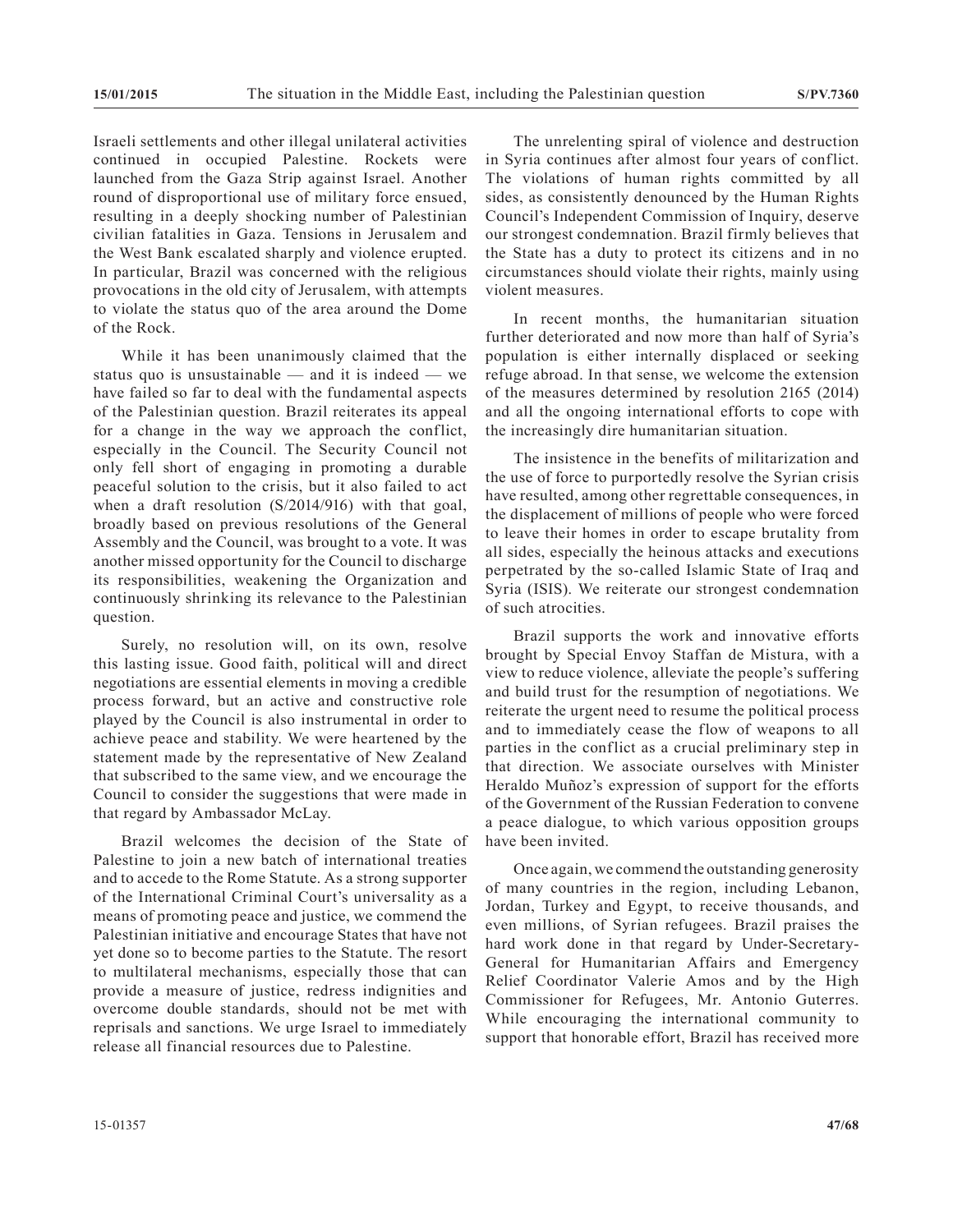Israeli settlements and other illegal unilateral activities continued in occupied Palestine. Rockets were launched from the Gaza Strip against Israel. Another round of disproportional use of military force ensued, resulting in a deeply shocking number of Palestinian civilian fatalities in Gaza. Tensions in Jerusalem and the West Bank escalated sharply and violence erupted. In particular, Brazil was concerned with the religious provocations in the old city of Jerusalem, with attempts to violate the status quo of the area around the Dome of the Rock.

While it has been unanimously claimed that the status quo is unsustainable — and it is indeed — we have failed so far to deal with the fundamental aspects of the Palestinian question. Brazil reiterates its appeal for a change in the way we approach the conflict, especially in the Council. The Security Council not only fell short of engaging in promoting a durable peaceful solution to the crisis, but it also failed to act when a draft resolution (S/2014/916) with that goal, broadly based on previous resolutions of the General Assembly and the Council, was brought to a vote. It was another missed opportunity for the Council to discharge its responsibilities, weakening the Organization and continuously shrinking its relevance to the Palestinian question.

Surely, no resolution will, on its own, resolve this lasting issue. Good faith, political will and direct negotiations are essential elements in moving a credible process forward, but an active and constructive role played by the Council is also instrumental in order to achieve peace and stability. We were heartened by the statement made by the representative of New Zealand that subscribed to the same view, and we encourage the Council to consider the suggestions that were made in that regard by Ambassador McLay.

Brazil welcomes the decision of the State of Palestine to join a new batch of international treaties and to accede to the Rome Statute. As a strong supporter of the International Criminal Court's universality as a means of promoting peace and justice, we commend the Palestinian initiative and encourage States that have not yet done so to become parties to the Statute. The resort to multilateral mechanisms, especially those that can provide a measure of justice, redress indignities and overcome double standards, should not be met with reprisals and sanctions. We urge Israel to immediately release all financial resources due to Palestine.

The unrelenting spiral of violence and destruction in Syria continues after almost four years of conflict. The violations of human rights committed by all sides, as consistently denounced by the Human Rights Council's Independent Commission of Inquiry, deserve our strongest condemnation. Brazil firmly believes that the State has a duty to protect its citizens and in no circumstances should violate their rights, mainly using violent measures.

In recent months, the humanitarian situation further deteriorated and now more than half of Syria's population is either internally displaced or seeking refuge abroad. In that sense, we welcome the extension of the measures determined by resolution 2165 (2014) and all the ongoing international efforts to cope with the increasingly dire humanitarian situation.

The insistence in the benefits of militarization and the use of force to purportedly resolve the Syrian crisis have resulted, among other regrettable consequences, in the displacement of millions of people who were forced to leave their homes in order to escape brutality from all sides, especially the heinous attacks and executions perpetrated by the so-called Islamic State of Iraq and Syria (ISIS). We reiterate our strongest condemnation of such atrocities.

Brazil supports the work and innovative efforts brought by Special Envoy Staffan de Mistura, with a view to reduce violence, alleviate the people's suffering and build trust for the resumption of negotiations. We reiterate the urgent need to resume the political process and to immediately cease the flow of weapons to all parties in the conflict as a crucial preliminary step in that direction. We associate ourselves with Minister Heraldo Muñoz's expression of support for the efforts of the Government of the Russian Federation to convene a peace dialogue, to which various opposition groups have been invited.

Once again, we commend the outstanding generosity of many countries in the region, including Lebanon, Jordan, Turkey and Egypt, to receive thousands, and even millions, of Syrian refugees. Brazil praises the hard work done in that regard by Under-Secretary-General for Humanitarian Affairs and Emergency Relief Coordinator Valerie Amos and by the High Commissioner for Refugees, Mr. Antonio Guterres. While encouraging the international community to support that honorable effort, Brazil has received more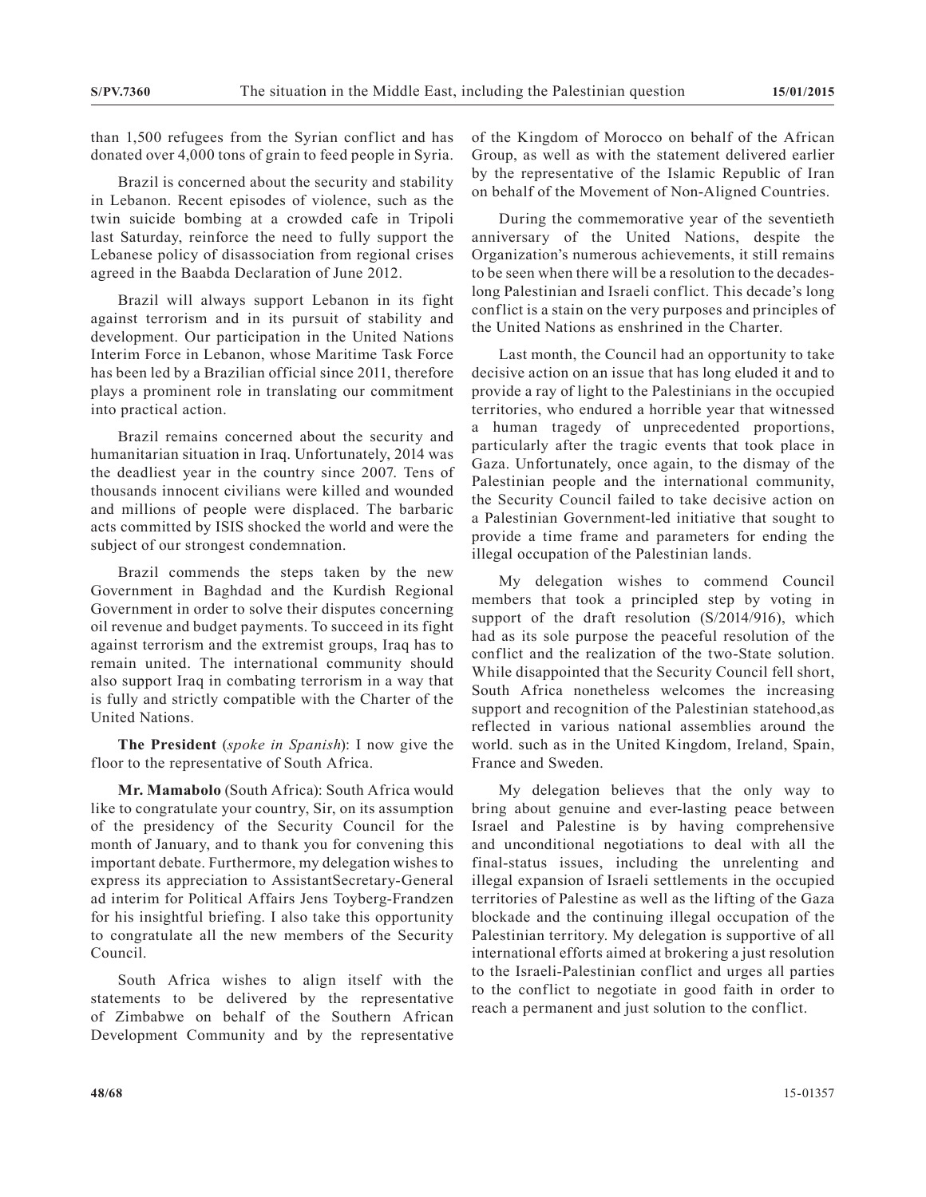than 1,500 refugees from the Syrian conflict and has donated over 4,000 tons of grain to feed people in Syria.

Brazil is concerned about the security and stability in Lebanon. Recent episodes of violence, such as the twin suicide bombing at a crowded cafe in Tripoli last Saturday, reinforce the need to fully support the Lebanese policy of disassociation from regional crises agreed in the Baabda Declaration of June 2012.

Brazil will always support Lebanon in its fight against terrorism and in its pursuit of stability and development. Our participation in the United Nations Interim Force in Lebanon, whose Maritime Task Force has been led by a Brazilian official since 2011, therefore plays a prominent role in translating our commitment into practical action.

Brazil remains concerned about the security and humanitarian situation in Iraq. Unfortunately, 2014 was the deadliest year in the country since 2007. Tens of thousands innocent civilians were killed and wounded and millions of people were displaced. The barbaric acts committed by ISIS shocked the world and were the subject of our strongest condemnation.

Brazil commends the steps taken by the new Government in Baghdad and the Kurdish Regional Government in order to solve their disputes concerning oil revenue and budget payments. To succeed in its fight against terrorism and the extremist groups, Iraq has to remain united. The international community should also support Iraq in combating terrorism in a way that is fully and strictly compatible with the Charter of the United Nations.

**The President** (*spoke in Spanish*): I now give the floor to the representative of South Africa.

**Mr. Mamabolo** (South Africa): South Africa would like to congratulate your country, Sir, on its assumption of the presidency of the Security Council for the month of January, and to thank you for convening this important debate. Furthermore, my delegation wishes to express its appreciation to AssistantSecretary-General ad interim for Political Affairs Jens Toyberg-Frandzen for his insightful briefing. I also take this opportunity to congratulate all the new members of the Security Council.

South Africa wishes to align itself with the statements to be delivered by the representative of Zimbabwe on behalf of the Southern African Development Community and by the representative of the Kingdom of Morocco on behalf of the African Group, as well as with the statement delivered earlier by the representative of the Islamic Republic of Iran on behalf of the Movement of Non-Aligned Countries.

During the commemorative year of the seventieth anniversary of the United Nations, despite the Organization's numerous achievements, it still remains to be seen when there will be a resolution to the decades-long Palestinian and Israeli conflict. This decade's long conflict is a stain on the very purposes and principles of the United Nations as enshrined in the Charter.

Last month, the Council had an opportunity to take decisive action on an issue that has long eluded it and to provide a ray of light to the Palestinians in the occupied territories, who endured a horrible year that witnessed a human tragedy of unprecedented proportions, particularly after the tragic events that took place in Gaza. Unfortunately, once again, to the dismay of the Palestinian people and the international community, the Security Council failed to take decisive action on a Palestinian Government-led initiative that sought to provide a time frame and parameters for ending the illegal occupation of the Palestinian lands.

My delegation wishes to commend Council members that took a principled step by voting in support of the draft resolution (S/2014/916), which had as its sole purpose the peaceful resolution of the conflict and the realization of the two-State solution. While disappointed that the Security Council fell short, South Africa nonetheless welcomes the increasing support and recognition of the Palestinian statehood,as reflected in various national assemblies around the world. such as in the United Kingdom, Ireland, Spain, France and Sweden.

My delegation believes that the only way to bring about genuine and ever-lasting peace between Israel and Palestine is by having comprehensive and unconditional negotiations to deal with all the final-status issues, including the unrelenting and illegal expansion of Israeli settlements in the occupied territories of Palestine as well as the lifting of the Gaza blockade and the continuing illegal occupation of the Palestinian territory. My delegation is supportive of all international efforts aimed at brokering a just resolution to the Israeli-Palestinian conflict and urges all parties to the conflict to negotiate in good faith in order to reach a permanent and just solution to the conflict.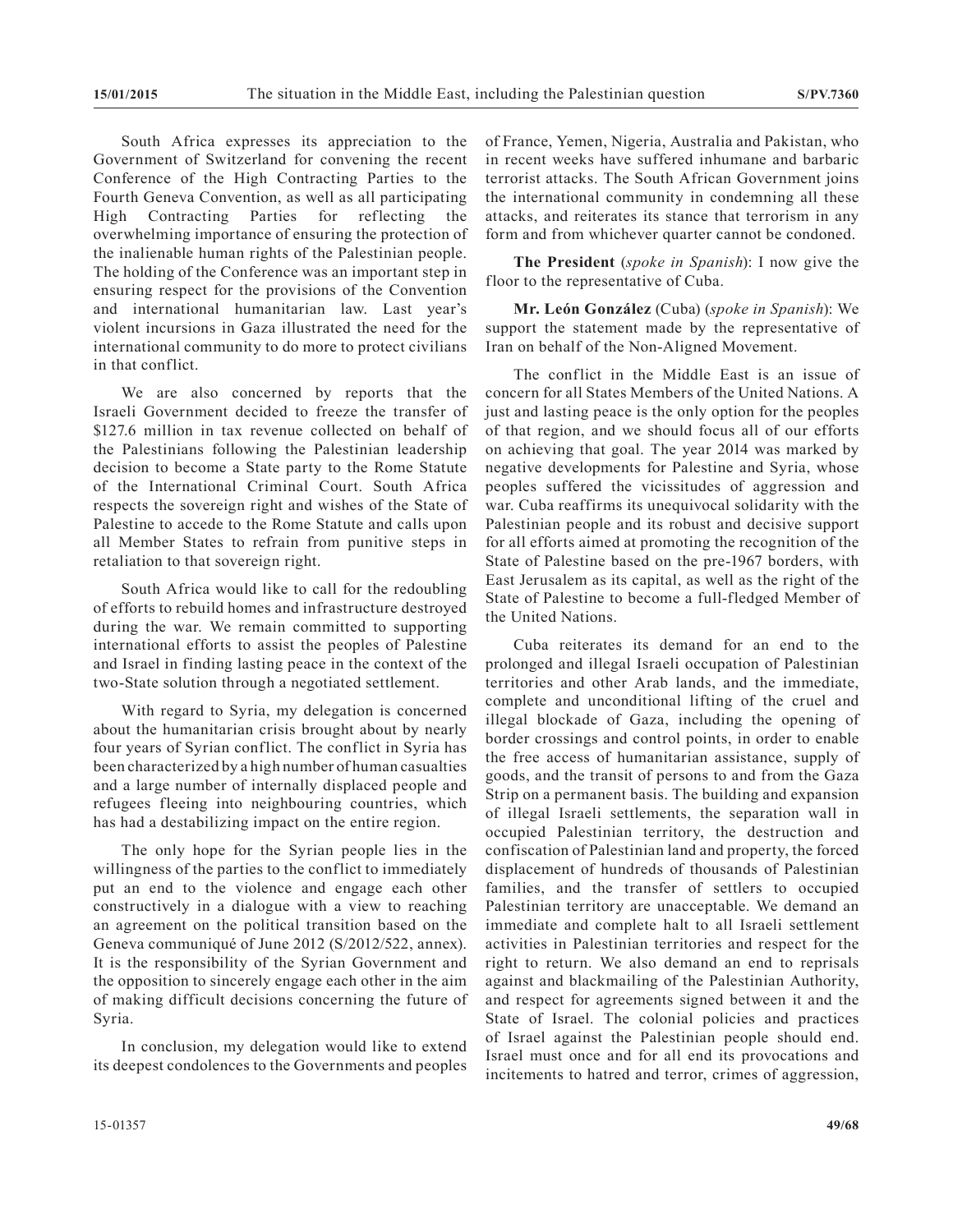South Africa expresses its appreciation to the Government of Switzerland for convening the recent Conference of the High Contracting Parties to the Fourth Geneva Convention, as well as all participating High Contracting Parties for reflecting the overwhelming importance of ensuring the protection of the inalienable human rights of the Palestinian people. The holding of the Conference was an important step in ensuring respect for the provisions of the Convention and international humanitarian law. Last year's violent incursions in Gaza illustrated the need for the international community to do more to protect civilians in that conflict.

We are also concerned by reports that the Israeli Government decided to freeze the transfer of $127.6 million in tax revenue collected on behalf of the Palestinians following the Palestinian leadership decision to become a State party to the Rome Statute of the International Criminal Court. South Africa respects the sovereign right and wishes of the State of Palestine to accede to the Rome Statute and calls upon all Member States to refrain from punitive steps in retaliation to that sovereign right.

South Africa would like to call for the redoubling of efforts to rebuild homes and infrastructure destroyed during the war. We remain committed to supporting international efforts to assist the peoples of Palestine and Israel in finding lasting peace in the context of the two-State solution through a negotiated settlement.

With regard to Syria, my delegation is concerned about the humanitarian crisis brought about by nearly four years of Syrian conflict. The conflict in Syria has been characterized by a high number of human casualties and a large number of internally displaced people and refugees fleeing into neighbouring countries, which has had a destabilizing impact on the entire region.

The only hope for the Syrian people lies in the willingness of the parties to the conflict to immediately put an end to the violence and engage each other constructively in a dialogue with a view to reaching an agreement on the political transition based on the Geneva communiqué of June 2012 (S/2012/522, annex). It is the responsibility of the Syrian Government and the opposition to sincerely engage each other in the aim of making difficult decisions concerning the future of Syria.

In conclusion, my delegation would like to extend its deepest condolences to the Governments and peoples of France, Yemen, Nigeria, Australia and Pakistan, who in recent weeks have suffered inhumane and barbaric terrorist attacks. The South African Government joins the international community in condemning all these attacks, and reiterates its stance that terrorism in any form and from whichever quarter cannot be condoned.

**The President** (*spoke in Spanish*): I now give the floor to the representative of Cuba.

**Mr. León González** (Cuba) (*spoke in Spanish*): We support the statement made by the representative of Iran on behalf of the Non-Aligned Movement.

The conflict in the Middle East is an issue of concern for all States Members of the United Nations. A just and lasting peace is the only option for the peoples of that region, and we should focus all of our efforts on achieving that goal. The year 2014 was marked by negative developments for Palestine and Syria, whose peoples suffered the vicissitudes of aggression and war. Cuba reaffirms its unequivocal solidarity with the Palestinian people and its robust and decisive support for all efforts aimed at promoting the recognition of the State of Palestine based on the pre-1967 borders, with East Jerusalem as its capital, as well as the right of the State of Palestine to become a full-fledged Member of the United Nations.

Cuba reiterates its demand for an end to the prolonged and illegal Israeli occupation of Palestinian territories and other Arab lands, and the immediate, complete and unconditional lifting of the cruel and illegal blockade of Gaza, including the opening of border crossings and control points, in order to enable the free access of humanitarian assistance, supply of goods, and the transit of persons to and from the Gaza Strip on a permanent basis. The building and expansion of illegal Israeli settlements, the separation wall in occupied Palestinian territory, the destruction and confiscation of Palestinian land and property, the forced displacement of hundreds of thousands of Palestinian families, and the transfer of settlers to occupied Palestinian territory are unacceptable. We demand an immediate and complete halt to all Israeli settlement activities in Palestinian territories and respect for the right to return. We also demand an end to reprisals against and blackmailing of the Palestinian Authority, and respect for agreements signed between it and the State of Israel. The colonial policies and practices of Israel against the Palestinian people should end. Israel must once and for all end its provocations and incitements to hatred and terror, crimes of aggression,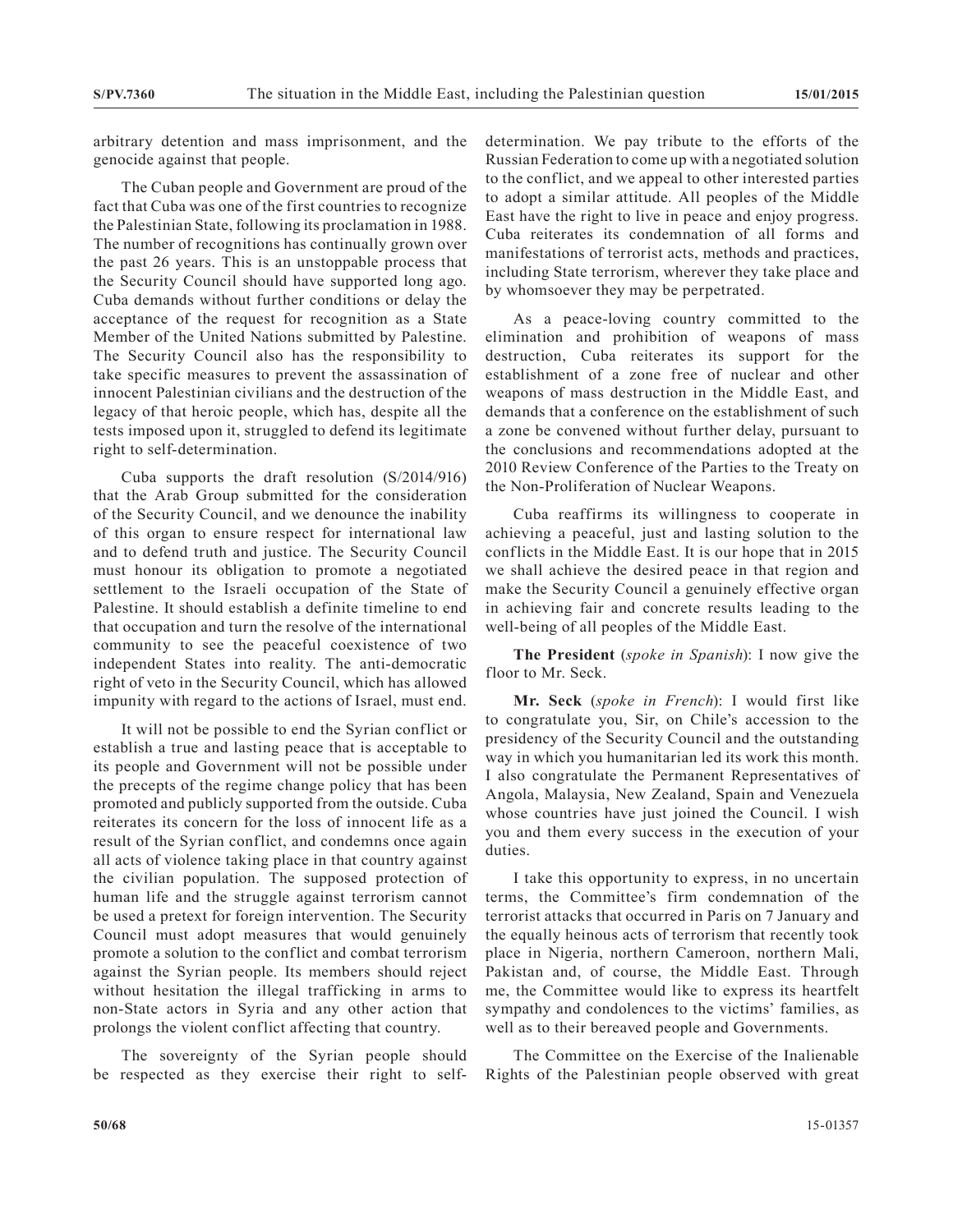arbitrary detention and mass imprisonment, and the genocide against that people.

The Cuban people and Government are proud of the fact that Cuba was one of the first countries to recognize the Palestinian State, following its proclamation in 1988. The number of recognitions has continually grown over the past 26 years. This is an unstoppable process that the Security Council should have supported long ago. Cuba demands without further conditions or delay the acceptance of the request for recognition as a State Member of the United Nations submitted by Palestine. The Security Council also has the responsibility to take specific measures to prevent the assassination of innocent Palestinian civilians and the destruction of the legacy of that heroic people, which has, despite all the tests imposed upon it, struggled to defend its legitimate right to self-determination.

Cuba supports the draft resolution (S/2014/916) that the Arab Group submitted for the consideration of the Security Council, and we denounce the inability of this organ to ensure respect for international law and to defend truth and justice. The Security Council must honour its obligation to promote a negotiated settlement to the Israeli occupation of the State of Palestine. It should establish a definite timeline to end that occupation and turn the resolve of the international community to see the peaceful coexistence of two independent States into reality. The anti-democratic right of veto in the Security Council, which has allowed impunity with regard to the actions of Israel, must end.

It will not be possible to end the Syrian conflict or establish a true and lasting peace that is acceptable to its people and Government will not be possible under the precepts of the regime change policy that has been promoted and publicly supported from the outside. Cuba reiterates its concern for the loss of innocent life as a result of the Syrian conflict, and condemns once again all acts of violence taking place in that country against the civilian population. The supposed protection of human life and the struggle against terrorism cannot be used a pretext for foreign intervention. The Security Council must adopt measures that would genuinely promote a solution to the conflict and combat terrorism against the Syrian people. Its members should reject without hesitation the illegal trafficking in arms to non-State actors in Syria and any other action that prolongs the violent conflict affecting that country.

The sovereignty of the Syrian people should be respected as they exercise their right to self-determination. We pay tribute to the efforts of the Russian Federation to come up with a negotiated solution to the conflict, and we appeal to other interested parties to adopt a similar attitude. All peoples of the Middle East have the right to live in peace and enjoy progress. Cuba reiterates its condemnation of all forms and manifestations of terrorist acts, methods and practices, including State terrorism, wherever they take place and by whomsoever they may be perpetrated.

As a peace-loving country committed to the elimination and prohibition of weapons of mass destruction, Cuba reiterates its support for the establishment of a zone free of nuclear and other weapons of mass destruction in the Middle East, and demands that a conference on the establishment of such a zone be convened without further delay, pursuant to the conclusions and recommendations adopted at the 2010 Review Conference of the Parties to the Treaty on the Non-Proliferation of Nuclear Weapons.

Cuba reaffirms its willingness to cooperate in achieving a peaceful, just and lasting solution to the conflicts in the Middle East. It is our hope that in 2015 we shall achieve the desired peace in that region and make the Security Council a genuinely effective organ in achieving fair and concrete results leading to the well-being of all peoples of the Middle East.

**The President** (*spoke in Spanish*): I now give the floor to Mr. Seck.

**Mr. Seck** (*spoke in French*): I would first like to congratulate you, Sir, on Chile's accession to the presidency of the Security Council and the outstanding way in which you humanitarian led its work this month. I also congratulate the Permanent Representatives of Angola, Malaysia, New Zealand, Spain and Venezuela whose countries have just joined the Council. I wish you and them every success in the execution of your duties.

I take this opportunity to express, in no uncertain terms, the Committee's firm condemnation of the terrorist attacks that occurred in Paris on 7 January and the equally heinous acts of terrorism that recently took place in Nigeria, northern Cameroon, northern Mali, Pakistan and, of course, the Middle East. Through me, the Committee would like to express its heartfelt sympathy and condolences to the victims' families, as well as to their bereaved people and Governments.

The Committee on the Exercise of the Inalienable Rights of the Palestinian people observed with great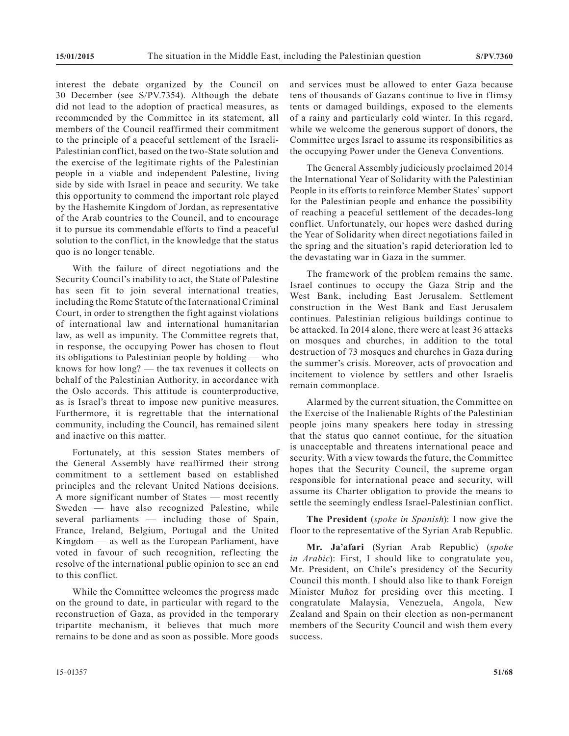interest the debate organized by the Council on 30 December (see S/PV.7354). Although the debate did not lead to the adoption of practical measures, as recommended by the Committee in its statement, all members of the Council reaffirmed their commitment to the principle of a peaceful settlement of the Israeli-Palestinian conflict, based on the two-State solution and the exercise of the legitimate rights of the Palestinian people in a viable and independent Palestine, living side by side with Israel in peace and security. We take this opportunity to commend the important role played by the Hashemite Kingdom of Jordan, as representative of the Arab countries to the Council, and to encourage it to pursue its commendable efforts to find a peaceful solution to the conflict, in the knowledge that the status quo is no longer tenable.

With the failure of direct negotiations and the Security Council's inability to act, the State of Palestine has seen fit to join several international treaties, including the Rome Statute of the International Criminal Court, in order to strengthen the fight against violations of international law and international humanitarian law, as well as impunity. The Committee regrets that, in response, the occupying Power has chosen to flout its obligations to Palestinian people by holding — who knows for how long? — the tax revenues it collects on behalf of the Palestinian Authority, in accordance with the Oslo accords. This attitude is counterproductive, as is Israel's threat to impose new punitive measures. Furthermore, it is regrettable that the international community, including the Council, has remained silent and inactive on this matter.

Fortunately, at this session States members of the General Assembly have reaffirmed their strong commitment to a settlement based on established principles and the relevant United Nations decisions. A more significant number of States — most recently Sweden — have also recognized Palestine, while several parliaments — including those of Spain, France, Ireland, Belgium, Portugal and the United Kingdom — as well as the European Parliament, have voted in favour of such recognition, reflecting the resolve of the international public opinion to see an end to this conflict.

While the Committee welcomes the progress made on the ground to date, in particular with regard to the reconstruction of Gaza, as provided in the temporary tripartite mechanism, it believes that much more remains to be done and as soon as possible. More goods and services must be allowed to enter Gaza because tens of thousands of Gazans continue to live in flimsy tents or damaged buildings, exposed to the elements of a rainy and particularly cold winter. In this regard, while we welcome the generous support of donors, the Committee urges Israel to assume its responsibilities as the occupying Power under the Geneva Conventions.

The General Assembly judiciously proclaimed 2014 the International Year of Solidarity with the Palestinian People in its efforts to reinforce Member States' support for the Palestinian people and enhance the possibility of reaching a peaceful settlement of the decades-long conflict. Unfortunately, our hopes were dashed during the Year of Solidarity when direct negotiations failed in the spring and the situation's rapid deterioration led to the devastating war in Gaza in the summer.

The framework of the problem remains the same. Israel continues to occupy the Gaza Strip and the West Bank, including East Jerusalem. Settlement construction in the West Bank and East Jerusalem continues. Palestinian religious buildings continue to be attacked. In 2014 alone, there were at least 36 attacks on mosques and churches, in addition to the total destruction of 73 mosques and churches in Gaza during the summer's crisis. Moreover, acts of provocation and incitement to violence by settlers and other Israelis remain commonplace.

Alarmed by the current situation, the Committee on the Exercise of the Inalienable Rights of the Palestinian people joins many speakers here today in stressing that the status quo cannot continue, for the situation is unacceptable and threatens international peace and security. With a view towards the future, the Committee hopes that the Security Council, the supreme organ responsible for international peace and security, will assume its Charter obligation to provide the means to settle the seemingly endless Israel-Palestinian conflict.

**The President** (*spoke in Spanish*): I now give the floor to the representative of the Syrian Arab Republic.

**Mr. Ja'afari** (Syrian Arab Republic) (*spoke in Arabic*): First, I should like to congratulate you, Mr. President, on Chile's presidency of the Security Council this month. I should also like to thank Foreign Minister Muñoz for presiding over this meeting. I congratulate Malaysia, Venezuela, Angola, New Zealand and Spain on their election as non-permanent members of the Security Council and wish them every success.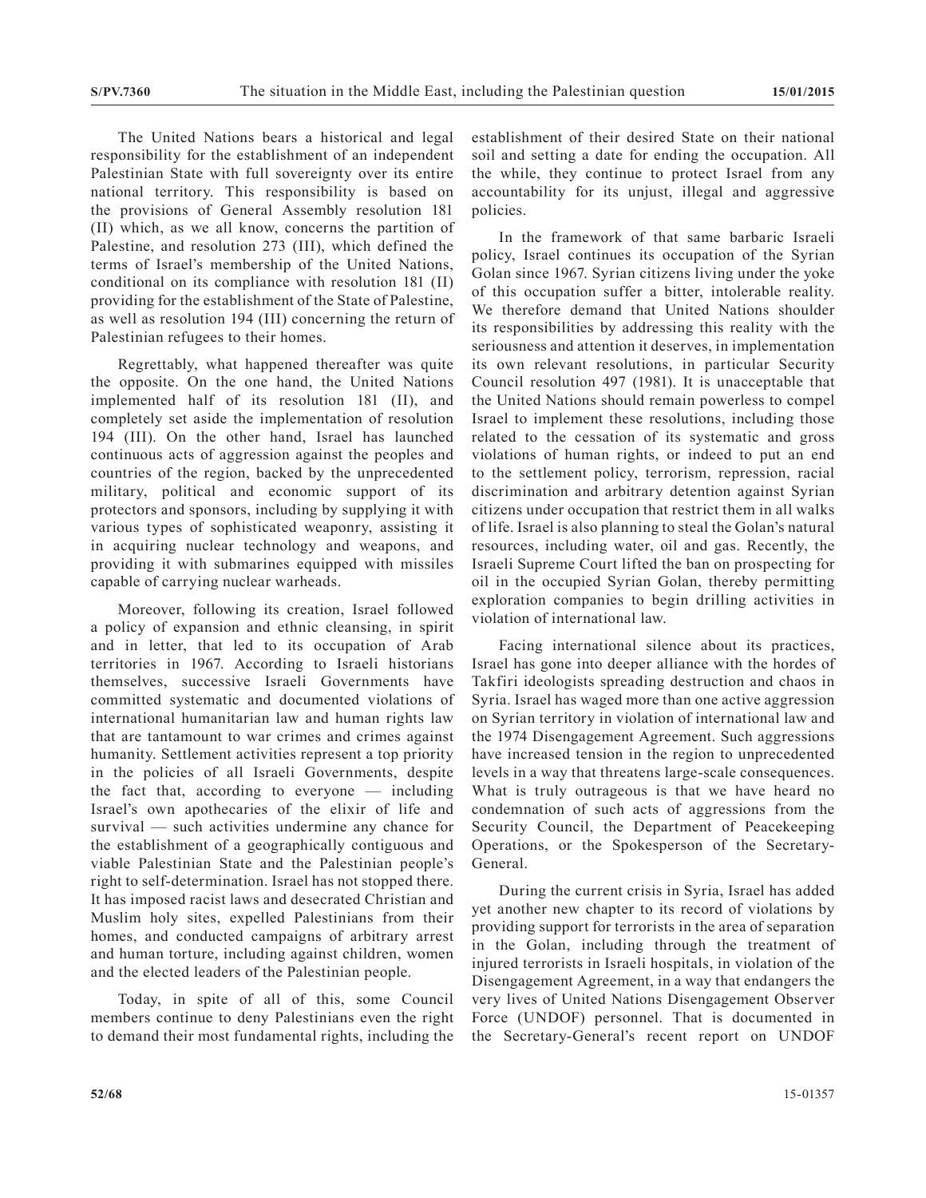The United Nations bears a historical and legal responsibility for the establishment of an independent Palestinian State with full sovereignty over its entire national territory. This responsibility is based on the provisions of General Assembly resolution 181 (II) which, as we all know, concerns the partition of Palestine, and resolution 273 (III), which defined the terms of Israel's membership of the United Nations, conditional on its compliance with resolution 181 (II) providing for the establishment of the State of Palestine, as well as resolution 194 (III) concerning the return of Palestinian refugees to their homes.

Regrettably, what happened thereafter was quite the opposite. On the one hand, the United Nations implemented half of its resolution 181 (II), and completely set aside the implementation of resolution 194 (III). On the other hand, Israel has launched continuous acts of aggression against the peoples and countries of the region, backed by the unprecedented military, political and economic support of its protectors and sponsors, including by supplying it with various types of sophisticated weaponry, assisting it in acquiring nuclear technology and weapons, and providing it with submarines equipped with missiles capable of carrying nuclear warheads.

Moreover, following its creation, Israel followed a policy of expansion and ethnic cleansing, in spirit and in letter, that led to its occupation of Arab territories in 1967. According to Israeli historians themselves, successive Israeli Governments have committed systematic and documented violations of international humanitarian law and human rights law that are tantamount to war crimes and crimes against humanity. Settlement activities represent a top priority in the policies of all Israeli Governments, despite the fact that, according to everyone — including Israel's own apothecaries of the elixir of life and survival — such activities undermine any chance for the establishment of a geographically contiguous and viable Palestinian State and the Palestinian people's right to self-determination. Israel has not stopped there. It has imposed racist laws and desecrated Christian and Muslim holy sites, expelled Palestinians from their homes, and conducted campaigns of arbitrary arrest and human torture, including against children, women and the elected leaders of the Palestinian people.

Today, in spite of all of this, some Council members continue to deny Palestinians even the right to demand their most fundamental rights, including the establishment of their desired State on their national soil and setting a date for ending the occupation. All the while, they continue to protect Israel from any accountability for its unjust, illegal and aggressive policies.

In the framework of that same barbaric Israeli policy, Israel continues its occupation of the Syrian Golan since 1967. Syrian citizens living under the yoke of this occupation suffer a bitter, intolerable reality. We therefore demand that United Nations shoulder its responsibilities by addressing this reality with the seriousness and attention it deserves, in implementation its own relevant resolutions, in particular Security Council resolution 497 (1981). It is unacceptable that the United Nations should remain powerless to compel Israel to implement these resolutions, including those related to the cessation of its systematic and gross violations of human rights, or indeed to put an end to the settlement policy, terrorism, repression, racial discrimination and arbitrary detention against Syrian citizens under occupation that restrict them in all walks of life. Israel is also planning to steal the Golan's natural resources, including water, oil and gas. Recently, the Israeli Supreme Court lifted the ban on prospecting for oil in the occupied Syrian Golan, thereby permitting exploration companies to begin drilling activities in violation of international law.

Facing international silence about its practices, Israel has gone into deeper alliance with the hordes of Takfiri ideologists spreading destruction and chaos in Syria. Israel has waged more than one active aggression on Syrian territory in violation of international law and the 1974 Disengagement Agreement. Such aggressions have increased tension in the region to unprecedented levels in a way that threatens large-scale consequences. What is truly outrageous is that we have heard no condemnation of such acts of aggressions from the Security Council, the Department of Peacekeeping Operations, or the Spokesperson of the Secretary-General.

During the current crisis in Syria, Israel has added yet another new chapter to its record of violations by providing support for terrorists in the area of separation in the Golan, including through the treatment of injured terrorists in Israeli hospitals, in violation of the Disengagement Agreement, in a way that endangers the very lives of United Nations Disengagement Observer Force (UNDOF) personnel. That is documented in the Secretary-General's recent report on UNDOF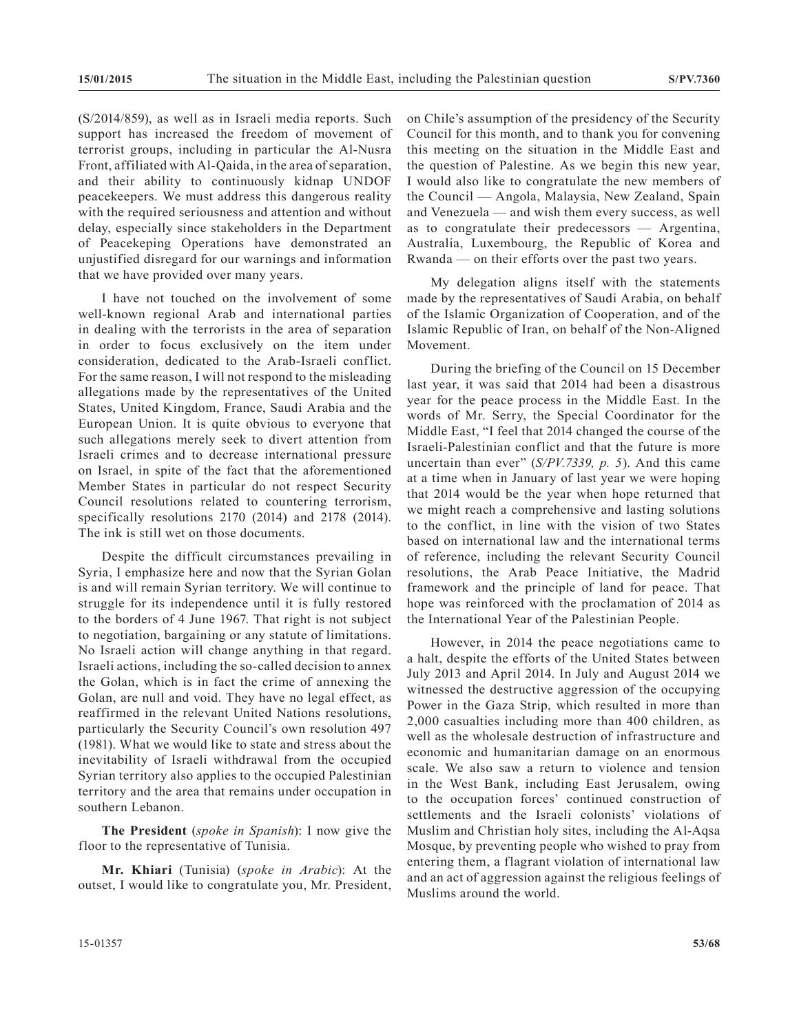(S/2014/859), as well as in Israeli media reports. Such support has increased the freedom of movement of terrorist groups, including in particular the Al-Nusra Front, affiliated with Al-Qaida, in the area of separation, and their ability to continuously kidnap UNDOF peacekeepers. We must address this dangerous reality with the required seriousness and attention and without delay, especially since stakeholders in the Department of Peacekeeping Operations have demonstrated an unjustified disregard for our warnings and information that we have provided over many years.

I have not touched on the involvement of some well-known regional Arab and international parties in dealing with the terrorists in the area of separation in order to focus exclusively on the item under consideration, dedicated to the Arab-Israeli conflict. For the same reason, I will not respond to the misleading allegations made by the representatives of the United States, United Kingdom, France, Saudi Arabia and the European Union. It is quite obvious to everyone that such allegations merely seek to divert attention from Israeli crimes and to decrease international pressure on Israel, in spite of the fact that the aforementioned Member States in particular do not respect Security Council resolutions related to countering terrorism, specifically resolutions 2170 (2014) and 2178 (2014). The ink is still wet on those documents.

Despite the difficult circumstances prevailing in Syria, I emphasize here and now that the Syrian Golan is and will remain Syrian territory. We will continue to struggle for its independence until it is fully restored to the borders of 4 June 1967. That right is not subject to negotiation, bargaining or any statute of limitations. No Israeli action will change anything in that regard. Israeli actions, including the so-called decision to annex the Golan, which is in fact the crime of annexing the Golan, are null and void. They have no legal effect, as reaffirmed in the relevant United Nations resolutions, particularly the Security Council's own resolution 497 (1981). What we would like to state and stress about the inevitability of Israeli withdrawal from the occupied Syrian territory also applies to the occupied Palestinian territory and the area that remains under occupation in southern Lebanon.

**The President** (*spoke in Spanish*): I now give the floor to the representative of Tunisia.

**Mr. Khiari** (Tunisia) (*spoke in Arabic*): At the outset, I would like to congratulate you, Mr. President, on Chile's assumption of the presidency of the Security Council for this month, and to thank you for convening this meeting on the situation in the Middle East and the question of Palestine. As we begin this new year, I would also like to congratulate the new members of the Council — Angola, Malaysia, New Zealand, Spain and Venezuela — and wish them every success, as well as to congratulate their predecessors — Argentina, Australia, Luxembourg, the Republic of Korea and Rwanda — on their efforts over the past two years.

My delegation aligns itself with the statements made by the representatives of Saudi Arabia, on behalf of the Islamic Organization of Cooperation, and of the Islamic Republic of Iran, on behalf of the Non-Aligned Movement.

During the briefing of the Council on 15 December last year, it was said that 2014 had been a disastrous year for the peace process in the Middle East. In the words of Mr. Serry, the Special Coordinator for the Middle East, "I feel that 2014 changed the course of the Israeli-Palestinian conflict and that the future is more uncertain than ever" (*S/PV.7339, p. 5*). And this came at a time when in January of last year we were hoping that 2014 would be the year when hope returned that we might reach a comprehensive and lasting solutions to the conflict, in line with the vision of two States based on international law and the international terms of reference, including the relevant Security Council resolutions, the Arab Peace Initiative, the Madrid framework and the principle of land for peace. That hope was reinforced with the proclamation of 2014 as the International Year of the Palestinian People.

However, in 2014 the peace negotiations came to a halt, despite the efforts of the United States between July 2013 and April 2014. In July and August 2014 we witnessed the destructive aggression of the occupying Power in the Gaza Strip, which resulted in more than 2,000 casualties including more than 400 children, as well as the wholesale destruction of infrastructure and economic and humanitarian damage on an enormous scale. We also saw a return to violence and tension in the West Bank, including East Jerusalem, owing to the occupation forces' continued construction of settlements and the Israeli colonists' violations of Muslim and Christian holy sites, including the Al-Aqsa Mosque, by preventing people who wished to pray from entering them, a flagrant violation of international law and an act of aggression against the religious feelings of Muslims around the world.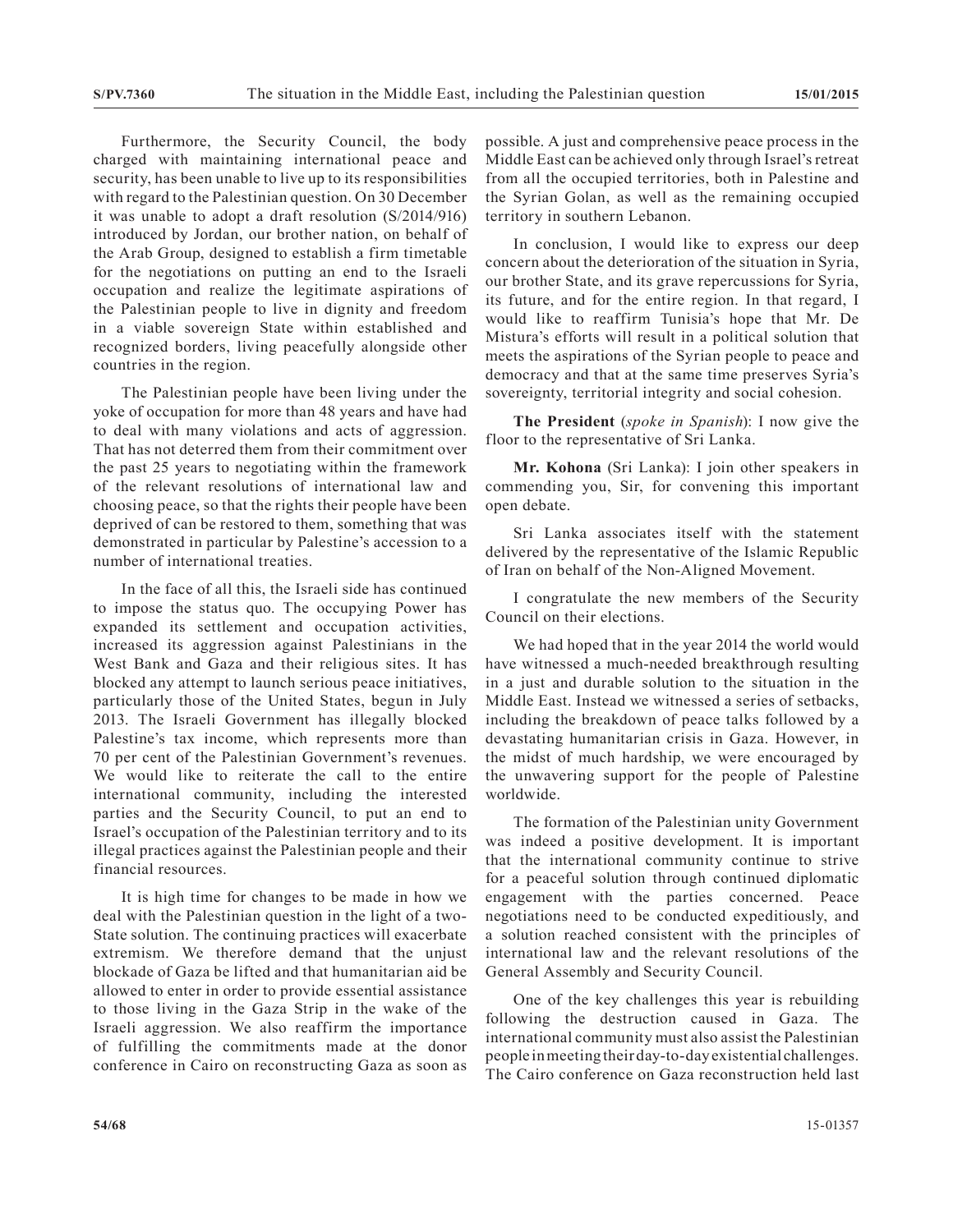Furthermore, the Security Council, the body charged with maintaining international peace and security, has been unable to live up to its responsibilities with regard to the Palestinian question. On 30 December it was unable to adopt a draft resolution (S/2014/916) introduced by Jordan, our brother nation, on behalf of the Arab Group, designed to establish a firm timetable for the negotiations on putting an end to the Israeli occupation and realize the legitimate aspirations of the Palestinian people to live in dignity and freedom in a viable sovereign State within established and recognized borders, living peacefully alongside other countries in the region.

The Palestinian people have been living under the yoke of occupation for more than 48 years and have had to deal with many violations and acts of aggression. That has not deterred them from their commitment over the past 25 years to negotiating within the framework of the relevant resolutions of international law and choosing peace, so that the rights their people have been deprived of can be restored to them, something that was demonstrated in particular by Palestine's accession to a number of international treaties.

In the face of all this, the Israeli side has continued to impose the status quo. The occupying Power has expanded its settlement and occupation activities, increased its aggression against Palestinians in the West Bank and Gaza and their religious sites. It has blocked any attempt to launch serious peace initiatives, particularly those of the United States, begun in July 2013. The Israeli Government has illegally blocked Palestine's tax income, which represents more than 70 per cent of the Palestinian Government's revenues. We would like to reiterate the call to the entire international community, including the interested parties and the Security Council, to put an end to Israel's occupation of the Palestinian territory and to its illegal practices against the Palestinian people and their financial resources.

It is high time for changes to be made in how we deal with the Palestinian question in the light of a two-State solution. The continuing practices will exacerbate extremism. We therefore demand that the unjust blockade of Gaza be lifted and that humanitarian aid be allowed to enter in order to provide essential assistance to those living in the Gaza Strip in the wake of the Israeli aggression. We also reaffirm the importance of fulfilling the commitments made at the donor conference in Cairo on reconstructing Gaza as soon as possible. A just and comprehensive peace process in the Middle East can be achieved only through Israel's retreat from all the occupied territories, both in Palestine and the Syrian Golan, as well as the remaining occupied territory in southern Lebanon.

In conclusion, I would like to express our deep concern about the deterioration of the situation in Syria, our brother State, and its grave repercussions for Syria, its future, and for the entire region. In that regard, I would like to reaffirm Tunisia's hope that Mr. De Mistura's efforts will result in a political solution that meets the aspirations of the Syrian people to peace and democracy and that at the same time preserves Syria's sovereignty, territorial integrity and social cohesion.

**The President** (*spoke in Spanish*): I now give the floor to the representative of Sri Lanka.

**Mr. Kohona** (Sri Lanka): I join other speakers in commending you, Sir, for convening this important open debate.

Sri Lanka associates itself with the statement delivered by the representative of the Islamic Republic of Iran on behalf of the Non-Aligned Movement.

I congratulate the new members of the Security Council on their elections.

We had hoped that in the year 2014 the world would have witnessed a much-needed breakthrough resulting in a just and durable solution to the situation in the Middle East. Instead we witnessed a series of setbacks, including the breakdown of peace talks followed by a devastating humanitarian crisis in Gaza. However, in the midst of much hardship, we were encouraged by the unwavering support for the people of Palestine worldwide.

The formation of the Palestinian unity Government was indeed a positive development. It is important that the international community continue to strive for a peaceful solution through continued diplomatic engagement with the parties concerned. Peace negotiations need to be conducted expeditiously, and a solution reached consistent with the principles of international law and the relevant resolutions of the General Assembly and Security Council.

One of the key challenges this year is rebuilding following the destruction caused in Gaza. The international community must also assist the Palestinian people in meeting their day-to-day existential challenges. The Cairo conference on Gaza reconstruction held last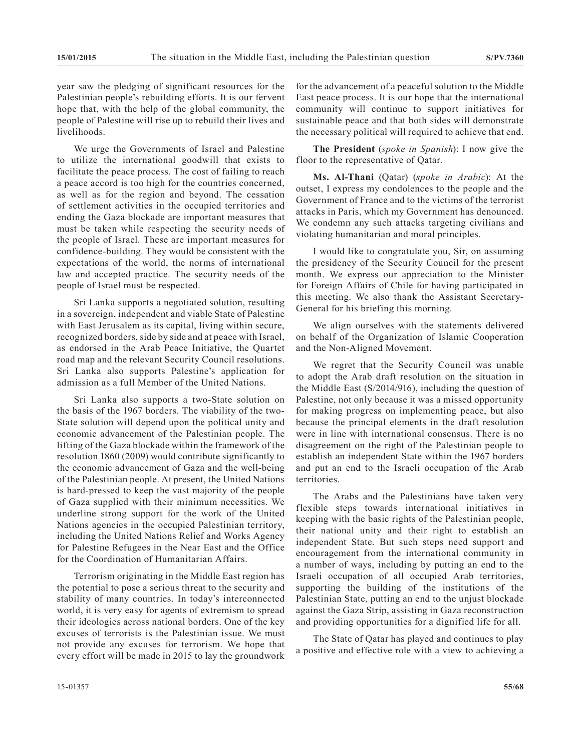year saw the pledging of significant resources for the Palestinian people's rebuilding efforts. It is our fervent hope that, with the help of the global community, the people of Palestine will rise up to rebuild their lives and livelihoods.

We urge the Governments of Israel and Palestine to utilize the international goodwill that exists to facilitate the peace process. The cost of failing to reach a peace accord is too high for the countries concerned, as well as for the region and beyond. The cessation of settlement activities in the occupied territories and ending the Gaza blockade are important measures that must be taken while respecting the security needs of the people of Israel. These are important measures for confidence-building. They would be consistent with the expectations of the world, the norms of international law and accepted practice. The security needs of the people of Israel must be respected.

Sri Lanka supports a negotiated solution, resulting in a sovereign, independent and viable State of Palestine with East Jerusalem as its capital, living within secure, recognized borders, side by side and at peace with Israel, as endorsed in the Arab Peace Initiative, the Quartet road map and the relevant Security Council resolutions. Sri Lanka also supports Palestine's application for admission as a full Member of the United Nations.

Sri Lanka also supports a two-State solution on the basis of the 1967 borders. The viability of the two-State solution will depend upon the political unity and economic advancement of the Palestinian people. The lifting of the Gaza blockade within the framework of the resolution 1860 (2009) would contribute significantly to the economic advancement of Gaza and the well-being of the Palestinian people. At present, the United Nations is hard-pressed to keep the vast majority of the people of Gaza supplied with their minimum necessities. We underline strong support for the work of the United Nations agencies in the occupied Palestinian territory, including the United Nations Relief and Works Agency for Palestine Refugees in the Near East and the Office for the Coordination of Humanitarian Affairs.

Terrorism originating in the Middle East region has the potential to pose a serious threat to the security and stability of many countries. In today's interconnected world, it is very easy for agents of extremism to spread their ideologies across national borders. One of the key excuses of terrorists is the Palestinian issue. We must not provide any excuses for terrorism. We hope that every effort will be made in 2015 to lay the groundwork for the advancement of a peaceful solution to the Middle East peace process. It is our hope that the international community will continue to support initiatives for sustainable peace and that both sides will demonstrate the necessary political will required to achieve that end.

**The President** (*spoke in Spanish*): I now give the floor to the representative of Qatar.

**Ms. Al-Thani** (Qatar) (*spoke in Arabic*): At the outset, I express my condolences to the people and the Government of France and to the victims of the terrorist attacks in Paris, which my Government has denounced. We condemn any such attacks targeting civilians and violating humanitarian and moral principles.

I would like to congratulate you, Sir, on assuming the presidency of the Security Council for the present month. We express our appreciation to the Minister for Foreign Affairs of Chile for having participated in this meeting. We also thank the Assistant Secretary-General for his briefing this morning.

We align ourselves with the statements delivered on behalf of the Organization of Islamic Cooperation and the Non-Aligned Movement.

We regret that the Security Council was unable to adopt the Arab draft resolution on the situation in the Middle East (S/2014/916), including the question of Palestine, not only because it was a missed opportunity for making progress on implementing peace, but also because the principal elements in the draft resolution were in line with international consensus. There is no disagreement on the right of the Palestinian people to establish an independent State within the 1967 borders and put an end to the Israeli occupation of the Arab territories.

The Arabs and the Palestinians have taken very flexible steps towards international initiatives in keeping with the basic rights of the Palestinian people, their national unity and their right to establish an independent State. But such steps need support and encouragement from the international community in a number of ways, including by putting an end to the Israeli occupation of all occupied Arab territories, supporting the building of the institutions of the Palestinian State, putting an end to the unjust blockade against the Gaza Strip, assisting in Gaza reconstruction and providing opportunities for a dignified life for all.

The State of Qatar has played and continues to play a positive and effective role with a view to achieving a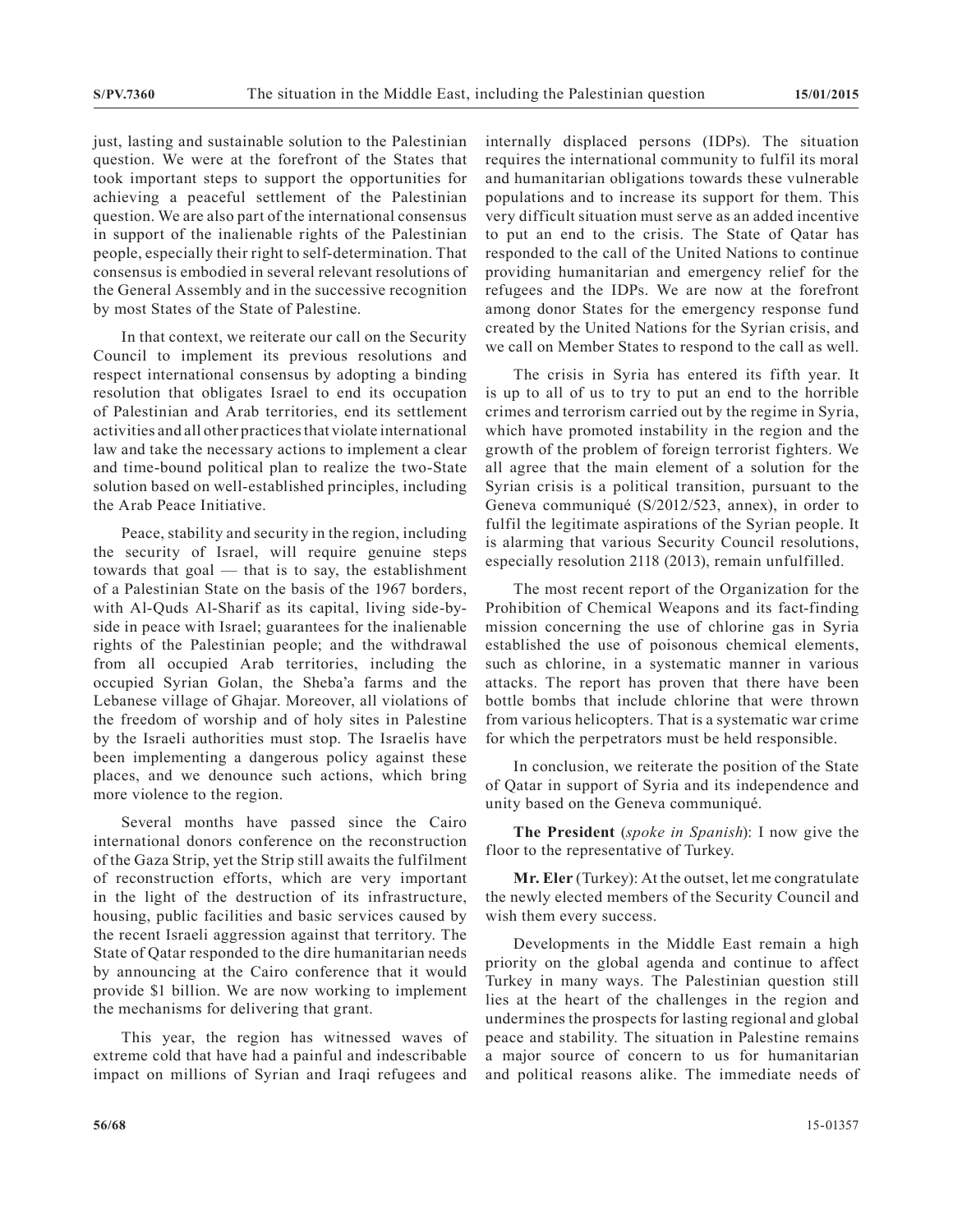just, lasting and sustainable solution to the Palestinian question. We were at the forefront of the States that took important steps to support the opportunities for achieving a peaceful settlement of the Palestinian question. We are also part of the international consensus in support of the inalienable rights of the Palestinian people, especially their right to self-determination. That consensus is embodied in several relevant resolutions of the General Assembly and in the successive recognition by most States of the State of Palestine.

In that context, we reiterate our call on the Security Council to implement its previous resolutions and respect international consensus by adopting a binding resolution that obligates Israel to end its occupation of Palestinian and Arab territories, end its settlement activities and all other practices that violate international law and take the necessary actions to implement a clear and time-bound political plan to realize the two-State solution based on well-established principles, including the Arab Peace Initiative.

Peace, stability and security in the region, including the security of Israel, will require genuine steps towards that goal — that is to say, the establishment of a Palestinian State on the basis of the 1967 borders, with Al-Quds Al-Sharif as its capital, living side-by-side in peace with Israel; guarantees for the inalienable rights of the Palestinian people; and the withdrawal from all occupied Arab territories, including the occupied Syrian Golan, the Sheba'a farms and the Lebanese village of Ghajar. Moreover, all violations of the freedom of worship and of holy sites in Palestine by the Israeli authorities must stop. The Israelis have been implementing a dangerous policy against these places, and we denounce such actions, which bring more violence to the region.

Several months have passed since the Cairo international donors conference on the reconstruction of the Gaza Strip, yet the Strip still awaits the fulfilment of reconstruction efforts, which are very important in the light of the destruction of its infrastructure, housing, public facilities and basic services caused by the recent Israeli aggression against that territory. The State of Qatar responded to the dire humanitarian needs by announcing at the Cairo conference that it would provide \$1 billion. We are now working to implement the mechanisms for delivering that grant.

This year, the region has witnessed waves of extreme cold that have had a painful and indescribable impact on millions of Syrian and Iraqi refugees and internally displaced persons (IDPs). The situation requires the international community to fulfil its moral and humanitarian obligations towards these vulnerable populations and to increase its support for them. This very difficult situation must serve as an added incentive to put an end to the crisis. The State of Qatar has responded to the call of the United Nations to continue providing humanitarian and emergency relief for the refugees and the IDPs. We are now at the forefront among donor States for the emergency response fund created by the United Nations for the Syrian crisis, and we call on Member States to respond to the call as well.

The crisis in Syria has entered its fifth year. It is up to all of us to try to put an end to the horrible crimes and terrorism carried out by the regime in Syria, which have promoted instability in the region and the growth of the problem of foreign terrorist fighters. We all agree that the main element of a solution for the Syrian crisis is a political transition, pursuant to the Geneva communiqué (S/2012/523, annex), in order to fulfil the legitimate aspirations of the Syrian people. It is alarming that various Security Council resolutions, especially resolution 2118 (2013), remain unfulfilled.

The most recent report of the Organization for the Prohibition of Chemical Weapons and its fact-finding mission concerning the use of chlorine gas in Syria established the use of poisonous chemical elements, such as chlorine, in a systematic manner in various attacks. The report has proven that there have been bottle bombs that include chlorine that were thrown from various helicopters. That is a systematic war crime for which the perpetrators must be held responsible.

In conclusion, we reiterate the position of the State of Qatar in support of Syria and its independence and unity based on the Geneva communiqué.

**The President** (*spoke in Spanish*): I now give the floor to the representative of Turkey.

**Mr. Eler** (Turkey): At the outset, let me congratulate the newly elected members of the Security Council and wish them every success.

Developments in the Middle East remain a high priority on the global agenda and continue to affect Turkey in many ways. The Palestinian question still lies at the heart of the challenges in the region and undermines the prospects for lasting regional and global peace and stability. The situation in Palestine remains a major source of concern to us for humanitarian and political reasons alike. The immediate needs of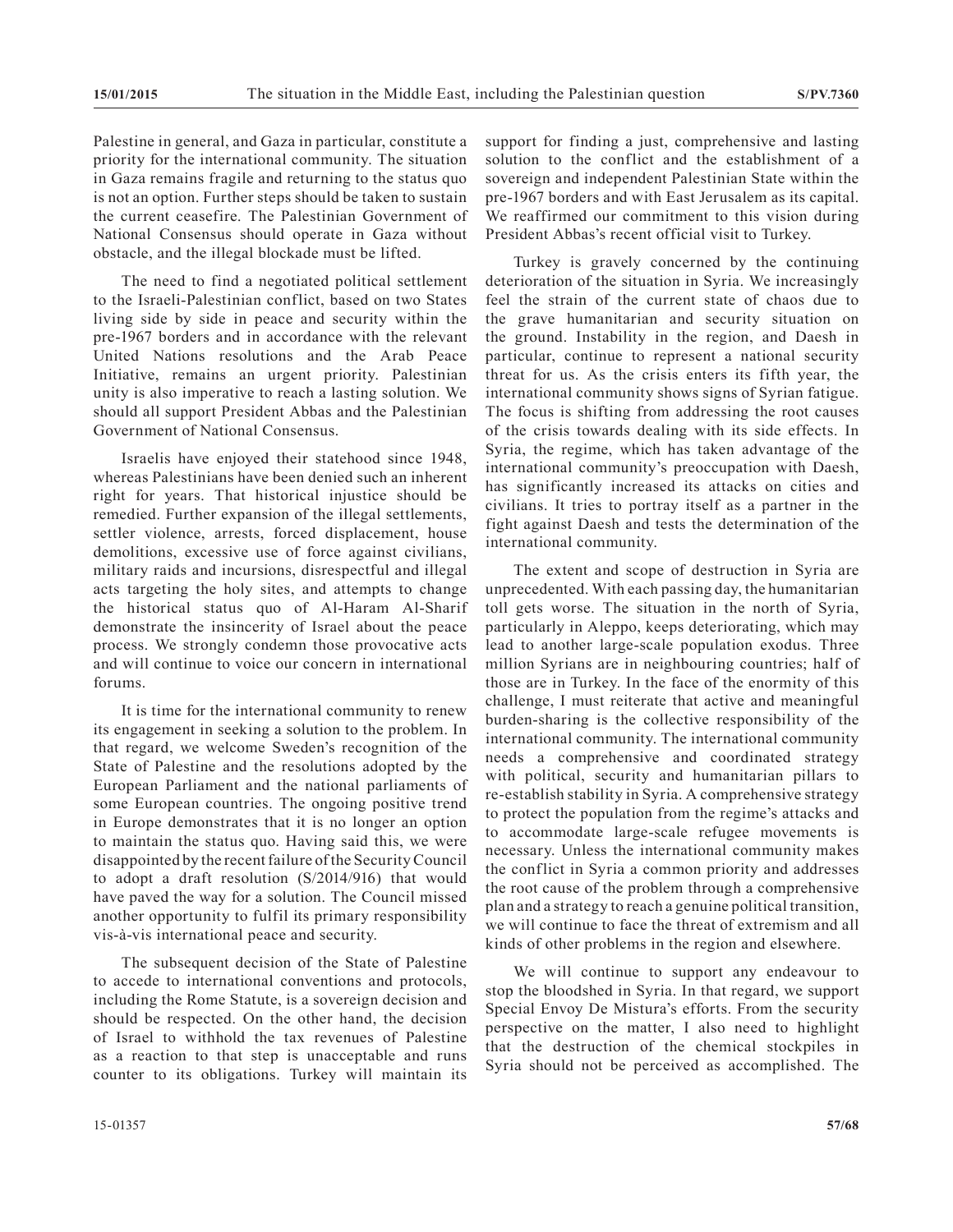Palestine in general, and Gaza in particular, constitute a priority for the international community. The situation in Gaza remains fragile and returning to the status quo is not an option. Further steps should be taken to sustain the current ceasefire. The Palestinian Government of National Consensus should operate in Gaza without obstacle, and the illegal blockade must be lifted.

The need to find a negotiated political settlement to the Israeli-Palestinian conflict, based on two States living side by side in peace and security within the pre-1967 borders and in accordance with the relevant United Nations resolutions and the Arab Peace Initiative, remains an urgent priority. Palestinian unity is also imperative to reach a lasting solution. We should all support President Abbas and the Palestinian Government of National Consensus.

Israelis have enjoyed their statehood since 1948, whereas Palestinians have been denied such an inherent right for years. That historical injustice should be remedied. Further expansion of the illegal settlements, settler violence, arrests, forced displacement, house demolitions, excessive use of force against civilians, military raids and incursions, disrespectful and illegal acts targeting the holy sites, and attempts to change the historical status quo of Al-Haram Al-Sharif demonstrate the insincerity of Israel about the peace process. We strongly condemn those provocative acts and will continue to voice our concern in international forums.

It is time for the international community to renew its engagement in seeking a solution to the problem. In that regard, we welcome Sweden's recognition of the State of Palestine and the resolutions adopted by the European Parliament and the national parliaments of some European countries. The ongoing positive trend in Europe demonstrates that it is no longer an option to maintain the status quo. Having said this, we were disappointed by the recent failure of the Security Council to adopt a draft resolution (S/2014/916) that would have paved the way for a solution. The Council missed another opportunity to fulfil its primary responsibility vis-à-vis international peace and security.

The subsequent decision of the State of Palestine to accede to international conventions and protocols, including the Rome Statute, is a sovereign decision and should be respected. On the other hand, the decision of Israel to withhold the tax revenues of Palestine as a reaction to that step is unacceptable and runs counter to its obligations. Turkey will maintain its support for finding a just, comprehensive and lasting solution to the conflict and the establishment of a sovereign and independent Palestinian State within the pre-1967 borders and with East Jerusalem as its capital. We reaffirmed our commitment to this vision during President Abbas's recent official visit to Turkey.

Turkey is gravely concerned by the continuing deterioration of the situation in Syria. We increasingly feel the strain of the current state of chaos due to the grave humanitarian and security situation on the ground. Instability in the region, and Daesh in particular, continue to represent a national security threat for us. As the crisis enters its fifth year, the international community shows signs of Syrian fatigue. The focus is shifting from addressing the root causes of the crisis towards dealing with its side effects. In Syria, the regime, which has taken advantage of the international community's preoccupation with Daesh, has significantly increased its attacks on cities and civilians. It tries to portray itself as a partner in the fight against Daesh and tests the determination of the international community.

The extent and scope of destruction in Syria are unprecedented. With each passing day, the humanitarian toll gets worse. The situation in the north of Syria, particularly in Aleppo, keeps deteriorating, which may lead to another large-scale population exodus. Three million Syrians are in neighbouring countries; half of those are in Turkey. In the face of the enormity of this challenge, I must reiterate that active and meaningful burden-sharing is the collective responsibility of the international community. The international community needs a comprehensive and coordinated strategy with political, security and humanitarian pillars to re-establish stability in Syria. A comprehensive strategy to protect the population from the regime's attacks and to accommodate large-scale refugee movements is necessary. Unless the international community makes the conflict in Syria a common priority and addresses the root cause of the problem through a comprehensive plan and a strategy to reach a genuine political transition, we will continue to face the threat of extremism and all kinds of other problems in the region and elsewhere.

We will continue to support any endeavour to stop the bloodshed in Syria. In that regard, we support Special Envoy De Mistura's efforts. From the security perspective on the matter, I also need to highlight that the destruction of the chemical stockpiles in Syria should not be perceived as accomplished. The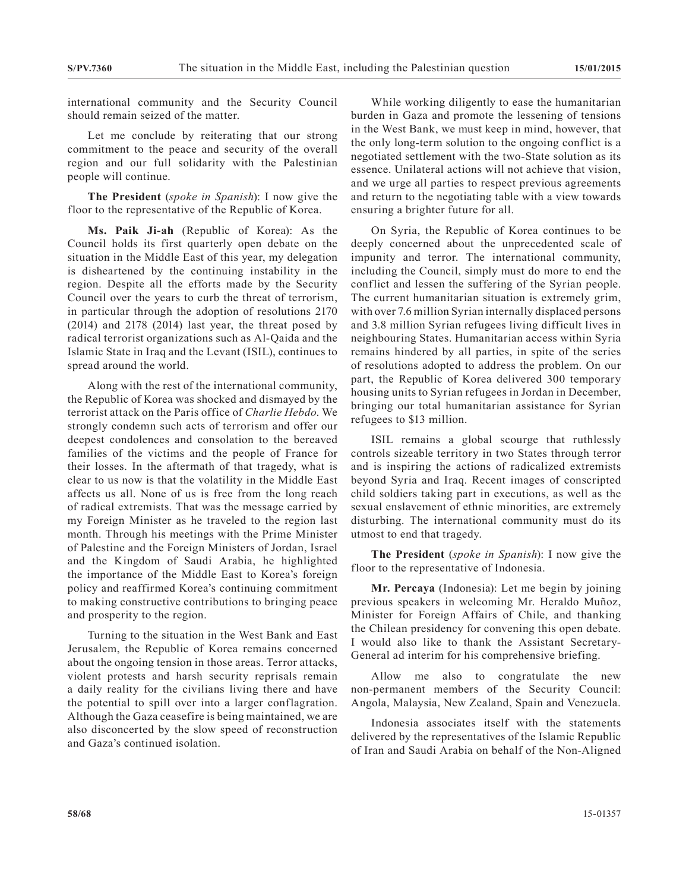international community and the Security Council should remain seized of the matter.

Let me conclude by reiterating that our strong commitment to the peace and security of the overall region and our full solidarity with the Palestinian people will continue.

**The President** (*spoke in Spanish*): I now give the floor to the representative of the Republic of Korea.

**Ms. Paik Ji-ah** (Republic of Korea): As the Council holds its first quarterly open debate on the situation in the Middle East of this year, my delegation is disheartened by the continuing instability in the region. Despite all the efforts made by the Security Council over the years to curb the threat of terrorism, in particular through the adoption of resolutions 2170 (2014) and 2178 (2014) last year, the threat posed by radical terrorist organizations such as Al-Qaida and the Islamic State in Iraq and the Levant (ISIL), continues to spread around the world.

Along with the rest of the international community, the Republic of Korea was shocked and dismayed by the terrorist attack on the Paris office of *Charlie Hebdo*. We strongly condemn such acts of terrorism and offer our deepest condolences and consolation to the bereaved families of the victims and the people of France for their losses. In the aftermath of that tragedy, what is clear to us now is that the volatility in the Middle East affects us all. None of us is free from the long reach of radical extremists. That was the message carried by my Foreign Minister as he traveled to the region last month. Through his meetings with the Prime Minister of Palestine and the Foreign Ministers of Jordan, Israel and the Kingdom of Saudi Arabia, he highlighted the importance of the Middle East to Korea's foreign policy and reaffirmed Korea's continuing commitment to making constructive contributions to bringing peace and prosperity to the region.

Turning to the situation in the West Bank and East Jerusalem, the Republic of Korea remains concerned about the ongoing tension in those areas. Terror attacks, violent protests and harsh security reprisals remain a daily reality for the civilians living there and have the potential to spill over into a larger conflagration. Although the Gaza ceasefire is being maintained, we are also disconcerted by the slow speed of reconstruction and Gaza's continued isolation.

While working diligently to ease the humanitarian burden in Gaza and promote the lessening of tensions in the West Bank, we must keep in mind, however, that the only long-term solution to the ongoing conflict is a negotiated settlement with the two-State solution as its essence. Unilateral actions will not achieve that vision, and we urge all parties to respect previous agreements and return to the negotiating table with a view towards ensuring a brighter future for all.

On Syria, the Republic of Korea continues to be deeply concerned about the unprecedented scale of impunity and terror. The international community, including the Council, simply must do more to end the conflict and lessen the suffering of the Syrian people. The current humanitarian situation is extremely grim, with over 7.6 million Syrian internally displaced persons and 3.8 million Syrian refugees living difficult lives in neighbouring States. Humanitarian access within Syria remains hindered by all parties, in spite of the series of resolutions adopted to address the problem. On our part, the Republic of Korea delivered 300 temporary housing units to Syrian refugees in Jordan in December, bringing our total humanitarian assistance for Syrian refugees to $13 million.

ISIL remains a global scourge that ruthlessly controls sizeable territory in two States through terror and is inspiring the actions of radicalized extremists beyond Syria and Iraq. Recent images of conscripted child soldiers taking part in executions, as well as the sexual enslavement of ethnic minorities, are extremely disturbing. The international community must do its utmost to end that tragedy.

**The President** (*spoke in Spanish*): I now give the floor to the representative of Indonesia.

**Mr. Percaya** (Indonesia): Let me begin by joining previous speakers in welcoming Mr. Heraldo Muñoz, Minister for Foreign Affairs of Chile, and thanking the Chilean presidency for convening this open debate. I would also like to thank the Assistant Secretary-General ad interim for his comprehensive briefing.

Allow me also to congratulate the new non-permanent members of the Security Council: Angola, Malaysia, New Zealand, Spain and Venezuela.

Indonesia associates itself with the statements delivered by the representatives of the Islamic Republic of Iran and Saudi Arabia on behalf of the Non-Aligned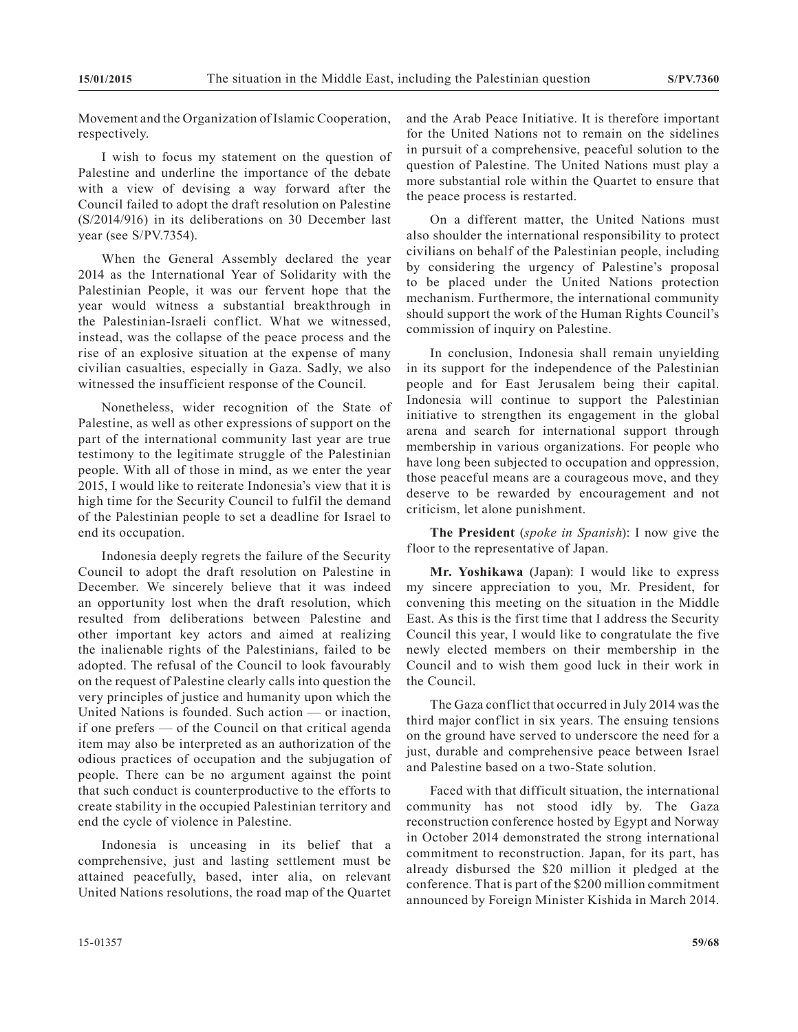Movement and the Organization of Islamic Cooperation, respectively.

I wish to focus my statement on the question of Palestine and underline the importance of the debate with a view of devising a way forward after the Council failed to adopt the draft resolution on Palestine (S/2014/916) in its deliberations on 30 December last year (see S/PV.7354).

When the General Assembly declared the year 2014 as the International Year of Solidarity with the Palestinian People, it was our fervent hope that the year would witness a substantial breakthrough in the Palestinian-Israeli conflict. What we witnessed, instead, was the collapse of the peace process and the rise of an explosive situation at the expense of many civilian casualties, especially in Gaza. Sadly, we also witnessed the insufficient response of the Council.

Nonetheless, wider recognition of the State of Palestine, as well as other expressions of support on the part of the international community last year are true testimony to the legitimate struggle of the Palestinian people. With all of those in mind, as we enter the year 2015, I would like to reiterate Indonesia's view that it is high time for the Security Council to fulfil the demand of the Palestinian people to set a deadline for Israel to end its occupation.

Indonesia deeply regrets the failure of the Security Council to adopt the draft resolution on Palestine in December. We sincerely believe that it was indeed an opportunity lost when the draft resolution, which resulted from deliberations between Palestine and other important key actors and aimed at realizing the inalienable rights of the Palestinians, failed to be adopted. The refusal of the Council to look favourably on the request of Palestine clearly calls into question the very principles of justice and humanity upon which the United Nations is founded. Such action — or inaction, if one prefers — of the Council on that critical agenda item may also be interpreted as an authorization of the odious practices of occupation and the subjugation of people. There can be no argument against the point that such conduct is counterproductive to the efforts to create stability in the occupied Palestinian territory and end the cycle of violence in Palestine.

Indonesia is unceasing in its belief that a comprehensive, just and lasting settlement must be attained peacefully, based, inter alia, on relevant United Nations resolutions, the road map of the Quartet and the Arab Peace Initiative. It is therefore important for the United Nations not to remain on the sidelines in pursuit of a comprehensive, peaceful solution to the question of Palestine. The United Nations must play a more substantial role within the Quartet to ensure that the peace process is restarted.

On a different matter, the United Nations must also shoulder the international responsibility to protect civilians on behalf of the Palestinian people, including by considering the urgency of Palestine's proposal to be placed under the United Nations protection mechanism. Furthermore, the international community should support the work of the Human Rights Council's commission of inquiry on Palestine.

In conclusion, Indonesia shall remain unyielding in its support for the independence of the Palestinian people and for East Jerusalem being their capital. Indonesia will continue to support the Palestinian initiative to strengthen its engagement in the global arena and search for international support through membership in various organizations. For people who have long been subjected to occupation and oppression, those peaceful means are a courageous move, and they deserve to be rewarded by encouragement and not criticism, let alone punishment.

**The President** (*spoke in Spanish*): I now give the floor to the representative of Japan.

**Mr. Yoshikawa** (Japan): I would like to express my sincere appreciation to you, Mr. President, for convening this meeting on the situation in the Middle East. As this is the first time that I address the Security Council this year, I would like to congratulate the five newly elected members on their membership in the Council and to wish them good luck in their work in the Council.

The Gaza conflict that occurred in July 2014 was the third major conflict in six years. The ensuing tensions on the ground have served to underscore the need for a just, durable and comprehensive peace between Israel and Palestine based on a two-State solution.

Faced with that difficult situation, the international community has not stood idly by. The Gaza reconstruction conference hosted by Egypt and Norway in October 2014 demonstrated the strong international commitment to reconstruction. Japan, for its part, has already disbursed the $20 million it pledged at the conference. That is part of the $200 million commitment announced by Foreign Minister Kishida in March 2014.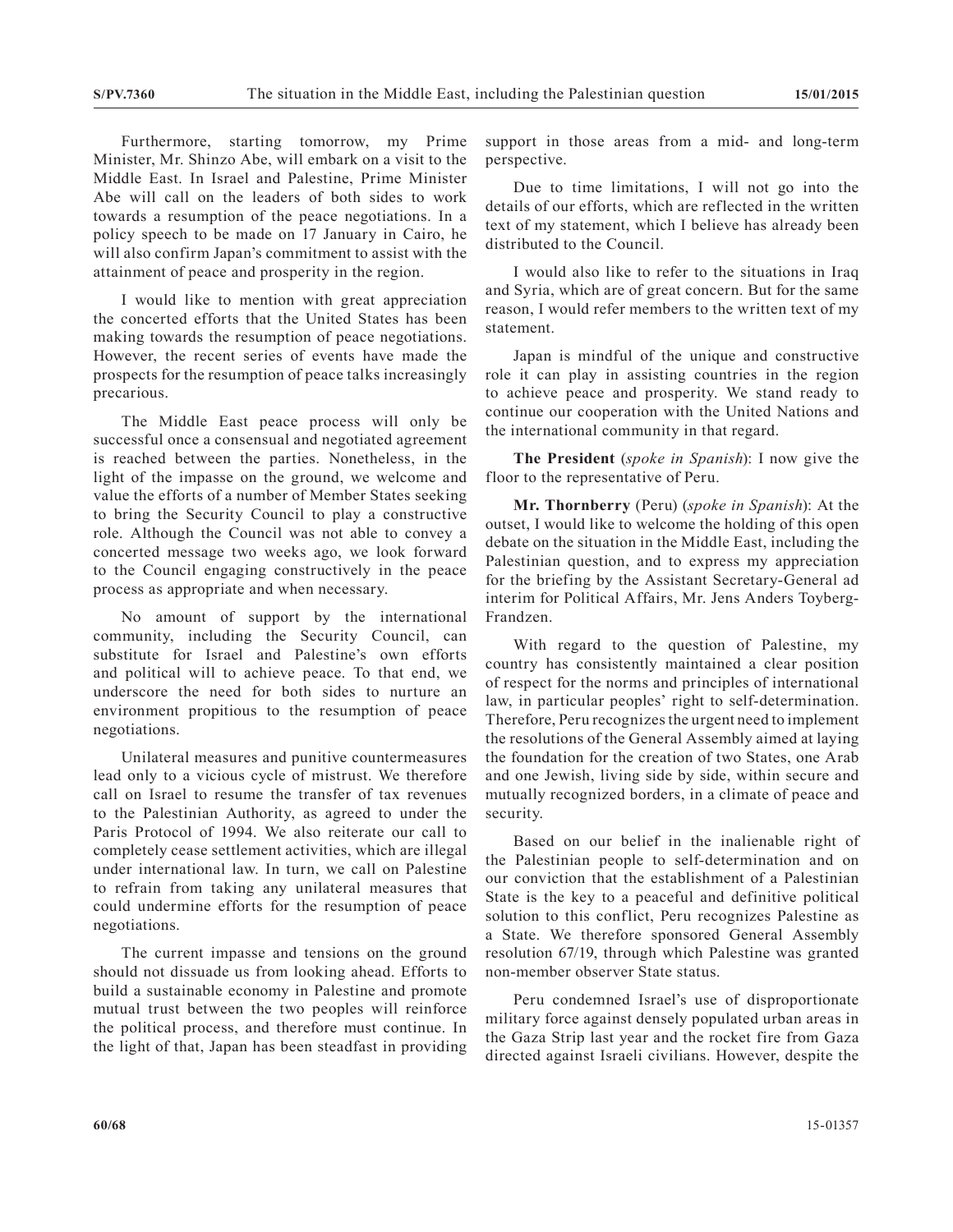Furthermore, starting tomorrow, my Prime Minister, Mr. Shinzo Abe, will embark on a visit to the Middle East. In Israel and Palestine, Prime Minister Abe will call on the leaders of both sides to work towards a resumption of the peace negotiations. In a policy speech to be made on 17 January in Cairo, he will also confirm Japan's commitment to assist with the attainment of peace and prosperity in the region.

I would like to mention with great appreciation the concerted efforts that the United States has been making towards the resumption of peace negotiations. However, the recent series of events have made the prospects for the resumption of peace talks increasingly precarious.

The Middle East peace process will only be successful once a consensual and negotiated agreement is reached between the parties. Nonetheless, in the light of the impasse on the ground, we welcome and value the efforts of a number of Member States seeking to bring the Security Council to play a constructive role. Although the Council was not able to convey a concerted message two weeks ago, we look forward to the Council engaging constructively in the peace process as appropriate and when necessary.

No amount of support by the international community, including the Security Council, can substitute for Israel and Palestine's own efforts and political will to achieve peace. To that end, we underscore the need for both sides to nurture an environment propitious to the resumption of peace negotiations.

Unilateral measures and punitive countermeasures lead only to a vicious cycle of mistrust. We therefore call on Israel to resume the transfer of tax revenues to the Palestinian Authority, as agreed to under the Paris Protocol of 1994. We also reiterate our call to completely cease settlement activities, which are illegal under international law. In turn, we call on Palestine to refrain from taking any unilateral measures that could undermine efforts for the resumption of peace negotiations.

The current impasse and tensions on the ground should not dissuade us from looking ahead. Efforts to build a sustainable economy in Palestine and promote mutual trust between the two peoples will reinforce the political process, and therefore must continue. In the light of that, Japan has been steadfast in providing support in those areas from a mid- and long-term perspective.

Due to time limitations, I will not go into the details of our efforts, which are reflected in the written text of my statement, which I believe has already been distributed to the Council.

I would also like to refer to the situations in Iraq and Syria, which are of great concern. But for the same reason, I would refer members to the written text of my statement.

Japan is mindful of the unique and constructive role it can play in assisting countries in the region to achieve peace and prosperity. We stand ready to continue our cooperation with the United Nations and the international community in that regard.

**The President** (*spoke in Spanish*): I now give the floor to the representative of Peru.

**Mr. Thornberry** (Peru) (*spoke in Spanish*): At the outset, I would like to welcome the holding of this open debate on the situation in the Middle East, including the Palestinian question, and to express my appreciation for the briefing by the Assistant Secretary-General ad interim for Political Affairs, Mr. Jens Anders Toyberg-Frandzen.

With regard to the question of Palestine, my country has consistently maintained a clear position of respect for the norms and principles of international law, in particular peoples' right to self-determination. Therefore, Peru recognizes the urgent need to implement the resolutions of the General Assembly aimed at laying the foundation for the creation of two States, one Arab and one Jewish, living side by side, within secure and mutually recognized borders, in a climate of peace and security.

Based on our belief in the inalienable right of the Palestinian people to self-determination and on our conviction that the establishment of a Palestinian State is the key to a peaceful and definitive political solution to this conflict, Peru recognizes Palestine as a State. We therefore sponsored General Assembly resolution 67/19, through which Palestine was granted non-member observer State status.

Peru condemned Israel's use of disproportionate military force against densely populated urban areas in the Gaza Strip last year and the rocket fire from Gaza directed against Israeli civilians. However, despite the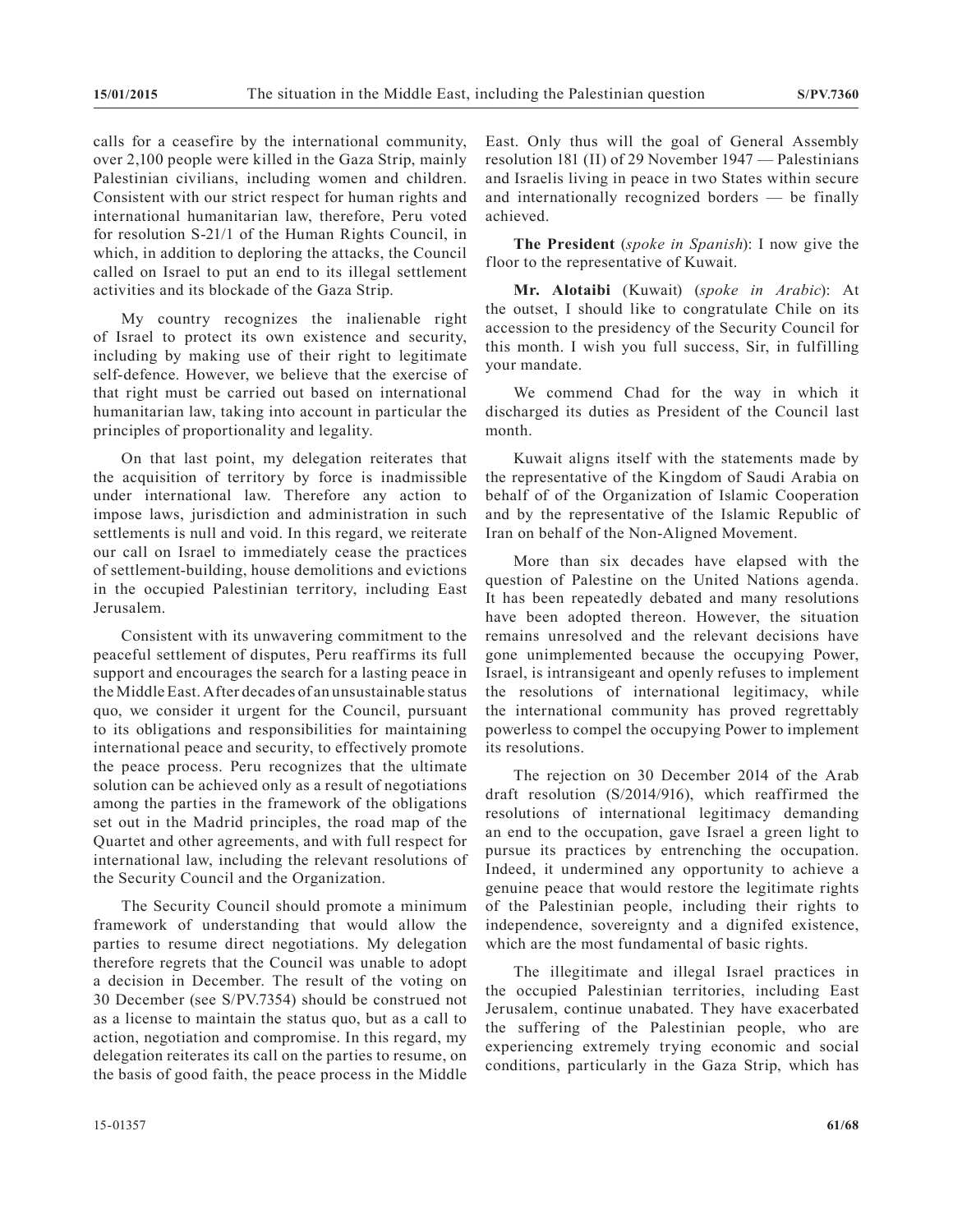calls for a ceasefire by the international community, over 2,100 people were killed in the Gaza Strip, mainly Palestinian civilians, including women and children. Consistent with our strict respect for human rights and international humanitarian law, therefore, Peru voted for resolution S-21/1 of the Human Rights Council, in which, in addition to deploring the attacks, the Council called on Israel to put an end to its illegal settlement activities and its blockade of the Gaza Strip.

My country recognizes the inalienable right of Israel to protect its own existence and security, including by making use of their right to legitimate self-defence. However, we believe that the exercise of that right must be carried out based on international humanitarian law, taking into account in particular the principles of proportionality and legality.

On that last point, my delegation reiterates that the acquisition of territory by force is inadmissible under international law. Therefore any action to impose laws, jurisdiction and administration in such settlements is null and void. In this regard, we reiterate our call on Israel to immediately cease the practices of settlement-building, house demolitions and evictions in the occupied Palestinian territory, including East Jerusalem.

Consistent with its unwavering commitment to the peaceful settlement of disputes, Peru reaffirms its full support and encourages the search for a lasting peace in the Middle East. After decades of an unsustainable status quo, we consider it urgent for the Council, pursuant to its obligations and responsibilities for maintaining international peace and security, to effectively promote the peace process. Peru recognizes that the ultimate solution can be achieved only as a result of negotiations among the parties in the framework of the obligations set out in the Madrid principles, the road map of the Quartet and other agreements, and with full respect for international law, including the relevant resolutions of the Security Council and the Organization.

The Security Council should promote a minimum framework of understanding that would allow the parties to resume direct negotiations. My delegation therefore regrets that the Council was unable to adopt a decision in December. The result of the voting on 30 December (see S/PV.7354) should be construed not as a license to maintain the status quo, but as a call to action, negotiation and compromise. In this regard, my delegation reiterates its call on the parties to resume, on the basis of good faith, the peace process in the Middle East. Only thus will the goal of General Assembly resolution 181 (II) of 29 November 1947 — Palestinians and Israelis living in peace in two States within secure and internationally recognized borders — be finally achieved.

**The President** (*spoke in Spanish*): I now give the floor to the representative of Kuwait.

**Mr. Alotaibi** (Kuwait) (*spoke in Arabic*): At the outset, I should like to congratulate Chile on its accession to the presidency of the Security Council for this month. I wish you full success, Sir, in fulfilling your mandate.

We commend Chad for the way in which it discharged its duties as President of the Council last month.

Kuwait aligns itself with the statements made by the representative of the Kingdom of Saudi Arabia on behalf of of the Organization of Islamic Cooperation and by the representative of the Islamic Republic of Iran on behalf of the Non-Aligned Movement.

More than six decades have elapsed with the question of Palestine on the United Nations agenda. It has been repeatedly debated and many resolutions have been adopted thereon. However, the situation remains unresolved and the relevant decisions have gone unimplemented because the occupying Power, Israel, is intransigeant and openly refuses to implement the resolutions of international legitimacy, while the international community has proved regrettably powerless to compel the occupying Power to implement its resolutions.

The rejection on 30 December 2014 of the Arab draft resolution (S/2014/916), which reaffirmed the resolutions of international legitimacy demanding an end to the occupation, gave Israel a green light to pursue its practices by entrenching the occupation. Indeed, it undermined any opportunity to achieve a genuine peace that would restore the legitimate rights of the Palestinian people, including their rights to independence, sovereignty and a dignifed existence, which are the most fundamental of basic rights.

The illegitimate and illegal Israel practices in the occupied Palestinian territories, including East Jerusalem, continue unabated. They have exacerbated the suffering of the Palestinian people, who are experiencing extremely trying economic and social conditions, particularly in the Gaza Strip, which has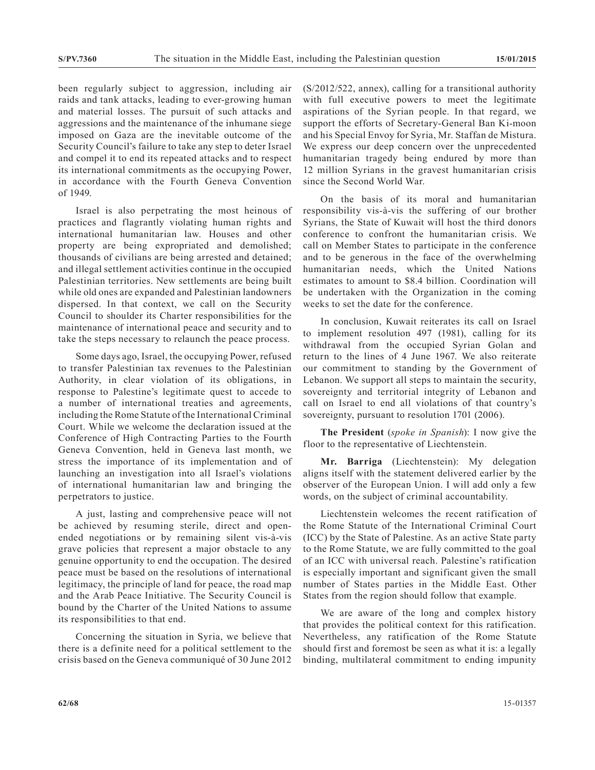been regularly subject to aggression, including air raids and tank attacks, leading to ever-growing human and material losses. The pursuit of such attacks and aggressions and the maintenance of the inhumane siege imposed on Gaza are the inevitable outcome of the Security Council's failure to take any step to deter Israel and compel it to end its repeated attacks and to respect its international commitments as the occupying Power, in accordance with the Fourth Geneva Convention of 1949.

Israel is also perpetrating the most heinous of practices and flagrantly violating human rights and international humanitarian law. Houses and other property are being expropriated and demolished; thousands of civilians are being arrested and detained; and illegal settlement activities continue in the occupied Palestinian territories. New settlements are being built while old ones are expanded and Palestinian landowners dispersed. In that context, we call on the Security Council to shoulder its Charter responsibilities for the maintenance of international peace and security and to take the steps necessary to relaunch the peace process.

Some days ago, Israel, the occupying Power, refused to transfer Palestinian tax revenues to the Palestinian Authority, in clear violation of its obligations, in response to Palestine's legitimate quest to accede to a number of international treaties and agreements, including the Rome Statute of the International Criminal Court. While we welcome the declaration issued at the Conference of High Contracting Parties to the Fourth Geneva Convention, held in Geneva last month, we stress the importance of its implementation and of launching an investigation into all Israel's violations of international humanitarian law and bringing the perpetrators to justice.

A just, lasting and comprehensive peace will not be achieved by resuming sterile, direct and open-ended negotiations or by remaining silent vis-à-vis grave policies that represent a major obstacle to any genuine opportunity to end the occupation. The desired peace must be based on the resolutions of international legitimacy, the principle of land for peace, the road map and the Arab Peace Initiative. The Security Council is bound by the Charter of the United Nations to assume its responsibilities to that end.

Concerning the situation in Syria, we believe that there is a definite need for a political settlement to the crisis based on the Geneva communiqué of 30 June 2012 (S/2012/522, annex), calling for a transitional authority with full executive powers to meet the legitimate aspirations of the Syrian people. In that regard, we support the efforts of Secretary-General Ban Ki-moon and his Special Envoy for Syria, Mr. Staffan de Mistura. We express our deep concern over the unprecedented humanitarian tragedy being endured by more than 12 million Syrians in the gravest humanitarian crisis since the Second World War.

On the basis of its moral and humanitarian responsibility vis-à-vis the suffering of our brother Syrians, the State of Kuwait will host the third donors conference to confront the humanitarian crisis. We call on Member States to participate in the conference and to be generous in the face of the overwhelming humanitarian needs, which the United Nations estimates to amount to \$8.4 billion. Coordination will be undertaken with the Organization in the coming weeks to set the date for the conference.

In conclusion, Kuwait reiterates its call on Israel to implement resolution 497 (1981), calling for its withdrawal from the occupied Syrian Golan and return to the lines of 4 June 1967. We also reiterate our commitment to standing by the Government of Lebanon. We support all steps to maintain the security, sovereignty and territorial integrity of Lebanon and call on Israel to end all violations of that country's sovereignty, pursuant to resolution 1701 (2006).

**The President** (*spoke in Spanish*): I now give the floor to the representative of Liechtenstein.

**Mr. Barriga** (Liechtenstein): My delegation aligns itself with the statement delivered earlier by the observer of the European Union. I will add only a few words, on the subject of criminal accountability.

Liechtenstein welcomes the recent ratification of the Rome Statute of the International Criminal Court (ICC) by the State of Palestine. As an active State party to the Rome Statute, we are fully committed to the goal of an ICC with universal reach. Palestine's ratification is especially important and significant given the small number of States parties in the Middle East. Other States from the region should follow that example.

We are aware of the long and complex history that provides the political context for this ratification. Nevertheless, any ratification of the Rome Statute should first and foremost be seen as what it is: a legally binding, multilateral commitment to ending impunity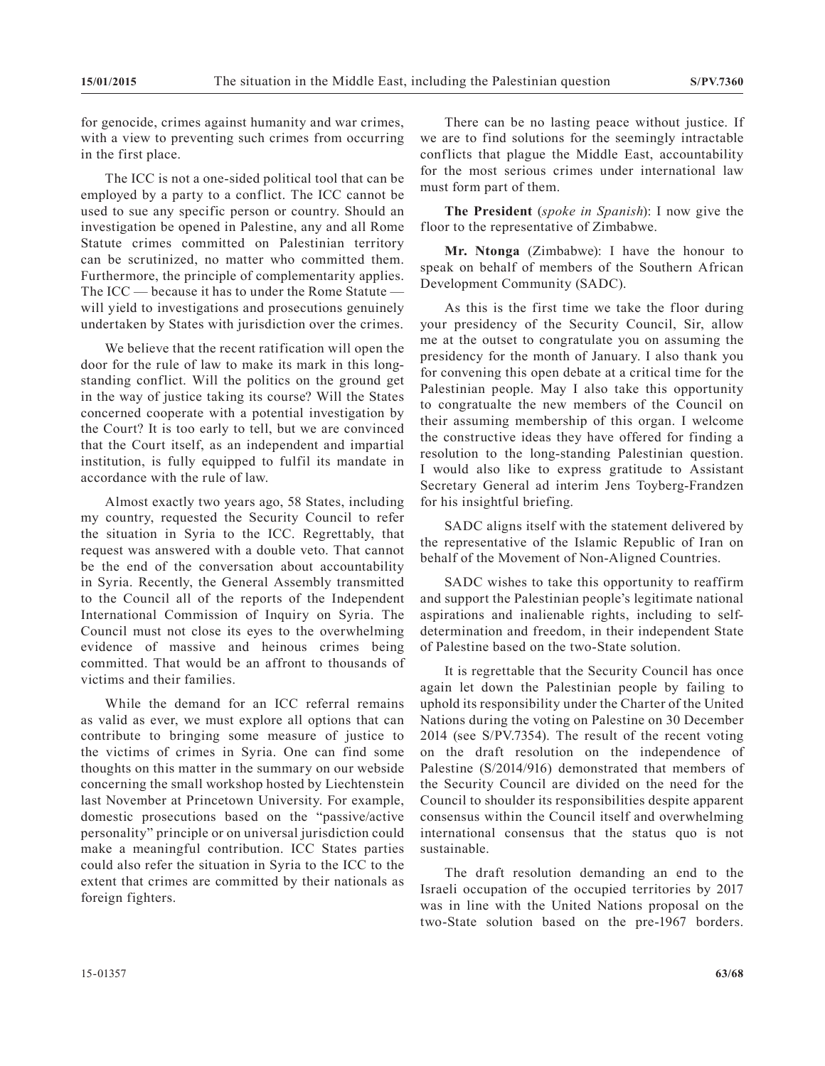for genocide, crimes against humanity and war crimes, with a view to preventing such crimes from occurring in the first place.

The ICC is not a one-sided political tool that can be employed by a party to a conflict. The ICC cannot be used to sue any specific person or country. Should an investigation be opened in Palestine, any and all Rome Statute crimes committed on Palestinian territory can be scrutinized, no matter who committed them. Furthermore, the principle of complementarity applies. The ICC — because it has to under the Rome Statute — will yield to investigations and prosecutions genuinely undertaken by States with jurisdiction over the crimes.

We believe that the recent ratification will open the door for the rule of law to make its mark in this long-standing conflict. Will the politics on the ground get in the way of justice taking its course? Will the States concerned cooperate with a potential investigation by the Court? It is too early to tell, but we are convinced that the Court itself, as an independent and impartial institution, is fully equipped to fulfil its mandate in accordance with the rule of law.

Almost exactly two years ago, 58 States, including my country, requested the Security Council to refer the situation in Syria to the ICC. Regrettably, that request was answered with a double veto. That cannot be the end of the conversation about accountability in Syria. Recently, the General Assembly transmitted to the Council all of the reports of the Independent International Commission of Inquiry on Syria. The Council must not close its eyes to the overwhelming evidence of massive and heinous crimes being committed. That would be an affront to thousands of victims and their families.

While the demand for an ICC referral remains as valid as ever, we must explore all options that can contribute to bringing some measure of justice to the victims of crimes in Syria. One can find some thoughts on this matter in the summary on our webside concerning the small workshop hosted by Liechtenstein last November at Princetown University. For example, domestic prosecutions based on the "passive/active personality" principle or on universal jurisdiction could make a meaningful contribution. ICC States parties could also refer the situation in Syria to the ICC to the extent that crimes are committed by their nationals as foreign fighters.

There can be no lasting peace without justice. If we are to find solutions for the seemingly intractable conflicts that plague the Middle East, accountability for the most serious crimes under international law must form part of them.

**The President** (*spoke in Spanish*): I now give the floor to the representative of Zimbabwe.

**Mr. Ntonga** (Zimbabwe): I have the honour to speak on behalf of members of the Southern African Development Community (SADC).

As this is the first time we take the floor during your presidency of the Security Council, Sir, allow me at the outset to congratulate you on assuming the presidency for the month of January. I also thank you for convening this open debate at a critical time for the Palestinian people. May I also take this opportunity to congratualte the new members of the Council on their assuming membership of this organ. I welcome the constructive ideas they have offered for finding a resolution to the long-standing Palestinian question. I would also like to express gratitude to Assistant Secretary General ad interim Jens Toyberg-Frandzen for his insightful briefing.

SADC aligns itself with the statement delivered by the representative of the Islamic Republic of Iran on behalf of the Movement of Non-Aligned Countries.

SADC wishes to take this opportunity to reaffirm and support the Palestinian people's legitimate national aspirations and inalienable rights, including to self-determination and freedom, in their independent State of Palestine based on the two-State solution.

It is regrettable that the Security Council has once again let down the Palestinian people by failing to uphold its responsibility under the Charter of the United Nations during the voting on Palestine on 30 December 2014 (see S/PV.7354). The result of the recent voting on the draft resolution on the independence of Palestine (S/2014/916) demonstrated that members of the Security Council are divided on the need for the Council to shoulder its responsibilities despite apparent consensus within the Council itself and overwhelming international consensus that the status quo is not sustainable.

The draft resolution demanding an end to the Israeli occupation of the occupied territories by 2017 was in line with the United Nations proposal on the two-State solution based on the pre-1967 borders.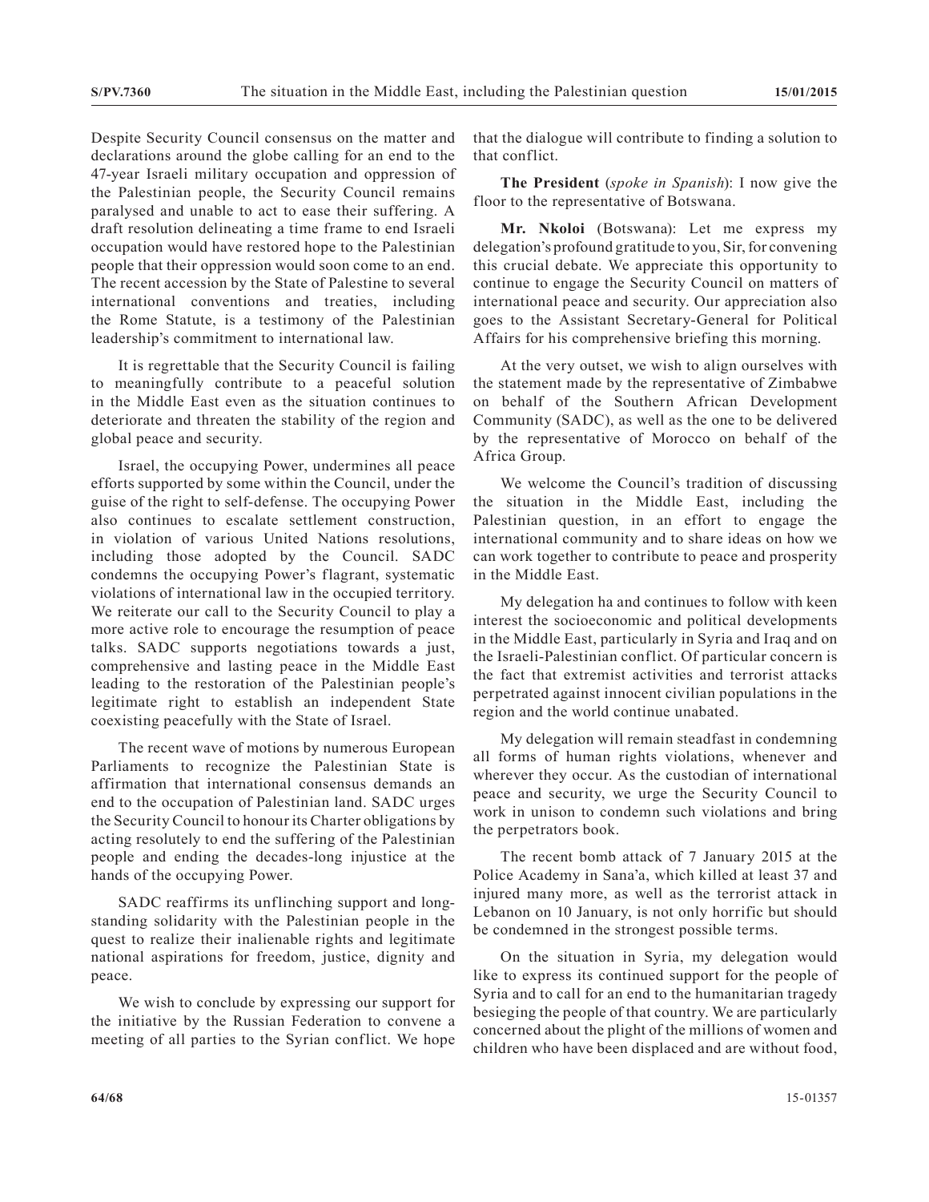Despite Security Council consensus on the matter and declarations around the globe calling for an end to the 47-year Israeli military occupation and oppression of the Palestinian people, the Security Council remains paralysed and unable to act to ease their suffering. A draft resolution delineating a time frame to end Israeli occupation would have restored hope to the Palestinian people that their oppression would soon come to an end. The recent accession by the State of Palestine to several international conventions and treaties, including the Rome Statute, is a testimony of the Palestinian leadership's commitment to international law.

It is regrettable that the Security Council is failing to meaningfully contribute to a peaceful solution in the Middle East even as the situation continues to deteriorate and threaten the stability of the region and global peace and security.

Israel, the occupying Power, undermines all peace efforts supported by some within the Council, under the guise of the right to self-defense. The occupying Power also continues to escalate settlement construction, in violation of various United Nations resolutions, including those adopted by the Council. SADC condemns the occupying Power's flagrant, systematic violations of international law in the occupied territory. We reiterate our call to the Security Council to play a more active role to encourage the resumption of peace talks. SADC supports negotiations towards a just, comprehensive and lasting peace in the Middle East leading to the restoration of the Palestinian people's legitimate right to establish an independent State coexisting peacefully with the State of Israel.

The recent wave of motions by numerous European Parliaments to recognize the Palestinian State is affirmation that international consensus demands an end to the occupation of Palestinian land. SADC urges the Security Council to honour its Charter obligations by acting resolutely to end the suffering of the Palestinian people and ending the decades-long injustice at the hands of the occupying Power.

SADC reaffirms its unflinching support and long-standing solidarity with the Palestinian people in the quest to realize their inalienable rights and legitimate national aspirations for freedom, justice, dignity and peace.

We wish to conclude by expressing our support for the initiative by the Russian Federation to convene a meeting of all parties to the Syrian conflict. We hope that the dialogue will contribute to finding a solution to that conflict.

**The President** (*spoke in Spanish*): I now give the floor to the representative of Botswana.

**Mr. Nkoloi** (Botswana): Let me express my delegation's profound gratitude to you, Sir, for convening this crucial debate. We appreciate this opportunity to continue to engage the Security Council on matters of international peace and security. Our appreciation also goes to the Assistant Secretary-General for Political Affairs for his comprehensive briefing this morning.

At the very outset, we wish to align ourselves with the statement made by the representative of Zimbabwe on behalf of the Southern African Development Community (SADC), as well as the one to be delivered by the representative of Morocco on behalf of the Africa Group.

We welcome the Council's tradition of discussing the situation in the Middle East, including the Palestinian question, in an effort to engage the international community and to share ideas on how we can work together to contribute to peace and prosperity in the Middle East.

My delegation ha and continues to follow with keen interest the socioeconomic and political developments in the Middle East, particularly in Syria and Iraq and on the Israeli-Palestinian conflict. Of particular concern is the fact that extremist activities and terrorist attacks perpetrated against innocent civilian populations in the region and the world continue unabated.

My delegation will remain steadfast in condemning all forms of human rights violations, whenever and wherever they occur. As the custodian of international peace and security, we urge the Security Council to work in unison to condemn such violations and bring the perpetrators book.

The recent bomb attack of 7 January 2015 at the Police Academy in Sana'a, which killed at least 37 and injured many more, as well as the terrorist attack in Lebanon on 10 January, is not only horrific but should be condemned in the strongest possible terms.

On the situation in Syria, my delegation would like to express its continued support for the people of Syria and to call for an end to the humanitarian tragedy besieging the people of that country. We are particularly concerned about the plight of the millions of women and children who have been displaced and are without food,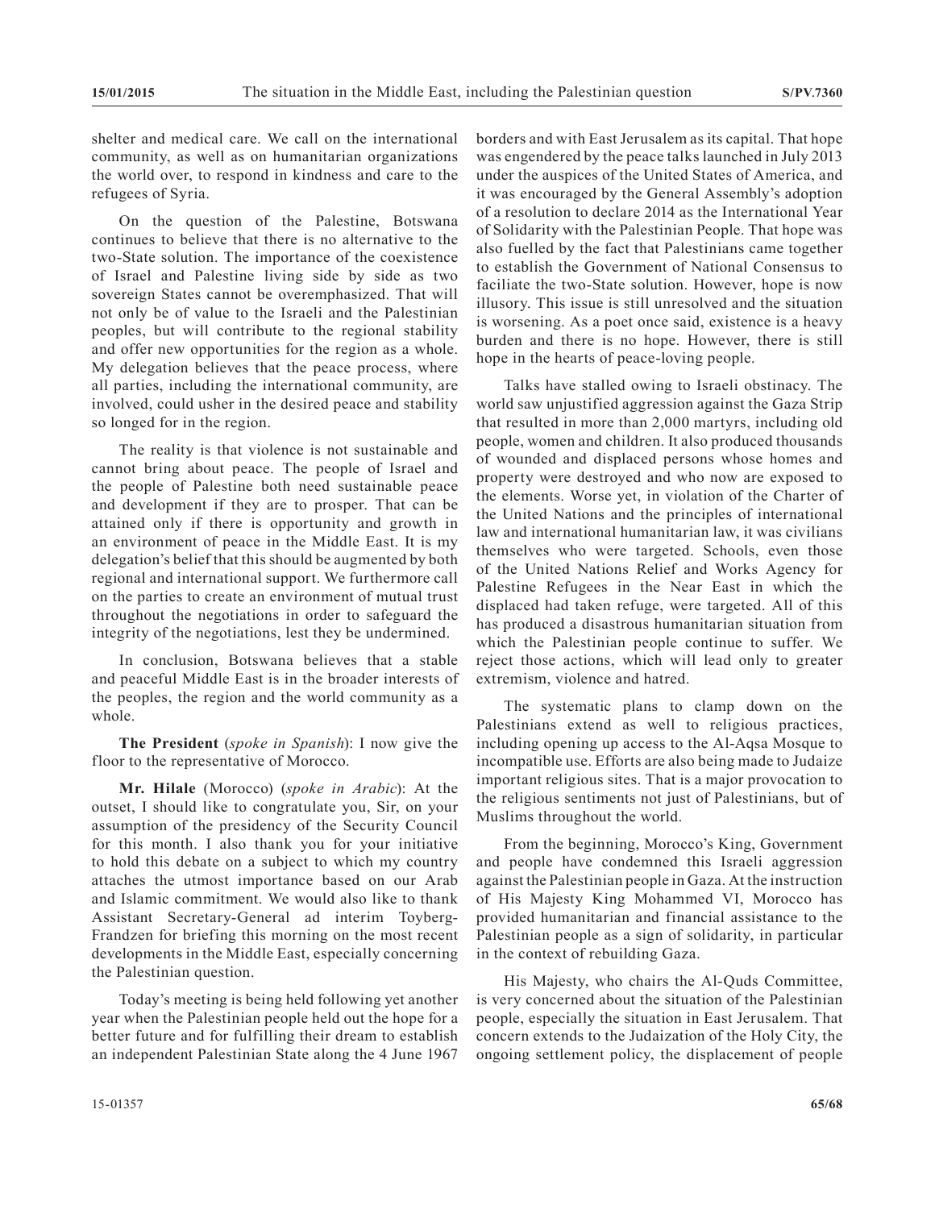shelter and medical care. We call on the international community, as well as on humanitarian organizations the world over, to respond in kindness and care to the refugees of Syria.

On the question of the Palestine, Botswana continues to believe that there is no alternative to the two-State solution. The importance of the coexistence of Israel and Palestine living side by side as two sovereign States cannot be overemphasized. That will not only be of value to the Israeli and the Palestinian peoples, but will contribute to the regional stability and offer new opportunities for the region as a whole. My delegation believes that the peace process, where all parties, including the international community, are involved, could usher in the desired peace and stability so longed for in the region.

The reality is that violence is not sustainable and cannot bring about peace. The people of Israel and the people of Palestine both need sustainable peace and development if they are to prosper. That can be attained only if there is opportunity and growth in an environment of peace in the Middle East. It is my delegation's belief that this should be augmented by both regional and international support. We furthermore call on the parties to create an environment of mutual trust throughout the negotiations in order to safeguard the integrity of the negotiations, lest they be undermined.

In conclusion, Botswana believes that a stable and peaceful Middle East is in the broader interests of the peoples, the region and the world community as a whole.

**The President** (*spoke in Spanish*): I now give the floor to the representative of Morocco.

**Mr. Hilale** (Morocco) (*spoke in Arabic*): At the outset, I should like to congratulate you, Sir, on your assumption of the presidency of the Security Council for this month. I also thank you for your initiative to hold this debate on a subject to which my country attaches the utmost importance based on our Arab and Islamic commitment. We would also like to thank Assistant Secretary-General ad interim Toyberg-Frandzen for briefing this morning on the most recent developments in the Middle East, especially concerning the Palestinian question.

Today's meeting is being held following yet another year when the Palestinian people held out the hope for a better future and for fulfilling their dream to establish an independent Palestinian State along the 4 June 1967 borders and with East Jerusalem as its capital. That hope was engendered by the peace talks launched in July 2013 under the auspices of the United States of America, and it was encouraged by the General Assembly's adoption of a resolution to declare 2014 as the International Year of Solidarity with the Palestinian People. That hope was also fuelled by the fact that Palestinians came together to establish the Government of National Consensus to faciliate the two-State solution. However, hope is now illusory. This issue is still unresolved and the situation is worsening. As a poet once said, existence is a heavy burden and there is no hope. However, there is still hope in the hearts of peace-loving people.

Talks have stalled owing to Israeli obstinacy. The world saw unjustified aggression against the Gaza Strip that resulted in more than 2,000 martyrs, including old people, women and children. It also produced thousands of wounded and displaced persons whose homes and property were destroyed and who now are exposed to the elements. Worse yet, in violation of the Charter of the United Nations and the principles of international law and international humanitarian law, it was civilians themselves who were targeted. Schools, even those of the United Nations Relief and Works Agency for Palestine Refugees in the Near East in which the displaced had taken refuge, were targeted. All of this has produced a disastrous humanitarian situation from which the Palestinian people continue to suffer. We reject those actions, which will lead only to greater extremism, violence and hatred.

The systematic plans to clamp down on the Palestinians extend as well to religious practices, including opening up access to the Al-Aqsa Mosque to incompatible use. Efforts are also being made to Judaize important religious sites. That is a major provocation to the religious sentiments not just of Palestinians, but of Muslims throughout the world.

From the beginning, Morocco's King, Government and people have condemned this Israeli aggression against the Palestinian people in Gaza. At the instruction of His Majesty King Mohammed VI, Morocco has provided humanitarian and financial assistance to the Palestinian people as a sign of solidarity, in particular in the context of rebuilding Gaza.

His Majesty, who chairs the Al-Quds Committee, is very concerned about the situation of the Palestinian people, especially the situation in East Jerusalem. That concern extends to the Judaization of the Holy City, the ongoing settlement policy, the displacement of people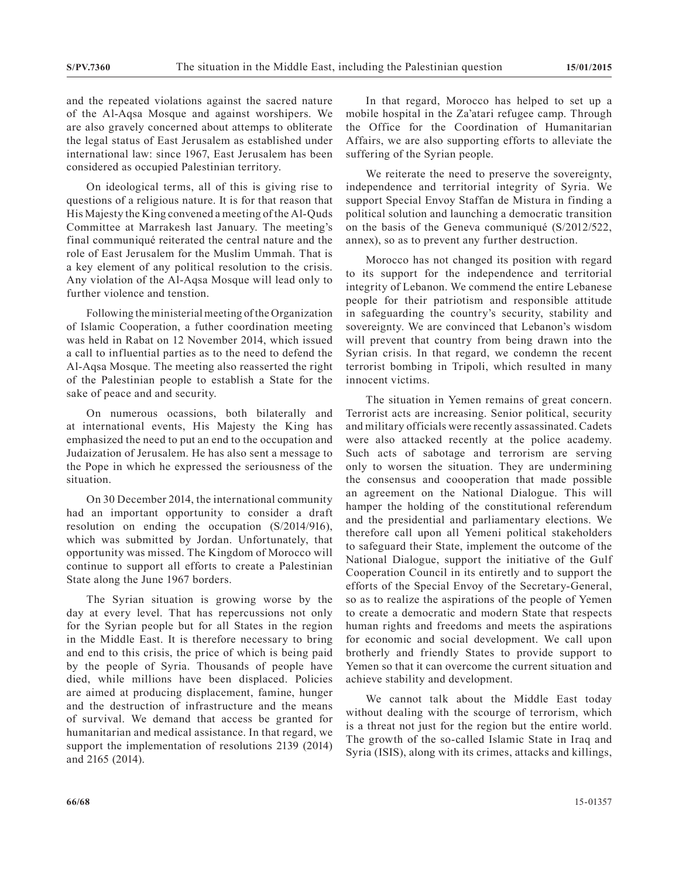and the repeated violations against the sacred nature of the Al-Aqsa Mosque and against worshipers. We are also gravely concerned about attemps to obliterate the legal status of East Jerusalem as established under international law: since 1967, East Jerusalem has been considered as occupied Palestinian territory.

On ideological terms, all of this is giving rise to questions of a religious nature. It is for that reason that His Majesty the King convened a meeting of the Al-Quds Committee at Marrakesh last January. The meeting's final communiqué reiterated the central nature and the role of East Jerusalem for the Muslim Ummah. That is a key element of any political resolution to the crisis. Any violation of the Al-Aqsa Mosque will lead only to further violence and tenstion.

Following the ministerial meeting of the Organization of Islamic Cooperation, a futher coordination meeting was held in Rabat on 12 November 2014, which issued a call to influential parties as to the need to defend the Al-Aqsa Mosque. The meeting also reasserted the right of the Palestinian people to establish a State for the sake of peace and and security.

On numerous ocassions, both bilaterally and at international events, His Majesty the King has emphasized the need to put an end to the occupation and Judaization of Jerusalem. He has also sent a message to the Pope in which he expressed the seriousness of the situation.

On 30 December 2014, the international community had an important opportunity to consider a draft resolution on ending the occupation (S/2014/916), which was submitted by Jordan. Unfortunately, that opportunity was missed. The Kingdom of Morocco will continue to support all efforts to create a Palestinian State along the June 1967 borders.

The Syrian situation is growing worse by the day at every level. That has repercussions not only for the Syrian people but for all States in the region in the Middle East. It is therefore necessary to bring and end to this crisis, the price of which is being paid by the people of Syria. Thousands of people have died, while millions have been displaced. Policies are aimed at producing displacement, famine, hunger and the destruction of infrastructure and the means of survival. We demand that access be granted for humanitarian and medical assistance. In that regard, we support the implementation of resolutions 2139 (2014) and 2165 (2014).

In that regard, Morocco has helped to set up a mobile hospital in the Za'atari refugee camp. Through the Office for the Coordination of Humanitarian Affairs, we are also supporting efforts to alleviate the suffering of the Syrian people.

We reiterate the need to preserve the sovereignty, independence and territorial integrity of Syria. We support Special Envoy Staffan de Mistura in finding a political solution and launching a democratic transition on the basis of the Geneva communiqué (S/2012/522, annex), so as to prevent any further destruction.

Morocco has not changed its position with regard to its support for the independence and territorial integrity of Lebanon. We commend the entire Lebanese people for their patriotism and responsible attitude in safeguarding the country's security, stability and sovereignty. We are convinced that Lebanon's wisdom will prevent that country from being drawn into the Syrian crisis. In that regard, we condemn the recent terrorist bombing in Tripoli, which resulted in many innocent victims.

The situation in Yemen remains of great concern. Terrorist acts are increasing. Senior political, security and military officials were recently assassinated. Cadets were also attacked recently at the police academy. Such acts of sabotage and terrorism are serving only to worsen the situation. They are undermining the consensus and coooperation that made possible an agreement on the National Dialogue. This will hamper the holding of the constitutional referendum and the presidential and parliamentary elections. We therefore call upon all Yemeni political stakeholders to safeguard their State, implement the outcome of the National Dialogue, support the initiative of the Gulf Cooperation Council in its entiretly and to support the efforts of the Special Envoy of the Secretary-General, so as to realize the aspirations of the people of Yemen to create a democratic and modern State that respects human rights and freedoms and meets the aspirations for economic and social development. We call upon brotherly and friendly States to provide support to Yemen so that it can overcome the current situation and achieve stability and development.

We cannot talk about the Middle East today without dealing with the scourge of terrorism, which is a threat not just for the region but the entire world. The growth of the so-called Islamic State in Iraq and Syria (ISIS), along with its crimes, attacks and killings,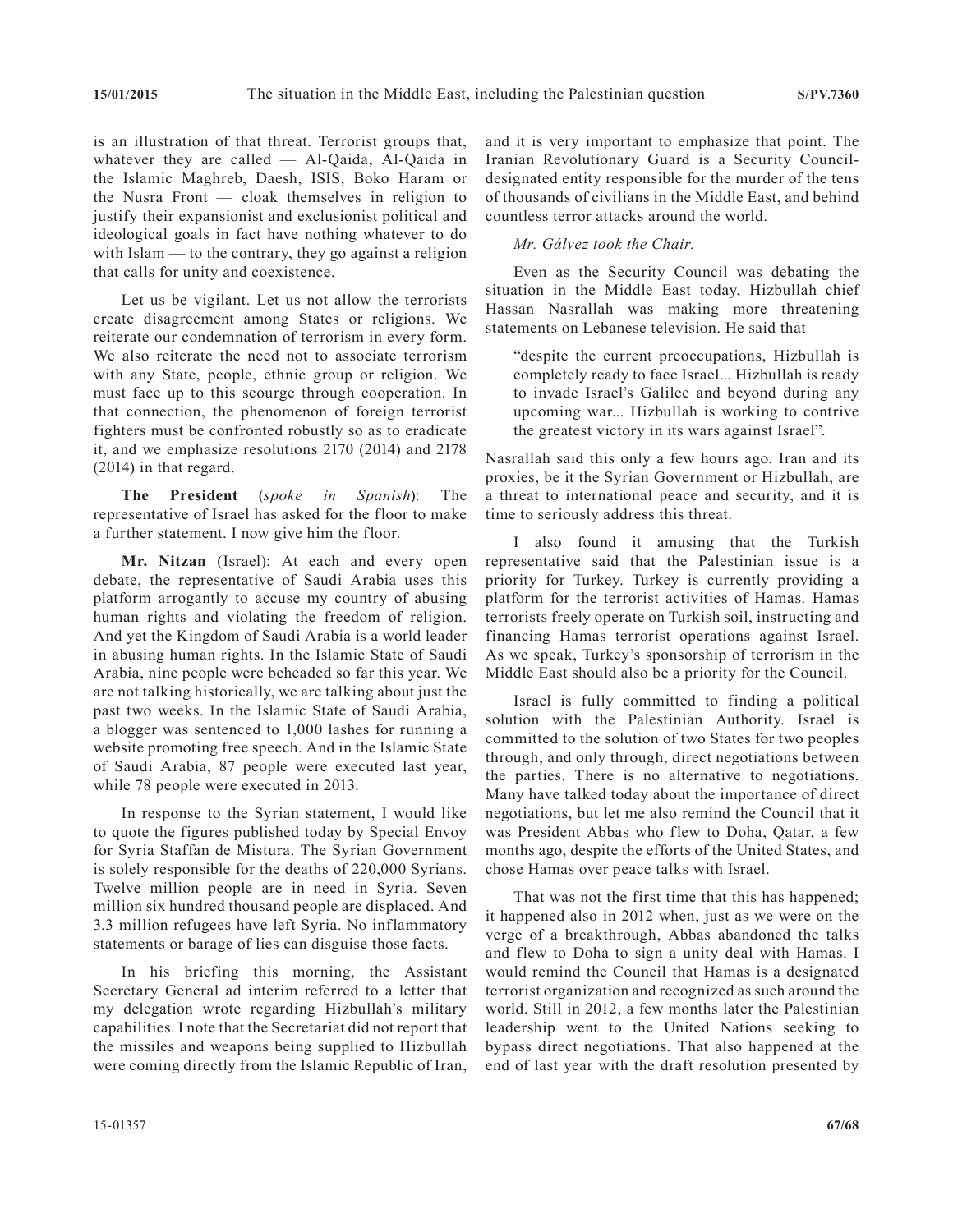is an illustration of that threat. Terrorist groups that, whatever they are called — Al-Qaida, Al-Qaida in the Islamic Maghreb, Daesh, ISIS, Boko Haram or the Nusra Front — cloak themselves in religion to justify their expansionist and exclusionist political and ideological goals in fact have nothing whatever to do with Islam — to the contrary, they go against a religion that calls for unity and coexistence.

Let us be vigilant. Let us not allow the terrorists create disagreement among States or religions. We reiterate our condemnation of terrorism in every form. We also reiterate the need not to associate terrorism with any State, people, ethnic group or religion. We must face up to this scourge through cooperation. In that connection, the phenomenon of foreign terrorist fighters must be confronted robustly so as to eradicate it, and we emphasize resolutions 2170 (2014) and 2178 (2014) in that regard.

**The President** (*spoke in Spanish*): The representative of Israel has asked for the floor to make a further statement. I now give him the floor.

**Mr. Nitzan** (Israel): At each and every open debate, the representative of Saudi Arabia uses this platform arrogantly to accuse my country of abusing human rights and violating the freedom of religion. And yet the Kingdom of Saudi Arabia is a world leader in abusing human rights. In the Islamic State of Saudi Arabia, nine people were beheaded so far this year. We are not talking historically, we are talking about just the past two weeks. In the Islamic State of Saudi Arabia, a blogger was sentenced to 1,000 lashes for running a website promoting free speech. And in the Islamic State of Saudi Arabia, 87 people were executed last year, while 78 people were executed in 2013.

In response to the Syrian statement, I would like to quote the figures published today by Special Envoy for Syria Staffan de Mistura. The Syrian Government is solely responsible for the deaths of 220,000 Syrians. Twelve million people are in need in Syria. Seven million six hundred thousand people are displaced. And 3.3 million refugees have left Syria. No inflammatory statements or barrage of lies can disguise those facts.

In his briefing this morning, the Assistant Secretary General ad interim referred to a letter that my delegation wrote regarding Hizbullah's military capabilities. I note that the Secretariat did not report that the missiles and weapons being supplied to Hizbullah were coming directly from the Islamic Republic of Iran, and it is very important to emphasize that point. The Iranian Revolutionary Guard is a Security Council-designated entity responsible for the murder of the tens of thousands of civilians in the Middle East, and behind countless terror attacks around the world.

*Mr. Gálvez took the Chair.*

Even as the Security Council was debating the situation in the Middle East today, Hizbullah chief Hassan Nasrallah was making more threatening statements on Lebanese television. He said that

> "despite the current preoccupations, Hizbullah is completely ready to face Israel... Hizbullah is ready to invade Israel's Galilee and beyond during any upcoming war... Hizbullah is working to contrive the greatest victory in its wars against Israel".

Nasrallah said this only a few hours ago. Iran and its proxies, be it the Syrian Government or Hizbullah, are a threat to international peace and security, and it is time to seriously address this threat.

I also found it amusing that the Turkish representative said that the Palestinian issue is a priority for Turkey. Turkey is currently providing a platform for the terrorist activities of Hamas. Hamas terrorists freely operate on Turkish soil, instructing and financing Hamas terrorist operations against Israel. As we speak, Turkey's sponsorship of terrorism in the Middle East should also be a priority for the Council.

Israel is fully committed to finding a political solution with the Palestinian Authority. Israel is committed to the solution of two States for two peoples through, and only through, direct negotiations between the parties. There is no alternative to negotiations. Many have talked today about the importance of direct negotiations, but let me also remind the Council that it was President Abbas who flew to Doha, Qatar, a few months ago, despite the efforts of the United States, and chose Hamas over peace talks with Israel.

That was not the first time that this has happened; it happened also in 2012 when, just as we were on the verge of a breakthrough, Abbas abandoned the talks and flew to Doha to sign a unity deal with Hamas. I would remind the Council that Hamas is a designated terrorist organization and recognized as such around the world. Still in 2012, a few months later the Palestinian leadership went to the United Nations seeking to bypass direct negotiations. That also happened at the end of last year with the draft resolution presented by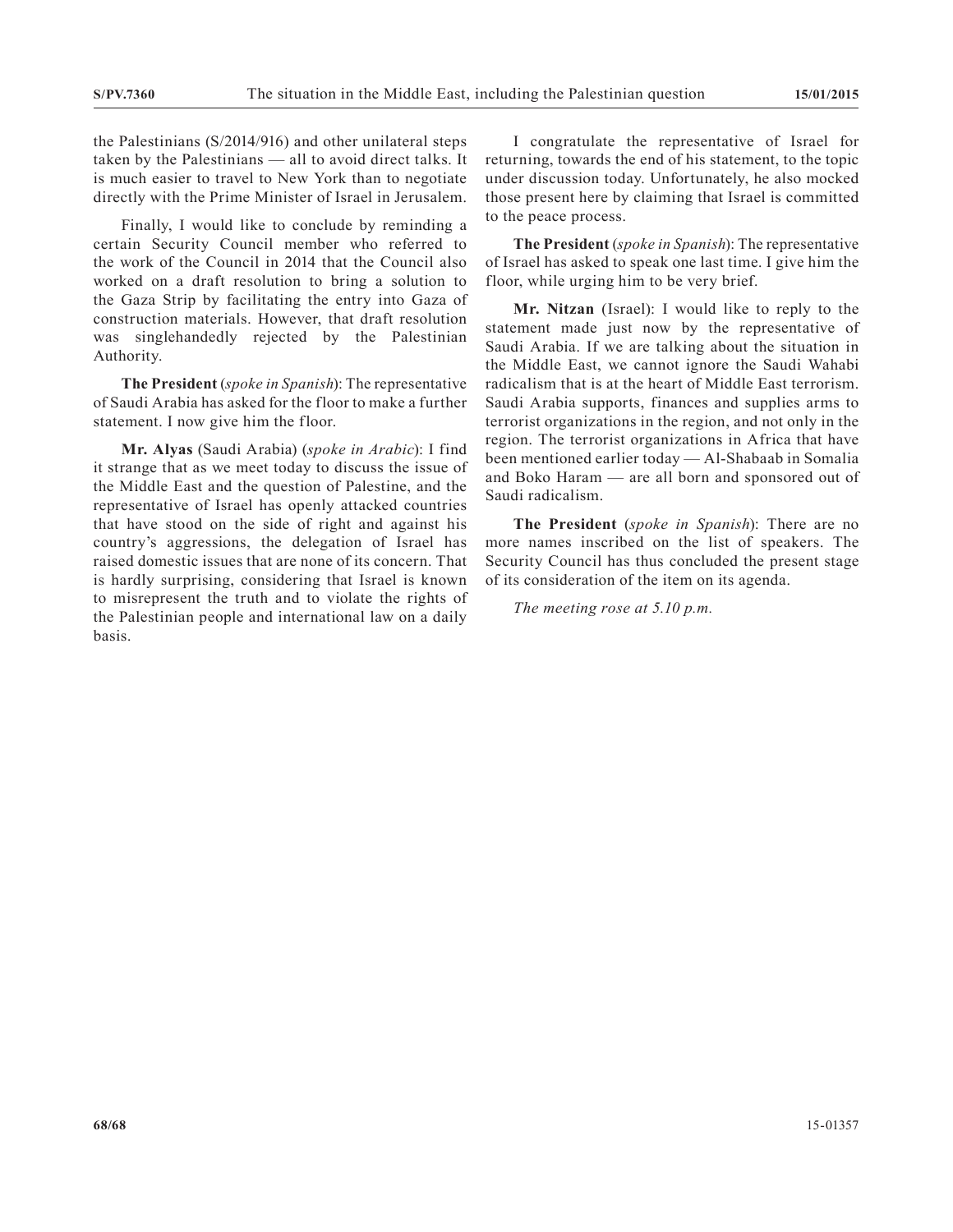the Palestinians (S/2014/916) and other unilateral steps taken by the Palestinians — all to avoid direct talks. It is much easier to travel to New York than to negotiate directly with the Prime Minister of Israel in Jerusalem.

Finally, I would like to conclude by reminding a certain Security Council member who referred to the work of the Council in 2014 that the Council also worked on a draft resolution to bring a solution to the Gaza Strip by facilitating the entry into Gaza of construction materials. However, that draft resolution was singlehandedly rejected by the Palestinian Authority.

**The President** (*spoke in Spanish*): The representative of Saudi Arabia has asked for the floor to make a further statement. I now give him the floor.

**Mr. Alyas** (Saudi Arabia) (*spoke in Arabic*): I find it strange that as we meet today to discuss the issue of the Middle East and the question of Palestine, and the representative of Israel has openly attacked countries that have stood on the side of right and against his country's aggressions, the delegation of Israel has raised domestic issues that are none of its concern. That is hardly surprising, considering that Israel is known to misrepresent the truth and to violate the rights of the Palestinian people and international law on a daily basis.

I congratulate the representative of Israel for returning, towards the end of his statement, to the topic under discussion today. Unfortunately, he also mocked those present here by claiming that Israel is committed to the peace process.

**The President** (*spoke in Spanish*): The representative of Israel has asked to speak one last time. I give him the floor, while urging him to be very brief.

**Mr. Nitzan** (Israel): I would like to reply to the statement made just now by the representative of Saudi Arabia. If we are talking about the situation in the Middle East, we cannot ignore the Saudi Wahabi radicalism that is at the heart of Middle East terrorism. Saudi Arabia supports, finances and supplies arms to terrorist organizations in the region, and not only in the region. The terrorist organizations in Africa that have been mentioned earlier today — Al-Shabaab in Somalia and Boko Haram — are all born and sponsored out of Saudi radicalism.

**The President** (*spoke in Spanish*): There are no more names inscribed on the list of speakers. The Security Council has thus concluded the present stage of its consideration of the item on its agenda.

*The meeting rose at 5.10 p.m.*